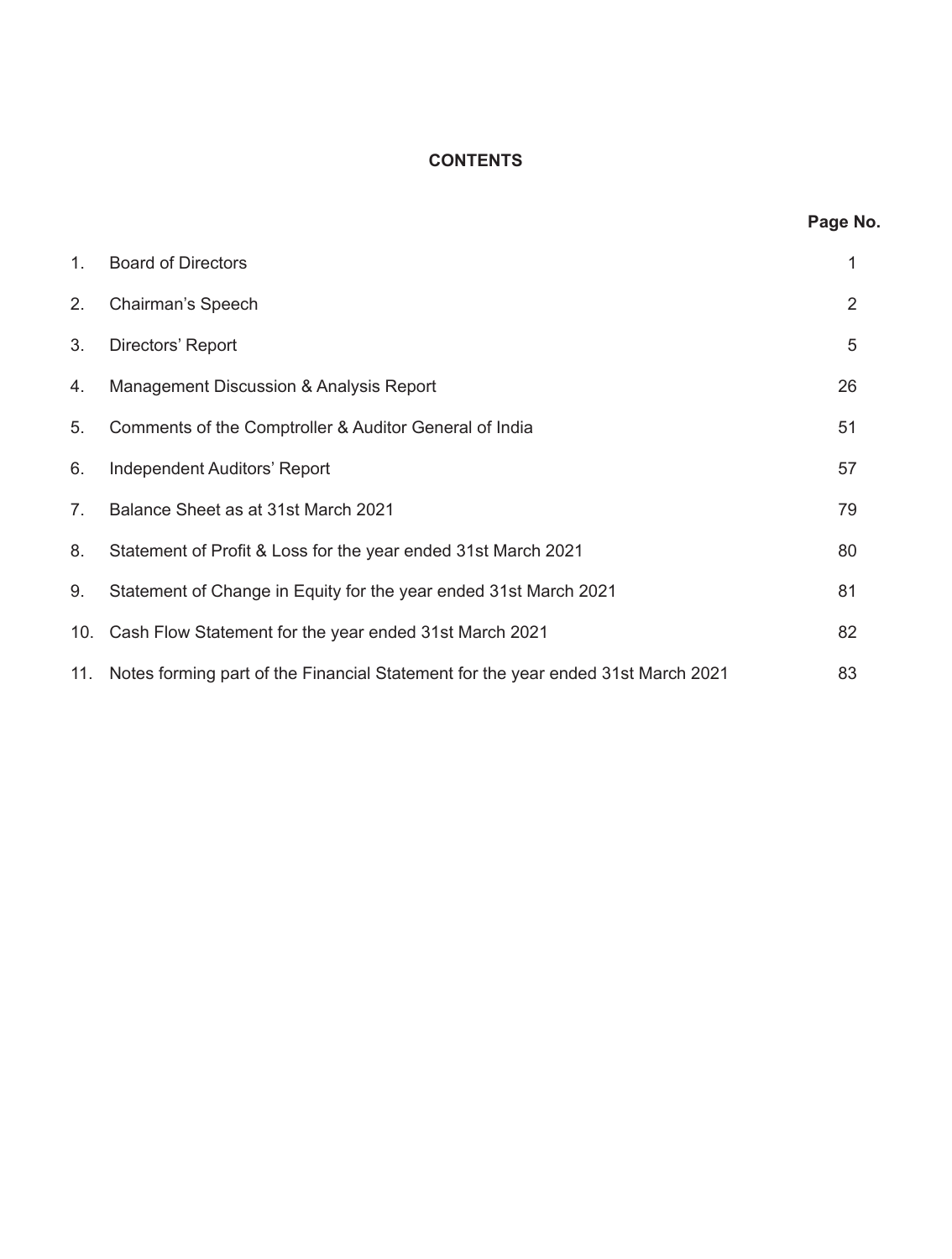# CONTENTS

| | | Page No. |
|---|---|---|
| 1. | Board of Directors | 1 |
| 2. | Chairman's Speech | 2 |
| 3. | Directors' Report | 5 |
| 4. | Management Discussion & Analysis Report | 26 |
| 5. | Comments of the Comptroller & Auditor General of India | 51 |
| 6. | Independent Auditors' Report | 57 |
| 7. | Balance Sheet as at 31st March 2021 | 79 |
| 8. | Statement of Profit & Loss for the year ended 31st March 2021 | 80 |
| 9. | Statement of Change in Equity for the year ended 31st March 2021 | 81 |
| 10. | Cash Flow Statement for the year ended 31st March 2021 | 82 |
| 11. | Notes forming part of the Financial Statement for the year ended 31st March 2021 | 83 |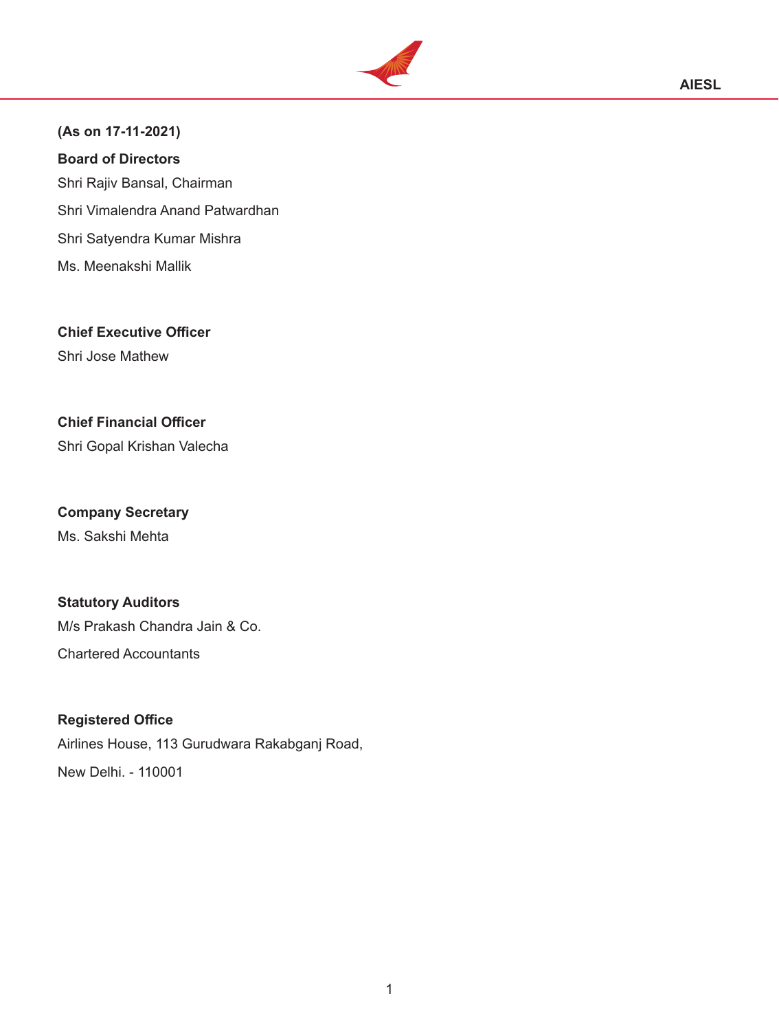**(As on 17-11-2021)**

**Board of Directors**

Shri Rajiv Bansal, Chairman

Shri Vimalendra Anand Patwardhan

Shri Satyendra Kumar Mishra

Ms. Meenakshi Mallik

**Chief Executive Officer**

Shri Jose Mathew

**Chief Financial Officer**

Shri Gopal Krishan Valecha

**Company Secretary**

Ms. Sakshi Mehta

**Statutory Auditors**

M/s Prakash Chandra Jain & Co.

Chartered Accountants

**Registered Office**

Airlines House, 113 Gurudwara Rakabganj Road,

New Delhi. - 110001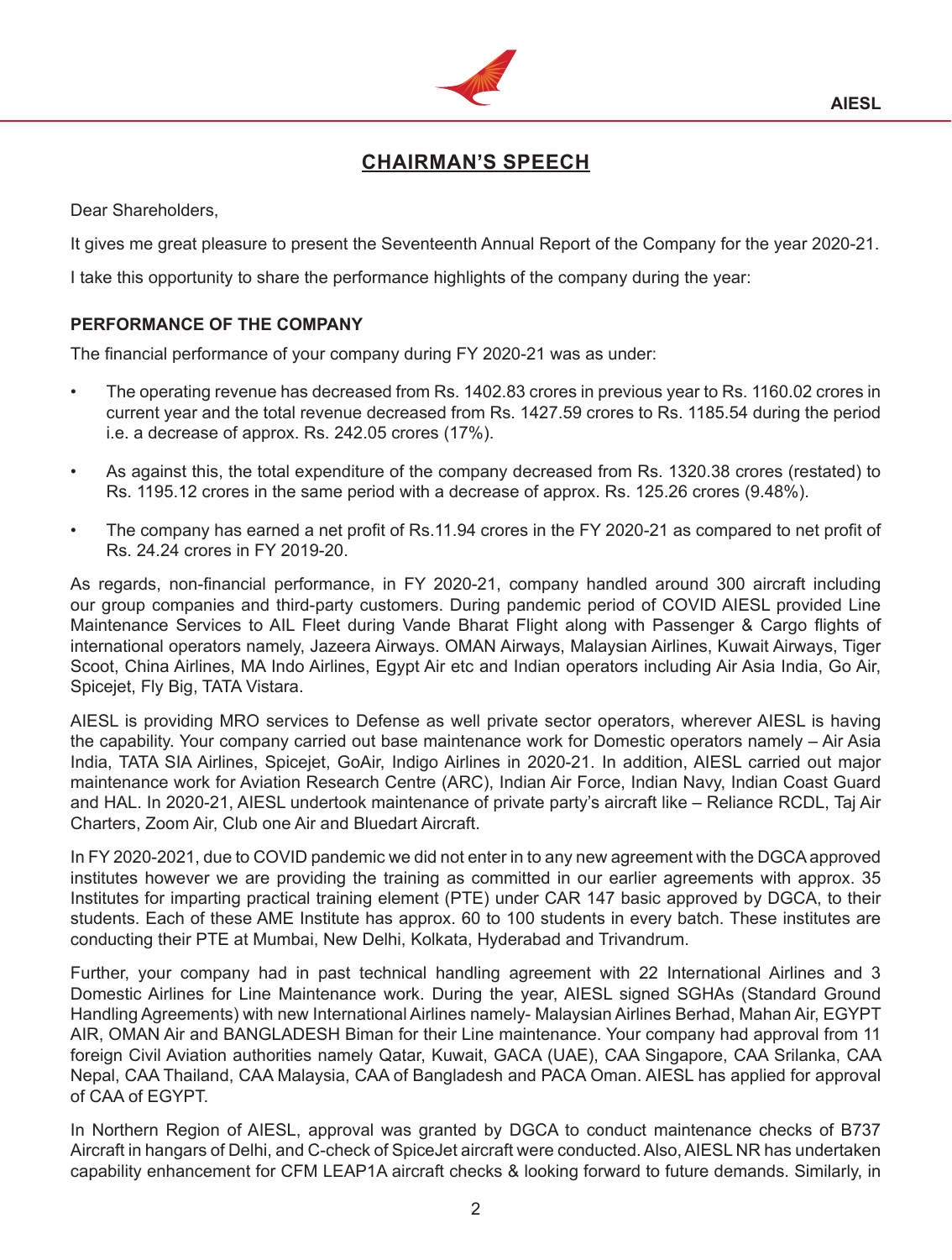## CHAIRMAN'S SPEECH

Dear Shareholders,

It gives me great pleasure to present the Seventeenth Annual Report of the Company for the year 2020-21.

I take this opportunity to share the performance highlights of the company during the year:

### PERFORMANCE OF THE COMPANY

The financial performance of your company during FY 2020-21 was as under:

- The operating revenue has decreased from Rs. 1402.83 crores in previous year to Rs. 1160.02 crores in current year and the total revenue decreased from Rs. 1427.59 crores to Rs. 1185.54 during the period i.e. a decrease of approx. Rs. 242.05 crores (17%).
- As against this, the total expenditure of the company decreased from Rs. 1320.38 crores (restated) to Rs. 1195.12 crores in the same period with a decrease of approx. Rs. 125.26 crores (9.48%).
- The company has earned a net profit of Rs.11.94 crores in the FY 2020-21 as compared to net profit of Rs. 24.24 crores in FY 2019-20.

As regards, non-financial performance, in FY 2020-21, company handled around 300 aircraft including our group companies and third-party customers. During pandemic period of COVID AIESL provided Line Maintenance Services to AIL Fleet during Vande Bharat Flight along with Passenger & Cargo flights of international operators namely, Jazeera Airways. OMAN Airways, Malaysian Airlines, Kuwait Airways, Tiger Scoot, China Airlines, MA Indo Airlines, Egypt Air etc and Indian operators including Air Asia India, Go Air, Spicejet, Fly Big, TATA Vistara.

AIESL is providing MRO services to Defense as well private sector operators, wherever AIESL is having the capability. Your company carried out base maintenance work for Domestic operators namely – Air Asia India, TATA SIA Airlines, Spicejet, GoAir, Indigo Airlines in 2020-21. In addition, AIESL carried out major maintenance work for Aviation Research Centre (ARC), Indian Air Force, Indian Navy, Indian Coast Guard and HAL. In 2020-21, AIESL undertook maintenance of private party's aircraft like – Reliance RCDL, Taj Air Charters, Zoom Air, Club one Air and Bluedart Aircraft.

In FY 2020-2021, due to COVID pandemic we did not enter in to any new agreement with the DGCA approved institutes however we are providing the training as committed in our earlier agreements with approx. 35 Institutes for imparting practical training element (PTE) under CAR 147 basic approved by DGCA, to their students. Each of these AME Institute has approx. 60 to 100 students in every batch. These institutes are conducting their PTE at Mumbai, New Delhi, Kolkata, Hyderabad and Trivandrum.

Further, your company had in past technical handling agreement with 22 International Airlines and 3 Domestic Airlines for Line Maintenance work. During the year, AIESL signed SGHAs (Standard Ground Handling Agreements) with new International Airlines namely- Malaysian Airlines Berhad, Mahan Air, EGYPT AIR, OMAN Air and BANGLADESH Biman for their Line maintenance. Your company had approval from 11 foreign Civil Aviation authorities namely Qatar, Kuwait, GACA (UAE), CAA Singapore, CAA Srilanka, CAA Nepal, CAA Thailand, CAA Malaysia, CAA of Bangladesh and PACA Oman. AIESL has applied for approval of CAA of EGYPT.

In Northern Region of AIESL, approval was granted by DGCA to conduct maintenance checks of B737 Aircraft in hangars of Delhi, and C-check of SpiceJet aircraft were conducted. Also, AIESL NR has undertaken capability enhancement for CFM LEAP1A aircraft checks & looking forward to future demands. Similarly, in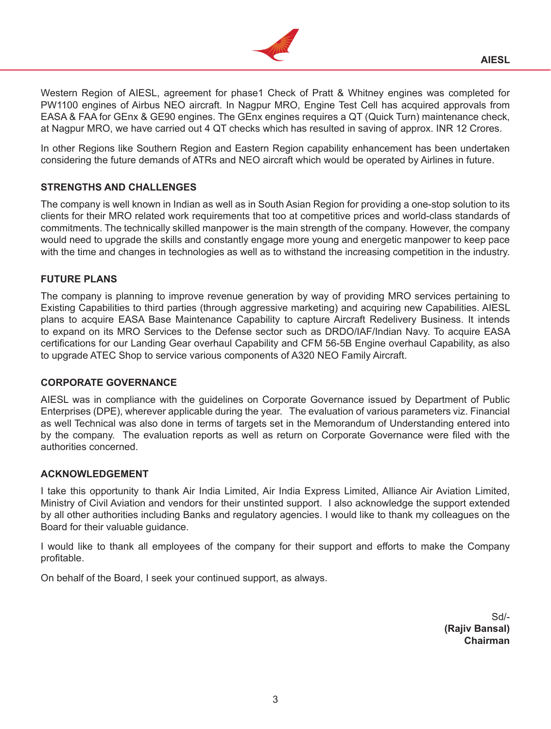Western Region of AIESL, agreement for phase1 Check of Pratt & Whitney engines was completed for PW1100 engines of Airbus NEO aircraft. In Nagpur MRO, Engine Test Cell has acquired approvals from EASA & FAA for GEnx & GE90 engines. The GEnx engines requires a QT (Quick Turn) maintenance check, at Nagpur MRO, we have carried out 4 QT checks which has resulted in saving of approx. INR 12 Crores.

In other Regions like Southern Region and Eastern Region capability enhancement has been undertaken considering the future demands of ATRs and NEO aircraft which would be operated by Airlines in future.

### STRENGTHS AND CHALLENGES

The company is well known in Indian as well as in South Asian Region for providing a one-stop solution to its clients for their MRO related work requirements that too at competitive prices and world-class standards of commitments. The technically skilled manpower is the main strength of the company. However, the company would need to upgrade the skills and constantly engage more young and energetic manpower to keep pace with the time and changes in technologies as well as to withstand the increasing competition in the industry.

### FUTURE PLANS

The company is planning to improve revenue generation by way of providing MRO services pertaining to Existing Capabilities to third parties (through aggressive marketing) and acquiring new Capabilities. AIESL plans to acquire EASA Base Maintenance Capability to capture Aircraft Redelivery Business. It intends to expand on its MRO Services to the Defense sector such as DRDO/IAF/Indian Navy. To acquire EASA certifications for our Landing Gear overhaul Capability and CFM 56-5B Engine overhaul Capability, as also to upgrade ATEC Shop to service various components of A320 NEO Family Aircraft.

### CORPORATE GOVERNANCE

AIESL was in compliance with the guidelines on Corporate Governance issued by Department of Public Enterprises (DPE), wherever applicable during the year. The evaluation of various parameters viz. Financial as well Technical was also done in terms of targets set in the Memorandum of Understanding entered into by the company. The evaluation reports as well as return on Corporate Governance were filed with the authorities concerned.

### ACKNOWLEDGEMENT

I take this opportunity to thank Air India Limited, Air India Express Limited, Alliance Air Aviation Limited, Ministry of Civil Aviation and vendors for their unstinted support. I also acknowledge the support extended by all other authorities including Banks and regulatory agencies. I would like to thank my colleagues on the Board for their valuable guidance.

I would like to thank all employees of the company for their support and efforts to make the Company profitable.

On behalf of the Board, I seek your continued support, as always.

Sd/-
**(Rajiv Bansal)**
**Chairman**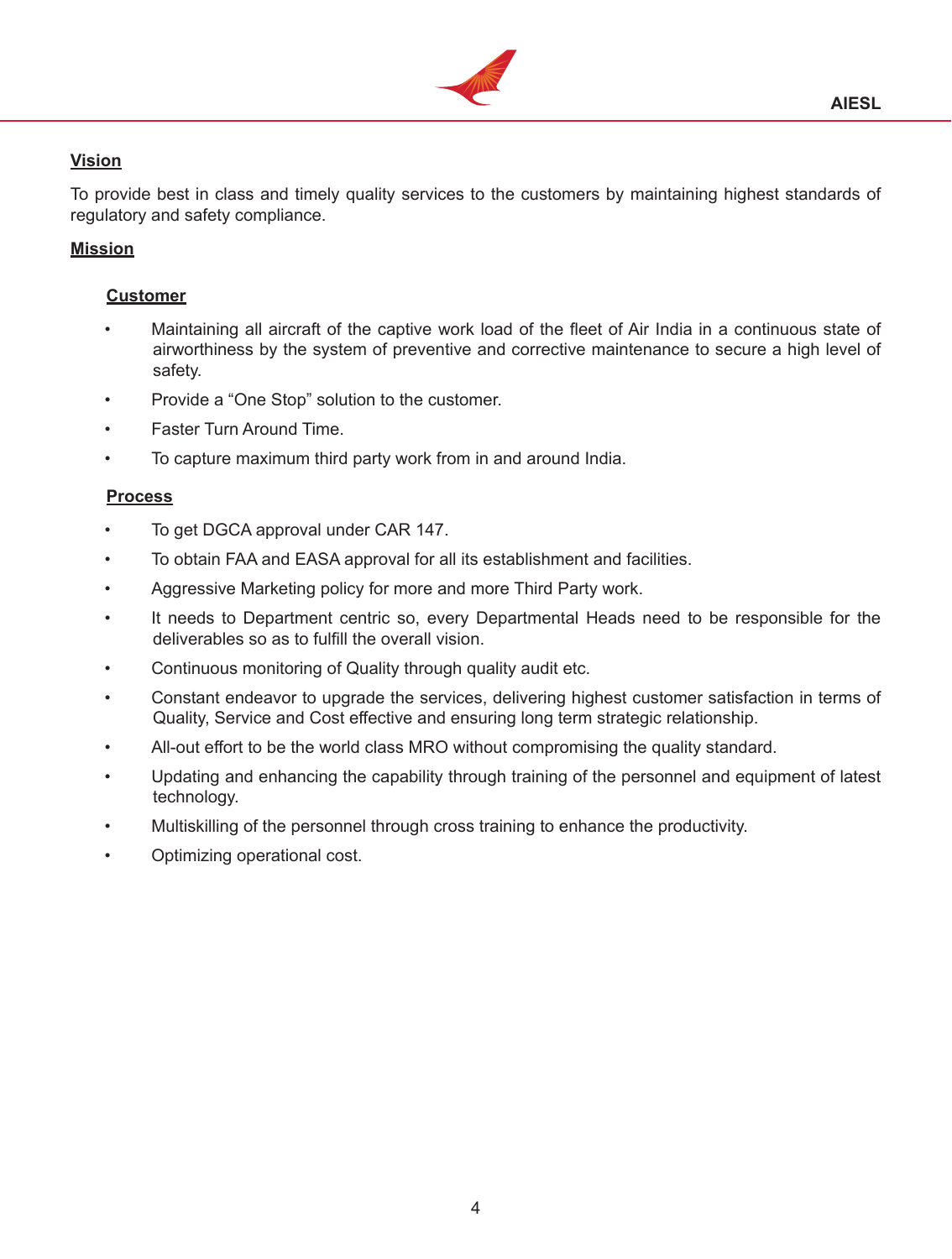## Vision

To provide best in class and timely quality services to the customers by maintaining highest standards of regulatory and safety compliance.

## Mission

### Customer

- Maintaining all aircraft of the captive work load of the fleet of Air India in a continuous state of airworthiness by the system of preventive and corrective maintenance to secure a high level of safety.
- Provide a "One Stop" solution to the customer.
- Faster Turn Around Time.
- To capture maximum third party work from in and around India.

### Process

- To get DGCA approval under CAR 147.
- To obtain FAA and EASA approval for all its establishment and facilities.
- Aggressive Marketing policy for more and more Third Party work.
- It needs to Department centric so, every Departmental Heads need to be responsible for the deliverables so as to fulfill the overall vision.
- Continuous monitoring of Quality through quality audit etc.
- Constant endeavor to upgrade the services, delivering highest customer satisfaction in terms of Quality, Service and Cost effective and ensuring long term strategic relationship.
- All-out effort to be the world class MRO without compromising the quality standard.
- Updating and enhancing the capability through training of the personnel and equipment of latest technology.
- Multiskilling of the personnel through cross training to enhance the productivity.
- Optimizing operational cost.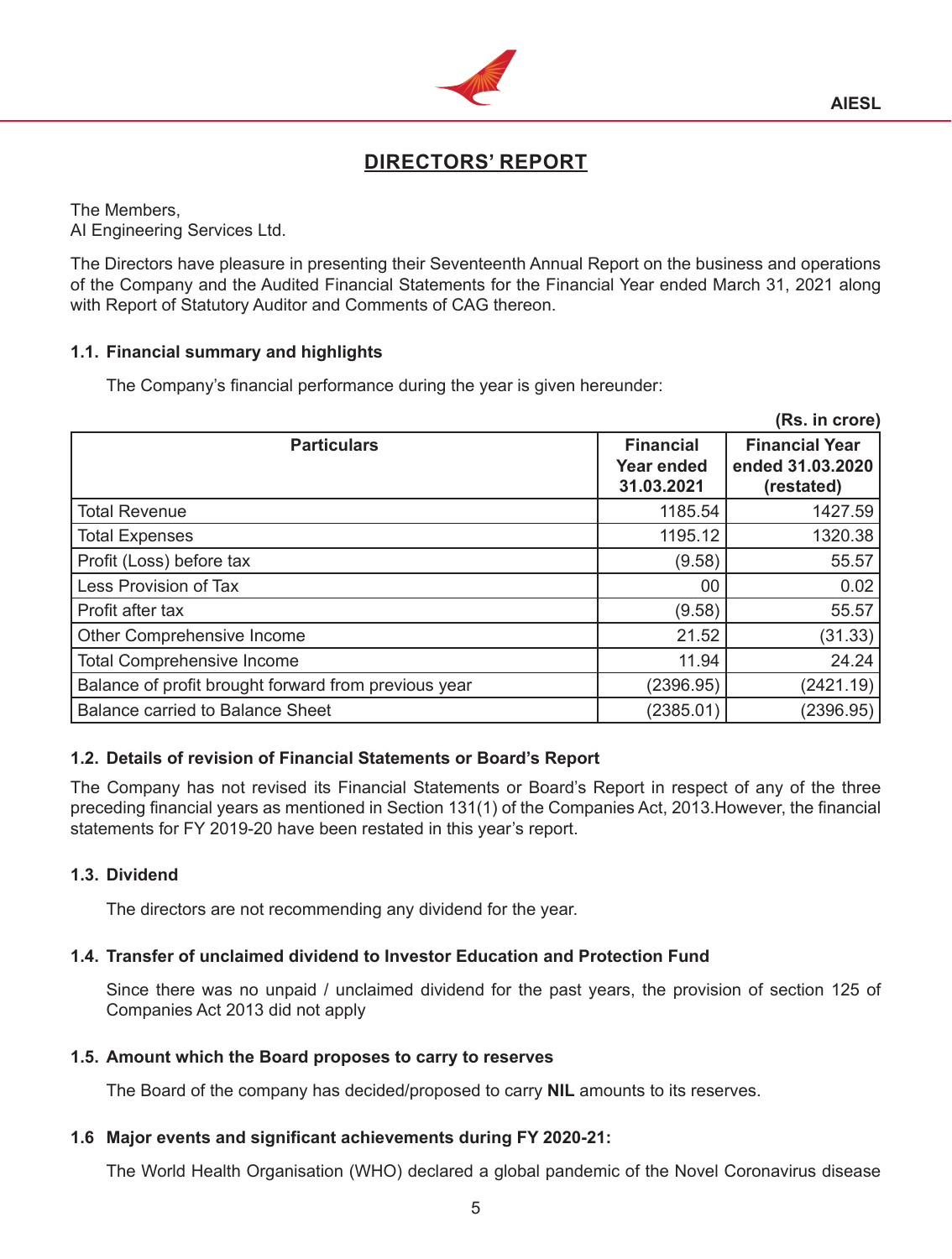# DIRECTORS' REPORT

The Members,
AI Engineering Services Ltd.

The Directors have pleasure in presenting their Seventeenth Annual Report on the business and operations of the Company and the Audited Financial Statements for the Financial Year ended March 31, 2021 along with Report of Statutory Auditor and Comments of CAG thereon.

### 1.1. Financial summary and highlights

The Company's financial performance during the year is given hereunder:

**(Rs. in crore)**

| Particulars | Financial Year ended 31.03.2021 | Financial Year ended 31.03.2020 (restated) |
|---|---|---|
| Total Revenue | 1185.54 | 1427.59 |
| Total Expenses | 1195.12 | 1320.38 |
| Profit (Loss) before tax | (9.58) | 55.57 |
| Less Provision of Tax | 00 | 0.02 |
| Profit after tax | (9.58) | 55.57 |
| Other Comprehensive Income | 21.52 | (31.33) |
| Total Comprehensive Income | 11.94 | 24.24 |
| Balance of profit brought forward from previous year | (2396.95) | (2421.19) |
| Balance carried to Balance Sheet | (2385.01) | (2396.95) |

### 1.2. Details of revision of Financial Statements or Board's Report

The Company has not revised its Financial Statements or Board's Report in respect of any of the three preceding financial years as mentioned in Section 131(1) of the Companies Act, 2013.However, the financial statements for FY 2019-20 have been restated in this year's report.

### 1.3. Dividend

The directors are not recommending any dividend for the year.

### 1.4. Transfer of unclaimed dividend to Investor Education and Protection Fund

Since there was no unpaid / unclaimed dividend for the past years, the provision of section 125 of Companies Act 2013 did not apply

### 1.5. Amount which the Board proposes to carry to reserves

The Board of the company has decided/proposed to carry **NIL** amounts to its reserves.

### 1.6 Major events and significant achievements during FY 2020-21:

The World Health Organisation (WHO) declared a global pandemic of the Novel Coronavirus disease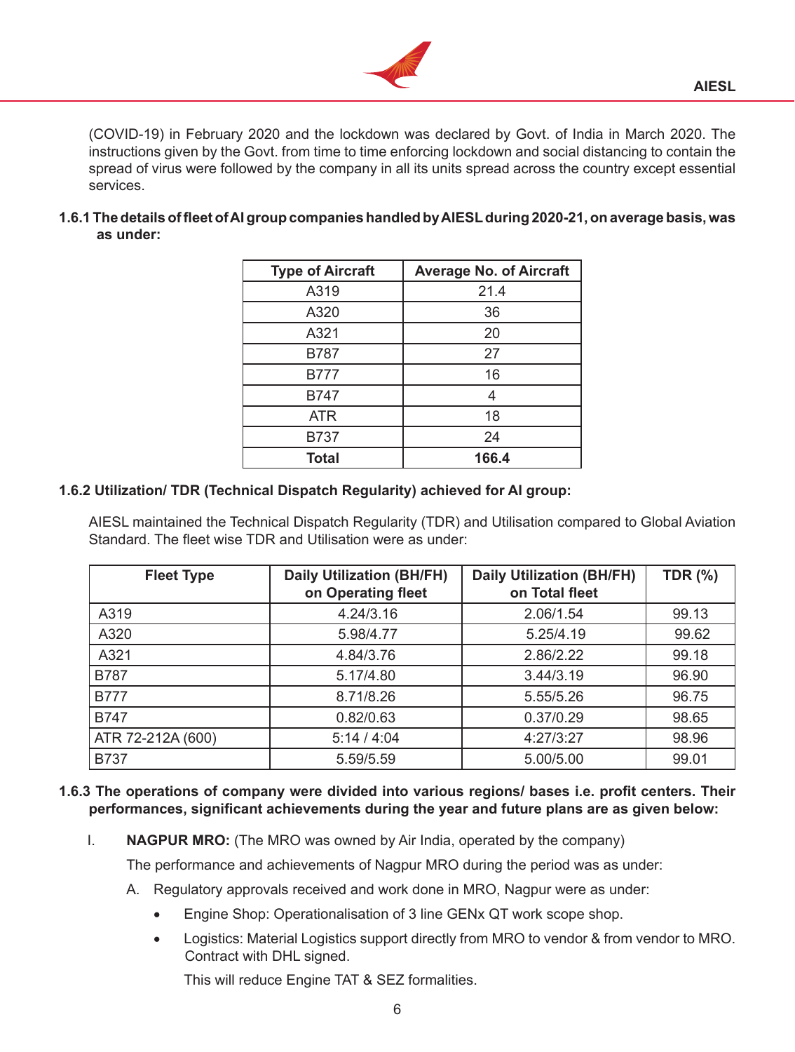(COVID-19) in February 2020 and the lockdown was declared by Govt. of India in March 2020. The instructions given by the Govt. from time to time enforcing lockdown and social distancing to contain the spread of virus were followed by the company in all its units spread across the country except essential services.

**1.6.1 The details of fleet of AI group companies handled by AIESL during 2020-21, on average basis, was as under:**

| Type of Aircraft | Average No. of Aircraft |
|---|---|
| A319 | 21.4 |
| A320 | 36 |
| A321 | 20 |
| B787 | 27 |
| B777 | 16 |
| B747 | 4 |
| ATR | 18 |
| B737 | 24 |
| **Total** | **166.4** |

**1.6.2 Utilization/ TDR (Technical Dispatch Regularity) achieved for AI group:**

AIESL maintained the Technical Dispatch Regularity (TDR) and Utilisation compared to Global Aviation Standard. The fleet wise TDR and Utilisation were as under:

| Fleet Type | Daily Utilization (BH/FH) on Operating fleet | Daily Utilization (BH/FH) on Total fleet | TDR (%) |
|---|---|---|---|
| A319 | 4.24/3.16 | 2.06/1.54 | 99.13 |
| A320 | 5.98/4.77 | 5.25/4.19 | 99.62 |
| A321 | 4.84/3.76 | 2.86/2.22 | 99.18 |
| B787 | 5.17/4.80 | 3.44/3.19 | 96.90 |
| B777 | 8.71/8.26 | 5.55/5.26 | 96.75 |
| B747 | 0.82/0.63 | 0.37/0.29 | 98.65 |
| ATR 72-212A (600) | 5:14 / 4:04 | 4:27/3:27 | 98.96 |
| B737 | 5.59/5.59 | 5.00/5.00 | 99.01 |

**1.6.3 The operations of company were divided into various regions/ bases i.e. profit centers. Their performances, significant achievements during the year and future plans are as given below:**

I. **NAGPUR MRO:** (The MRO was owned by Air India, operated by the company)

The performance and achievements of Nagpur MRO during the period was as under:

A. Regulatory approvals received and work done in MRO, Nagpur were as under:

- Engine Shop: Operationalisation of 3 line GENx QT work scope shop.
- Logistics: Material Logistics support directly from MRO to vendor & from vendor to MRO. Contract with DHL signed.

  This will reduce Engine TAT & SEZ formalities.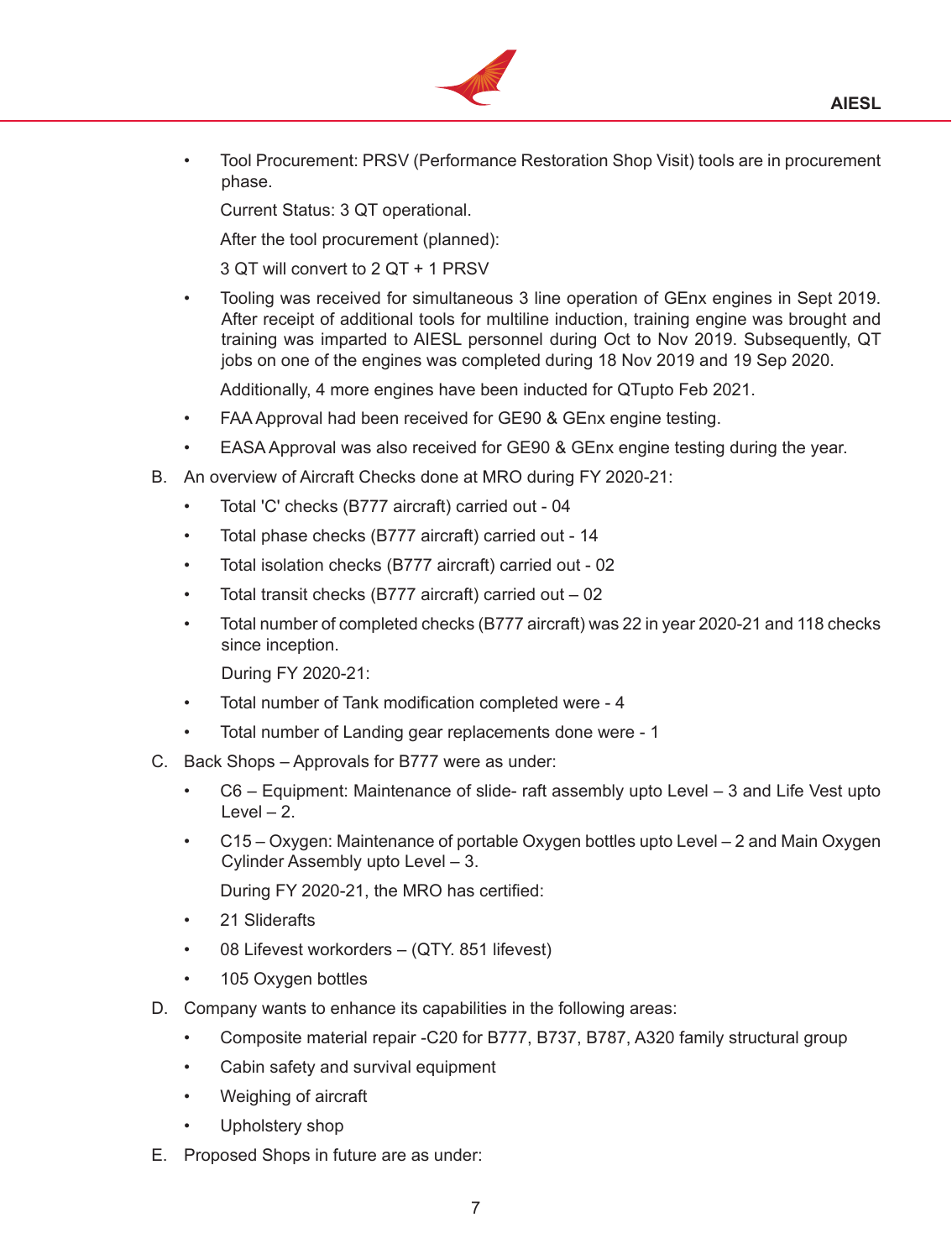- Tool Procurement: PRSV (Performance Restoration Shop Visit) tools are in procurement phase.

  Current Status: 3 QT operational.

  After the tool procurement (planned):

  3 QT will convert to 2 QT + 1 PRSV

- Tooling was received for simultaneous 3 line operation of GEnx engines in Sept 2019. After receipt of additional tools for multiline induction, training engine was brought and training was imparted to AIESL personnel during Oct to Nov 2019. Subsequently, QT jobs on one of the engines was completed during 18 Nov 2019 and 19 Sep 2020.

  Additionally, 4 more engines have been inducted for QTupto Feb 2021.

- FAA Approval had been received for GE90 & GEnx engine testing.
- EASA Approval was also received for GE90 & GEnx engine testing during the year.

B. An overview of Aircraft Checks done at MRO during FY 2020-21:

- Total 'C' checks (B777 aircraft) carried out - 04
- Total phase checks (B777 aircraft) carried out - 14
- Total isolation checks (B777 aircraft) carried out - 02
- Total transit checks (B777 aircraft) carried out – 02
- Total number of completed checks (B777 aircraft) was 22 in year 2020-21 and 118 checks since inception.

  During FY 2020-21:

- Total number of Tank modification completed were - 4
- Total number of Landing gear replacements done were - 1

C. Back Shops – Approvals for B777 were as under:

- C6 – Equipment: Maintenance of slide- raft assembly upto Level – 3 and Life Vest upto Level – 2.
- C15 – Oxygen: Maintenance of portable Oxygen bottles upto Level – 2 and Main Oxygen Cylinder Assembly upto Level – 3.

  During FY 2020-21, the MRO has certified:

- 21 Sliderafts
- 08 Lifevest workorders – (QTY. 851 lifevest)
- 105 Oxygen bottles

D. Company wants to enhance its capabilities in the following areas:

- Composite material repair -C20 for B777, B737, B787, A320 family structural group
- Cabin safety and survival equipment
- Weighing of aircraft
- Upholstery shop

E. Proposed Shops in future are as under: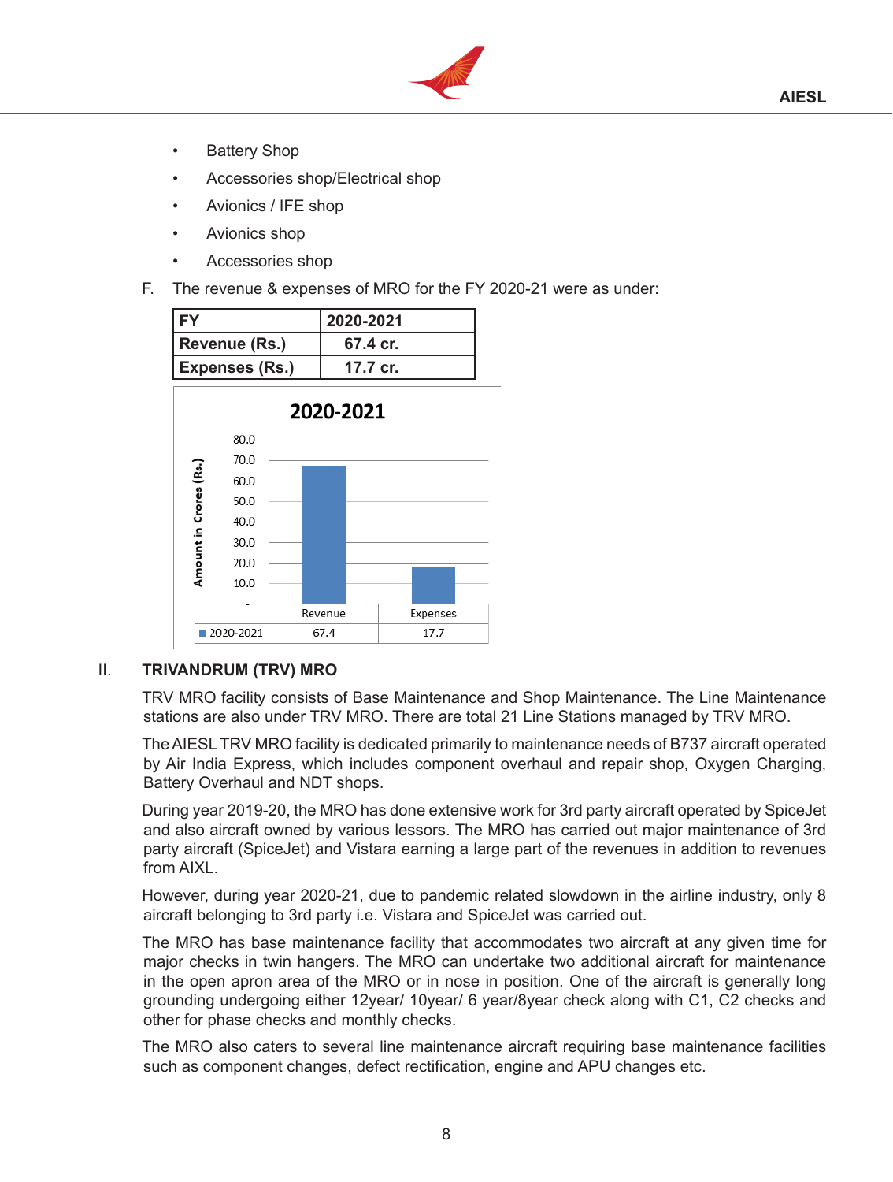- Battery Shop
- Accessories shop/Electrical shop
- Avionics / IFE shop
- Avionics shop
- Accessories shop

F. The revenue & expenses of MRO for the FY 2020-21 were as under:

| FY | 2020-2021 |
|---|---|
| Revenue (Rs.) | 67.4 cr. |
| Expenses (Rs.) | 17.7 cr. |

2020-2021

| | Revenue | Expenses |
|---|---|---|
| 2020-2021 | 67.4 | 17.7 |

## II. TRIVANDRUM (TRV) MRO

TRV MRO facility consists of Base Maintenance and Shop Maintenance. The Line Maintenance stations are also under TRV MRO. There are total 21 Line Stations managed by TRV MRO.

The AIESL TRV MRO facility is dedicated primarily to maintenance needs of B737 aircraft operated by Air India Express, which includes component overhaul and repair shop, Oxygen Charging, Battery Overhaul and NDT shops.

During year 2019-20, the MRO has done extensive work for 3rd party aircraft operated by SpiceJet and also aircraft owned by various lessors. The MRO has carried out major maintenance of 3rd party aircraft (SpiceJet) and Vistara earning a large part of the revenues in addition to revenues from AIXL.

However, during year 2020-21, due to pandemic related slowdown in the airline industry, only 8 aircraft belonging to 3rd party i.e. Vistara and SpiceJet was carried out.

The MRO has base maintenance facility that accommodates two aircraft at any given time for major checks in twin hangers. The MRO can undertake two additional aircraft for maintenance in the open apron area of the MRO or in nose in position. One of the aircraft is generally long grounding undergoing either 12year/ 10year/ 6 year/8year check along with C1, C2 checks and other for phase checks and monthly checks.

The MRO also caters to several line maintenance aircraft requiring base maintenance facilities such as component changes, defect rectification, engine and APU changes etc.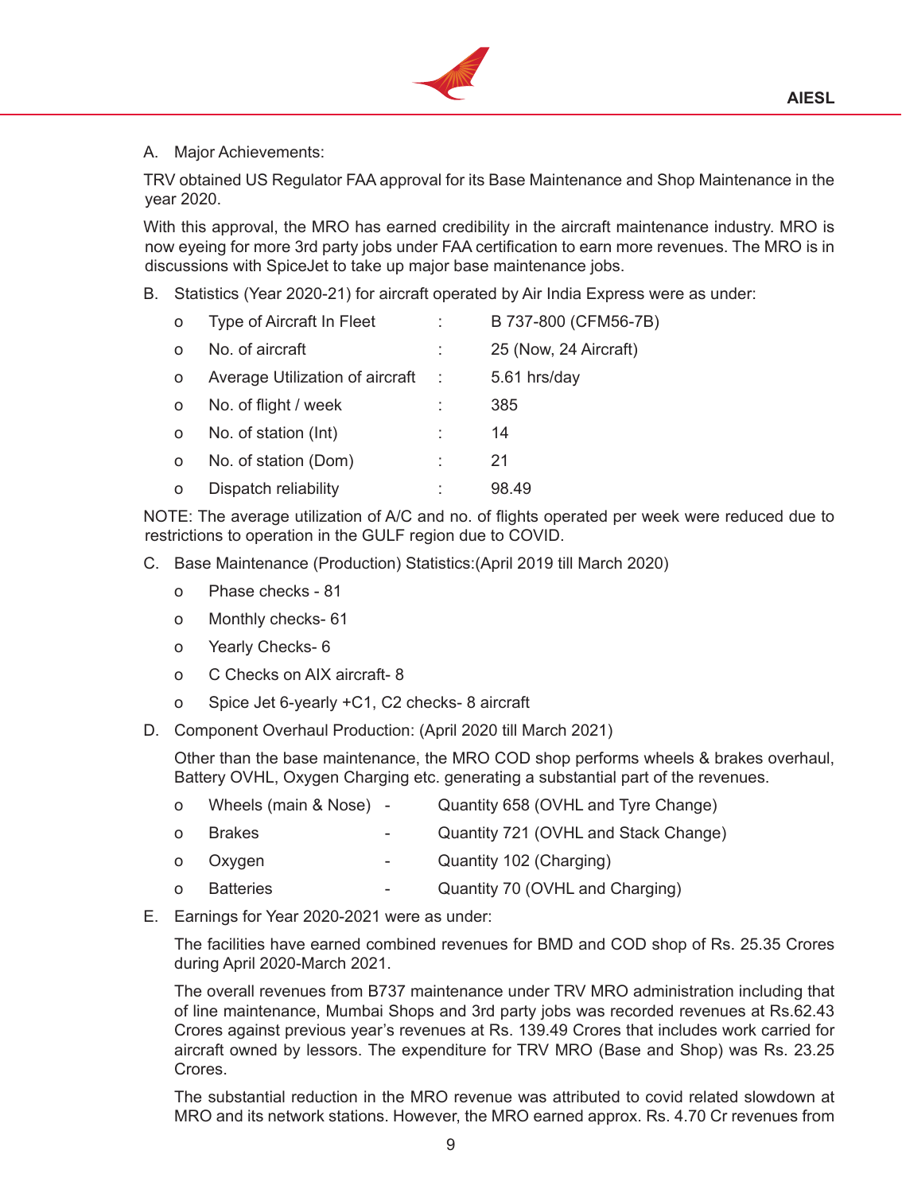A. Major Achievements:

TRV obtained US Regulator FAA approval for its Base Maintenance and Shop Maintenance in the year 2020.

With this approval, the MRO has earned credibility in the aircraft maintenance industry. MRO is now eyeing for more 3rd party jobs under FAA certification to earn more revenues. The MRO is in discussions with SpiceJet to take up major base maintenance jobs.

B. Statistics (Year 2020-21) for aircraft operated by Air India Express were as under:

- Type of Aircraft In Fleet : B 737-800 (CFM56-7B)
- No. of aircraft : 25 (Now, 24 Aircraft)
- Average Utilization of aircraft : 5.61 hrs/day
- No. of flight / week : 385
- No. of station (Int) : 14
- No. of station (Dom) : 21
- Dispatch reliability : 98.49

NOTE: The average utilization of A/C and no. of flights operated per week were reduced due to restrictions to operation in the GULF region due to COVID.

C. Base Maintenance (Production) Statistics:(April 2019 till March 2020)

- Phase checks - 81
- Monthly checks- 61
- Yearly Checks- 6
- C Checks on AIX aircraft- 8
- Spice Jet 6-yearly +C1, C2 checks- 8 aircraft

D. Component Overhaul Production: (April 2020 till March 2021)

Other than the base maintenance, the MRO COD shop performs wheels & brakes overhaul, Battery OVHL, Oxygen Charging etc. generating a substantial part of the revenues.

- Wheels (main & Nose) - Quantity 658 (OVHL and Tyre Change)
- Brakes - Quantity 721 (OVHL and Stack Change)
- Oxygen - Quantity 102 (Charging)
- Batteries - Quantity 70 (OVHL and Charging)

E. Earnings for Year 2020-2021 were as under:

The facilities have earned combined revenues for BMD and COD shop of Rs. 25.35 Crores during April 2020-March 2021.

The overall revenues from B737 maintenance under TRV MRO administration including that of line maintenance, Mumbai Shops and 3rd party jobs was recorded revenues at Rs.62.43 Crores against previous year's revenues at Rs. 139.49 Crores that includes work carried for aircraft owned by lessors. The expenditure for TRV MRO (Base and Shop) was Rs. 23.25 Crores.

The substantial reduction in the MRO revenue was attributed to covid related slowdown at MRO and its network stations. However, the MRO earned approx. Rs. 4.70 Cr revenues from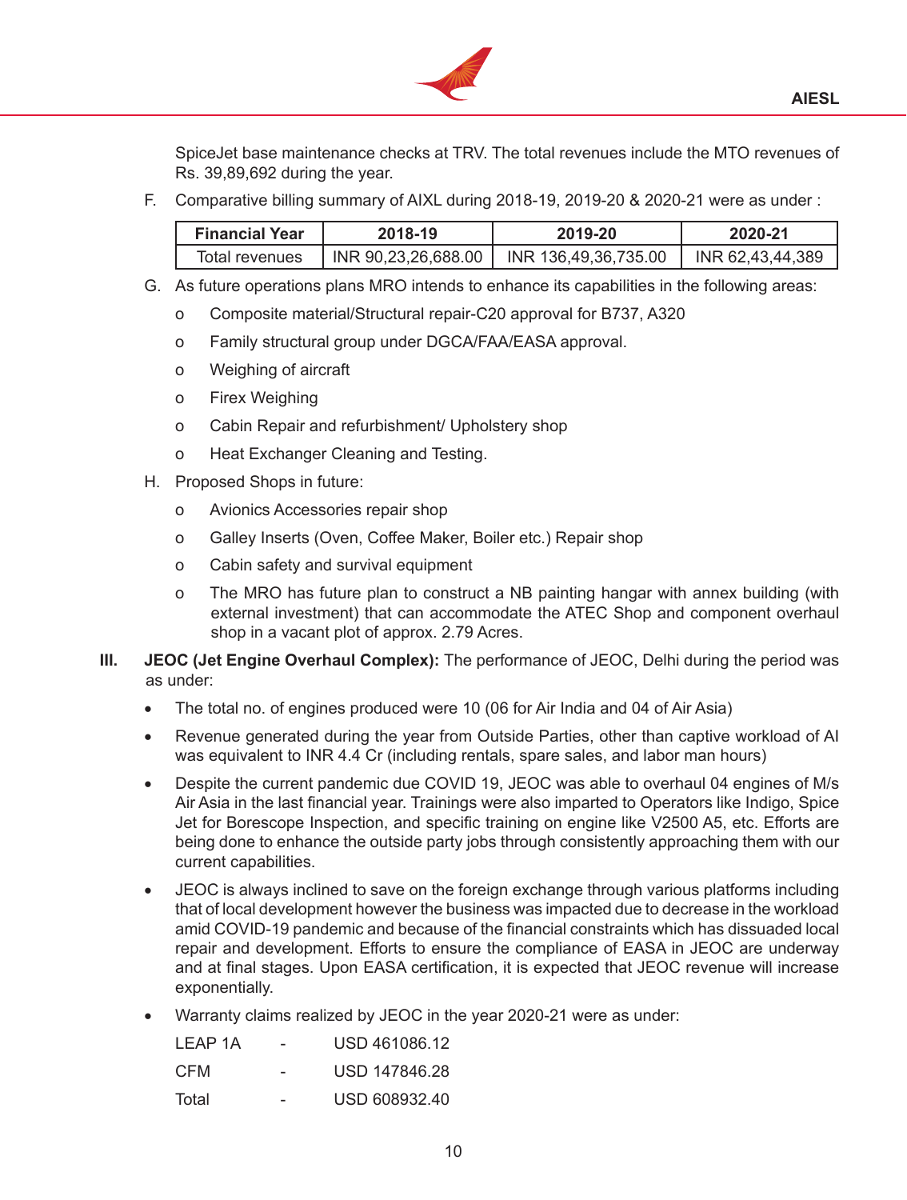SpiceJet base maintenance checks at TRV. The total revenues include the MTO revenues of Rs. 39,89,692 during the year.

F. Comparative billing summary of AIXL during 2018-19, 2019-20 & 2020-21 were as under :

| Financial Year | 2018-19 | 2019-20 | 2020-21 |
|---|---|---|---|
| Total revenues | INR 90,23,26,688.00 | INR 136,49,36,735.00 | INR 62,43,44,389 |

G. As future operations plans MRO intends to enhance its capabilities in the following areas:

- o Composite material/Structural repair-C20 approval for B737, A320
- o Family structural group under DGCA/FAA/EASA approval.
- o Weighing of aircraft
- o Firex Weighing
- o Cabin Repair and refurbishment/ Upholstery shop
- o Heat Exchanger Cleaning and Testing.

H. Proposed Shops in future:

- o Avionics Accessories repair shop
- o Galley Inserts (Oven, Coffee Maker, Boiler etc.) Repair shop
- o Cabin safety and survival equipment
- o The MRO has future plan to construct a NB painting hangar with annex building (with external investment) that can accommodate the ATEC Shop and component overhaul shop in a vacant plot of approx. 2.79 Acres.

**III. JEOC (Jet Engine Overhaul Complex):** The performance of JEOC, Delhi during the period was as under:

- The total no. of engines produced were 10 (06 for Air India and 04 of Air Asia)
- Revenue generated during the year from Outside Parties, other than captive workload of AI was equivalent to INR 4.4 Cr (including rentals, spare sales, and labor man hours)
- Despite the current pandemic due COVID 19, JEOC was able to overhaul 04 engines of M/s Air Asia in the last financial year. Trainings were also imparted to Operators like Indigo, Spice Jet for Borescope Inspection, and specific training on engine like V2500 A5, etc. Efforts are being done to enhance the outside party jobs through consistently approaching them with our current capabilities.
- JEOC is always inclined to save on the foreign exchange through various platforms including that of local development however the business was impacted due to decrease in the workload amid COVID-19 pandemic and because of the financial constraints which has dissuaded local repair and development. Efforts to ensure the compliance of EASA in JEOC are underway and at final stages. Upon EASA certification, it is expected that JEOC revenue will increase exponentially.
- Warranty claims realized by JEOC in the year 2020-21 were as under:

| | | |
|---|---|---|
| LEAP 1A | - | USD 461086.12 |
| CFM | - | USD 147846.28 |
| Total | - | USD 608932.40 |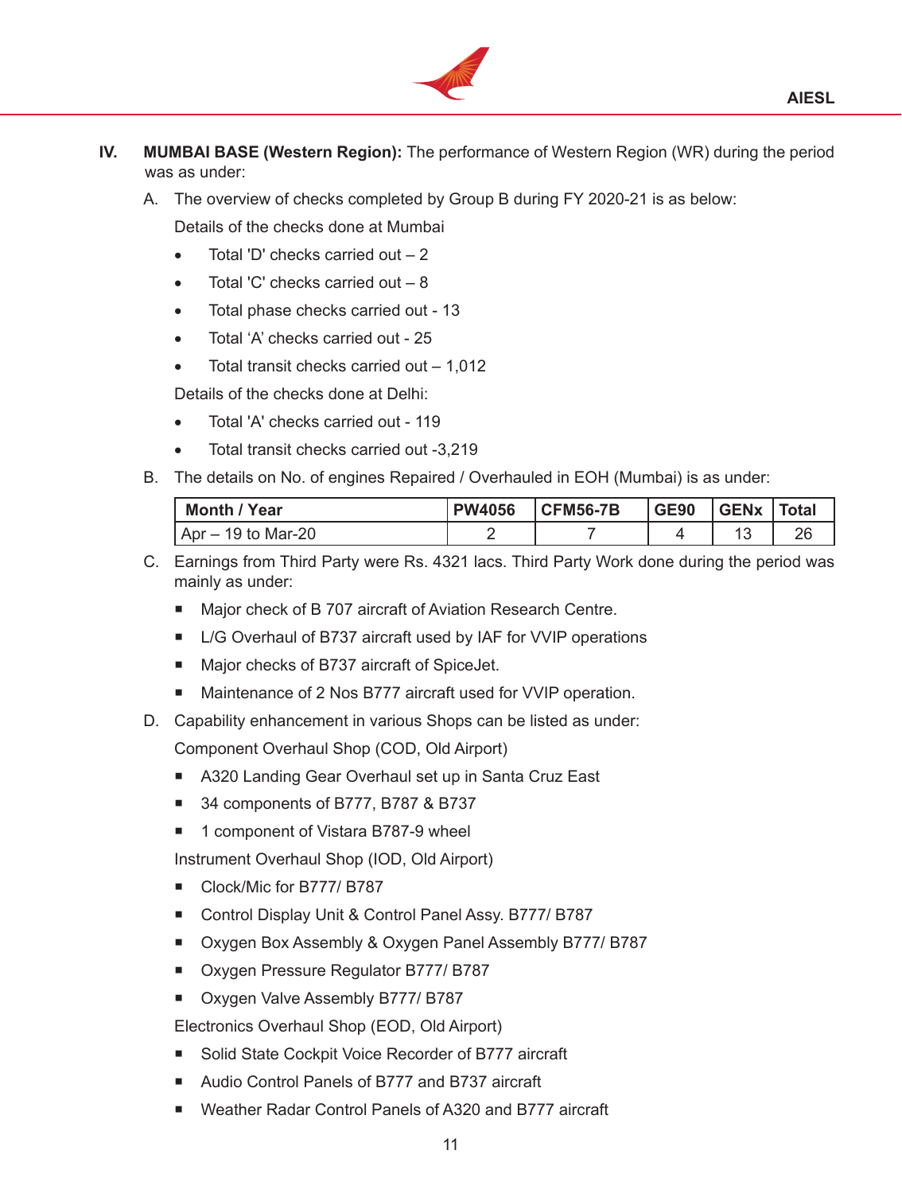**IV. MUMBAI BASE (Western Region):** The performance of Western Region (WR) during the period was as under:

A. The overview of checks completed by Group B during FY 2020-21 is as below:

Details of the checks done at Mumbai

- Total 'D' checks carried out – 2
- Total 'C' checks carried out – 8
- Total phase checks carried out - 13
- Total 'A' checks carried out - 25
- Total transit checks carried out – 1,012

Details of the checks done at Delhi:

- Total 'A' checks carried out - 119
- Total transit checks carried out -3,219

B. The details on No. of engines Repaired / Overhauled in EOH (Mumbai) is as under:

| Month / Year | PW4056 | CFM56-7B | GE90 | GENx | Total |
|---|---|---|---|---|---|
| Apr – 19 to Mar-20 | 2 | 7 | 4 | 13 | 26 |

C. Earnings from Third Party were Rs. 4321 lacs. Third Party Work done during the period was mainly as under:

- Major check of B 707 aircraft of Aviation Research Centre.
- L/G Overhaul of B737 aircraft used by IAF for VVIP operations
- Major checks of B737 aircraft of SpiceJet.
- Maintenance of 2 Nos B777 aircraft used for VVIP operation.

D. Capability enhancement in various Shops can be listed as under:

Component Overhaul Shop (COD, Old Airport)

- A320 Landing Gear Overhaul set up in Santa Cruz East
- 34 components of B777, B787 & B737
- 1 component of Vistara B787-9 wheel

Instrument Overhaul Shop (IOD, Old Airport)

- Clock/Mic for B777/ B787
- Control Display Unit & Control Panel Assy. B777/ B787
- Oxygen Box Assembly & Oxygen Panel Assembly B777/ B787
- Oxygen Pressure Regulator B777/ B787
- Oxygen Valve Assembly B777/ B787

Electronics Overhaul Shop (EOD, Old Airport)

- Solid State Cockpit Voice Recorder of B777 aircraft
- Audio Control Panels of B777 and B737 aircraft
- Weather Radar Control Panels of A320 and B777 aircraft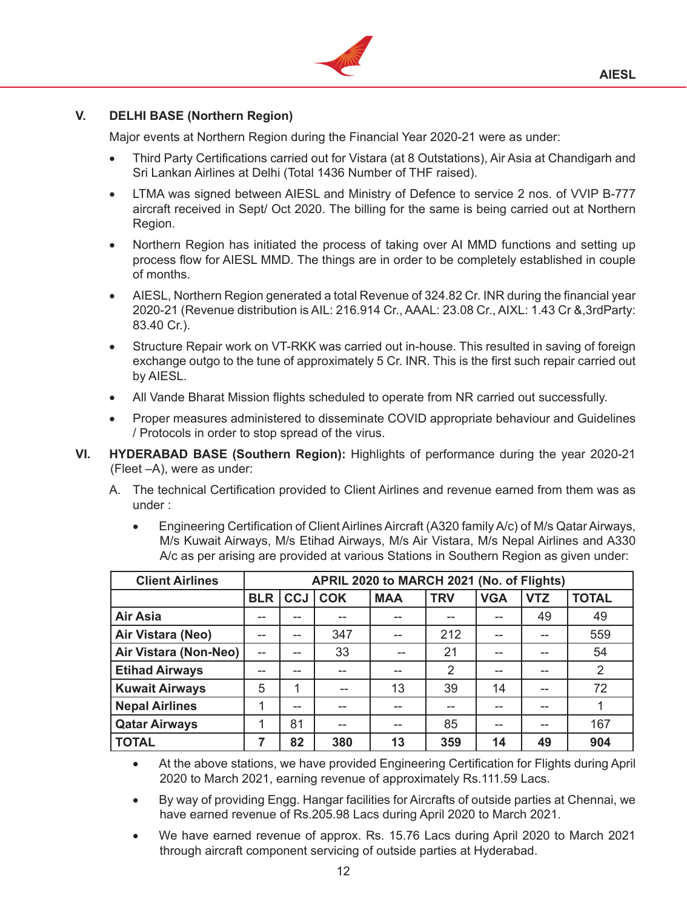## V. DELHI BASE (Northern Region)

Major events at Northern Region during the Financial Year 2020-21 were as under:

- Third Party Certifications carried out for Vistara (at 8 Outstations), Air Asia at Chandigarh and Sri Lankan Airlines at Delhi (Total 1436 Number of THF raised).
- LTMA was signed between AIESL and Ministry of Defence to service 2 nos. of VVIP B-777 aircraft received in Sept/ Oct 2020. The billing for the same is being carried out at Northern Region.
- Northern Region has initiated the process of taking over AI MMD functions and setting up process flow for AIESL MMD. The things are in order to be completely established in couple of months.
- AIESL, Northern Region generated a total Revenue of 324.82 Cr. INR during the financial year 2020-21 (Revenue distribution is AIL: 216.914 Cr., AAAL: 23.08 Cr., AIXL: 1.43 Cr &,3rdParty: 83.40 Cr.).
- Structure Repair work on VT-RKK was carried out in-house. This resulted in saving of foreign exchange outgo to the tune of approximately 5 Cr. INR. This is the first such repair carried out by AIESL.
- All Vande Bharat Mission flights scheduled to operate from NR carried out successfully.
- Proper measures administered to disseminate COVID appropriate behaviour and Guidelines / Protocols in order to stop spread of the virus.

## VI. HYDERABAD BASE (Southern Region):

Highlights of performance during the year 2020-21 (Fleet –A), were as under:

A. The technical Certification provided to Client Airlines and revenue earned from them was as under :

- Engineering Certification of Client Airlines Aircraft (A320 family A/c) of M/s Qatar Airways, M/s Kuwait Airways, M/s Etihad Airways, M/s Air Vistara, M/s Nepal Airlines and A330 A/c as per arising are provided at various Stations in Southern Region as given under:

| Client Airlines | APRIL 2020 to MARCH 2021 (No. of Flights) | | | | | | | |
|---|---|---|---|---|---|---|---|---|
| | BLR | CCJ | COK | MAA | TRV | VGA | VTZ | TOTAL |
| **Air Asia** | -- | -- | -- | -- | -- | -- | 49 | 49 |
| **Air Vistara (Neo)** | -- | -- | 347 | -- | 212 | -- | -- | 559 |
| **Air Vistara (Non-Neo)** | -- | -- | 33 | -- | 21 | -- | -- | 54 |
| **Etihad Airways** | -- | -- | -- | -- | 2 | -- | -- | 2 |
| **Kuwait Airways** | 5 | 1 | -- | 13 | 39 | 14 | -- | 72 |
| **Nepal Airlines** | 1 | -- | -- | -- | -- | -- | -- | 1 |
| **Qatar Airways** | 1 | 81 | -- | -- | 85 | -- | -- | 167 |
| **TOTAL** | **7** | **82** | **380** | **13** | **359** | **14** | **49** | **904** |

- At the above stations, we have provided Engineering Certification for Flights during April 2020 to March 2021, earning revenue of approximately Rs.111.59 Lacs.
- By way of providing Engg. Hangar facilities for Aircrafts of outside parties at Chennai, we have earned revenue of Rs.205.98 Lacs during April 2020 to March 2021.
- We have earned revenue of approx. Rs. 15.76 Lacs during April 2020 to March 2021 through aircraft component servicing of outside parties at Hyderabad.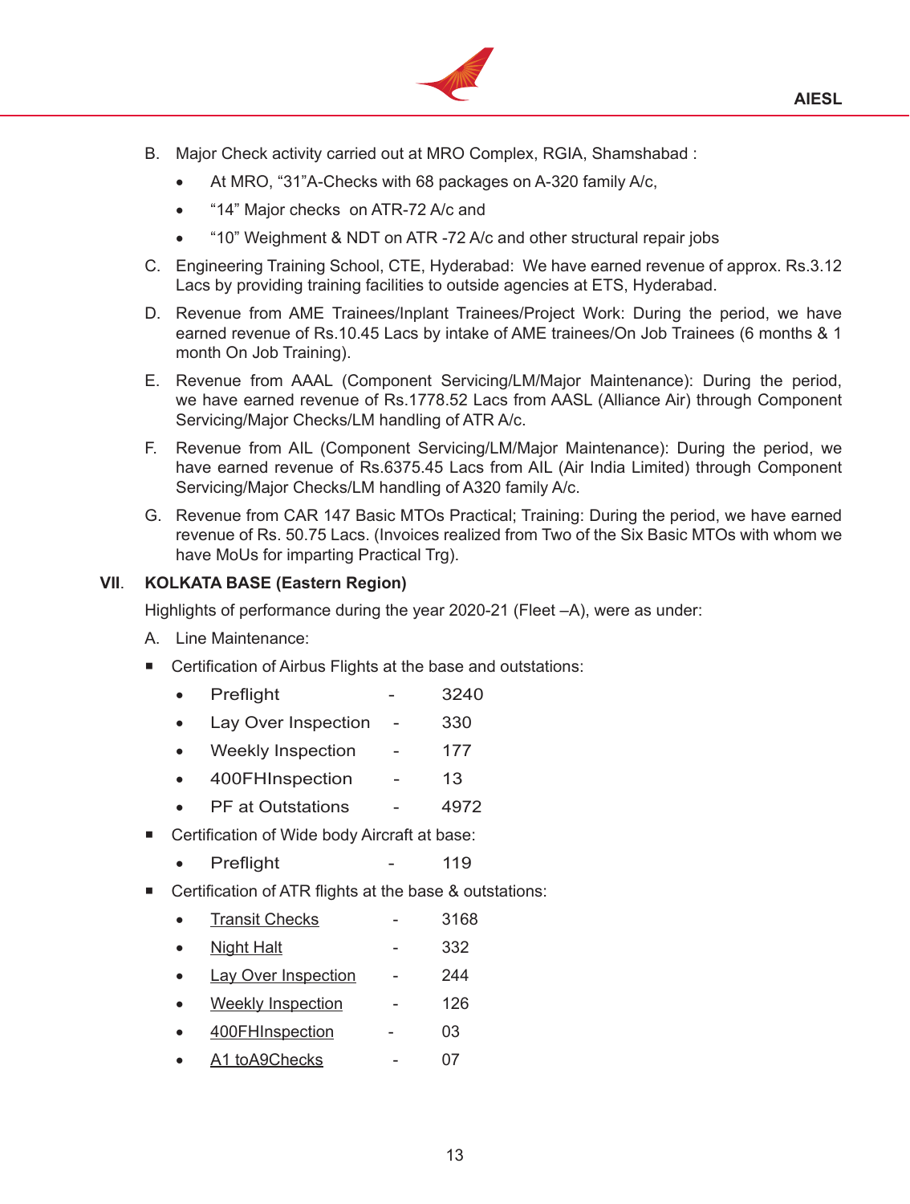B. Major Check activity carried out at MRO Complex, RGIA, Shamshabad :

- At MRO, “31”A-Checks with 68 packages on A-320 family A/c,
- “14” Major checks on ATR-72 A/c and
- “10” Weighment & NDT on ATR -72 A/c and other structural repair jobs

C. Engineering Training School, CTE, Hyderabad: We have earned revenue of approx. Rs.3.12 Lacs by providing training facilities to outside agencies at ETS, Hyderabad.

D. Revenue from AME Trainees/Inplant Trainees/Project Work: During the period, we have earned revenue of Rs.10.45 Lacs by intake of AME trainees/On Job Trainees (6 months & 1 month On Job Training).

E. Revenue from AAAL (Component Servicing/LM/Major Maintenance): During the period, we have earned revenue of Rs.1778.52 Lacs from AASL (Alliance Air) through Component Servicing/Major Checks/LM handling of ATR A/c.

F. Revenue from AIL (Component Servicing/LM/Major Maintenance): During the period, we have earned revenue of Rs.6375.45 Lacs from AIL (Air India Limited) through Component Servicing/Major Checks/LM handling of A320 family A/c.

G. Revenue from CAR 147 Basic MTOs Practical; Training: During the period, we have earned revenue of Rs. 50.75 Lacs. (Invoices realized from Two of the Six Basic MTOs with whom we have MoUs for imparting Practical Trg).

## VII. KOLKATA BASE (Eastern Region)

Highlights of performance during the year 2020-21 (Fleet –A), were as under:

A. Line Maintenance:

- Certification of Airbus Flights at the base and outstations:
  - Preflight - 3240
  - Lay Over Inspection - 330
  - Weekly Inspection - 177
  - 400FHInspection - 13
  - PF at Outstations - 4972
- Certification of Wide body Aircraft at base:
  - Preflight - 119
- Certification of ATR flights at the base & outstations:
  - Transit Checks - 3168
  - Night Halt - 332
  - Lay Over Inspection - 244
  - Weekly Inspection - 126
  - 400FHInspection - 03
  - A1 toA9Checks - 07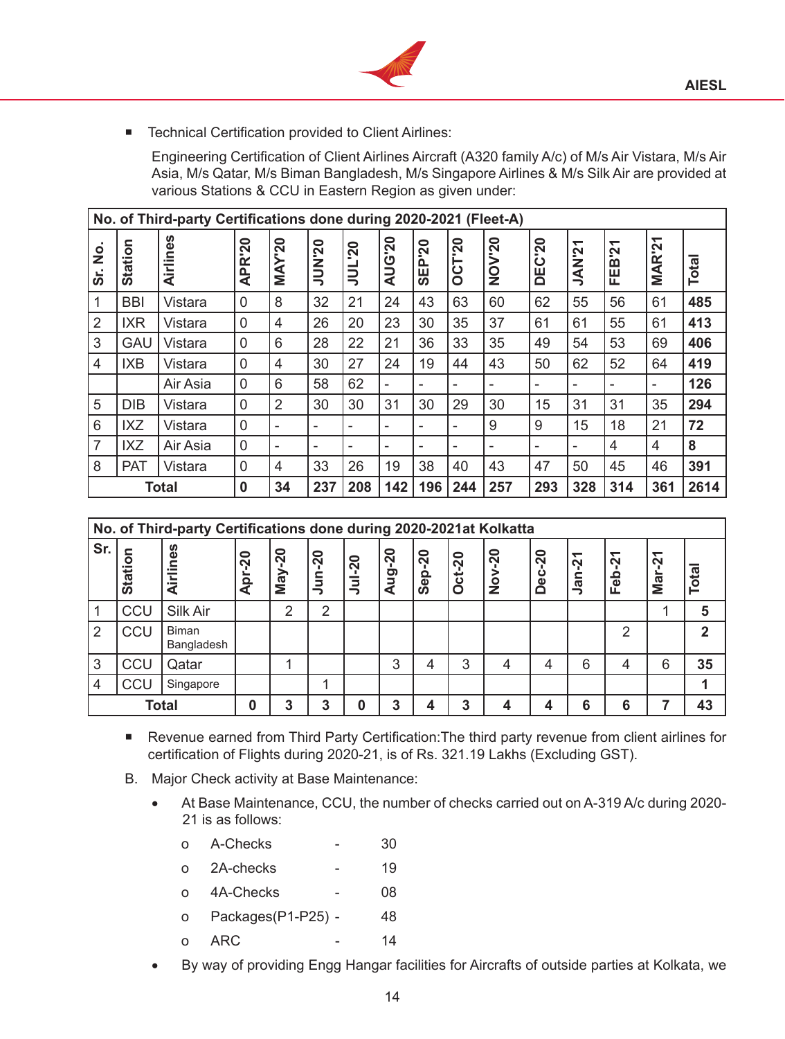- Technical Certification provided to Client Airlines:

  Engineering Certification of Client Airlines Aircraft (A320 family A/c) of M/s Air Vistara, M/s Air Asia, M/s Qatar, M/s Biman Bangladesh, M/s Singapore Airlines & M/s Silk Air are provided at various Stations & CCU in Eastern Region as given under:

| No. of Third-party Certifications done during 2020-2021 (Fleet-A) | | | | | | | | | | | | | | | |
|---|---|---|---|---|---|---|---|---|---|---|---|---|---|---|---|
| Sr. No. | Station | Airlines | APR'20 | MAY'20 | JUN'20 | JUL'20 | AUG'20 | SEP'20 | OCT'20 | NOV'20 | DEC'20 | JAN'21 | FEB'21 | MAR'21 | Total |
| 1 | BBI | Vistara | 0 | 8 | 32 | 21 | 24 | 43 | 63 | 60 | 62 | 55 | 56 | 61 | **485** |
| 2 | IXR | Vistara | 0 | 4 | 26 | 20 | 23 | 30 | 35 | 37 | 61 | 61 | 55 | 61 | **413** |
| 3 | GAU | Vistara | 0 | 6 | 28 | 22 | 21 | 36 | 33 | 35 | 49 | 54 | 53 | 69 | **406** |
| 4 | IXB | Vistara | 0 | 4 | 30 | 27 | 24 | 19 | 44 | 43 | 50 | 62 | 52 | 64 | **419** |
| | | Air Asia | 0 | 6 | 58 | 62 | - | - | - | - | - | - | - | - | **126** |
| 5 | DIB | Vistara | 0 | 2 | 30 | 30 | 31 | 30 | 29 | 30 | 15 | 31 | 31 | 35 | **294** |
| 6 | IXZ | Vistara | 0 | - | - | - | - | - | - | 9 | 9 | 15 | 18 | 21 | **72** |
| 7 | IXZ | Air Asia | 0 | - | - | - | - | - | - | - | - | - | 4 | 4 | **8** |
| 8 | PAT | Vistara | 0 | 4 | 33 | 26 | 19 | 38 | 40 | 43 | 47 | 50 | 45 | 46 | **391** |
| **Total** | | | **0** | **34** | **237** | **208** | **142** | **196** | **244** | **257** | **293** | **328** | **314** | **361** | **2614** |

| No. of Third-party Certifications done during 2020-2021at Kolkatta | | | | | | | | | | | | | | | |
|---|---|---|---|---|---|---|---|---|---|---|---|---|---|---|---|
| Sr. | Station | Airlines | Apr-20 | May-20 | Jun-20 | Jul-20 | Aug-20 | Sep-20 | Oct-20 | Nov-20 | Dec-20 | Jan-21 | Feb-21 | Mar-21 | Total |
| 1 | CCU | Silk Air | | 2 | 2 | | | | | | | | | 1 | **5** |
| 2 | CCU | Biman Bangladesh | | | | | | | | | | | 2 | | **2** |
| 3 | CCU | Qatar | | 1 | | | 3 | 4 | 3 | 4 | 4 | 6 | 4 | 6 | **35** |
| 4 | CCU | Singapore | | | 1 | | | | | | | | | | **1** |
| **Total** | | | **0** | **3** | **3** | **0** | **3** | **4** | **3** | **4** | **4** | **6** | **6** | **7** | **43** |

- Revenue earned from Third Party Certification:The third party revenue from client airlines for certification of Flights during 2020-21, is of Rs. 321.19 Lakhs (Excluding GST).

B. Major Check activity at Base Maintenance:

- At Base Maintenance, CCU, the number of checks carried out on A-319 A/c during 2020-21 is as follows:
  - o A-Checks - 30
  - o 2A-checks - 19
  - o 4A-Checks - 08
  - o Packages(P1-P25) - 48
  - o ARC - 14
- By way of providing Engg Hangar facilities for Aircrafts of outside parties at Kolkata, we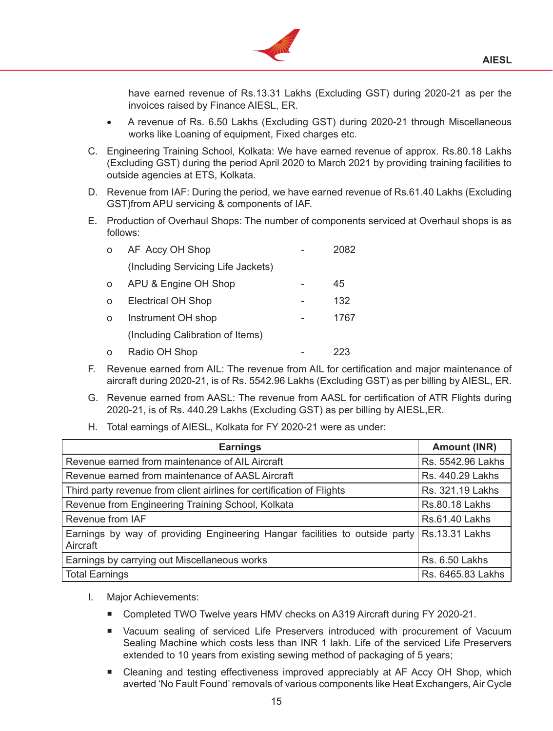have earned revenue of Rs.13.31 Lakhs (Excluding GST) during 2020-21 as per the invoices raised by Finance AIESL, ER.

- A revenue of Rs. 6.50 Lakhs (Excluding GST) during 2020-21 through Miscellaneous works like Loaning of equipment, Fixed charges etc.

C. Engineering Training School, Kolkata: We have earned revenue of approx. Rs.80.18 Lakhs (Excluding GST) during the period April 2020 to March 2021 by providing training facilities to outside agencies at ETS, Kolkata.

D. Revenue from IAF: During the period, we have earned revenue of Rs.61.40 Lakhs (Excluding GST)from APU servicing & components of IAF.

E. Production of Overhaul Shops: The number of components serviced at Overhaul shops is as follows:

- AF Accy OH Shop - 2082
  (Including Servicing Life Jackets)
- APU & Engine OH Shop - 45
- Electrical OH Shop - 132
- Instrument OH shop - 1767
  (Including Calibration of Items)
- Radio OH Shop - 223

F. Revenue earned from AIL: The revenue from AIL for certification and major maintenance of aircraft during 2020-21, is of Rs. 5542.96 Lakhs (Excluding GST) as per billing by AIESL, ER.

G. Revenue earned from AASL: The revenue from AASL for certification of ATR Flights during 2020-21, is of Rs. 440.29 Lakhs (Excluding GST) as per billing by AIESL,ER.

H. Total earnings of AIESL, Kolkata for FY 2020-21 were as under:

| Earnings | Amount (INR) |
|---|---|
| Revenue earned from maintenance of AIL Aircraft | Rs. 5542.96 Lakhs |
| Revenue earned from maintenance of AASL Aircraft | Rs. 440.29 Lakhs |
| Third party revenue from client airlines for certification of Flights | Rs. 321.19 Lakhs |
| Revenue from Engineering Training School, Kolkata | Rs.80.18 Lakhs |
| Revenue from IAF | Rs.61.40 Lakhs |
| Earnings by way of providing Engineering Hangar facilities to outside party Aircraft | Rs.13.31 Lakhs |
| Earnings by carrying out Miscellaneous works | Rs. 6.50 Lakhs |
| Total Earnings | Rs. 6465.83 Lakhs |

I. Major Achievements:

- Completed TWO Twelve years HMV checks on A319 Aircraft during FY 2020-21.
- Vacuum sealing of serviced Life Preservers introduced with procurement of Vacuum Sealing Machine which costs less than INR 1 lakh. Life of the serviced Life Preservers extended to 10 years from existing sewing method of packaging of 5 years;
- Cleaning and testing effectiveness improved appreciably at AF Accy OH Shop, which averted 'No Fault Found' removals of various components like Heat Exchangers, Air Cycle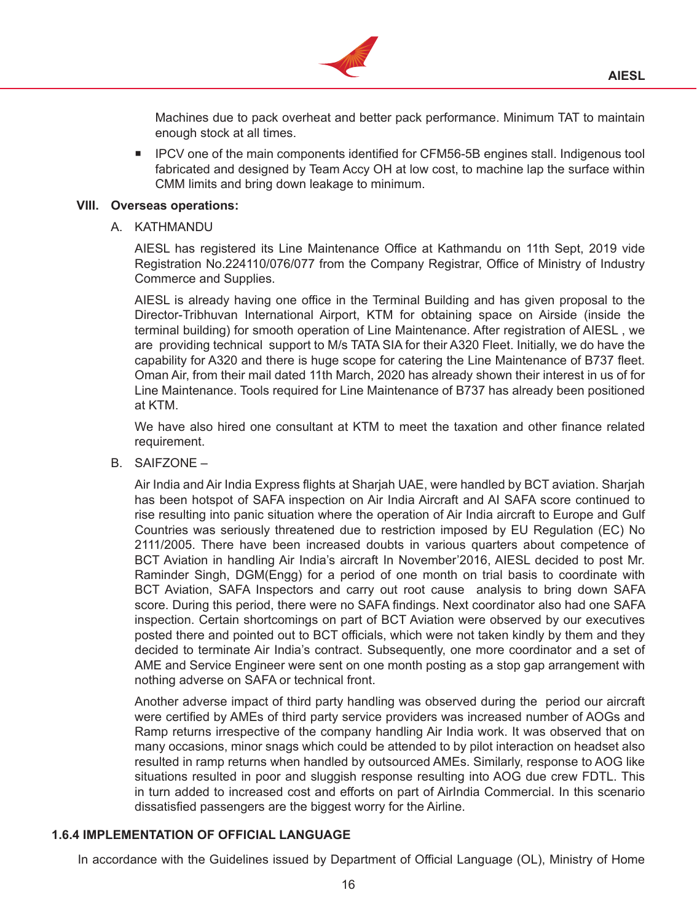Machines due to pack overheat and better pack performance. Minimum TAT to maintain enough stock at all times.

- IPCV one of the main components identified for CFM56-5B engines stall. Indigenous tool fabricated and designed by Team Accy OH at low cost, to machine lap the surface within CMM limits and bring down leakage to minimum.

**VIII. Overseas operations:**

A. KATHMANDU

AIESL has registered its Line Maintenance Office at Kathmandu on 11th Sept, 2019 vide Registration No.224110/076/077 from the Company Registrar, Office of Ministry of Industry Commerce and Supplies.

AIESL is already having one office in the Terminal Building and has given proposal to the Director-Tribhuvan International Airport, KTM for obtaining space on Airside (inside the terminal building) for smooth operation of Line Maintenance. After registration of AIESL , we are providing technical support to M/s TATA SIA for their A320 Fleet. Initially, we do have the capability for A320 and there is huge scope for catering the Line Maintenance of B737 fleet. Oman Air, from their mail dated 11th March, 2020 has already shown their interest in us of for Line Maintenance. Tools required for Line Maintenance of B737 has already been positioned at KTM.

We have also hired one consultant at KTM to meet the taxation and other finance related requirement.

B. SAIFZONE –

Air India and Air India Express flights at Sharjah UAE, were handled by BCT aviation. Sharjah has been hotspot of SAFA inspection on Air India Aircraft and AI SAFA score continued to rise resulting into panic situation where the operation of Air India aircraft to Europe and Gulf Countries was seriously threatened due to restriction imposed by EU Regulation (EC) No 2111/2005. There have been increased doubts in various quarters about competence of BCT Aviation in handling Air India's aircraft In November'2016, AIESL decided to post Mr. Raminder Singh, DGM(Engg) for a period of one month on trial basis to coordinate with BCT Aviation, SAFA Inspectors and carry out root cause analysis to bring down SAFA score. During this period, there were no SAFA findings. Next coordinator also had one SAFA inspection. Certain shortcomings on part of BCT Aviation were observed by our executives posted there and pointed out to BCT officials, which were not taken kindly by them and they decided to terminate Air India's contract. Subsequently, one more coordinator and a set of AME and Service Engineer were sent on one month posting as a stop gap arrangement with nothing adverse on SAFA or technical front.

Another adverse impact of third party handling was observed during the period our aircraft were certified by AMEs of third party service providers was increased number of AOGs and Ramp returns irrespective of the company handling Air India work. It was observed that on many occasions, minor snags which could be attended to by pilot interaction on headset also resulted in ramp returns when handled by outsourced AMEs. Similarly, response to AOG like situations resulted in poor and sluggish response resulting into AOG due crew FDTL. This in turn added to increased cost and efforts on part of AirIndia Commercial. In this scenario dissatisfied passengers are the biggest worry for the Airline.

### 1.6.4 IMPLEMENTATION OF OFFICIAL LANGUAGE

In accordance with the Guidelines issued by Department of Official Language (OL), Ministry of Home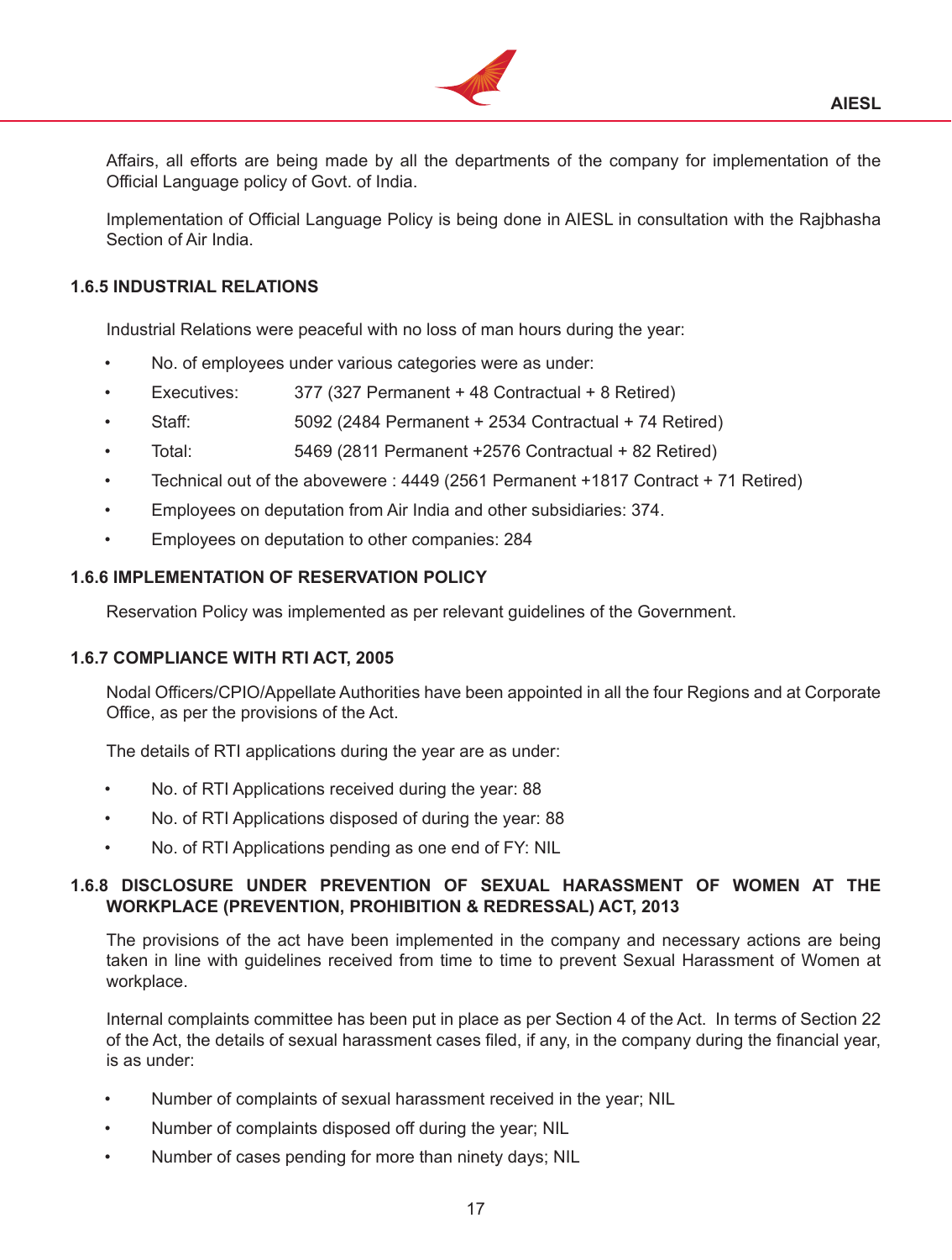Affairs, all efforts are being made by all the departments of the company for implementation of the Official Language policy of Govt. of India.

Implementation of Official Language Policy is being done in AIESL in consultation with the Rajbhasha Section of Air India.

### 1.6.5 INDUSTRIAL RELATIONS

Industrial Relations were peaceful with no loss of man hours during the year:

- No. of employees under various categories were as under:
- Executives: 377 (327 Permanent + 48 Contractual + 8 Retired)
- Staff: 5092 (2484 Permanent + 2534 Contractual + 74 Retired)
- Total: 5469 (2811 Permanent +2576 Contractual + 82 Retired)
- Technical out of the abovewere : 4449 (2561 Permanent +1817 Contract + 71 Retired)
- Employees on deputation from Air India and other subsidiaries: 374.
- Employees on deputation to other companies: 284

### 1.6.6 IMPLEMENTATION OF RESERVATION POLICY

Reservation Policy was implemented as per relevant guidelines of the Government.

### 1.6.7 COMPLIANCE WITH RTI ACT, 2005

Nodal Officers/CPIO/Appellate Authorities have been appointed in all the four Regions and at Corporate Office, as per the provisions of the Act.

The details of RTI applications during the year are as under:

- No. of RTI Applications received during the year: 88
- No. of RTI Applications disposed of during the year: 88
- No. of RTI Applications pending as one end of FY: NIL

### 1.6.8 DISCLOSURE UNDER PREVENTION OF SEXUAL HARASSMENT OF WOMEN AT THE WORKPLACE (PREVENTION, PROHIBITION & REDRESSAL) ACT, 2013

The provisions of the act have been implemented in the company and necessary actions are being taken in line with guidelines received from time to time to prevent Sexual Harassment of Women at workplace.

Internal complaints committee has been put in place as per Section 4 of the Act. In terms of Section 22 of the Act, the details of sexual harassment cases filed, if any, in the company during the financial year, is as under:

- Number of complaints of sexual harassment received in the year; NIL
- Number of complaints disposed off during the year; NIL
- Number of cases pending for more than ninety days; NIL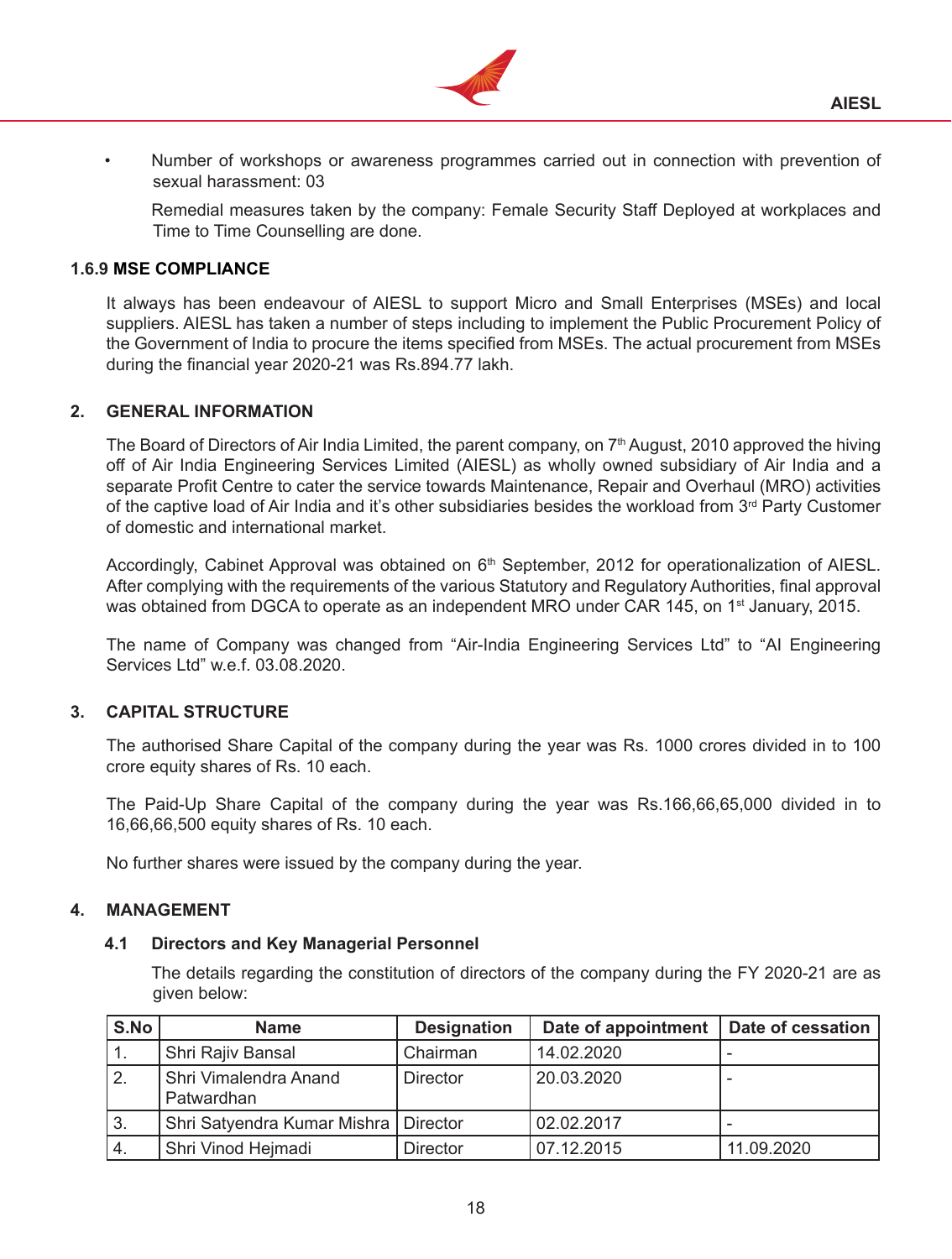- Number of workshops or awareness programmes carried out in connection with prevention of sexual harassment: 03

  Remedial measures taken by the company: Female Security Staff Deployed at workplaces and Time to Time Counselling are done.

### 1.6.9 MSE COMPLIANCE

It always has been endeavour of AIESL to support Micro and Small Enterprises (MSEs) and local suppliers. AIESL has taken a number of steps including to implement the Public Procurement Policy of the Government of India to procure the items specified from MSEs. The actual procurement from MSEs during the financial year 2020-21 was Rs.894.77 lakh.

## 2. GENERAL INFORMATION

The Board of Directors of Air India Limited, the parent company, on 7th August, 2010 approved the hiving off of Air India Engineering Services Limited (AIESL) as wholly owned subsidiary of Air India and a separate Profit Centre to cater the service towards Maintenance, Repair and Overhaul (MRO) activities of the captive load of Air India and it's other subsidiaries besides the workload from 3rd Party Customer of domestic and international market.

Accordingly, Cabinet Approval was obtained on 6th September, 2012 for operationalization of AIESL. After complying with the requirements of the various Statutory and Regulatory Authorities, final approval was obtained from DGCA to operate as an independent MRO under CAR 145, on 1st January, 2015.

The name of Company was changed from "Air-India Engineering Services Ltd" to "AI Engineering Services Ltd" w.e.f. 03.08.2020.

## 3. CAPITAL STRUCTURE

The authorised Share Capital of the company during the year was Rs. 1000 crores divided in to 100 crore equity shares of Rs. 10 each.

The Paid-Up Share Capital of the company during the year was Rs.166,66,65,000 divided in to 16,66,66,500 equity shares of Rs. 10 each.

No further shares were issued by the company during the year.

## 4. MANAGEMENT

### 4.1 Directors and Key Managerial Personnel

The details regarding the constitution of directors of the company during the FY 2020-21 are as given below:

| S.No | Name | Designation | Date of appointment | Date of cessation |
|---|---|---|---|---|
| 1. | Shri Rajiv Bansal | Chairman | 14.02.2020 | - |
| 2. | Shri Vimalendra Anand Patwardhan | Director | 20.03.2020 | - |
| 3. | Shri Satyendra Kumar Mishra | Director | 02.02.2017 | - |
| 4. | Shri Vinod Hejmadi | Director | 07.12.2015 | 11.09.2020 |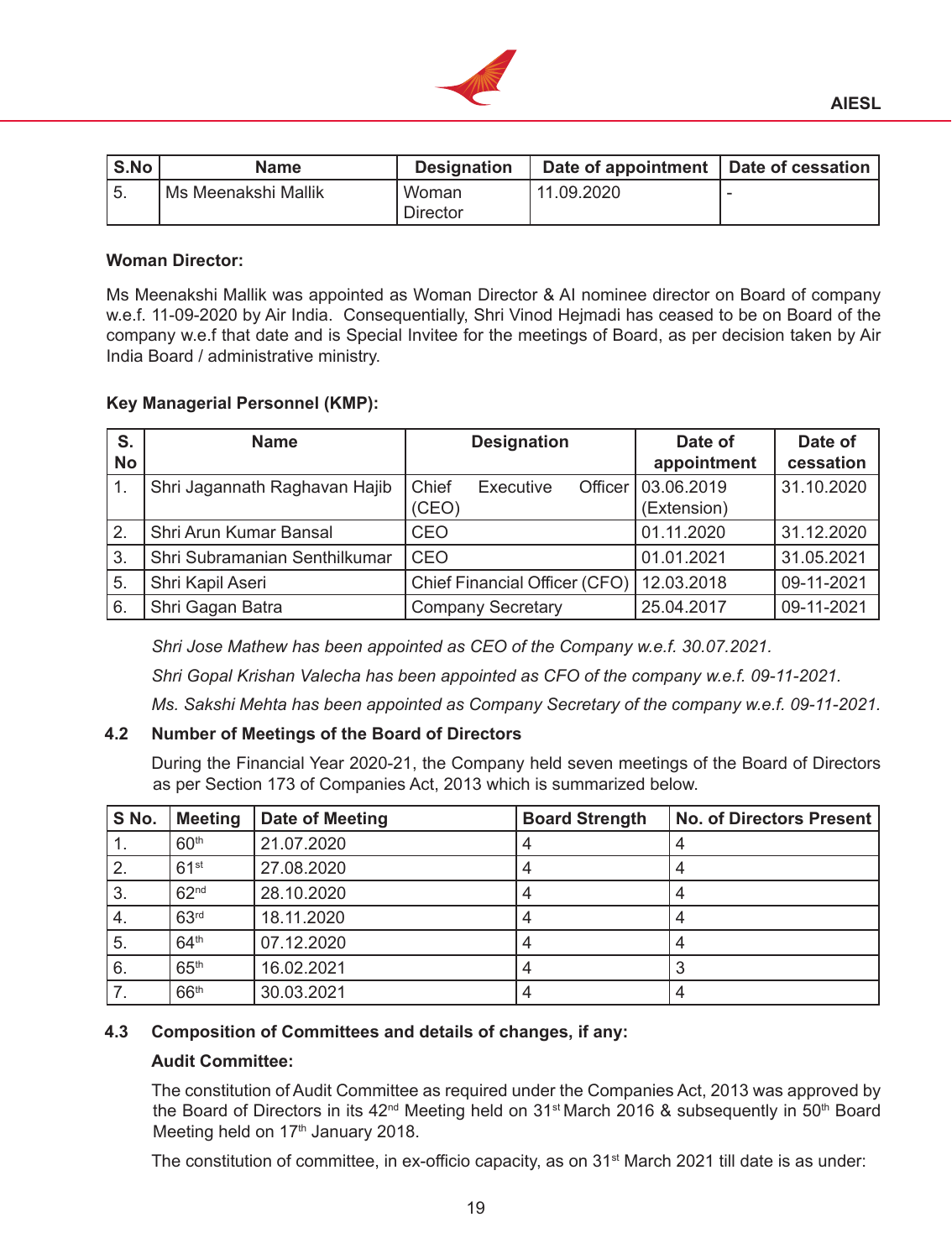| S.No | Name | Designation | Date of appointment | Date of cessation |
|---|---|---|---|---|
| 5. | Ms Meenakshi Mallik | Woman Director | 11.09.2020 | - |

**Woman Director:**

Ms Meenakshi Mallik was appointed as Woman Director & AI nominee director on Board of company w.e.f. 11-09-2020 by Air India. Consequentially, Shri Vinod Hejmadi has ceased to be on Board of the company w.e.f that date and is Special Invitee for the meetings of Board, as per decision taken by Air India Board / administrative ministry.

**Key Managerial Personnel (KMP):**

| S. No | Name | Designation | Date of appointment | Date of cessation |
|---|---|---|---|---|
| 1. | Shri Jagannath Raghavan Hajib | Chief Executive Officer (CEO) | 03.06.2019 (Extension) | 31.10.2020 |
| 2. | Shri Arun Kumar Bansal | CEO | 01.11.2020 | 31.12.2020 |
| 3. | Shri Subramanian Senthilkumar | CEO | 01.01.2021 | 31.05.2021 |
| 5. | Shri Kapil Aseri | Chief Financial Officer (CFO) | 12.03.2018 | 09-11-2021 |
| 6. | Shri Gagan Batra | Company Secretary | 25.04.2017 | 09-11-2021 |

*Shri Jose Mathew has been appointed as CEO of the Company w.e.f. 30.07.2021.*

*Shri Gopal Krishan Valecha has been appointed as CFO of the company w.e.f. 09-11-2021.*

*Ms. Sakshi Mehta has been appointed as Company Secretary of the company w.e.f. 09-11-2021.*

### 4.2 Number of Meetings of the Board of Directors

During the Financial Year 2020-21, the Company held seven meetings of the Board of Directors as per Section 173 of Companies Act, 2013 which is summarized below.

| S No. | Meeting | Date of Meeting | Board Strength | No. of Directors Present |
|---|---|---|---|---|
| 1. | 60th | 21.07.2020 | 4 | 4 |
| 2. | 61st | 27.08.2020 | 4 | 4 |
| 3. | 62nd | 28.10.2020 | 4 | 4 |
| 4. | 63rd | 18.11.2020 | 4 | 4 |
| 5. | 64th | 07.12.2020 | 4 | 4 |
| 6. | 65th | 16.02.2021 | 4 | 3 |
| 7. | 66th | 30.03.2021 | 4 | 4 |

### 4.3 Composition of Committees and details of changes, if any:

**Audit Committee:**

The constitution of Audit Committee as required under the Companies Act, 2013 was approved by the Board of Directors in its 42nd Meeting held on 31st March 2016 & subsequently in 50th Board Meeting held on 17th January 2018.

The constitution of committee, in ex-officio capacity, as on 31st March 2021 till date is as under: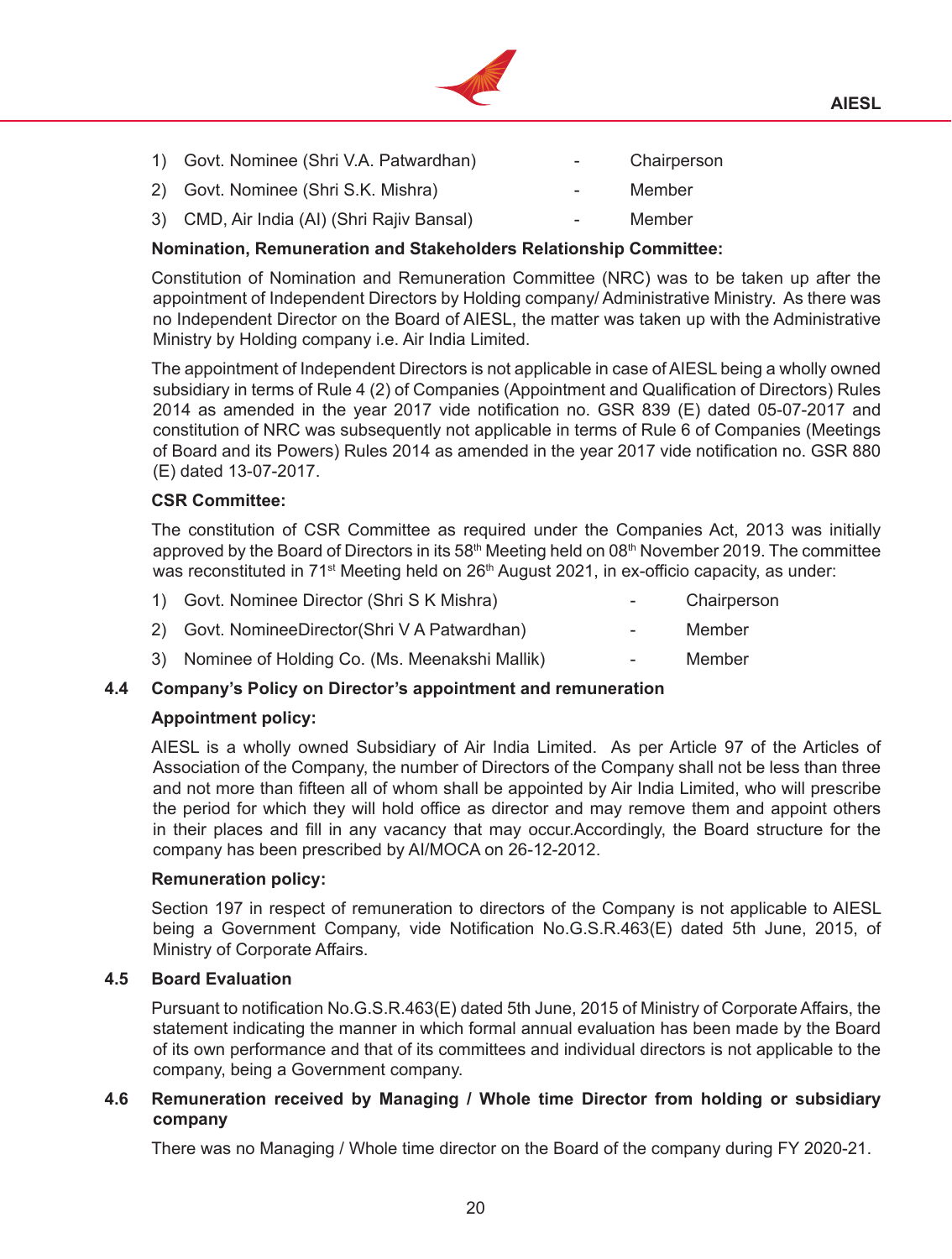1) Govt. Nominee (Shri V.A. Patwardhan) - Chairperson
2) Govt. Nominee (Shri S.K. Mishra) - Member
3) CMD, Air India (AI) (Shri Rajiv Bansal) - Member

**Nomination, Remuneration and Stakeholders Relationship Committee:**

Constitution of Nomination and Remuneration Committee (NRC) was to be taken up after the appointment of Independent Directors by Holding company/ Administrative Ministry. As there was no Independent Director on the Board of AIESL, the matter was taken up with the Administrative Ministry by Holding company i.e. Air India Limited.

The appointment of Independent Directors is not applicable in case of AIESL being a wholly owned subsidiary in terms of Rule 4 (2) of Companies (Appointment and Qualification of Directors) Rules 2014 as amended in the year 2017 vide notification no. GSR 839 (E) dated 05-07-2017 and constitution of NRC was subsequently not applicable in terms of Rule 6 of Companies (Meetings of Board and its Powers) Rules 2014 as amended in the year 2017 vide notification no. GSR 880 (E) dated 13-07-2017.

**CSR Committee:**

The constitution of CSR Committee as required under the Companies Act, 2013 was initially approved by the Board of Directors in its 58th Meeting held on 08th November 2019. The committee was reconstituted in 71st Meeting held on 26th August 2021, in ex-officio capacity, as under:

1) Govt. Nominee Director (Shri S K Mishra) - Chairperson
2) Govt. NomineeDirector(Shri V A Patwardhan) - Member
3) Nominee of Holding Co. (Ms. Meenakshi Mallik) - Member

### 4.4 Company's Policy on Director's appointment and remuneration

**Appointment policy:**

AIESL is a wholly owned Subsidiary of Air India Limited. As per Article 97 of the Articles of Association of the Company, the number of Directors of the Company shall not be less than three and not more than fifteen all of whom shall be appointed by Air India Limited, who will prescribe the period for which they will hold office as director and may remove them and appoint others in their places and fill in any vacancy that may occur.Accordingly, the Board structure for the company has been prescribed by AI/MOCA on 26-12-2012.

**Remuneration policy:**

Section 197 in respect of remuneration to directors of the Company is not applicable to AIESL being a Government Company, vide Notification No.G.S.R.463(E) dated 5th June, 2015, of Ministry of Corporate Affairs.

### 4.5 Board Evaluation

Pursuant to notification No.G.S.R.463(E) dated 5th June, 2015 of Ministry of Corporate Affairs, the statement indicating the manner in which formal annual evaluation has been made by the Board of its own performance and that of its committees and individual directors is not applicable to the company, being a Government company.

### 4.6 Remuneration received by Managing / Whole time Director from holding or subsidiary company

There was no Managing / Whole time director on the Board of the company during FY 2020-21.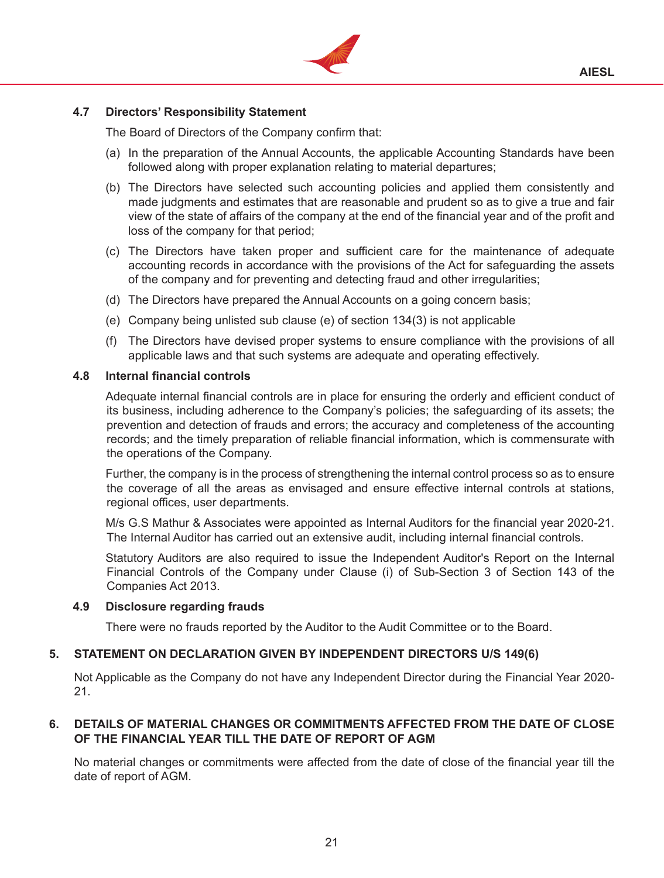### 4.7 Directors' Responsibility Statement

The Board of Directors of the Company confirm that:

(a) In the preparation of the Annual Accounts, the applicable Accounting Standards have been followed along with proper explanation relating to material departures;

(b) The Directors have selected such accounting policies and applied them consistently and made judgments and estimates that are reasonable and prudent so as to give a true and fair view of the state of affairs of the company at the end of the financial year and of the profit and loss of the company for that period;

(c) The Directors have taken proper and sufficient care for the maintenance of adequate accounting records in accordance with the provisions of the Act for safeguarding the assets of the company and for preventing and detecting fraud and other irregularities;

(d) The Directors have prepared the Annual Accounts on a going concern basis;

(e) Company being unlisted sub clause (e) of section 134(3) is not applicable

(f) The Directors have devised proper systems to ensure compliance with the provisions of all applicable laws and that such systems are adequate and operating effectively.

### 4.8 Internal financial controls

Adequate internal financial controls are in place for ensuring the orderly and efficient conduct of its business, including adherence to the Company's policies; the safeguarding of its assets; the prevention and detection of frauds and errors; the accuracy and completeness of the accounting records; and the timely preparation of reliable financial information, which is commensurate with the operations of the Company.

Further, the company is in the process of strengthening the internal control process so as to ensure the coverage of all the areas as envisaged and ensure effective internal controls at stations, regional offices, user departments.

M/s G.S Mathur & Associates were appointed as Internal Auditors for the financial year 2020-21. The Internal Auditor has carried out an extensive audit, including internal financial controls.

Statutory Auditors are also required to issue the Independent Auditor's Report on the Internal Financial Controls of the Company under Clause (i) of Sub-Section 3 of Section 143 of the Companies Act 2013.

### 4.9 Disclosure regarding frauds

There were no frauds reported by the Auditor to the Audit Committee or to the Board.

## 5. STATEMENT ON DECLARATION GIVEN BY INDEPENDENT DIRECTORS U/S 149(6)

Not Applicable as the Company do not have any Independent Director during the Financial Year 2020-21.

## 6. DETAILS OF MATERIAL CHANGES OR COMMITMENTS AFFECTED FROM THE DATE OF CLOSE OF THE FINANCIAL YEAR TILL THE DATE OF REPORT OF AGM

No material changes or commitments were affected from the date of close of the financial year till the date of report of AGM.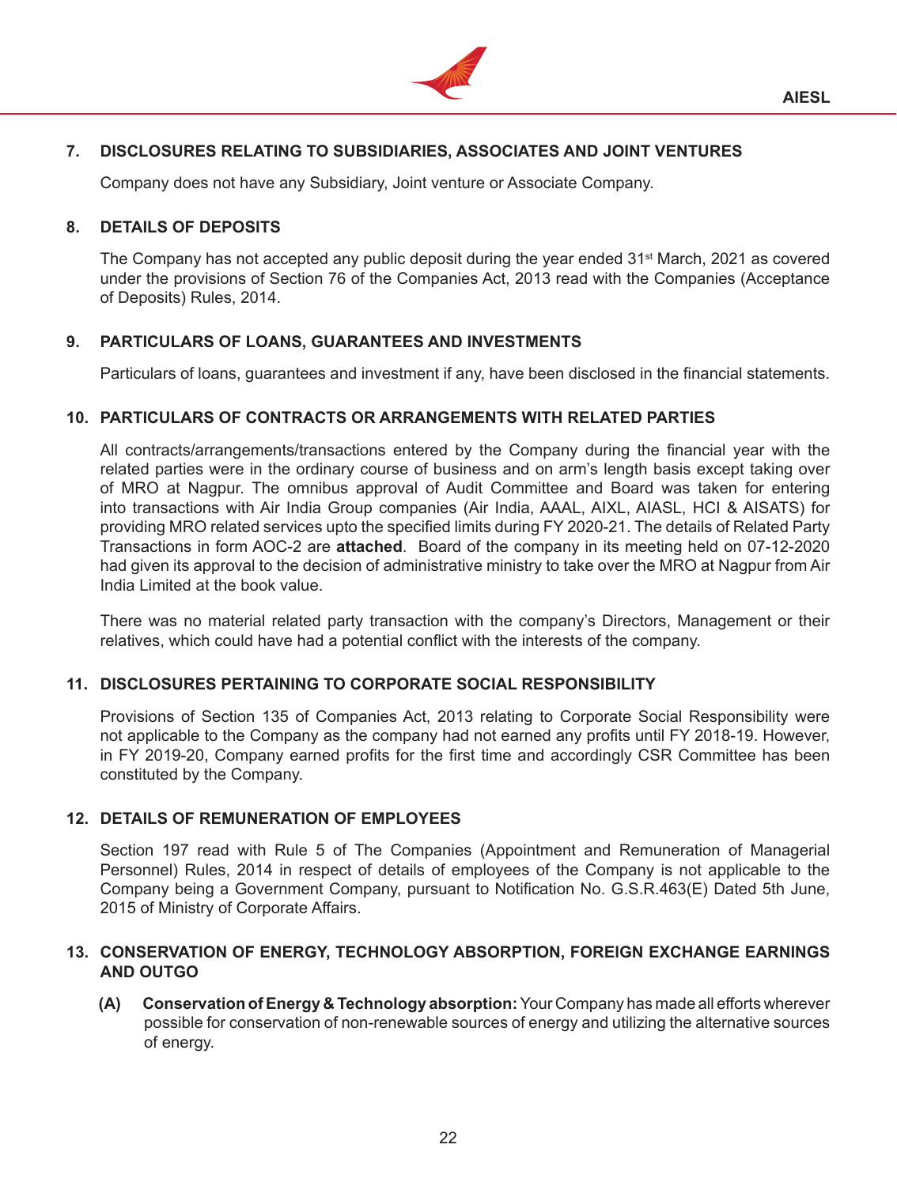## 7. DISCLOSURES RELATING TO SUBSIDIARIES, ASSOCIATES AND JOINT VENTURES

Company does not have any Subsidiary, Joint venture or Associate Company.

## 8. DETAILS OF DEPOSITS

The Company has not accepted any public deposit during the year ended 31st March, 2021 as covered under the provisions of Section 76 of the Companies Act, 2013 read with the Companies (Acceptance of Deposits) Rules, 2014.

## 9. PARTICULARS OF LOANS, GUARANTEES AND INVESTMENTS

Particulars of loans, guarantees and investment if any, have been disclosed in the financial statements.

## 10. PARTICULARS OF CONTRACTS OR ARRANGEMENTS WITH RELATED PARTIES

All contracts/arrangements/transactions entered by the Company during the financial year with the related parties were in the ordinary course of business and on arm's length basis except taking over of MRO at Nagpur. The omnibus approval of Audit Committee and Board was taken for entering into transactions with Air India Group companies (Air India, AAAL, AIXL, AIASL, HCI & AISATS) for providing MRO related services upto the specified limits during FY 2020-21. The details of Related Party Transactions in form AOC-2 are **attached**. Board of the company in its meeting held on 07-12-2020 had given its approval to the decision of administrative ministry to take over the MRO at Nagpur from Air India Limited at the book value.

There was no material related party transaction with the company's Directors, Management or their relatives, which could have had a potential conflict with the interests of the company.

## 11. DISCLOSURES PERTAINING TO CORPORATE SOCIAL RESPONSIBILITY

Provisions of Section 135 of Companies Act, 2013 relating to Corporate Social Responsibility were not applicable to the Company as the company had not earned any profits until FY 2018-19. However, in FY 2019-20, Company earned profits for the first time and accordingly CSR Committee has been constituted by the Company.

## 12. DETAILS OF REMUNERATION OF EMPLOYEES

Section 197 read with Rule 5 of The Companies (Appointment and Remuneration of Managerial Personnel) Rules, 2014 in respect of details of employees of the Company is not applicable to the Company being a Government Company, pursuant to Notification No. G.S.R.463(E) Dated 5th June, 2015 of Ministry of Corporate Affairs.

## 13. CONSERVATION OF ENERGY, TECHNOLOGY ABSORPTION, FOREIGN EXCHANGE EARNINGS AND OUTGO

**(A) Conservation of Energy & Technology absorption:** Your Company has made all efforts wherever possible for conservation of non-renewable sources of energy and utilizing the alternative sources of energy.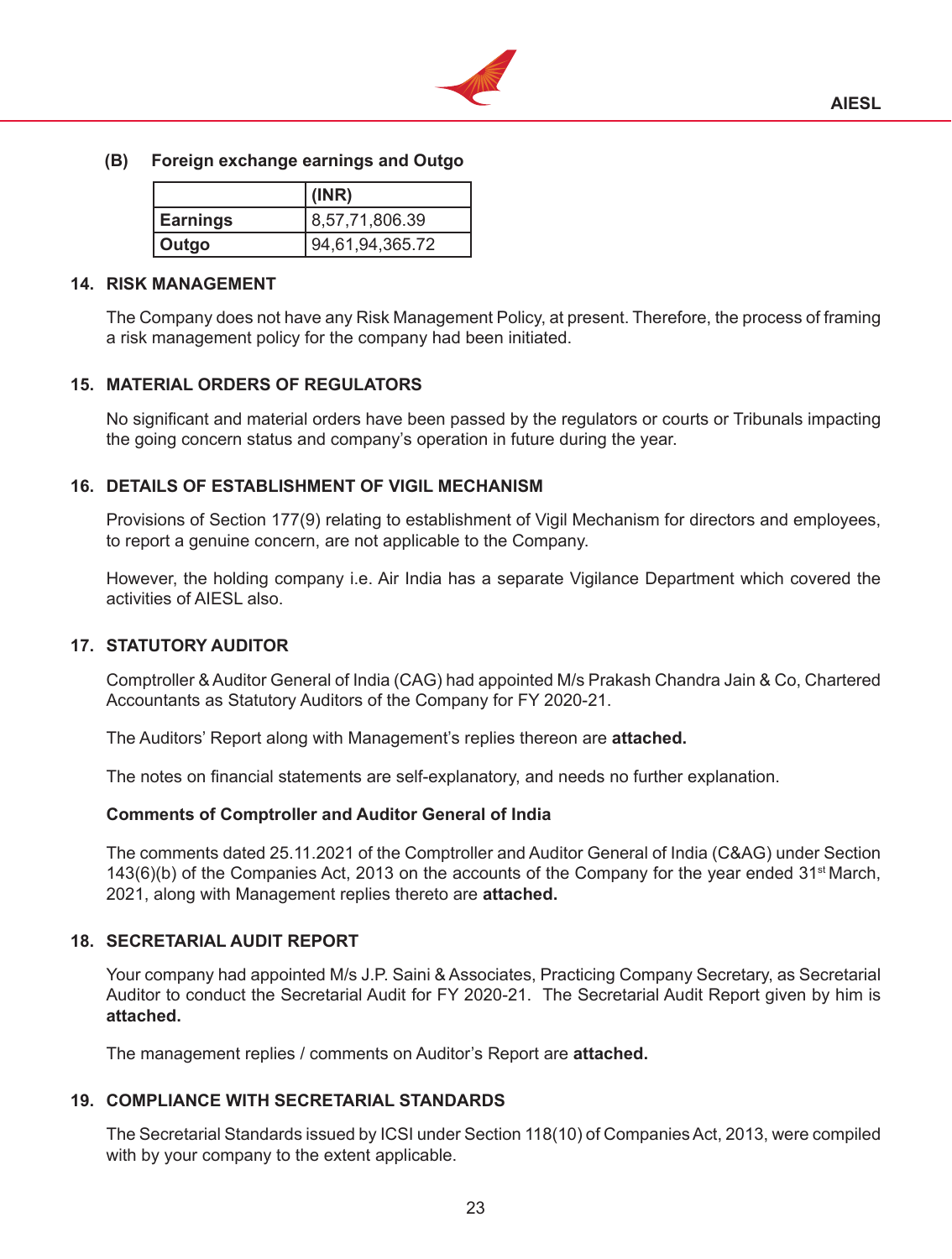**(B) Foreign exchange earnings and Outgo**

| | (INR) |
|---|---|
| **Earnings** | 8,57,71,806.39 |
| **Outgo** | 94,61,94,365.72 |

## 14. RISK MANAGEMENT

The Company does not have any Risk Management Policy, at present. Therefore, the process of framing a risk management policy for the company had been initiated.

## 15. MATERIAL ORDERS OF REGULATORS

No significant and material orders have been passed by the regulators or courts or Tribunals impacting the going concern status and company's operation in future during the year.

## 16. DETAILS OF ESTABLISHMENT OF VIGIL MECHANISM

Provisions of Section 177(9) relating to establishment of Vigil Mechanism for directors and employees, to report a genuine concern, are not applicable to the Company.

However, the holding company i.e. Air India has a separate Vigilance Department which covered the activities of AIESL also.

## 17. STATUTORY AUDITOR

Comptroller & Auditor General of India (CAG) had appointed M/s Prakash Chandra Jain & Co, Chartered Accountants as Statutory Auditors of the Company for FY 2020-21.

The Auditors' Report along with Management's replies thereon are **attached.**

The notes on financial statements are self-explanatory, and needs no further explanation.

**Comments of Comptroller and Auditor General of India**

The comments dated 25.11.2021 of the Comptroller and Auditor General of India (C&AG) under Section 143(6)(b) of the Companies Act, 2013 on the accounts of the Company for the year ended 31st March, 2021, along with Management replies thereto are **attached.**

## 18. SECRETARIAL AUDIT REPORT

Your company had appointed M/s J.P. Saini & Associates, Practicing Company Secretary, as Secretarial Auditor to conduct the Secretarial Audit for FY 2020-21. The Secretarial Audit Report given by him is **attached.**

The management replies / comments on Auditor's Report are **attached.**

## 19. COMPLIANCE WITH SECRETARIAL STANDARDS

The Secretarial Standards issued by ICSI under Section 118(10) of Companies Act, 2013, were compiled with by your company to the extent applicable.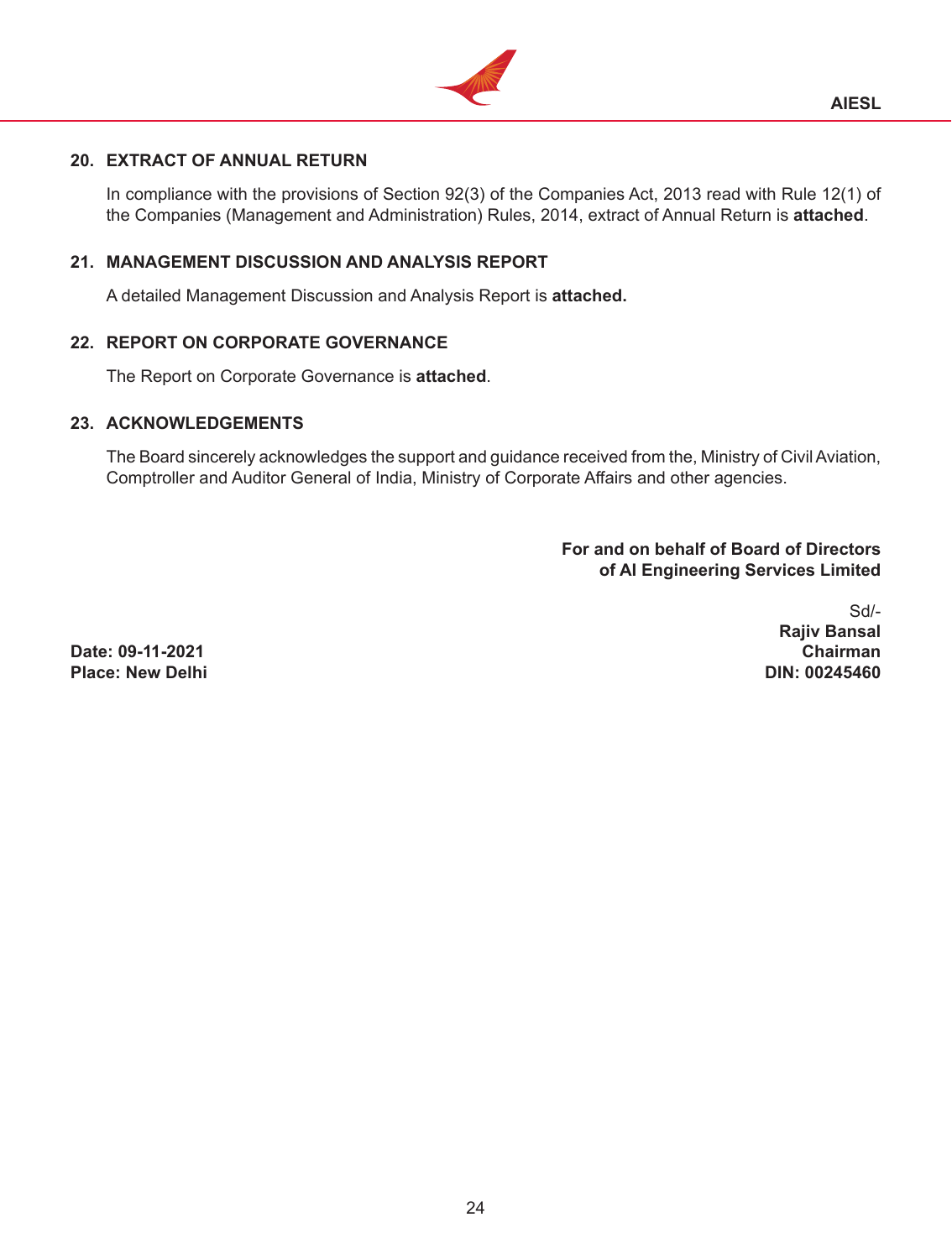## 20. EXTRACT OF ANNUAL RETURN

In compliance with the provisions of Section 92(3) of the Companies Act, 2013 read with Rule 12(1) of the Companies (Management and Administration) Rules, 2014, extract of Annual Return is **attached**.

## 21. MANAGEMENT DISCUSSION AND ANALYSIS REPORT

A detailed Management Discussion and Analysis Report is **attached.**

## 22. REPORT ON CORPORATE GOVERNANCE

The Report on Corporate Governance is **attached**.

## 23. ACKNOWLEDGEMENTS

The Board sincerely acknowledges the support and guidance received from the, Ministry of Civil Aviation, Comptroller and Auditor General of India, Ministry of Corporate Affairs and other agencies.

**For and on behalf of Board of Directors**
**of AI Engineering Services Limited**

Sd/-
**Rajiv Bansal**
**Chairman**
**DIN: 00245460**

**Date: 09-11-2021**
**Place: New Delhi**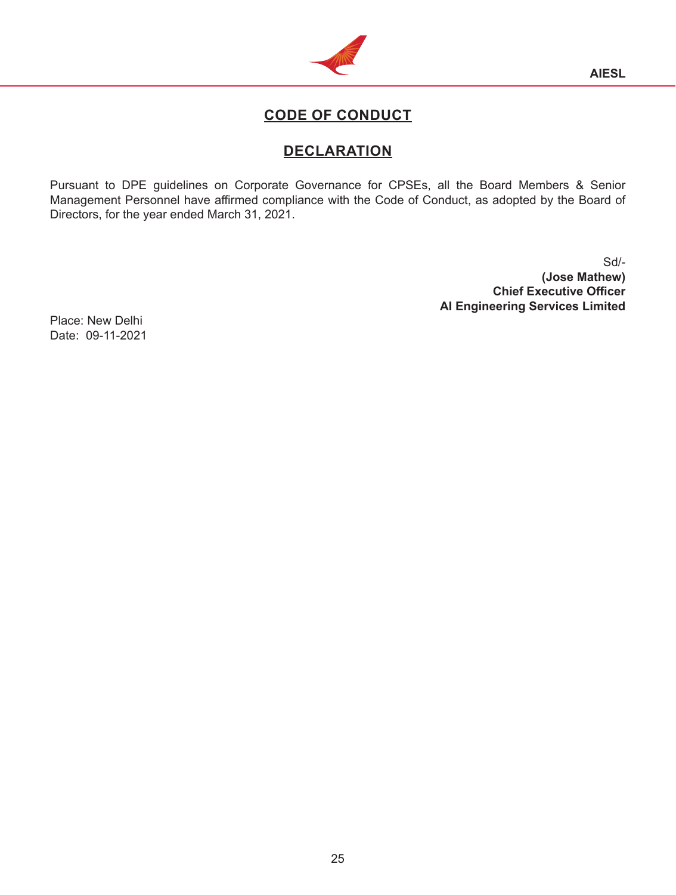# CODE OF CONDUCT

## DECLARATION

Pursuant to DPE guidelines on Corporate Governance for CPSEs, all the Board Members & Senior Management Personnel have affirmed compliance with the Code of Conduct, as adopted by the Board of Directors, for the year ended March 31, 2021.

Sd/-
**(Jose Mathew)**
**Chief Executive Officer**
**AI Engineering Services Limited**

Place: New Delhi
Date: 09-11-2021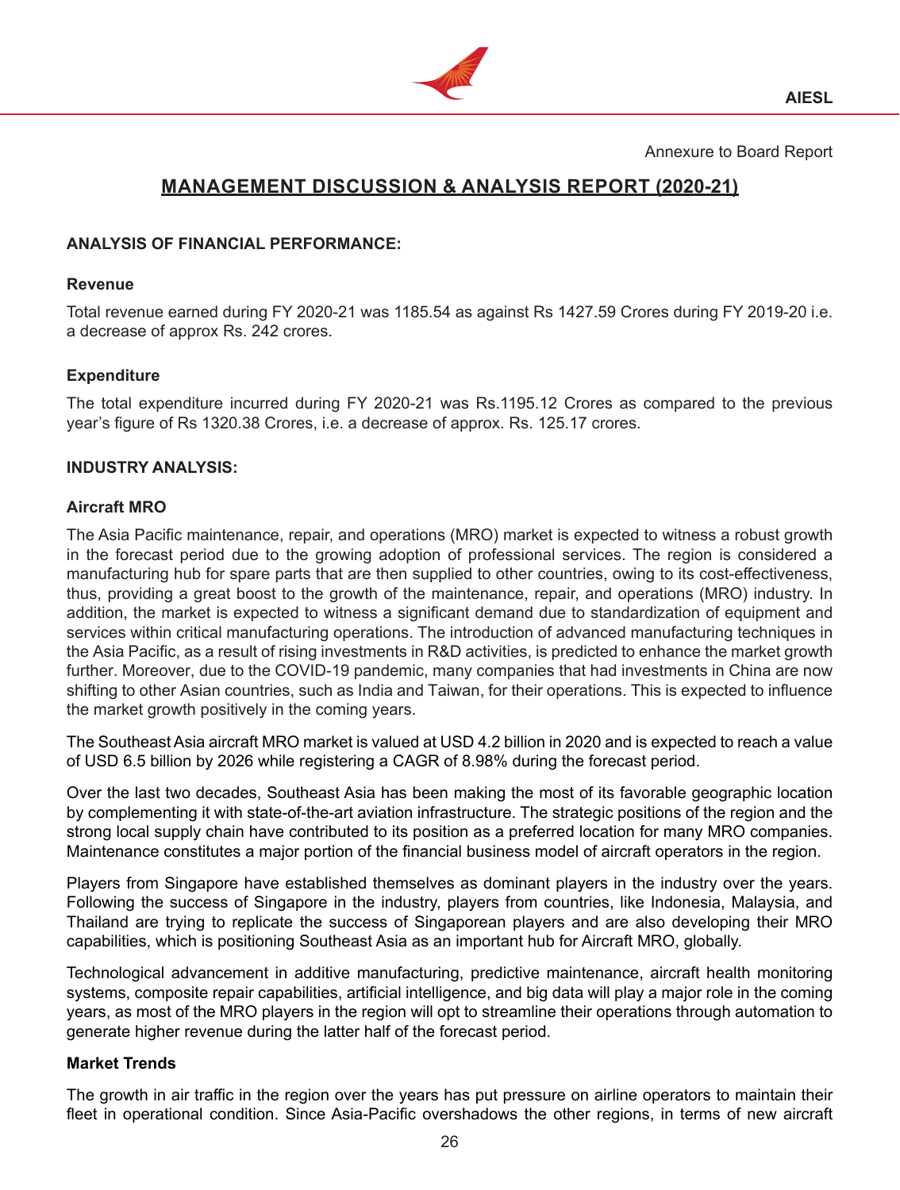Annexure to Board Report

# MANAGEMENT DISCUSSION & ANALYSIS REPORT (2020-21)

## ANALYSIS OF FINANCIAL PERFORMANCE:

### Revenue

Total revenue earned during FY 2020-21 was 1185.54 as against Rs 1427.59 Crores during FY 2019-20 i.e. a decrease of approx Rs. 242 crores.

### Expenditure

The total expenditure incurred during FY 2020-21 was Rs.1195.12 Crores as compared to the previous year's figure of Rs 1320.38 Crores, i.e. a decrease of approx. Rs. 125.17 crores.

## INDUSTRY ANALYSIS:

### Aircraft MRO

The Asia Pacific maintenance, repair, and operations (MRO) market is expected to witness a robust growth in the forecast period due to the growing adoption of professional services. The region is considered a manufacturing hub for spare parts that are then supplied to other countries, owing to its cost-effectiveness, thus, providing a great boost to the growth of the maintenance, repair, and operations (MRO) industry. In addition, the market is expected to witness a significant demand due to standardization of equipment and services within critical manufacturing operations. The introduction of advanced manufacturing techniques in the Asia Pacific, as a result of rising investments in R&D activities, is predicted to enhance the market growth further. Moreover, due to the COVID-19 pandemic, many companies that had investments in China are now shifting to other Asian countries, such as India and Taiwan, for their operations. This is expected to influence the market growth positively in the coming years.

The Southeast Asia aircraft MRO market is valued at USD 4.2 billion in 2020 and is expected to reach a value of USD 6.5 billion by 2026 while registering a CAGR of 8.98% during the forecast period.

Over the last two decades, Southeast Asia has been making the most of its favorable geographic location by complementing it with state-of-the-art aviation infrastructure. The strategic positions of the region and the strong local supply chain have contributed to its position as a preferred location for many MRO companies. Maintenance constitutes a major portion of the financial business model of aircraft operators in the region.

Players from Singapore have established themselves as dominant players in the industry over the years. Following the success of Singapore in the industry, players from countries, like Indonesia, Malaysia, and Thailand are trying to replicate the success of Singaporean players and are also developing their MRO capabilities, which is positioning Southeast Asia as an important hub for Aircraft MRO, globally.

Technological advancement in additive manufacturing, predictive maintenance, aircraft health monitoring systems, composite repair capabilities, artificial intelligence, and big data will play a major role in the coming years, as most of the MRO players in the region will opt to streamline their operations through automation to generate higher revenue during the latter half of the forecast period.

### Market Trends

The growth in air traffic in the region over the years has put pressure on airline operators to maintain their fleet in operational condition. Since Asia-Pacific overshadows the other regions, in terms of new aircraft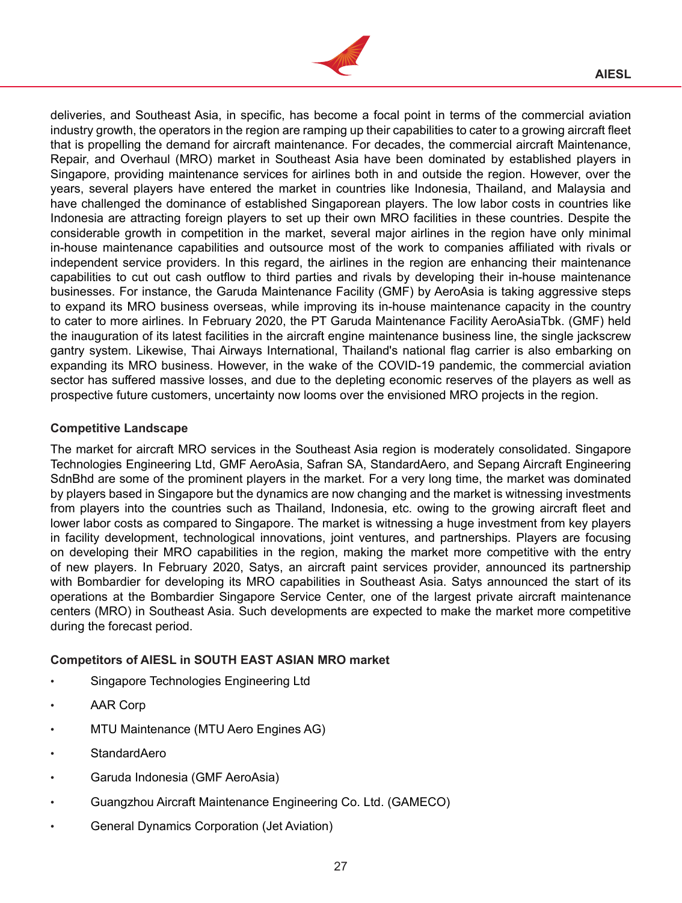deliveries, and Southeast Asia, in specific, has become a focal point in terms of the commercial aviation industry growth, the operators in the region are ramping up their capabilities to cater to a growing aircraft fleet that is propelling the demand for aircraft maintenance. For decades, the commercial aircraft Maintenance, Repair, and Overhaul (MRO) market in Southeast Asia have been dominated by established players in Singapore, providing maintenance services for airlines both in and outside the region. However, over the years, several players have entered the market in countries like Indonesia, Thailand, and Malaysia and have challenged the dominance of established Singaporean players. The low labor costs in countries like Indonesia are attracting foreign players to set up their own MRO facilities in these countries. Despite the considerable growth in competition in the market, several major airlines in the region have only minimal in-house maintenance capabilities and outsource most of the work to companies affiliated with rivals or independent service providers. In this regard, the airlines in the region are enhancing their maintenance capabilities to cut out cash outflow to third parties and rivals by developing their in-house maintenance businesses. For instance, the Garuda Maintenance Facility (GMF) by AeroAsia is taking aggressive steps to expand its MRO business overseas, while improving its in-house maintenance capacity in the country to cater to more airlines. In February 2020, the PT Garuda Maintenance Facility AeroAsiaTbk. (GMF) held the inauguration of its latest facilities in the aircraft engine maintenance business line, the single jackscrew gantry system. Likewise, Thai Airways International, Thailand's national flag carrier is also embarking on expanding its MRO business. However, in the wake of the COVID-19 pandemic, the commercial aviation sector has suffered massive losses, and due to the depleting economic reserves of the players as well as prospective future customers, uncertainty now looms over the envisioned MRO projects in the region.

**Competitive Landscape**

The market for aircraft MRO services in the Southeast Asia region is moderately consolidated. Singapore Technologies Engineering Ltd, GMF AeroAsia, Safran SA, StandardAero, and Sepang Aircraft Engineering SdnBhd are some of the prominent players in the market. For a very long time, the market was dominated by players based in Singapore but the dynamics are now changing and the market is witnessing investments from players into the countries such as Thailand, Indonesia, etc. owing to the growing aircraft fleet and lower labor costs as compared to Singapore. The market is witnessing a huge investment from key players in facility development, technological innovations, joint ventures, and partnerships. Players are focusing on developing their MRO capabilities in the region, making the market more competitive with the entry of new players. In February 2020, Satys, an aircraft paint services provider, announced its partnership with Bombardier for developing its MRO capabilities in Southeast Asia. Satys announced the start of its operations at the Bombardier Singapore Service Center, one of the largest private aircraft maintenance centers (MRO) in Southeast Asia. Such developments are expected to make the market more competitive during the forecast period.

**Competitors of AIESL in SOUTH EAST ASIAN MRO market**

- Singapore Technologies Engineering Ltd
- AAR Corp
- MTU Maintenance (MTU Aero Engines AG)
- StandardAero
- Garuda Indonesia (GMF AeroAsia)
- Guangzhou Aircraft Maintenance Engineering Co. Ltd. (GAMECO)
- General Dynamics Corporation (Jet Aviation)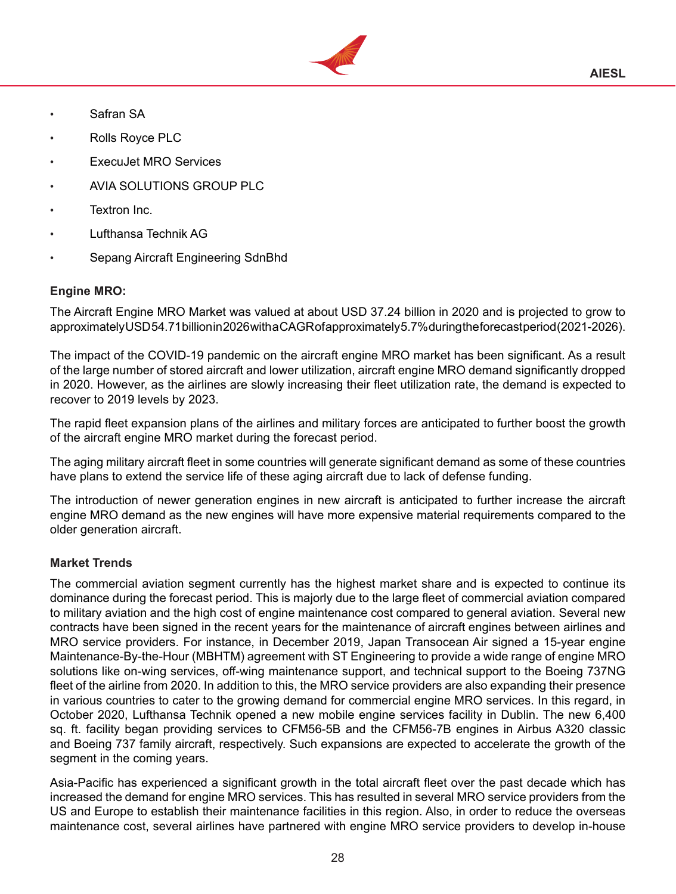- Safran SA
- Rolls Royce PLC
- ExecuJet MRO Services
- AVIA SOLUTIONS GROUP PLC
- Textron Inc.
- Lufthansa Technik AG
- Sepang Aircraft Engineering SdnBhd

**Engine MRO:**

The Aircraft Engine MRO Market was valued at about USD 37.24 billion in 2020 and is projected to grow to approximately USD 54.71 billion in 2026 with a CAGR of approximately 5.7% during the forecast period (2021-2026).

The impact of the COVID-19 pandemic on the aircraft engine MRO market has been significant. As a result of the large number of stored aircraft and lower utilization, aircraft engine MRO demand significantly dropped in 2020. However, as the airlines are slowly increasing their fleet utilization rate, the demand is expected to recover to 2019 levels by 2023.

The rapid fleet expansion plans of the airlines and military forces are anticipated to further boost the growth of the aircraft engine MRO market during the forecast period.

The aging military aircraft fleet in some countries will generate significant demand as some of these countries have plans to extend the service life of these aging aircraft due to lack of defense funding.

The introduction of newer generation engines in new aircraft is anticipated to further increase the aircraft engine MRO demand as the new engines will have more expensive material requirements compared to the older generation aircraft.

**Market Trends**

The commercial aviation segment currently has the highest market share and is expected to continue its dominance during the forecast period. This is majorly due to the large fleet of commercial aviation compared to military aviation and the high cost of engine maintenance cost compared to general aviation. Several new contracts have been signed in the recent years for the maintenance of aircraft engines between airlines and MRO service providers. For instance, in December 2019, Japan Transocean Air signed a 15-year engine Maintenance-By-the-Hour (MBHTM) agreement with ST Engineering to provide a wide range of engine MRO solutions like on-wing services, off-wing maintenance support, and technical support to the Boeing 737NG fleet of the airline from 2020. In addition to this, the MRO service providers are also expanding their presence in various countries to cater to the growing demand for commercial engine MRO services. In this regard, in October 2020, Lufthansa Technik opened a new mobile engine services facility in Dublin. The new 6,400 sq. ft. facility began providing services to CFM56-5B and the CFM56-7B engines in Airbus A320 classic and Boeing 737 family aircraft, respectively. Such expansions are expected to accelerate the growth of the segment in the coming years.

Asia-Pacific has experienced a significant growth in the total aircraft fleet over the past decade which has increased the demand for engine MRO services. This has resulted in several MRO service providers from the US and Europe to establish their maintenance facilities in this region. Also, in order to reduce the overseas maintenance cost, several airlines have partnered with engine MRO service providers to develop in-house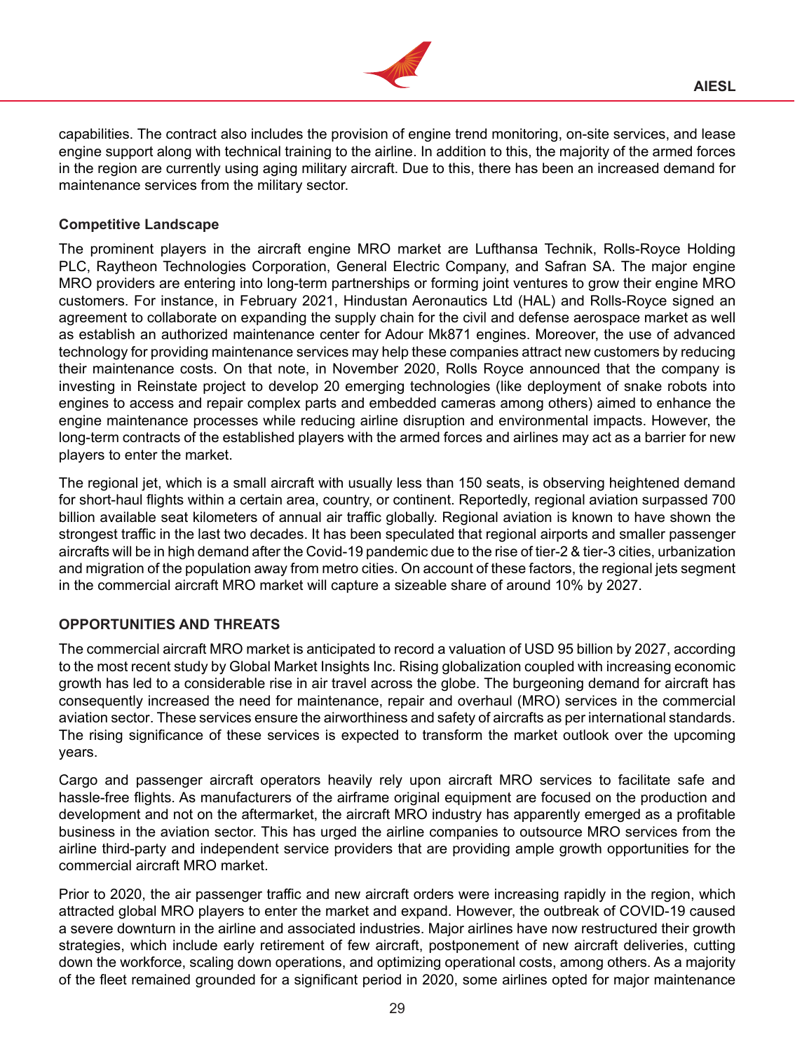capabilities. The contract also includes the provision of engine trend monitoring, on-site services, and lease engine support along with technical training to the airline. In addition to this, the majority of the armed forces in the region are currently using aging military aircraft. Due to this, there has been an increased demand for maintenance services from the military sector.

**Competitive Landscape**

The prominent players in the aircraft engine MRO market are Lufthansa Technik, Rolls-Royce Holding PLC, Raytheon Technologies Corporation, General Electric Company, and Safran SA. The major engine MRO providers are entering into long-term partnerships or forming joint ventures to grow their engine MRO customers. For instance, in February 2021, Hindustan Aeronautics Ltd (HAL) and Rolls-Royce signed an agreement to collaborate on expanding the supply chain for the civil and defense aerospace market as well as establish an authorized maintenance center for Adour Mk871 engines. Moreover, the use of advanced technology for providing maintenance services may help these companies attract new customers by reducing their maintenance costs. On that note, in November 2020, Rolls Royce announced that the company is investing in Reinstate project to develop 20 emerging technologies (like deployment of snake robots into engines to access and repair complex parts and embedded cameras among others) aimed to enhance the engine maintenance processes while reducing airline disruption and environmental impacts. However, the long-term contracts of the established players with the armed forces and airlines may act as a barrier for new players to enter the market.

The regional jet, which is a small aircraft with usually less than 150 seats, is observing heightened demand for short-haul flights within a certain area, country, or continent. Reportedly, regional aviation surpassed 700 billion available seat kilometers of annual air traffic globally. Regional aviation is known to have shown the strongest traffic in the last two decades. It has been speculated that regional airports and smaller passenger aircrafts will be in high demand after the Covid-19 pandemic due to the rise of tier-2 & tier-3 cities, urbanization and migration of the population away from metro cities. On account of these factors, the regional jets segment in the commercial aircraft MRO market will capture a sizeable share of around 10% by 2027.

**OPPORTUNITIES AND THREATS**

The commercial aircraft MRO market is anticipated to record a valuation of USD 95 billion by 2027, according to the most recent study by Global Market Insights Inc. Rising globalization coupled with increasing economic growth has led to a considerable rise in air travel across the globe. The burgeoning demand for aircraft has consequently increased the need for maintenance, repair and overhaul (MRO) services in the commercial aviation sector. These services ensure the airworthiness and safety of aircrafts as per international standards. The rising significance of these services is expected to transform the market outlook over the upcoming years.

Cargo and passenger aircraft operators heavily rely upon aircraft MRO services to facilitate safe and hassle-free flights. As manufacturers of the airframe original equipment are focused on the production and development and not on the aftermarket, the aircraft MRO industry has apparently emerged as a profitable business in the aviation sector. This has urged the airline companies to outsource MRO services from the airline third-party and independent service providers that are providing ample growth opportunities for the commercial aircraft MRO market.

Prior to 2020, the air passenger traffic and new aircraft orders were increasing rapidly in the region, which attracted global MRO players to enter the market and expand. However, the outbreak of COVID-19 caused a severe downturn in the airline and associated industries. Major airlines have now restructured their growth strategies, which include early retirement of few aircraft, postponement of new aircraft deliveries, cutting down the workforce, scaling down operations, and optimizing operational costs, among others. As a majority of the fleet remained grounded for a significant period in 2020, some airlines opted for major maintenance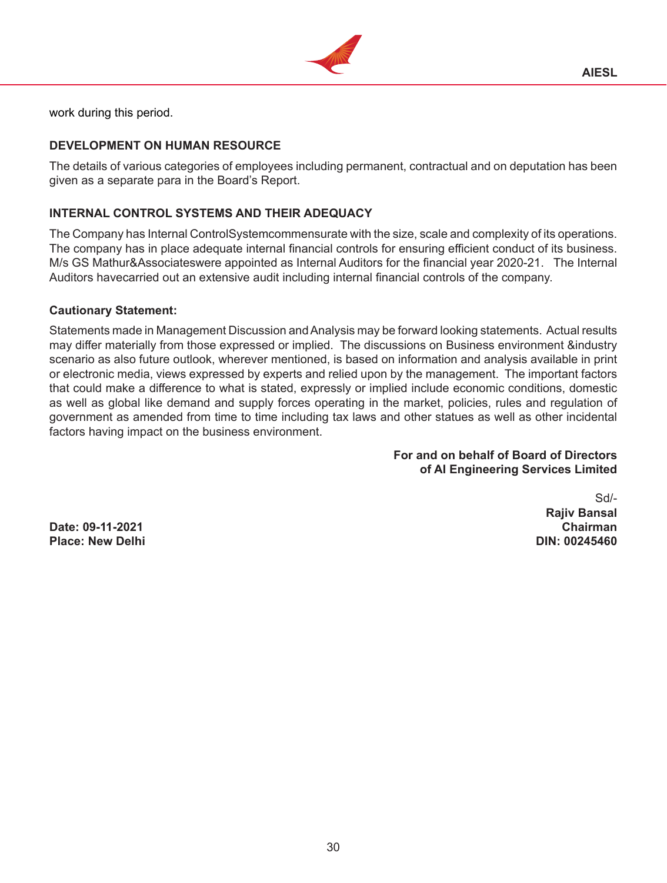work during this period.

**DEVELOPMENT ON HUMAN RESOURCE**

The details of various categories of employees including permanent, contractual and on deputation has been given as a separate para in the Board's Report.

**INTERNAL CONTROL SYSTEMS AND THEIR ADEQUACY**

The Company has Internal ControlSystemcommensurate with the size, scale and complexity of its operations. The company has in place adequate internal financial controls for ensuring efficient conduct of its business. M/s GS Mathur&Associateswere appointed as Internal Auditors for the financial year 2020-21. The Internal Auditors havecarried out an extensive audit including internal financial controls of the company.

**Cautionary Statement:**

Statements made in Management Discussion and Analysis may be forward looking statements. Actual results may differ materially from those expressed or implied. The discussions on Business environment &industry scenario as also future outlook, wherever mentioned, is based on information and analysis available in print or electronic media, views expressed by experts and relied upon by the management. The important factors that could make a difference to what is stated, expressly or implied include economic conditions, domestic as well as global like demand and supply forces operating in the market, policies, rules and regulation of government as amended from time to time including tax laws and other statues as well as other incidental factors having impact on the business environment.

**For and on behalf of Board of Directors**
**of AI Engineering Services Limited**

Sd/-
**Rajiv Bansal**
**Chairman**
**DIN: 00245460**

**Date: 09-11-2021**
**Place: New Delhi**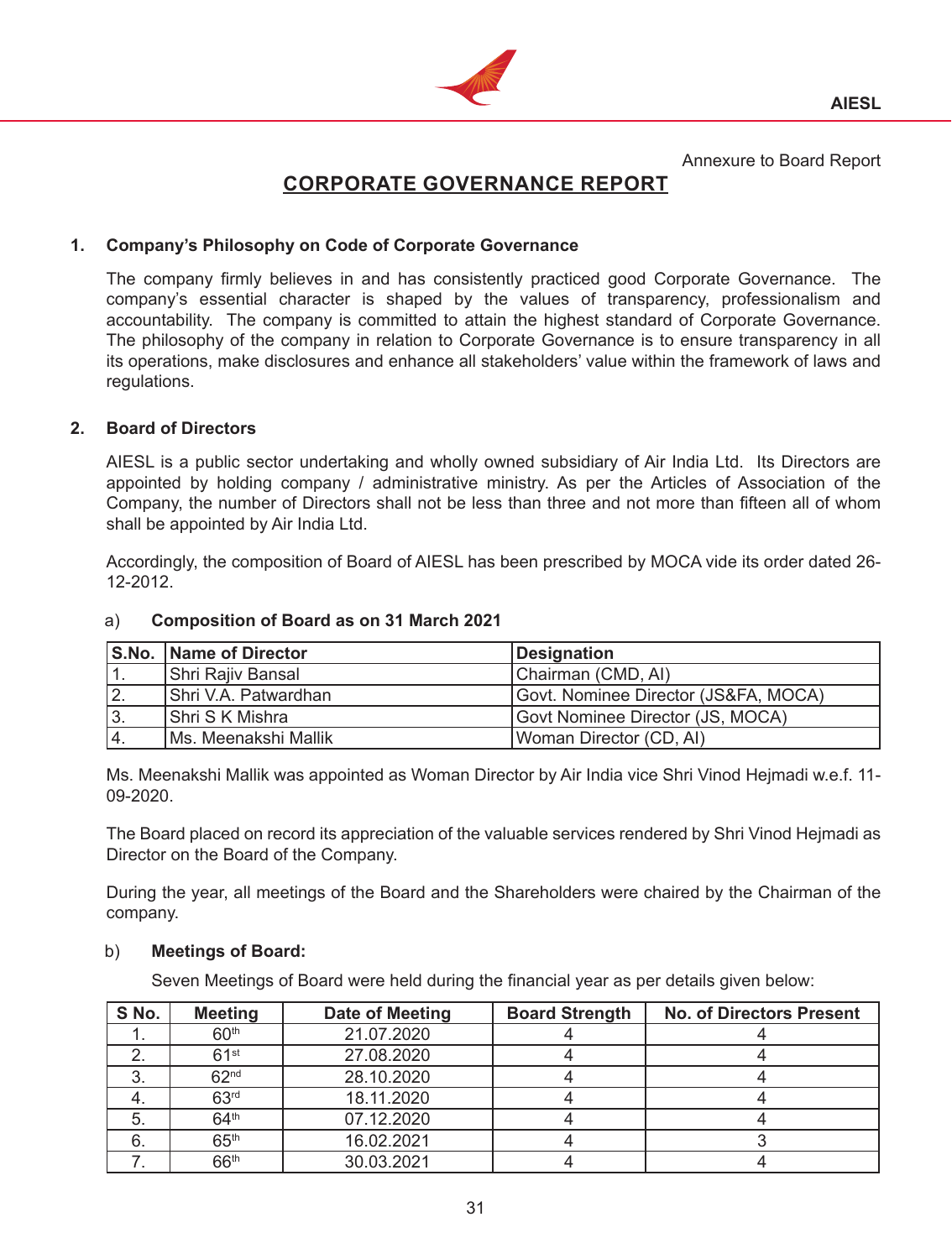Annexure to Board Report

# CORPORATE GOVERNANCE REPORT

## 1. Company's Philosophy on Code of Corporate Governance

The company firmly believes in and has consistently practiced good Corporate Governance. The company's essential character is shaped by the values of transparency, professionalism and accountability. The company is committed to attain the highest standard of Corporate Governance. The philosophy of the company in relation to Corporate Governance is to ensure transparency in all its operations, make disclosures and enhance all stakeholders' value within the framework of laws and regulations.

## 2. Board of Directors

AIESL is a public sector undertaking and wholly owned subsidiary of Air India Ltd. Its Directors are appointed by holding company / administrative ministry. As per the Articles of Association of the Company, the number of Directors shall not be less than three and not more than fifteen all of whom shall be appointed by Air India Ltd.

Accordingly, the composition of Board of AIESL has been prescribed by MOCA vide its order dated 26-12-2012.

### a) Composition of Board as on 31 March 2021

| S.No. | Name of Director | Designation |
|---|---|---|
| 1. | Shri Rajiv Bansal | Chairman (CMD, AI) |
| 2. | Shri V.A. Patwardhan | Govt. Nominee Director (JS&FA, MOCA) |
| 3. | Shri S K Mishra | Govt Nominee Director (JS, MOCA) |
| 4. | Ms. Meenakshi Mallik | Woman Director (CD, AI) |

Ms. Meenakshi Mallik was appointed as Woman Director by Air India vice Shri Vinod Hejmadi w.e.f. 11-09-2020.

The Board placed on record its appreciation of the valuable services rendered by Shri Vinod Hejmadi as Director on the Board of the Company.

During the year, all meetings of the Board and the Shareholders were chaired by the Chairman of the company.

### b) Meetings of Board:

Seven Meetings of Board were held during the financial year as per details given below:

| S No. | Meeting | Date of Meeting | Board Strength | No. of Directors Present |
|---|---|---|---|---|
| 1. | 60th | 21.07.2020 | 4 | 4 |
| 2. | 61st | 27.08.2020 | 4 | 4 |
| 3. | 62nd | 28.10.2020 | 4 | 4 |
| 4. | 63rd | 18.11.2020 | 4 | 4 |
| 5. | 64th | 07.12.2020 | 4 | 4 |
| 6. | 65th | 16.02.2021 | 4 | 3 |
| 7. | 66th | 30.03.2021 | 4 | 4 |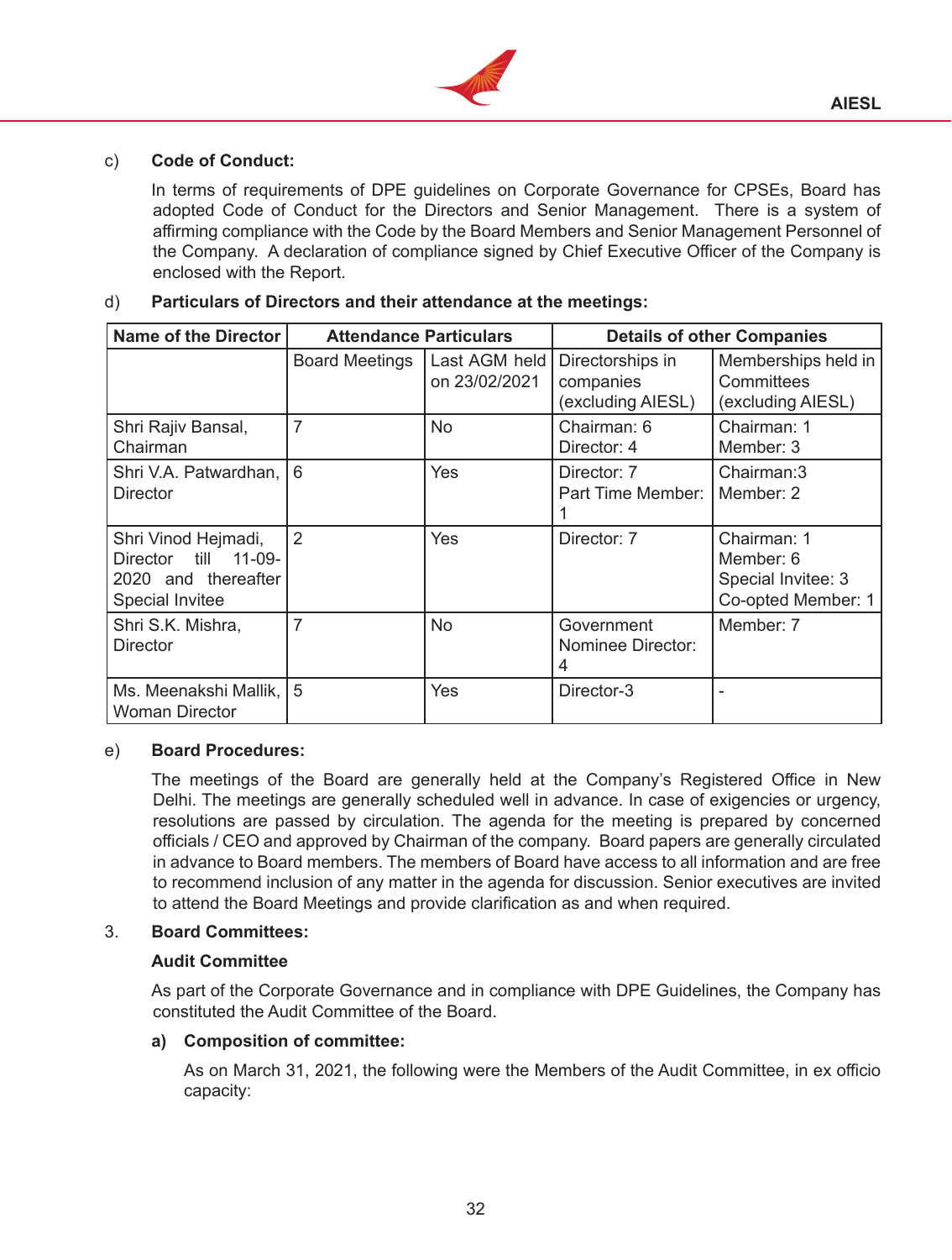c) **Code of Conduct:**

In terms of requirements of DPE guidelines on Corporate Governance for CPSEs, Board has adopted Code of Conduct for the Directors and Senior Management. There is a system of affirming compliance with the Code by the Board Members and Senior Management Personnel of the Company. A declaration of compliance signed by Chief Executive Officer of the Company is enclosed with the Report.

d) **Particulars of Directors and their attendance at the meetings:**

| Name of the Director | Attendance Particulars | | Details of other Companies | |
|---|---|---|---|---|
| | Board Meetings | Last AGM held on 23/02/2021 | Directorships in companies (excluding AIESL) | Memberships held in Committees (excluding AIESL) |
| Shri Rajiv Bansal, Chairman | 7 | No | Chairman: 6<br>Director: 4 | Chairman: 1<br>Member: 3 |
| Shri V.A. Patwardhan, Director | 6 | Yes | Director: 7<br>Part Time Member: 1 | Chairman:3<br>Member: 2 |
| Shri Vinod Hejmadi, Director till 11-09-2020 and thereafter Special Invitee | 2 | Yes | Director: 7 | Chairman: 1<br>Member: 6<br>Special Invitee: 3<br>Co-opted Member: 1 |
| Shri S.K. Mishra, Director | 7 | No | Government Nominee Director: 4 | Member: 7 |
| Ms. Meenakshi Mallik, Woman Director | 5 | Yes | Director-3 | - |

e) **Board Procedures:**

The meetings of the Board are generally held at the Company's Registered Office in New Delhi. The meetings are generally scheduled well in advance. In case of exigencies or urgency, resolutions are passed by circulation. The agenda for the meeting is prepared by concerned officials / CEO and approved by Chairman of the company. Board papers are generally circulated in advance to Board members. The members of Board have access to all information and are free to recommend inclusion of any matter in the agenda for discussion. Senior executives are invited to attend the Board Meetings and provide clarification as and when required.

3. **Board Committees:**

**Audit Committee**

As part of the Corporate Governance and in compliance with DPE Guidelines, the Company has constituted the Audit Committee of the Board.

**a) Composition of committee:**

As on March 31, 2021, the following were the Members of the Audit Committee, in ex officio capacity: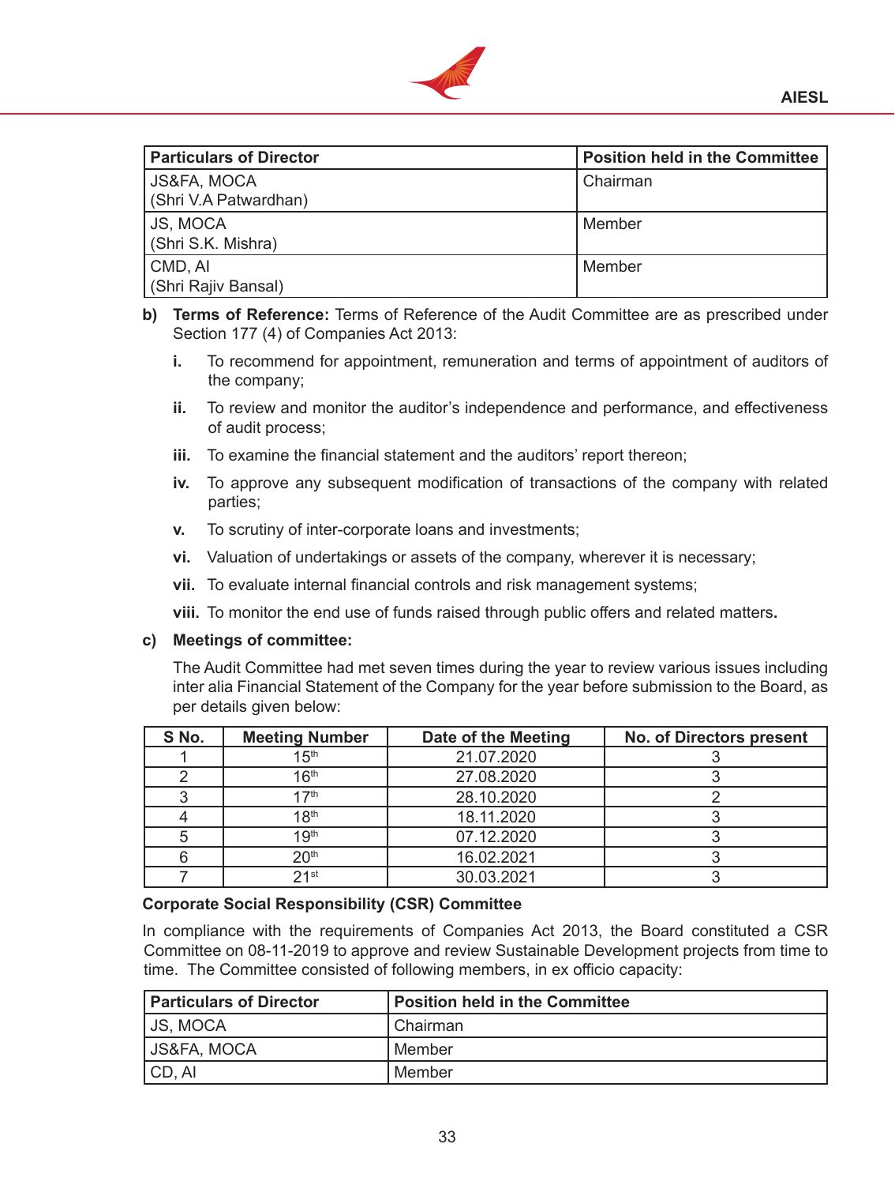| Particulars of Director | Position held in the Committee |
|---|---|
| JS&FA, MOCA (Shri V.A Patwardhan) | Chairman |
| JS, MOCA (Shri S.K. Mishra) | Member |
| CMD, AI (Shri Rajiv Bansal) | Member |

**b) Terms of Reference:** Terms of Reference of the Audit Committee are as prescribed under Section 177 (4) of Companies Act 2013:

- **i.** To recommend for appointment, remuneration and terms of appointment of auditors of the company;
- **ii.** To review and monitor the auditor's independence and performance, and effectiveness of audit process;
- **iii.** To examine the financial statement and the auditors' report thereon;
- **iv.** To approve any subsequent modification of transactions of the company with related parties;
- **v.** To scrutiny of inter-corporate loans and investments;
- **vi.** Valuation of undertakings or assets of the company, wherever it is necessary;
- **vii.** To evaluate internal financial controls and risk management systems;
- **viii.** To monitor the end use of funds raised through public offers and related matters**.**

**c) Meetings of committee:**

The Audit Committee had met seven times during the year to review various issues including inter alia Financial Statement of the Company for the year before submission to the Board, as per details given below:

| S No. | Meeting Number | Date of the Meeting | No. of Directors present |
|---|---|---|---|
| 1 | 15th | 21.07.2020 | 3 |
| 2 | 16th | 27.08.2020 | 3 |
| 3 | 17th | 28.10.2020 | 2 |
| 4 | 18th | 18.11.2020 | 3 |
| 5 | 19th | 07.12.2020 | 3 |
| 6 | 20th | 16.02.2021 | 3 |
| 7 | 21st | 30.03.2021 | 3 |

**Corporate Social Responsibility (CSR) Committee**

In compliance with the requirements of Companies Act 2013, the Board constituted a CSR Committee on 08-11-2019 to approve and review Sustainable Development projects from time to time. The Committee consisted of following members, in ex officio capacity:

| Particulars of Director | Position held in the Committee |
|---|---|
| JS, MOCA | Chairman |
| JS&FA, MOCA | Member |
| CD, AI | Member |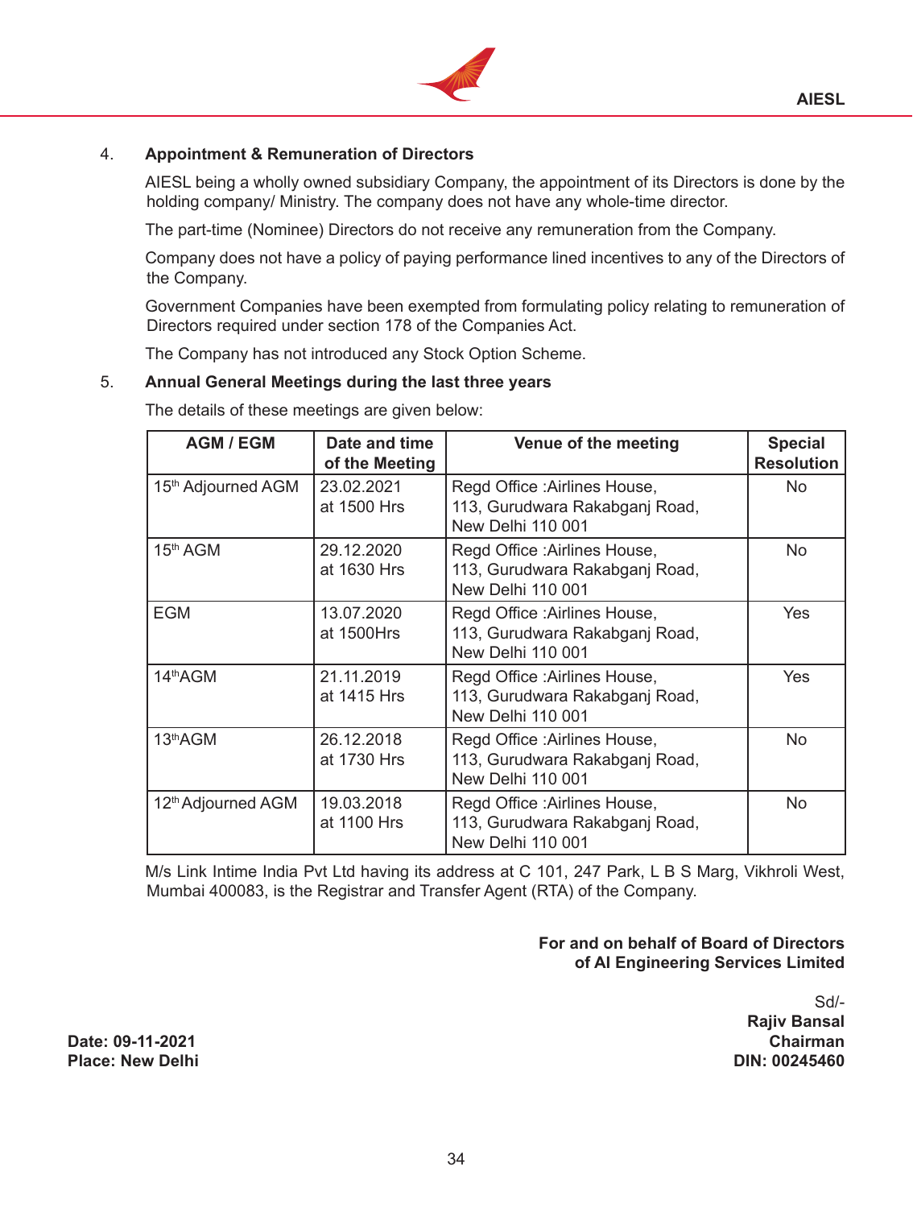4. **Appointment & Remuneration of Directors**

   AIESL being a wholly owned subsidiary Company, the appointment of its Directors is done by the holding company/ Ministry. The company does not have any whole-time director.

   The part-time (Nominee) Directors do not receive any remuneration from the Company.

   Company does not have a policy of paying performance lined incentives to any of the Directors of the Company.

   Government Companies have been exempted from formulating policy relating to remuneration of Directors required under section 178 of the Companies Act.

   The Company has not introduced any Stock Option Scheme.

5. **Annual General Meetings during the last three years**

   The details of these meetings are given below:

| AGM / EGM | Date and time of the Meeting | Venue of the meeting | Special Resolution |
|---|---|---|---|
| 15th Adjourned AGM | 23.02.2021 at 1500 Hrs | Regd Office :Airlines House, 113, Gurudwara Rakabganj Road, New Delhi 110 001 | No |
| 15th AGM | 29.12.2020 at 1630 Hrs | Regd Office :Airlines House, 113, Gurudwara Rakabganj Road, New Delhi 110 001 | No |
| EGM | 13.07.2020 at 1500Hrs | Regd Office :Airlines House, 113, Gurudwara Rakabganj Road, New Delhi 110 001 | Yes |
| 14thAGM | 21.11.2019 at 1415 Hrs | Regd Office :Airlines House, 113, Gurudwara Rakabganj Road, New Delhi 110 001 | Yes |
| 13thAGM | 26.12.2018 at 1730 Hrs | Regd Office :Airlines House, 113, Gurudwara Rakabganj Road, New Delhi 110 001 | No |
| 12th Adjourned AGM | 19.03.2018 at 1100 Hrs | Regd Office :Airlines House, 113, Gurudwara Rakabganj Road, New Delhi 110 001 | No |

   M/s Link Intime India Pvt Ltd having its address at C 101, 247 Park, L B S Marg, Vikhroli West, Mumbai 400083, is the Registrar and Transfer Agent (RTA) of the Company.

**For and on behalf of Board of Directors**
**of AI Engineering Services Limited**

Sd/-
**Rajiv Bansal**
**Chairman**
**DIN: 00245460**

**Date: 09-11-2021**
**Place: New Delhi**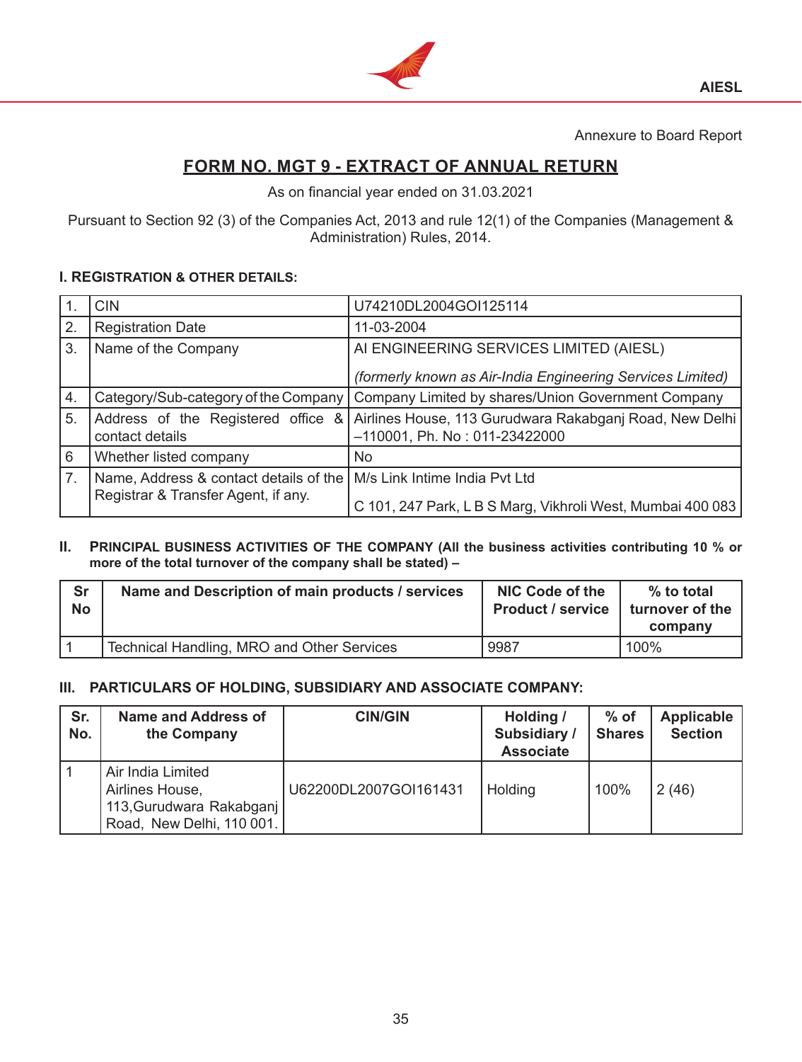Annexure to Board Report

## FORM NO. MGT 9 - EXTRACT OF ANNUAL RETURN

As on financial year ended on 31.03.2021

Pursuant to Section 92 (3) of the Companies Act, 2013 and rule 12(1) of the Companies (Management & Administration) Rules, 2014.

### I. REGISTRATION & OTHER DETAILS:

| | | |
|---|---|---|
| 1. | CIN | U74210DL2004GOI125114 |
| 2. | Registration Date | 11-03-2004 |
| 3. | Name of the Company | AI ENGINEERING SERVICES LIMITED (AIESL) *(formerly known as Air-India Engineering Services Limited)* |
| 4. | Category/Sub-category of the Company | Company Limited by shares/Union Government Company |
| 5. | Address of the Registered office & contact details | Airlines House, 113 Gurudwara Rakabganj Road, New Delhi –110001, Ph. No : 011-23422000 |
| 6 | Whether listed company | No |
| 7. | Name, Address & contact details of the Registrar & Transfer Agent, if any. | M/s Link Intime India Pvt Ltd C 101, 247 Park, L B S Marg, Vikhroli West, Mumbai 400 083 |

### II. PRINCIPAL BUSINESS ACTIVITIES OF THE COMPANY (All the business activities contributing 10 % or more of the total turnover of the company shall be stated) –

| Sr No | Name and Description of main products / services | NIC Code of the Product / service | % to total turnover of the company |
|---|---|---|---|
| 1 | Technical Handling, MRO and Other Services | 9987 | 100% |

### III. PARTICULARS OF HOLDING, SUBSIDIARY AND ASSOCIATE COMPANY:

| Sr. No. | Name and Address of the Company | CIN/GIN | Holding / Subsidiary / Associate | % of Shares | Applicable Section |
|---|---|---|---|---|---|
| 1 | Air India Limited Airlines House, 113,Gurudwara Rakabganj Road, New Delhi, 110 001. | U62200DL2007GOI161431 | Holding | 100% | 2 (46) |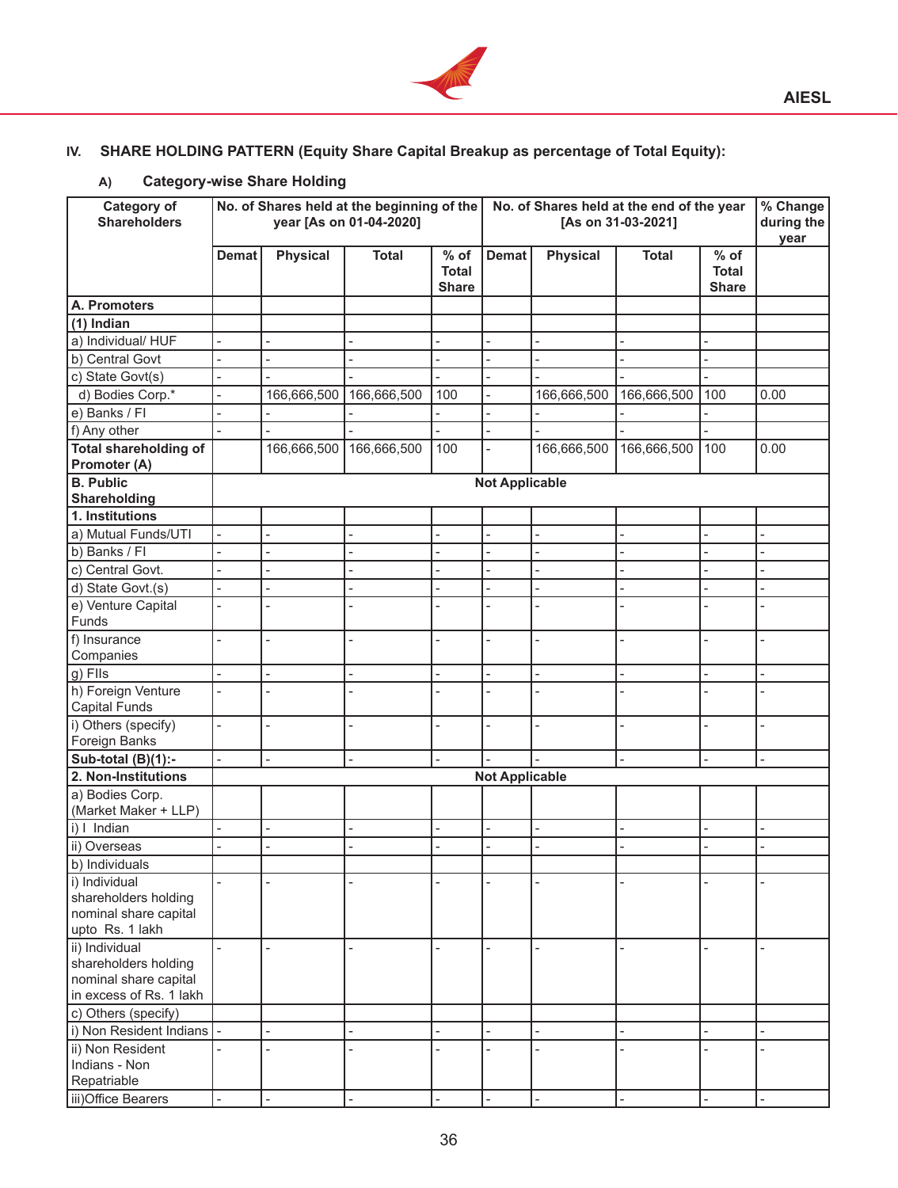## IV. SHARE HOLDING PATTERN (Equity Share Capital Breakup as percentage of Total Equity):

### A) Category-wise Share Holding

| Category of Shareholders | No. of Shares held at the beginning of the year [As on 01-04-2020] | | | | No. of Shares held at the end of the year [As on 31-03-2021] | | | | % Change during the year |
|---|---|---|---|---|---|---|---|---|---|
| | Demat | Physical | Total | % of Total Share | Demat | Physical | Total | % of Total Share | |
| **A. Promoters** | | | | | | | | | |
| **(1) Indian** | | | | | | | | | |
| a) Individual/ HUF | - | - | - | - | - | - | - | - | |
| b) Central Govt | - | - | - | - | - | - | - | - | |
| c) State Govt(s) | - | - | - | - | - | - | - | - | |
| d) Bodies Corp.* | - | 166,666,500 | 166,666,500 | 100 | - | 166,666,500 | 166,666,500 | 100 | 0.00 |
| e) Banks / FI | - | - | - | - | - | - | - | - | |
| f) Any other | - | - | - | - | - | - | - | - | |
| **Total shareholding of Promoter (A)** | | 166,666,500 | 166,666,500 | 100 | - | 166,666,500 | 166,666,500 | 100 | 0.00 |
| **B. Public Shareholding** | **Not Applicable** | | | | | | | | |
| **1. Institutions** | | | | | | | | | |
| a) Mutual Funds/UTI | - | - | - | - | - | - | - | - | - |
| b) Banks / FI | - | - | - | - | - | - | - | - | - |
| c) Central Govt. | - | - | - | - | - | - | - | - | - |
| d) State Govt.(s) | - | - | - | - | - | - | - | - | - |
| e) Venture Capital Funds | - | - | - | - | - | - | - | - | - |
| f) Insurance Companies | - | - | - | - | - | - | - | - | - |
| g) FIIs | - | - | - | - | - | - | - | - | - |
| h) Foreign Venture Capital Funds | - | - | - | - | - | - | - | - | - |
| i) Others (specify) Foreign Banks | - | - | - | - | - | - | - | - | - |
| **Sub-total (B)(1):-** | - | - | - | - | - | - | - | - | - |
| **2. Non-Institutions** | **Not Applicable** | | | | | | | | |
| a) Bodies Corp. (Market Maker + LLP) | | | | | | | | | |
| i) I Indian | - | - | - | - | - | - | - | - | - |
| ii) Overseas | - | - | - | - | - | - | - | - | - |
| b) Individuals | | | | | | | | | |
| i) Individual shareholders holding nominal share capital upto Rs. 1 lakh | - | - | - | - | - | - | - | - | - |
| ii) Individual shareholders holding nominal share capital in excess of Rs. 1 lakh | - | - | - | - | - | - | - | - | - |
| c) Others (specify) | | | | | | | | | |
| i) Non Resident Indians | - | - | - | - | - | - | - | - | - |
| ii) Non Resident Indians - Non Repatriable | - | - | - | - | - | - | - | - | - |
| iii)Office Bearers | - | - | - | - | - | - | - | - | - |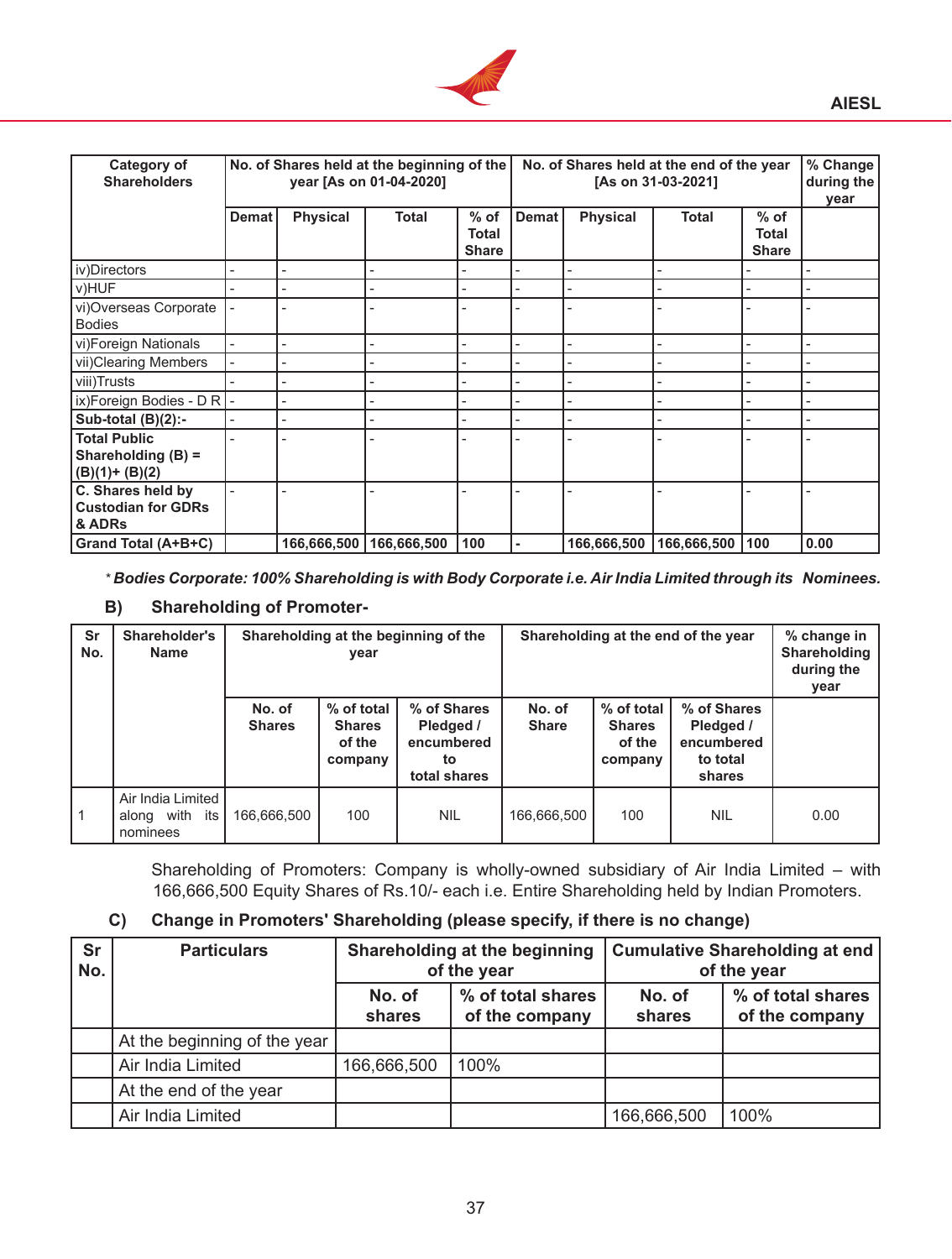| Category of Shareholders | No. of Shares held at the beginning of the year [As on 01-04-2020] | | | | No. of Shares held at the end of the year [As on 31-03-2021] | | | | % Change during the year |
|---|---|---|---|---|---|---|---|---|---|
| | Demat | Physical | Total | % of Total Share | Demat | Physical | Total | % of Total Share | |
| iv)Directors | - | - | - | - | - | - | - | - | - |
| v)HUF | - | - | - | - | - | - | - | - | - |
| vi)Overseas Corporate Bodies | - | - | - | - | - | - | - | - | - |
| vi)Foreign Nationals | - | - | - | - | - | - | - | - | - |
| vii)Clearing Members | - | - | - | - | - | - | - | - | - |
| viii)Trusts | - | - | - | - | - | - | - | - | - |
| ix)Foreign Bodies - D R | - | - | - | - | - | - | - | - | - |
| **Sub-total (B)(2):-** | - | - | - | - | - | - | - | - | - |
| **Total Public Shareholding (B) = (B)(1)+ (B)(2)** | - | - | - | - | - | - | - | - | - |
| **C. Shares held by Custodian for GDRs & ADRs** | - | - | - | - | - | - | - | - | - |
| **Grand Total (A+B+C)** | | **166,666,500** | **166,666,500** | **100** | **-** | **166,666,500** | **166,666,500** | **100** | **0.00** |

*\* Bodies Corporate: 100% Shareholding is with Body Corporate i.e. Air India Limited through its Nominees.*

### B) Shareholding of Promoter-

| Sr No. | Shareholder's Name | Shareholding at the beginning of the year | | | Shareholding at the end of the year | | | % change in Shareholding during the year |
|---|---|---|---|---|---|---|---|---|
| | | No. of Shares | % of total Shares of the company | % of Shares Pledged / encumbered to total shares | No. of Share | % of total Shares of the company | % of Shares Pledged / encumbered to total shares | |
| 1 | Air India Limited along with its nominees | 166,666,500 | 100 | NIL | 166,666,500 | 100 | NIL | 0.00 |

Shareholding of Promoters: Company is wholly-owned subsidiary of Air India Limited – with 166,666,500 Equity Shares of Rs.10/- each i.e. Entire Shareholding held by Indian Promoters.

### C) Change in Promoters' Shareholding (please specify, if there is no change)

| Sr No. | Particulars | Shareholding at the beginning of the year | | Cumulative Shareholding at end of the year | |
|---|---|---|---|---|---|
| | | No. of shares | % of total shares of the company | No. of shares | % of total shares of the company |
| | At the beginning of the year | | | | |
| | Air India Limited | 166,666,500 | 100% | | |
| | At the end of the year | | | | |
| | Air India Limited | | | 166,666,500 | 100% |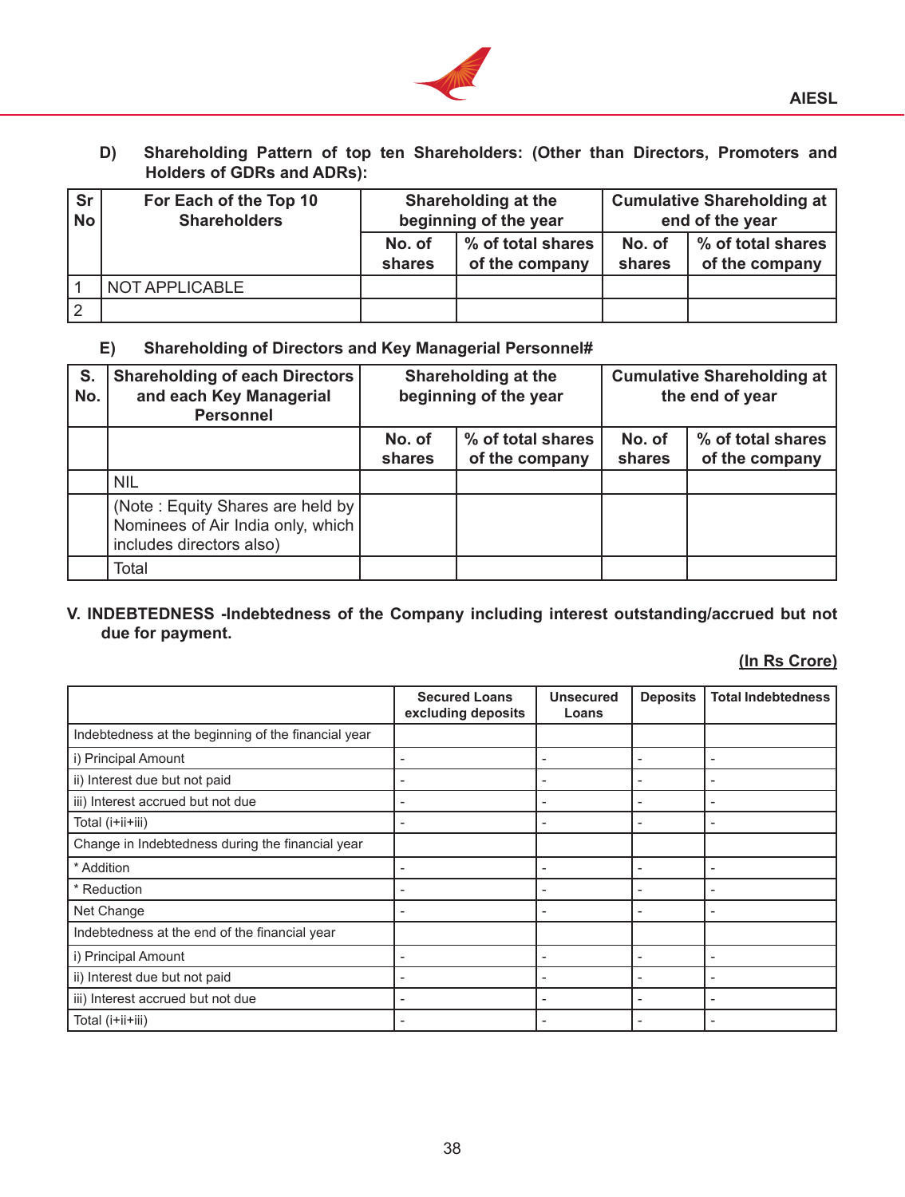D) Shareholding Pattern of top ten Shareholders: (Other than Directors, Promoters and Holders of GDRs and ADRs):

| Sr No | For Each of the Top 10 Shareholders | Shareholding at the beginning of the year | | Cumulative Shareholding at end of the year | |
|---|---|---|---|---|---|
| | | No. of shares | % of total shares of the company | No. of shares | % of total shares of the company |
| 1 | NOT APPLICABLE | | | | |
| 2 | | | | | |

E) Shareholding of Directors and Key Managerial Personnel#

| S. No. | Shareholding of each Directors and each Key Managerial Personnel | Shareholding at the beginning of the year | | Cumulative Shareholding at the end of year | |
|---|---|---|---|---|---|
| | | No. of shares | % of total shares of the company | No. of shares | % of total shares of the company |
| | NIL | | | | |
| | (Note : Equity Shares are held by Nominees of Air India only, which includes directors also) | | | | |
| | Total | | | | |

**V. INDEBTEDNESS -Indebtedness of the Company including interest outstanding/accrued but not due for payment.**

(In Rs Crore)

| | Secured Loans excluding deposits | Unsecured Loans | Deposits | Total Indebtedness |
|---|---|---|---|---|
| Indebtedness at the beginning of the financial year | | | | |
| i) Principal Amount | - | - | - | - |
| ii) Interest due but not paid | - | - | - | - |
| iii) Interest accrued but not due | - | - | - | - |
| Total (i+ii+iii) | - | - | - | - |
| Change in Indebtedness during the financial year | | | | |
| * Addition | - | - | - | - |
| * Reduction | - | - | - | - |
| Net Change | - | - | - | - |
| Indebtedness at the end of the financial year | | | | |
| i) Principal Amount | - | - | - | - |
| ii) Interest due but not paid | - | - | - | - |
| iii) Interest accrued but not due | - | - | - | - |
| Total (i+ii+iii) | - | - | - | - |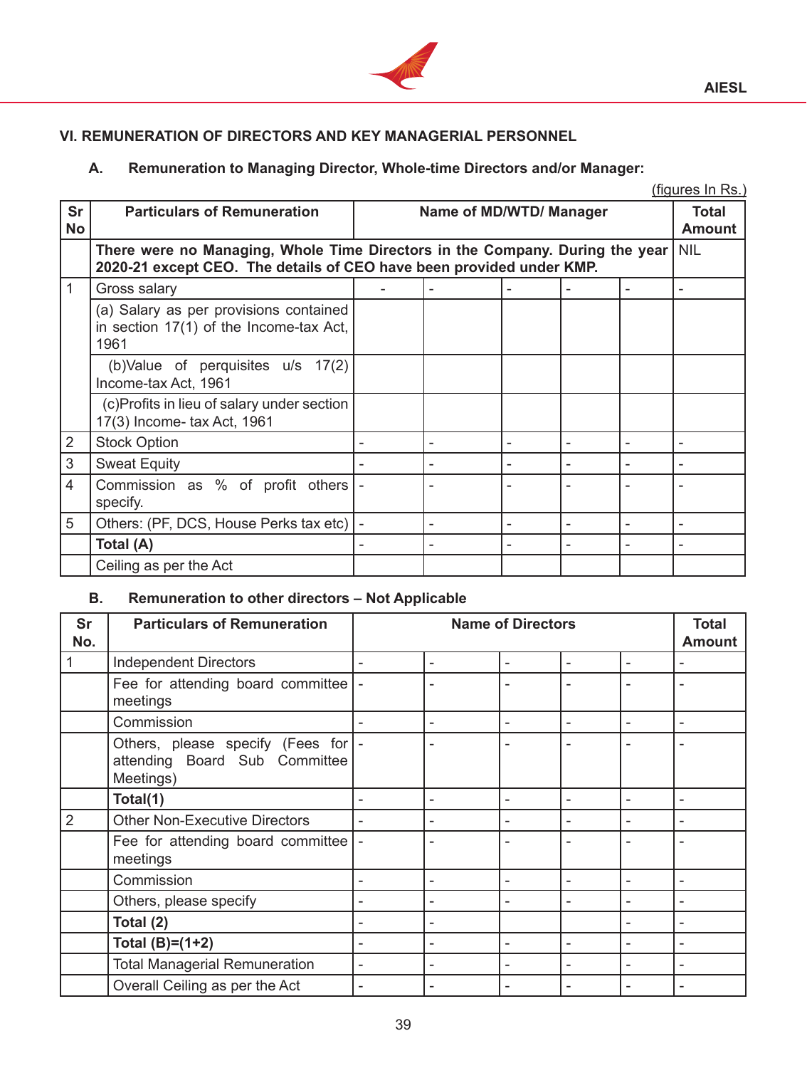## VI. REMUNERATION OF DIRECTORS AND KEY MANAGERIAL PERSONNEL

### A. Remuneration to Managing Director, Whole-time Directors and/or Manager:

(figures In Rs.)

| Sr No | Particulars of Remuneration | Name of MD/WTD/ Manager | | | | | Total Amount |
|---|---|---|---|---|---|---|---|
| | **There were no Managing, Whole Time Directors in the Company. During the year 2020-21 except CEO. The details of CEO have been provided under KMP.** | | | | | | NIL |
| 1 | Gross salary | - | - | - | - | - | - |
| | (a) Salary as per provisions contained in section 17(1) of the Income-tax Act, 1961 | | | | | | |
| | (b)Value of perquisites u/s 17(2) Income-tax Act, 1961 | | | | | | |
| | (c)Profits in lieu of salary under section 17(3) Income- tax Act, 1961 | | | | | | |
| 2 | Stock Option | - | - | - | - | - | - |
| 3 | Sweat Equity | - | - | - | - | - | - |
| 4 | Commission as % of profit others specify. | - | - | - | - | - | - |
| 5 | Others: (PF, DCS, House Perks tax etc) | - | - | - | - | - | - |
| | **Total (A)** | - | - | - | - | - | - |
| | Ceiling as per the Act | | | | | | |

### B. Remuneration to other directors – Not Applicable

| Sr No. | Particulars of Remuneration | Name of Directors | | | | | Total Amount |
|---|---|---|---|---|---|---|---|
| 1 | Independent Directors | - | - | - | - | - | - |
| | Fee for attending board committee meetings | - | - | - | - | - | - |
| | Commission | - | - | - | - | - | - |
| | Others, please specify (Fees for attending Board Sub Committee Meetings) | - | - | - | - | - | - |
| | **Total(1)** | - | - | - | - | - | - |
| 2 | Other Non-Executive Directors | - | - | - | - | - | - |
| | Fee for attending board committee meetings | - | - | - | - | - | - |
| | Commission | - | - | - | - | - | - |
| | Others, please specify | - | - | - | - | - | - |
| | **Total (2)** | - | - | | | - | - |
| | **Total (B)=(1+2)** | - | - | - | - | - | - |
| | Total Managerial Remuneration | - | - | - | - | - | - |
| | Overall Ceiling as per the Act | - | - | - | - | - | - |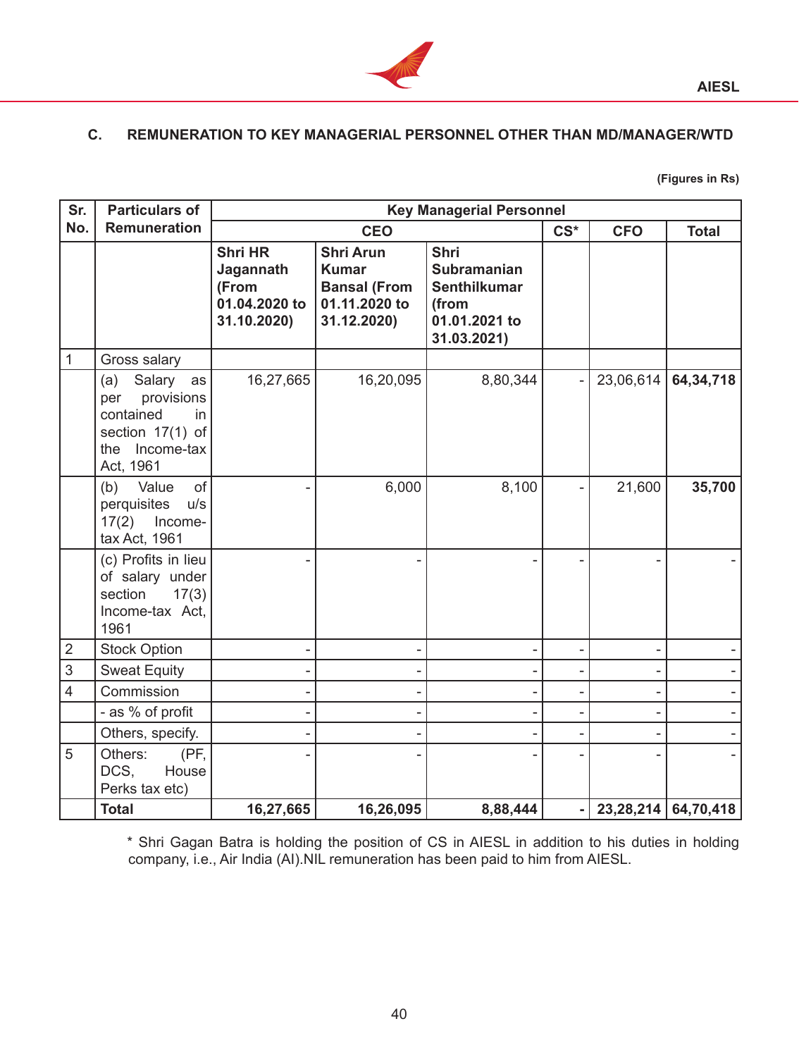### C. REMUNERATION TO KEY MANAGERIAL PERSONNEL OTHER THAN MD/MANAGER/WTD

(Figures in Rs)

| Sr. No. | Particulars of Remuneration | Key Managerial Personnel | | | | | |
|---|---|---|---|---|---|---|---|
| | | CEO | | | CS* | CFO | Total |
| | | **Shri HR Jagannath (From 01.04.2020 to 31.10.2020)** | **Shri Arun Kumar Bansal (From 01.11.2020 to 31.12.2020)** | **Shri Subramanian Senthilkumar (from 01.01.2021 to 31.03.2021)** | | | |
| 1 | Gross salary | | | | | | |
| | (a) Salary as per provisions contained in section 17(1) of the Income-tax Act, 1961 | 16,27,665 | 16,20,095 | 8,80,344 | - | 23,06,614 | **64,34,718** |
| | (b) Value of perquisites u/s 17(2) Income-tax Act, 1961 | - | 6,000 | 8,100 | - | 21,600 | **35,700** |
| | (c) Profits in lieu of salary under section 17(3) Income-tax Act, 1961 | - | - | - | - | - | - |
| 2 | Stock Option | - | - | - | - | - | - |
| 3 | Sweat Equity | - | - | - | - | - | - |
| 4 | Commission | - | - | - | - | - | - |
| | - as % of profit | - | - | - | - | - | - |
| | Others, specify. | - | - | - | - | - | - |
| 5 | Others: (PF, DCS, House Perks tax etc) | - | - | - | - | - | - |
| | **Total** | **16,27,665** | **16,26,095** | **8,88,444** | **-** | **23,28,214** | **64,70,418** |

* Shri Gagan Batra is holding the position of CS in AIESL in addition to his duties in holding company, i.e., Air India (AI).NIL remuneration has been paid to him from AIESL.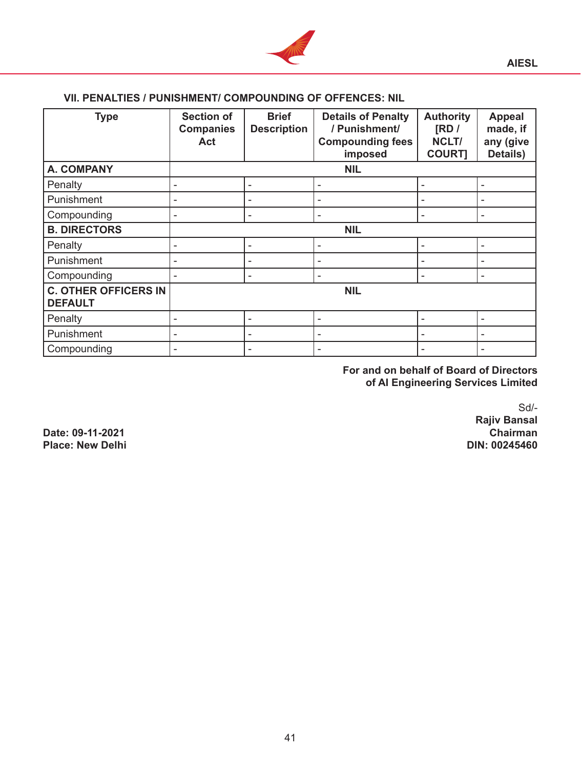### VII. PENALTIES / PUNISHMENT/ COMPOUNDING OF OFFENCES: NIL

| Type | Section of Companies Act | Brief Description | Details of Penalty / Punishment/ Compounding fees imposed | Authority [RD / NCLT/ COURT] | Appeal made, if any (give Details) |
|---|---|---|---|---|---|
| **A. COMPANY** | **NIL** | | | | |
| Penalty | - | - | - | - | - |
| Punishment | - | - | - | - | - |
| Compounding | - | - | - | - | - |
| **B. DIRECTORS** | **NIL** | | | | |
| Penalty | - | - | - | - | - |
| Punishment | - | - | - | - | - |
| Compounding | - | - | - | - | - |
| **C. OTHER OFFICERS IN DEFAULT** | **NIL** | | | | |
| Penalty | - | - | - | - | - |
| Punishment | - | - | - | - | - |
| Compounding | - | - | - | - | - |

**For and on behalf of Board of Directors of AI Engineering Services Limited**

Sd/-
**Rajiv Bansal**
**Chairman**
**DIN: 00245460**

**Date: 09-11-2021**
**Place: New Delhi**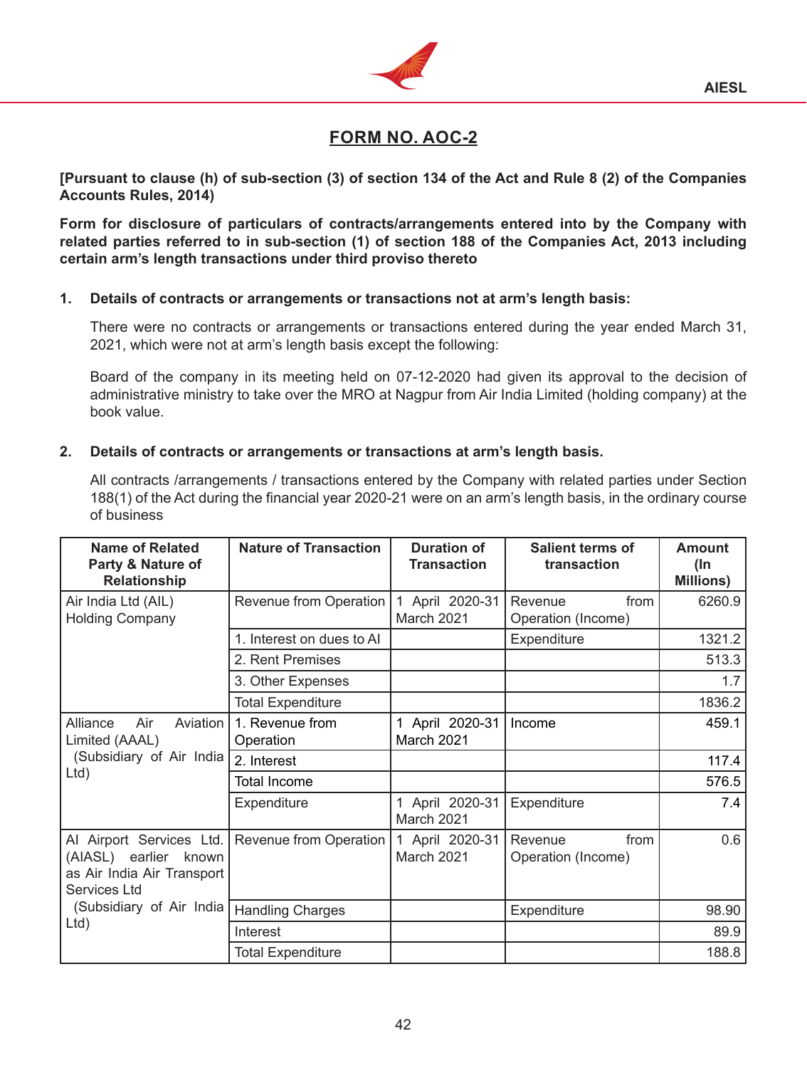# FORM NO. AOC-2

**[Pursuant to clause (h) of sub-section (3) of section 134 of the Act and Rule 8 (2) of the Companies Accounts Rules, 2014)**

**Form for disclosure of particulars of contracts/arrangements entered into by the Company with related parties referred to in sub-section (1) of section 188 of the Companies Act, 2013 including certain arm's length transactions under third proviso thereto**

**1. Details of contracts or arrangements or transactions not at arm's length basis:**

There were no contracts or arrangements or transactions entered during the year ended March 31, 2021, which were not at arm's length basis except the following:

Board of the company in its meeting held on 07-12-2020 had given its approval to the decision of administrative ministry to take over the MRO at Nagpur from Air India Limited (holding company) at the book value.

**2. Details of contracts or arrangements or transactions at arm's length basis.**

All contracts /arrangements / transactions entered by the Company with related parties under Section 188(1) of the Act during the financial year 2020-21 were on an arm's length basis, in the ordinary course of business

| Name of Related Party & Nature of Relationship | Nature of Transaction | Duration of Transaction | Salient terms of transaction | Amount (In Millions) |
|---|---|---|---|---|
| Air India Ltd (AIL) Holding Company | Revenue from Operation | 1 April 2020-31 March 2021 | Revenue from Operation (Income) | 6260.9 |
| | 1. Interest on dues to AI | | Expenditure | 1321.2 |
| | 2. Rent Premises | | | 513.3 |
| | 3. Other Expenses | | | 1.7 |
| | Total Expenditure | | | 1836.2 |
| Alliance Air Aviation Limited (AAAL) (Subsidiary of Air India Ltd) | 1. Revenue from Operation | 1 April 2020-31 March 2021 | Income | 459.1 |
| | 2. Interest | | | 117.4 |
| | Total Income | | | 576.5 |
| | Expenditure | 1 April 2020-31 March 2021 | Expenditure | 7.4 |
| AI Airport Services Ltd. (AIASL) earlier known as Air India Air Transport Services Ltd (Subsidiary of Air India Ltd) | Revenue from Operation | 1 April 2020-31 March 2021 | Revenue from Operation (Income) | 0.6 |
| | Handling Charges | | Expenditure | 98.90 |
| | Interest | | | 89.9 |
| | Total Expenditure | | | 188.8 |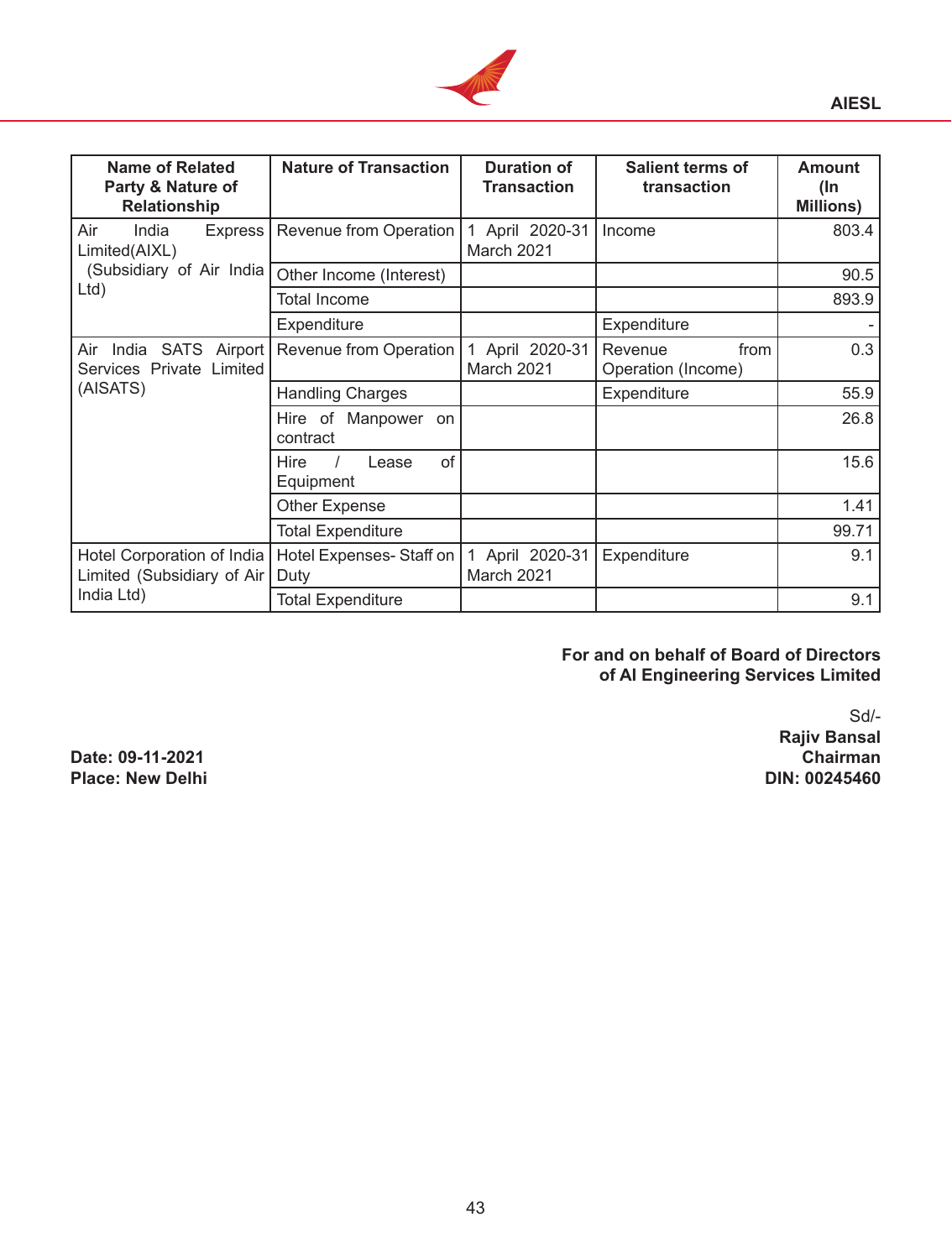| Name of Related Party & Nature of Relationship | Nature of Transaction | Duration of Transaction | Salient terms of transaction | Amount (In Millions) |
|---|---|---|---|---|
| Air India Express Limited(AIXL) (Subsidiary of Air India Ltd) | Revenue from Operation | 1 April 2020-31 March 2021 | Income | 803.4 |
| | Other Income (Interest) | | | 90.5 |
| | Total Income | | | 893.9 |
| | Expenditure | | Expenditure | - |
| Air India SATS Airport Services Private Limited (AISATS) | Revenue from Operation | 1 April 2020-31 March 2021 | Revenue from Operation (Income) | 0.3 |
| | Handling Charges | | Expenditure | 55.9 |
| | Hire of Manpower on contract | | | 26.8 |
| | Hire / Lease of Equipment | | | 15.6 |
| | Other Expense | | | 1.41 |
| | Total Expenditure | | | 99.71 |
| Hotel Corporation of India Limited (Subsidiary of Air India Ltd) | Hotel Expenses- Staff on Duty | 1 April 2020-31 March 2021 | Expenditure | 9.1 |
| | Total Expenditure | | | 9.1 |

**For and on behalf of Board of Directors of AI Engineering Services Limited**

Sd/-
**Rajiv Bansal**
**Chairman**
**DIN: 00245460**

**Date: 09-11-2021**
**Place: New Delhi**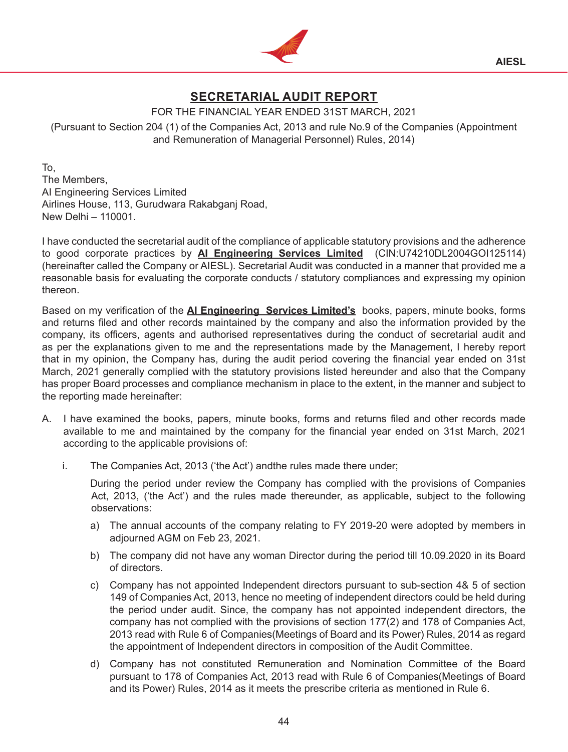# SECRETARIAL AUDIT REPORT

FOR THE FINANCIAL YEAR ENDED 31ST MARCH, 2021

(Pursuant to Section 204 (1) of the Companies Act, 2013 and rule No.9 of the Companies (Appointment and Remuneration of Managerial Personnel) Rules, 2014)

To,
The Members,
AI Engineering Services Limited
Airlines House, 113, Gurudwara Rakabganj Road,
New Delhi – 110001.

I have conducted the secretarial audit of the compliance of applicable statutory provisions and the adherence to good corporate practices by **AI Engineering Services Limited** (CIN:U74210DL2004GOI125114) (hereinafter called the Company or AIESL). Secretarial Audit was conducted in a manner that provided me a reasonable basis for evaluating the corporate conducts / statutory compliances and expressing my opinion thereon.

Based on my verification of the **AI Engineering Services Limited's** books, papers, minute books, forms and returns filed and other records maintained by the company and also the information provided by the company, its officers, agents and authorised representatives during the conduct of secretarial audit and as per the explanations given to me and the representations made by the Management, I hereby report that in my opinion, the Company has, during the audit period covering the financial year ended on 31st March, 2021 generally complied with the statutory provisions listed hereunder and also that the Company has proper Board processes and compliance mechanism in place to the extent, in the manner and subject to the reporting made hereinafter:

A. I have examined the books, papers, minute books, forms and returns filed and other records made available to me and maintained by the company for the financial year ended on 31st March, 2021 according to the applicable provisions of:

   i. The Companies Act, 2013 ('the Act') andthe rules made there under;

      During the period under review the Company has complied with the provisions of Companies Act, 2013, ('the Act') and the rules made thereunder, as applicable, subject to the following observations:

      a) The annual accounts of the company relating to FY 2019-20 were adopted by members in adjourned AGM on Feb 23, 2021.

      b) The company did not have any woman Director during the period till 10.09.2020 in its Board of directors.

      c) Company has not appointed Independent directors pursuant to sub-section 4& 5 of section 149 of Companies Act, 2013, hence no meeting of independent directors could be held during the period under audit. Since, the company has not appointed independent directors, the company has not complied with the provisions of section 177(2) and 178 of Companies Act, 2013 read with Rule 6 of Companies(Meetings of Board and its Power) Rules, 2014 as regard the appointment of Independent directors in composition of the Audit Committee.

      d) Company has not constituted Remuneration and Nomination Committee of the Board pursuant to 178 of Companies Act, 2013 read with Rule 6 of Companies(Meetings of Board and its Power) Rules, 2014 as it meets the prescribe criteria as mentioned in Rule 6.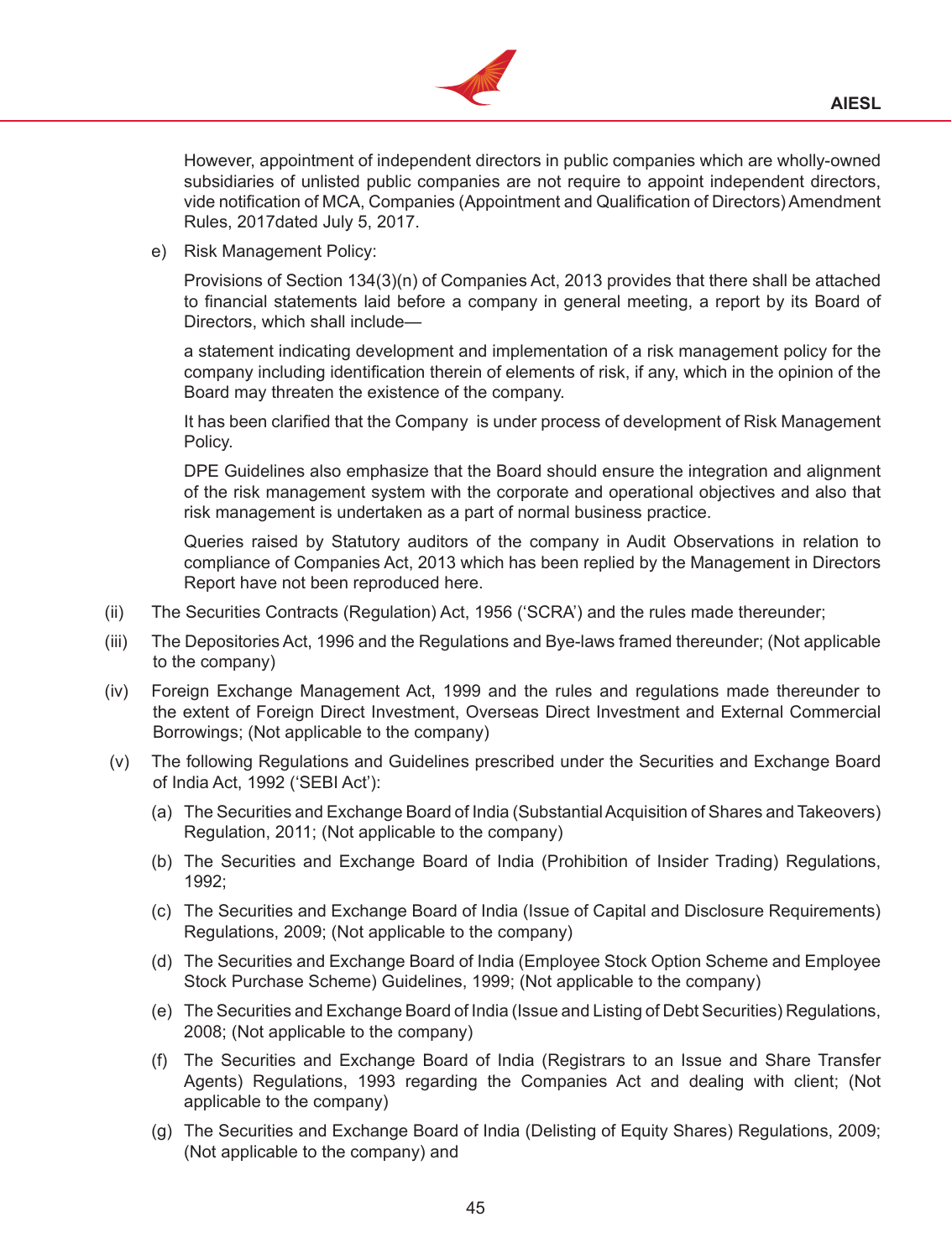However, appointment of independent directors in public companies which are wholly-owned subsidiaries of unlisted public companies are not require to appoint independent directors, vide notification of MCA, Companies (Appointment and Qualification of Directors) Amendment Rules, 2017dated July 5, 2017.

e) Risk Management Policy:

Provisions of Section 134(3)(n) of Companies Act, 2013 provides that there shall be attached to financial statements laid before a company in general meeting, a report by its Board of Directors, which shall include—

a statement indicating development and implementation of a risk management policy for the company including identification therein of elements of risk, if any, which in the opinion of the Board may threaten the existence of the company.

It has been clarified that the Company is under process of development of Risk Management Policy.

DPE Guidelines also emphasize that the Board should ensure the integration and alignment of the risk management system with the corporate and operational objectives and also that risk management is undertaken as a part of normal business practice.

Queries raised by Statutory auditors of the company in Audit Observations in relation to compliance of Companies Act, 2013 which has been replied by the Management in Directors Report have not been reproduced here.

(ii) The Securities Contracts (Regulation) Act, 1956 ('SCRA') and the rules made thereunder;

(iii) The Depositories Act, 1996 and the Regulations and Bye-laws framed thereunder; (Not applicable to the company)

(iv) Foreign Exchange Management Act, 1999 and the rules and regulations made thereunder to the extent of Foreign Direct Investment, Overseas Direct Investment and External Commercial Borrowings; (Not applicable to the company)

(v) The following Regulations and Guidelines prescribed under the Securities and Exchange Board of India Act, 1992 ('SEBI Act'):

(a) The Securities and Exchange Board of India (Substantial Acquisition of Shares and Takeovers) Regulation, 2011; (Not applicable to the company)

(b) The Securities and Exchange Board of India (Prohibition of Insider Trading) Regulations, 1992;

(c) The Securities and Exchange Board of India (Issue of Capital and Disclosure Requirements) Regulations, 2009; (Not applicable to the company)

(d) The Securities and Exchange Board of India (Employee Stock Option Scheme and Employee Stock Purchase Scheme) Guidelines, 1999; (Not applicable to the company)

(e) The Securities and Exchange Board of India (Issue and Listing of Debt Securities) Regulations, 2008; (Not applicable to the company)

(f) The Securities and Exchange Board of India (Registrars to an Issue and Share Transfer Agents) Regulations, 1993 regarding the Companies Act and dealing with client; (Not applicable to the company)

(g) The Securities and Exchange Board of India (Delisting of Equity Shares) Regulations, 2009; (Not applicable to the company) and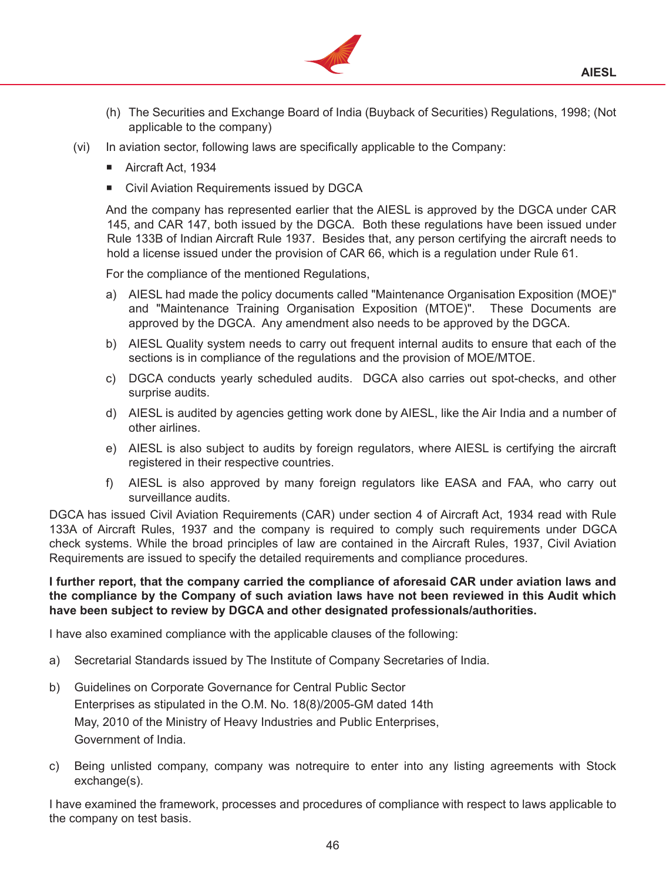(h) The Securities and Exchange Board of India (Buyback of Securities) Regulations, 1998; (Not applicable to the company)

(vi) In aviation sector, following laws are specifically applicable to the Company:

- Aircraft Act, 1934
- Civil Aviation Requirements issued by DGCA

And the company has represented earlier that the AIESL is approved by the DGCA under CAR 145, and CAR 147, both issued by the DGCA. Both these regulations have been issued under Rule 133B of Indian Aircraft Rule 1937. Besides that, any person certifying the aircraft needs to hold a license issued under the provision of CAR 66, which is a regulation under Rule 61.

For the compliance of the mentioned Regulations,

a) AIESL had made the policy documents called "Maintenance Organisation Exposition (MOE)" and "Maintenance Training Organisation Exposition (MTOE)". These Documents are approved by the DGCA. Any amendment also needs to be approved by the DGCA.

b) AIESL Quality system needs to carry out frequent internal audits to ensure that each of the sections is in compliance of the regulations and the provision of MOE/MTOE.

c) DGCA conducts yearly scheduled audits. DGCA also carries out spot-checks, and other surprise audits.

d) AIESL is audited by agencies getting work done by AIESL, like the Air India and a number of other airlines.

e) AIESL is also subject to audits by foreign regulators, where AIESL is certifying the aircraft registered in their respective countries.

f) AIESL is also approved by many foreign regulators like EASA and FAA, who carry out surveillance audits.

DGCA has issued Civil Aviation Requirements (CAR) under section 4 of Aircraft Act, 1934 read with Rule 133A of Aircraft Rules, 1937 and the company is required to comply such requirements under DGCA check systems. While the broad principles of law are contained in the Aircraft Rules, 1937, Civil Aviation Requirements are issued to specify the detailed requirements and compliance procedures.

**I further report, that the company carried the compliance of aforesaid CAR under aviation laws and the compliance by the Company of such aviation laws have not been reviewed in this Audit which have been subject to review by DGCA and other designated professionals/authorities.**

I have also examined compliance with the applicable clauses of the following:

a) Secretarial Standards issued by The Institute of Company Secretaries of India.

b) Guidelines on Corporate Governance for Central Public Sector Enterprises as stipulated in the O.M. No. 18(8)/2005-GM dated 14th May, 2010 of the Ministry of Heavy Industries and Public Enterprises, Government of India.

c) Being unlisted company, company was notrequire to enter into any listing agreements with Stock exchange(s).

I have examined the framework, processes and procedures of compliance with respect to laws applicable to the company on test basis.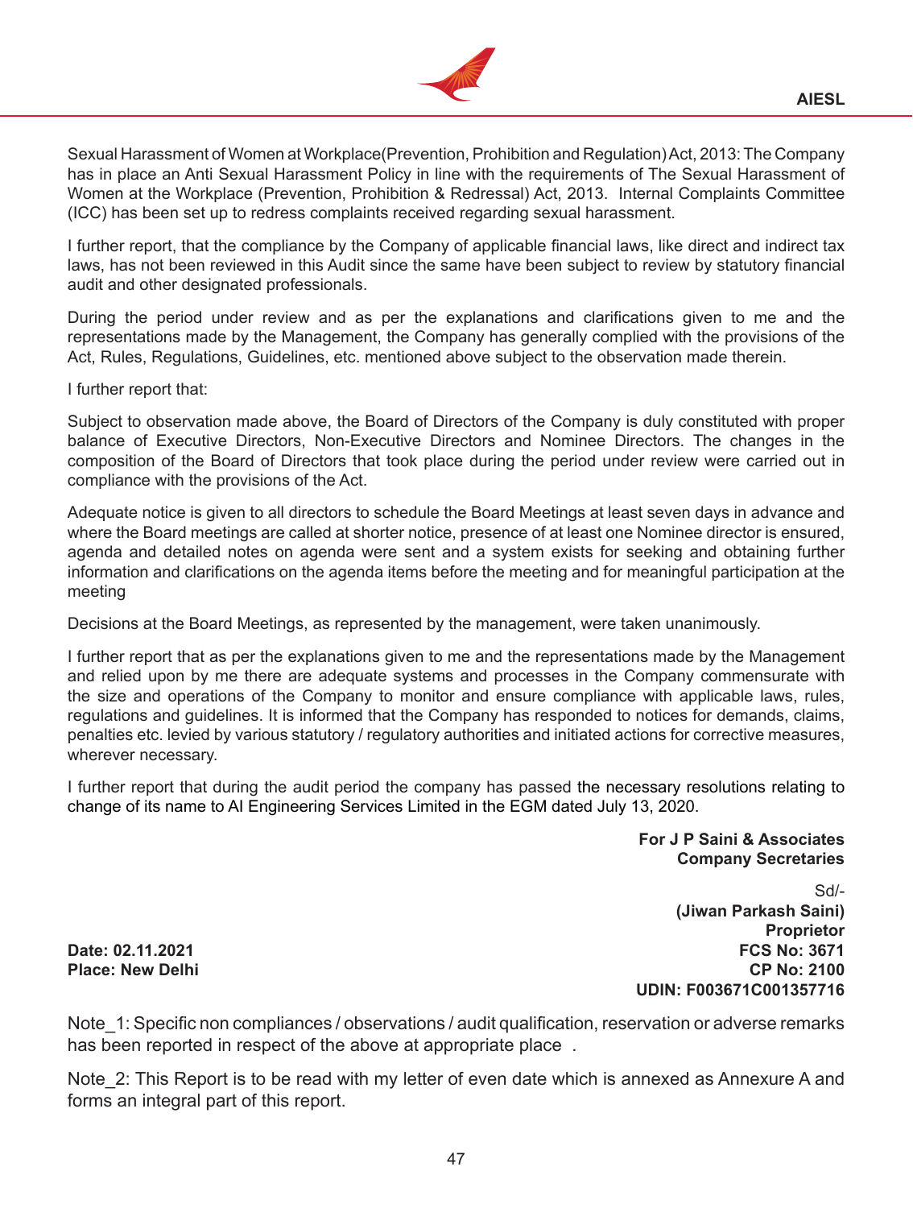Sexual Harassment of Women at Workplace(Prevention, Prohibition and Regulation) Act, 2013: The Company has in place an Anti Sexual Harassment Policy in line with the requirements of The Sexual Harassment of Women at the Workplace (Prevention, Prohibition & Redressal) Act, 2013. Internal Complaints Committee (ICC) has been set up to redress complaints received regarding sexual harassment.

I further report, that the compliance by the Company of applicable financial laws, like direct and indirect tax laws, has not been reviewed in this Audit since the same have been subject to review by statutory financial audit and other designated professionals.

During the period under review and as per the explanations and clarifications given to me and the representations made by the Management, the Company has generally complied with the provisions of the Act, Rules, Regulations, Guidelines, etc. mentioned above subject to the observation made therein.

I further report that:

Subject to observation made above, the Board of Directors of the Company is duly constituted with proper balance of Executive Directors, Non-Executive Directors and Nominee Directors. The changes in the composition of the Board of Directors that took place during the period under review were carried out in compliance with the provisions of the Act.

Adequate notice is given to all directors to schedule the Board Meetings at least seven days in advance and where the Board meetings are called at shorter notice, presence of at least one Nominee director is ensured, agenda and detailed notes on agenda were sent and a system exists for seeking and obtaining further information and clarifications on the agenda items before the meeting and for meaningful participation at the meeting

Decisions at the Board Meetings, as represented by the management, were taken unanimously.

I further report that as per the explanations given to me and the representations made by the Management and relied upon by me there are adequate systems and processes in the Company commensurate with the size and operations of the Company to monitor and ensure compliance with applicable laws, rules, regulations and guidelines. It is informed that the Company has responded to notices for demands, claims, penalties etc. levied by various statutory / regulatory authorities and initiated actions for corrective measures, wherever necessary.

I further report that during the audit period the company has passed the necessary resolutions relating to change of its name to AI Engineering Services Limited in the EGM dated July 13, 2020.

**For J P Saini & Associates**
**Company Secretaries**

Sd/-
**(Jiwan Parkash Saini)**
**Proprietor**
**FCS No: 3671**
**CP No: 2100**
**UDIN: F003671C001357716**

**Date: 02.11.2021**
**Place: New Delhi**

Note_1: Specific non compliances / observations / audit qualification, reservation or adverse remarks has been reported in respect of the above at appropriate place .

Note_2: This Report is to be read with my letter of even date which is annexed as Annexure A and forms an integral part of this report.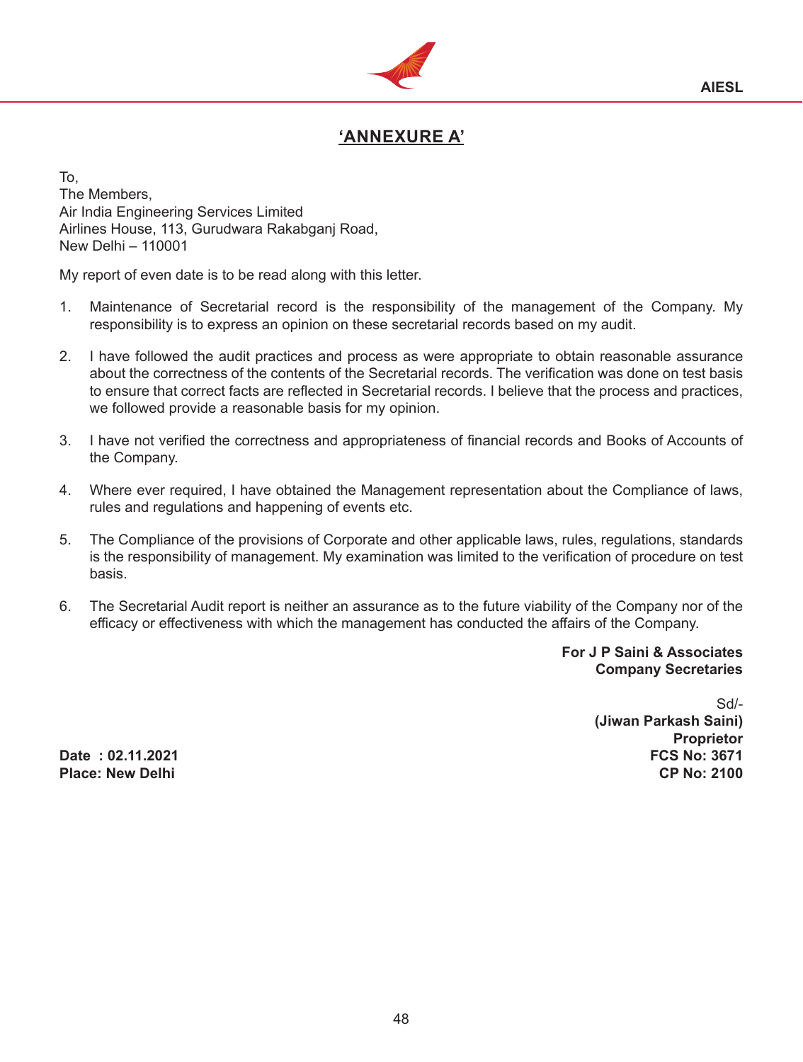## 'ANNEXURE A'

To,
The Members,
Air India Engineering Services Limited
Airlines House, 113, Gurudwara Rakabganj Road,
New Delhi – 110001

My report of even date is to be read along with this letter.

1. Maintenance of Secretarial record is the responsibility of the management of the Company. My responsibility is to express an opinion on these secretarial records based on my audit.

2. I have followed the audit practices and process as were appropriate to obtain reasonable assurance about the correctness of the contents of the Secretarial records. The verification was done on test basis to ensure that correct facts are reflected in Secretarial records. I believe that the process and practices, we followed provide a reasonable basis for my opinion.

3. I have not verified the correctness and appropriateness of financial records and Books of Accounts of the Company.

4. Where ever required, I have obtained the Management representation about the Compliance of laws, rules and regulations and happening of events etc.

5. The Compliance of the provisions of Corporate and other applicable laws, rules, regulations, standards is the responsibility of management. My examination was limited to the verification of procedure on test basis.

6. The Secretarial Audit report is neither an assurance as to the future viability of the Company nor of the efficacy or effectiveness with which the management has conducted the affairs of the Company.

**For J P Saini & Associates**
**Company Secretaries**

Sd/-
**(Jiwan Parkash Saini)**
**Proprietor**
**FCS No: 3671**
**CP No: 2100**

**Date : 02.11.2021**
**Place: New Delhi**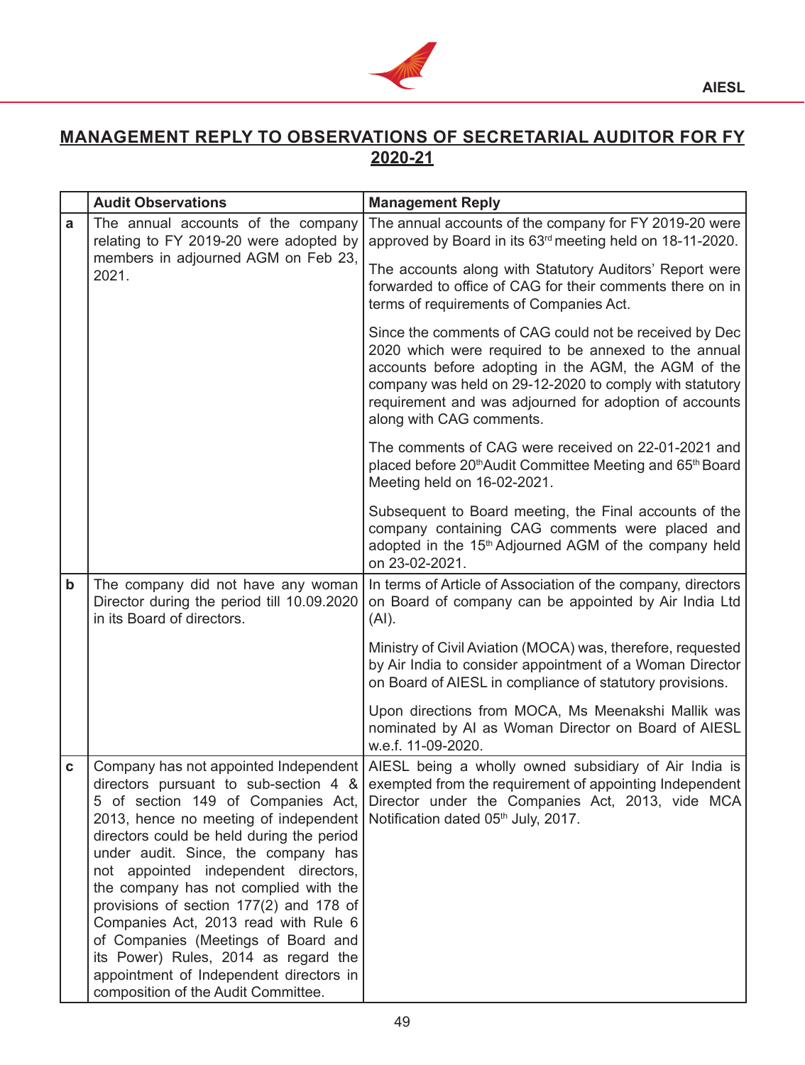## MANAGEMENT REPLY TO OBSERVATIONS OF SECRETARIAL AUDITOR FOR FY 2020-21

| | Audit Observations | Management Reply |
|---|---|---|
| a | The annual accounts of the company relating to FY 2019-20 were adopted by members in adjourned AGM on Feb 23, 2021. | The annual accounts of the company for FY 2019-20 were approved by Board in its 63rd meeting held on 18-11-2020.<br><br>The accounts along with Statutory Auditors' Report were forwarded to office of CAG for their comments there on in terms of requirements of Companies Act.<br><br>Since the comments of CAG could not be received by Dec 2020 which were required to be annexed to the annual accounts before adopting in the AGM, the AGM of the company was held on 29-12-2020 to comply with statutory requirement and was adjourned for adoption of accounts along with CAG comments.<br><br>The comments of CAG were received on 22-01-2021 and placed before 20th Audit Committee Meeting and 65th Board Meeting held on 16-02-2021.<br><br>Subsequent to Board meeting, the Final accounts of the company containing CAG comments were placed and adopted in the 15th Adjourned AGM of the company held on 23-02-2021. |
| b | The company did not have any woman Director during the period till 10.09.2020 in its Board of directors. | In terms of Article of Association of the company, directors on Board of company can be appointed by Air India Ltd (AI).<br><br>Ministry of Civil Aviation (MOCA) was, therefore, requested by Air India to consider appointment of a Woman Director on Board of AIESL in compliance of statutory provisions.<br><br>Upon directions from MOCA, Ms Meenakshi Mallik was nominated by AI as Woman Director on Board of AIESL w.e.f. 11-09-2020. |
| c | Company has not appointed Independent directors pursuant to sub-section 4 & 5 of section 149 of Companies Act, 2013, hence no meeting of independent directors could be held during the period under audit. Since, the company has not appointed independent directors, the company has not complied with the provisions of section 177(2) and 178 of Companies Act, 2013 read with Rule 6 of Companies (Meetings of Board and its Power) Rules, 2014 as regard the appointment of Independent directors in composition of the Audit Committee. | AIESL being a wholly owned subsidiary of Air India is exempted from the requirement of appointing Independent Director under the Companies Act, 2013, vide MCA Notification dated 05th July, 2017. |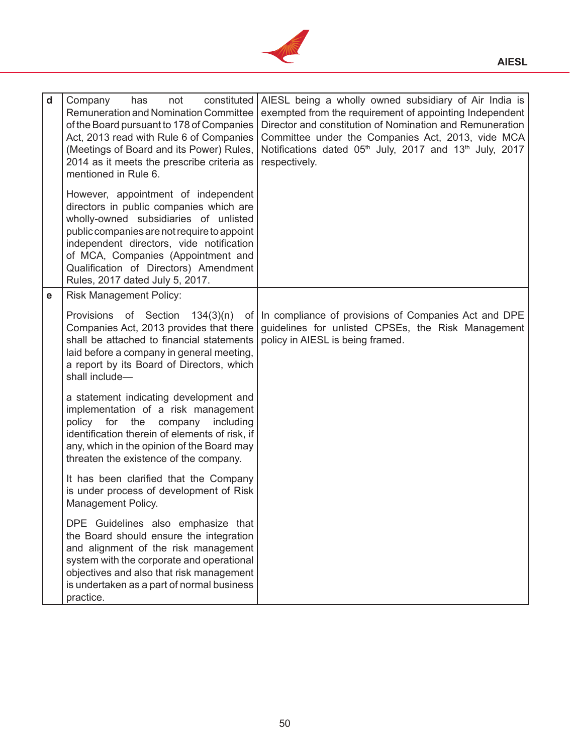| | | |
|---|---|---|
| d | Company has not constituted Remuneration and Nomination Committee of the Board pursuant to 178 of Companies Act, 2013 read with Rule 6 of Companies (Meetings of Board and its Power) Rules, 2014 as it meets the prescribe criteria as mentioned in Rule 6.<br><br>However, appointment of independent directors in public companies which are wholly-owned subsidiaries of unlisted public companies are not require to appoint independent directors, vide notification of MCA, Companies (Appointment and Qualification of Directors) Amendment Rules, 2017 dated July 5, 2017. | AIESL being a wholly owned subsidiary of Air India is exempted from the requirement of appointing Independent Director and constitution of Nomination and Remuneration Committee under the Companies Act, 2013, vide MCA Notifications dated 05th July, 2017 and 13th July, 2017 respectively. |
| e | Risk Management Policy:<br><br>Provisions of Section 134(3)(n) of Companies Act, 2013 provides that there shall be attached to financial statements laid before a company in general meeting, a report by its Board of Directors, which shall include—<br><br>a statement indicating development and implementation of a risk management policy for the company including identification therein of elements of risk, if any, which in the opinion of the Board may threaten the existence of the company.<br><br>It has been clarified that the Company is under process of development of Risk Management Policy.<br><br>DPE Guidelines also emphasize that the Board should ensure the integration and alignment of the risk management system with the corporate and operational objectives and also that risk management is undertaken as a part of normal business practice. | In compliance of provisions of Companies Act and DPE guidelines for unlisted CPSEs, the Risk Management policy in AIESL is being framed. |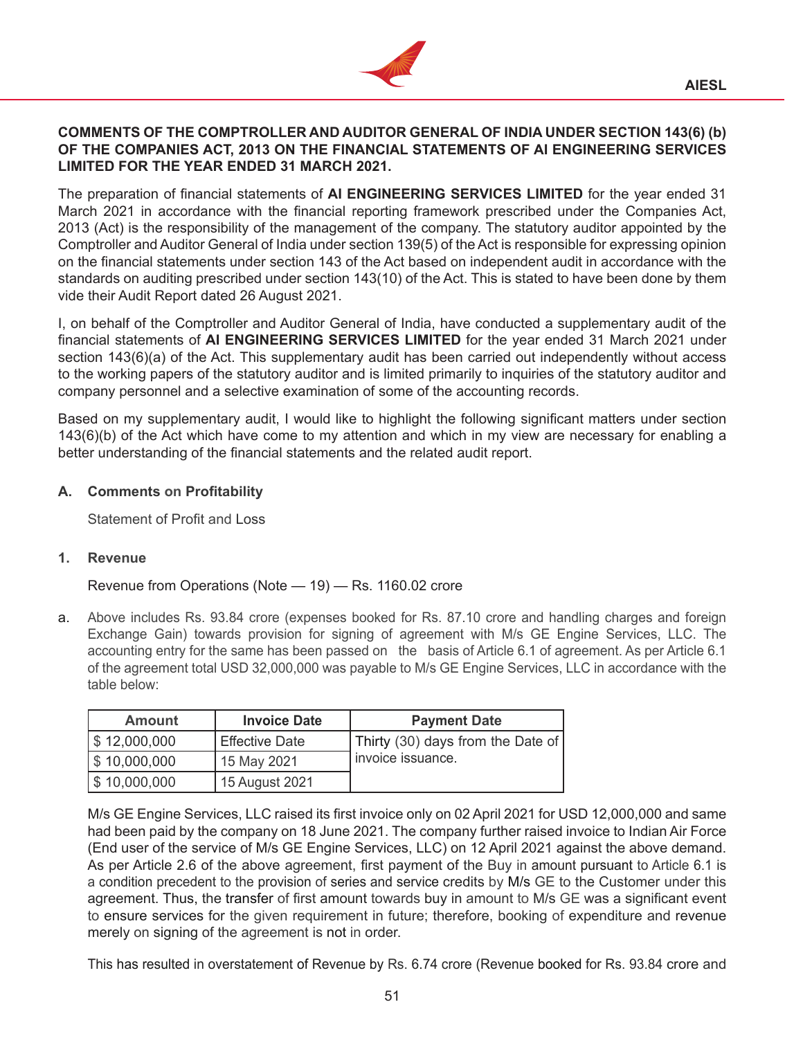**COMMENTS OF THE COMPTROLLER AND AUDITOR GENERAL OF INDIA UNDER SECTION 143(6) (b) OF THE COMPANIES ACT, 2013 ON THE FINANCIAL STATEMENTS OF AI ENGINEERING SERVICES LIMITED FOR THE YEAR ENDED 31 MARCH 2021.**

The preparation of financial statements of **AI ENGINEERING SERVICES LIMITED** for the year ended 31 March 2021 in accordance with the financial reporting framework prescribed under the Companies Act, 2013 (Act) is the responsibility of the management of the company. The statutory auditor appointed by the Comptroller and Auditor General of India under section 139(5) of the Act is responsible for expressing opinion on the financial statements under section 143 of the Act based on independent audit in accordance with the standards on auditing prescribed under section 143(10) of the Act. This is stated to have been done by them vide their Audit Report dated 26 August 2021.

I, on behalf of the Comptroller and Auditor General of India, have conducted a supplementary audit of the financial statements of **AI ENGINEERING SERVICES LIMITED** for the year ended 31 March 2021 under section 143(6)(a) of the Act. This supplementary audit has been carried out independently without access to the working papers of the statutory auditor and is limited primarily to inquiries of the statutory auditor and company personnel and a selective examination of some of the accounting records.

Based on my supplementary audit, I would like to highlight the following significant matters under section 143(6)(b) of the Act which have come to my attention and which in my view are necessary for enabling a better understanding of the financial statements and the related audit report.

**A. Comments on Profitability**

Statement of Profit and Loss

**1. Revenue**

Revenue from Operations (Note — 19) — Rs. 1160.02 crore

a. Above includes Rs. 93.84 crore (expenses booked for Rs. 87.10 crore and handling charges and foreign Exchange Gain) towards provision for signing of agreement with M/s GE Engine Services, LLC. The accounting entry for the same has been passed on the basis of Article 6.1 of agreement. As per Article 6.1 of the agreement total USD 32,000,000 was payable to M/s GE Engine Services, LLC in accordance with the table below:

| Amount | Invoice Date | Payment Date |
|---|---|---|
| $ 12,000,000 | Effective Date | Thirty (30) days from the Date of invoice issuance. |
| $ 10,000,000 | 15 May 2021 | |
| $ 10,000,000 | 15 August 2021 | |

M/s GE Engine Services, LLC raised its first invoice only on 02 April 2021 for USD 12,000,000 and same had been paid by the company on 18 June 2021. The company further raised invoice to Indian Air Force (End user of the service of M/s GE Engine Services, LLC) on 12 April 2021 against the above demand. As per Article 2.6 of the above agreement, first payment of the Buy in amount pursuant to Article 6.1 is a condition precedent to the provision of series and service credits by M/s GE to the Customer under this agreement. Thus, the transfer of first amount towards buy in amount to M/s GE was a significant event to ensure services for the given requirement in future; therefore, booking of expenditure and revenue merely on signing of the agreement is not in order.

This has resulted in overstatement of Revenue by Rs. 6.74 crore (Revenue booked for Rs. 93.84 crore and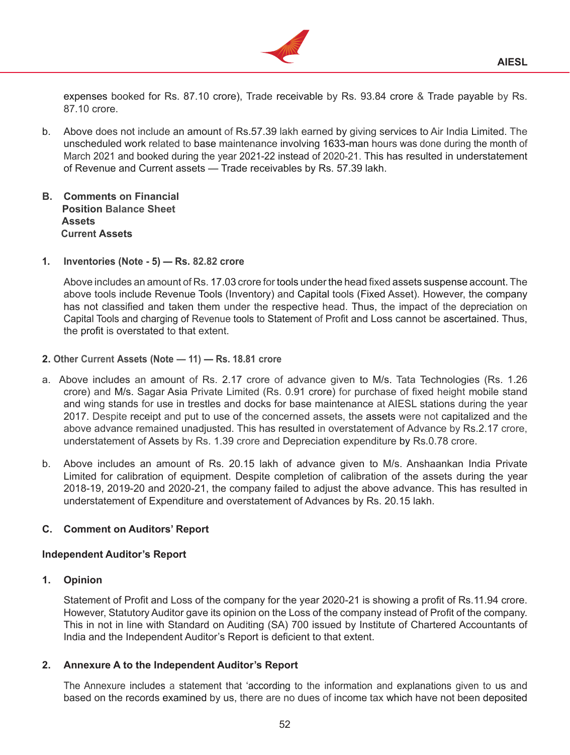expenses booked for Rs. 87.10 crore), Trade receivable by Rs. 93.84 crore & Trade payable by Rs. 87.10 crore.

b. Above does not include an amount of Rs.57.39 lakh earned by giving services to Air India Limited. The unscheduled work related to base maintenance involving 1633-man hours was done during the month of March 2021 and booked during the year 2021-22 instead of 2020-21. This has resulted in understatement of Revenue and Current assets — Trade receivables by Rs. 57.39 lakh.

**B. Comments on Financial Position Balance Sheet**
**Assets**
**Current Assets**

**1. Inventories (Note - 5) — Rs. 82.82 crore**

Above includes an amount of Rs. 17.03 crore for tools under the head fixed assets suspense account. The above tools include Revenue Tools (Inventory) and Capital tools (Fixed Asset). However, the company has not classified and taken them under the respective head. Thus, the impact of the depreciation on Capital Tools and charging of Revenue tools to Statement of Profit and Loss cannot be ascertained. Thus, the profit is overstated to that extent.

**2. Other Current Assets (Note — 11) — Rs. 18.81 crore**

a. Above includes an amount of Rs. 2.17 crore of advance given to M/s. Tata Technologies (Rs. 1.26 crore) and M/s. Sagar Asia Private Limited (Rs. 0.91 crore) for purchase of fixed height mobile stand and wing stands for use in trestles and docks for base maintenance at AIESL stations during the year 2017. Despite receipt and put to use of the concerned assets, the assets were not capitalized and the above advance remained unadjusted. This has resulted in overstatement of Advance by Rs.2.17 crore, understatement of Assets by Rs. 1.39 crore and Depreciation expenditure by Rs.0.78 crore.

b. Above includes an amount of Rs. 20.15 lakh of advance given to M/s. Anshaankan India Private Limited for calibration of equipment. Despite completion of calibration of the assets during the year 2018-19, 2019-20 and 2020-21, the company failed to adjust the above advance. This has resulted in understatement of Expenditure and overstatement of Advances by Rs. 20.15 lakh.

**C. Comment on Auditors' Report**

**Independent Auditor's Report**

**1. Opinion**

Statement of Profit and Loss of the company for the year 2020-21 is showing a profit of Rs.11.94 crore. However, Statutory Auditor gave its opinion on the Loss of the company instead of Profit of the company. This in not in line with Standard on Auditing (SA) 700 issued by Institute of Chartered Accountants of India and the Independent Auditor's Report is deficient to that extent.

**2. Annexure A to the Independent Auditor's Report**

The Annexure includes a statement that 'according to the information and explanations given to us and based on the records examined by us, there are no dues of income tax which have not been deposited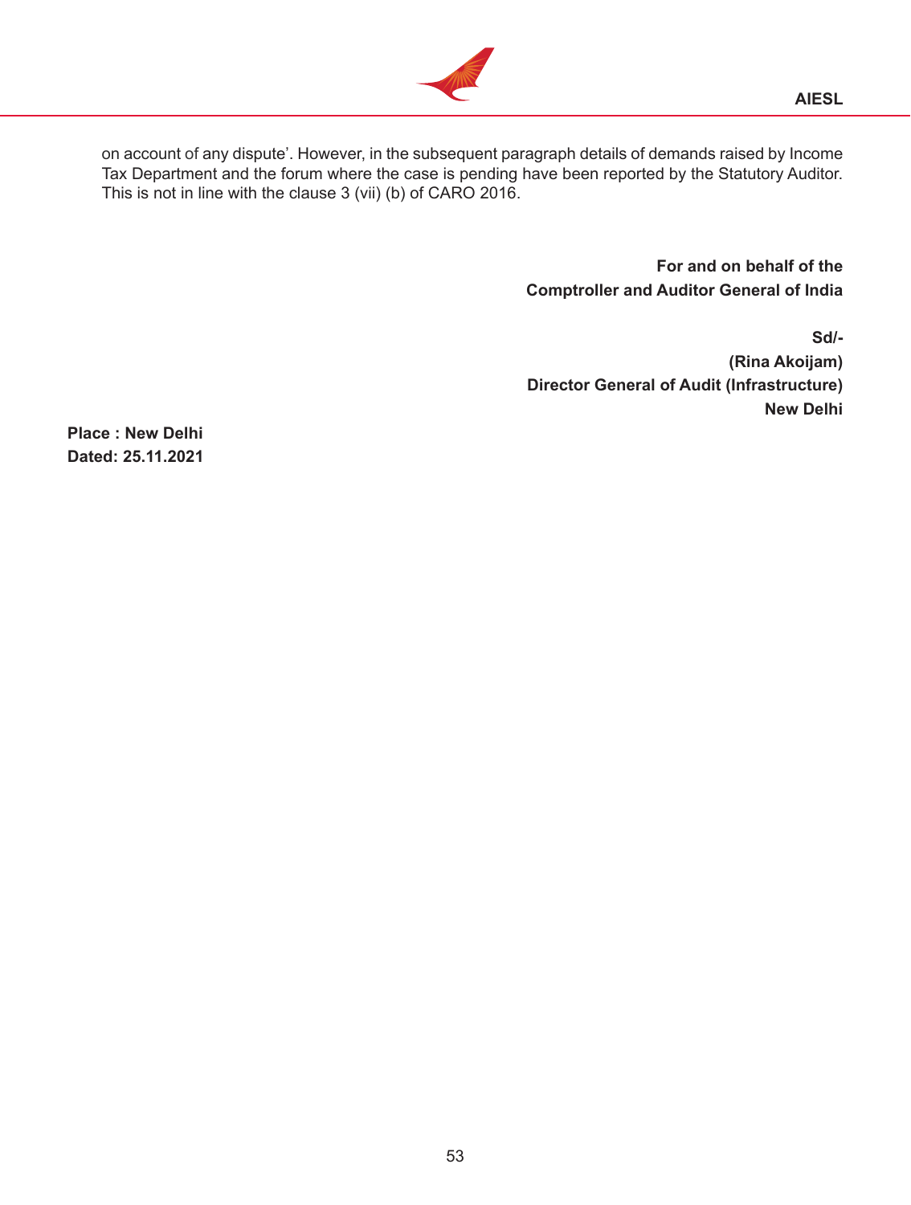on account of any dispute'. However, in the subsequent paragraph details of demands raised by Income Tax Department and the forum where the case is pending have been reported by the Statutory Auditor. This is not in line with the clause 3 (vii) (b) of CARO 2016.

**For and on behalf of the**
**Comptroller and Auditor General of India**

**Sd/-**
**(Rina Akoijam)**
**Director General of Audit (Infrastructure)**
**New Delhi**

**Place : New Delhi**
**Dated: 25.11.2021**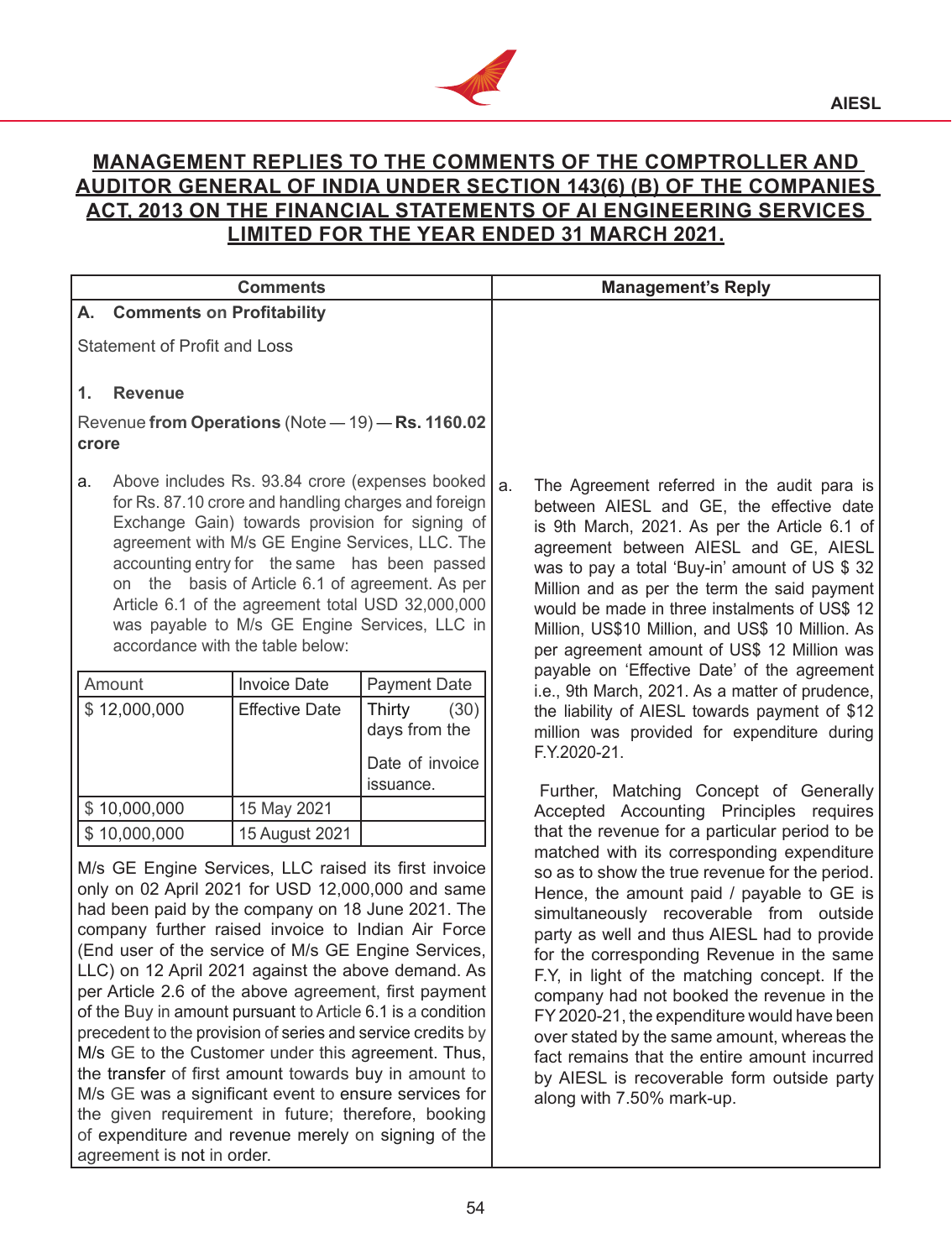## MANAGEMENT REPLIES TO THE COMMENTS OF THE COMPTROLLER AND AUDITOR GENERAL OF INDIA UNDER SECTION 143(6) (B) OF THE COMPANIES ACT, 2013 ON THE FINANCIAL STATEMENTS OF AI ENGINEERING SERVICES LIMITED FOR THE YEAR ENDED 31 MARCH 2021.

| Comments | Management's Reply |
|---|---|
| **A. Comments on Profitability**<br><br>Statement of Profit and Loss<br><br>**1. Revenue**<br><br>Revenue **from Operations** (Note — 19) — **Rs. 1160.02 crore**<br><br>a. Above includes Rs. 93.84 crore (expenses booked for Rs. 87.10 crore and handling charges and foreign Exchange Gain) towards provision for signing of agreement with M/s GE Engine Services, LLC. The accounting entry for the same has been passed on the basis of Article 6.1 of agreement. As per Article 6.1 of the agreement total USD 32,000,000 was payable to M/s GE Engine Services, LLC in accordance with the table below:<br><br>Amount / Invoice Date / Payment Date:<br>$ 12,000,000 / Effective Date / Thirty (30) days from the Date of invoice issuance.<br>$ 10,000,000 / 15 May 2021 /<br>$ 10,000,000 / 15 August 2021 /<br><br>M/s GE Engine Services, LLC raised its first invoice only on 02 April 2021 for USD 12,000,000 and same had been paid by the company on 18 June 2021. The company further raised invoice to Indian Air Force (End user of the service of M/s GE Engine Services, LLC) on 12 April 2021 against the above demand. As per Article 2.6 of the above agreement, first payment of the Buy in amount pursuant to Article 6.1 is a condition precedent to the provision of series and service credits by M/s GE to the Customer under this agreement. Thus, the transfer of first amount towards buy in amount to M/s GE was a significant event to ensure services for the given requirement in future; therefore, booking of expenditure and revenue merely on signing of the agreement is not in order. | a. The Agreement referred in the audit para is between AIESL and GE, the effective date is 9th March, 2021. As per the Article 6.1 of agreement between AIESL and GE, AIESL was to pay a total 'Buy-in' amount of US $ 32 Million and as per the term the said payment would be made in three instalments of US$ 12 Million, US$10 Million, and US$ 10 Million. As per agreement amount of US$ 12 Million was payable on 'Effective Date' of the agreement i.e., 9th March, 2021. As a matter of prudence, the liability of AIESL towards payment of $12 million was provided for expenditure during F.Y.2020-21.<br><br>Further, Matching Concept of Generally Accepted Accounting Principles requires that the revenue for a particular period to be matched with its corresponding expenditure so as to show the true revenue for the period. Hence, the amount paid / payable to GE is simultaneously recoverable from outside party as well and thus AIESL had to provide for the corresponding Revenue in the same F.Y, in light of the matching concept. If the company had not booked the revenue in the FY 2020-21, the expenditure would have been over stated by the same amount, whereas the fact remains that the entire amount incurred by AIESL is recoverable form outside party along with 7.50% mark-up. |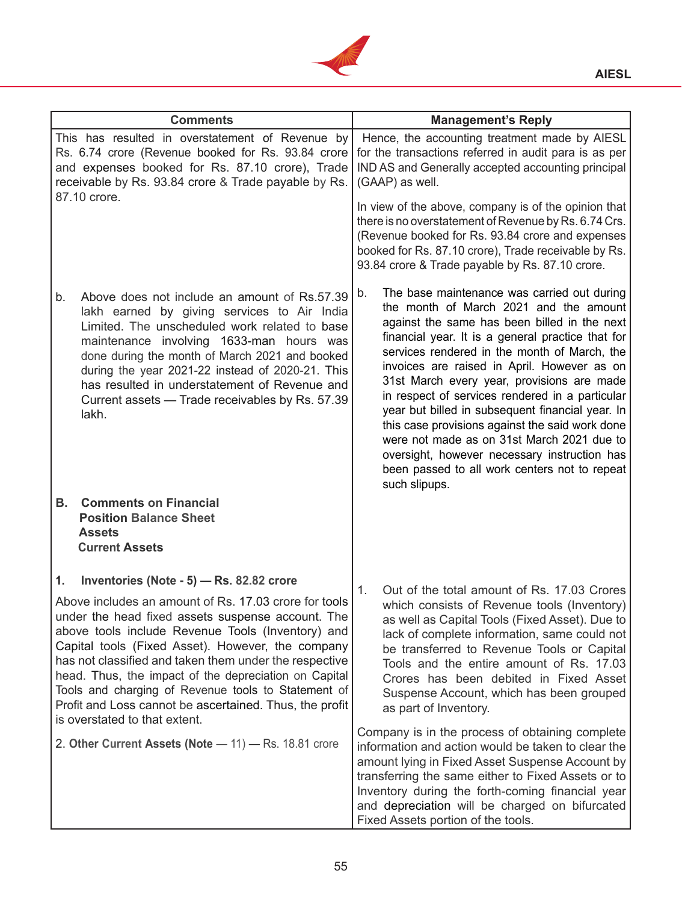| Comments | Management's Reply |
|---|---|
| This has resulted in overstatement of Revenue by Rs. 6.74 crore (Revenue booked for Rs. 93.84 crore and expenses booked for Rs. 87.10 crore), Trade receivable by Rs. 93.84 crore & Trade payable by Rs. 87.10 crore. | Hence, the accounting treatment made by AIESL for the transactions referred in audit para is as per IND AS and Generally accepted accounting principal (GAAP) as well.<br><br>In view of the above, company is of the opinion that there is no overstatement of Revenue by Rs. 6.74 Crs. (Revenue booked for Rs. 93.84 crore and expenses booked for Rs. 87.10 crore), Trade receivable by Rs. 93.84 crore & Trade payable by Rs. 87.10 crore. |
| b. Above does not include an amount of Rs.57.39 lakh earned by giving services to Air India Limited. The unscheduled work related to base maintenance involving 1633-man hours was done during the month of March 2021 and booked during the year 2021-22 instead of 2020-21. This has resulted in understatement of Revenue and Current assets — Trade receivables by Rs. 57.39 lakh. | b. The base maintenance was carried out during the month of March 2021 and the amount against the same has been billed in the next financial year. It is a general practice that for services rendered in the month of March, the invoices are raised in April. However as on 31st March every year, provisions are made in respect of services rendered in a particular year but billed in subsequent financial year. In this case provisions against the said work done were not made as on 31st March 2021 due to oversight, however necessary instruction has been passed to all work centers not to repeat such slipups. |
| **B. Comments on Financial Position Balance Sheet Assets Current Assets** | |
| **1. Inventories (Note - 5) — Rs. 82.82 crore**<br><br>Above includes an amount of Rs. 17.03 crore for tools under the head fixed assets suspense account. The above tools include Revenue Tools (Inventory) and Capital tools (Fixed Asset). However, the company has not classified and taken them under the respective head. Thus, the impact of the depreciation on Capital Tools and charging of Revenue tools to Statement of Profit and Loss cannot be ascertained. Thus, the profit is overstated to that extent. | 1. Out of the total amount of Rs. 17.03 Crores which consists of Revenue tools (Inventory) as well as Capital Tools (Fixed Asset). Due to lack of complete information, same could not be transferred to Revenue Tools or Capital Tools and the entire amount of Rs. 17.03 Crores has been debited in Fixed Asset Suspense Account, which has been grouped as part of Inventory.<br><br>Company is in the process of obtaining complete information and action would be taken to clear the amount lying in Fixed Asset Suspense Account by transferring the same either to Fixed Assets or to Inventory during the forth-coming financial year and depreciation will be charged on bifurcated Fixed Assets portion of the tools. |
| 2. **Other Current Assets (Note — 11) — Rs. 18.81 crore** | |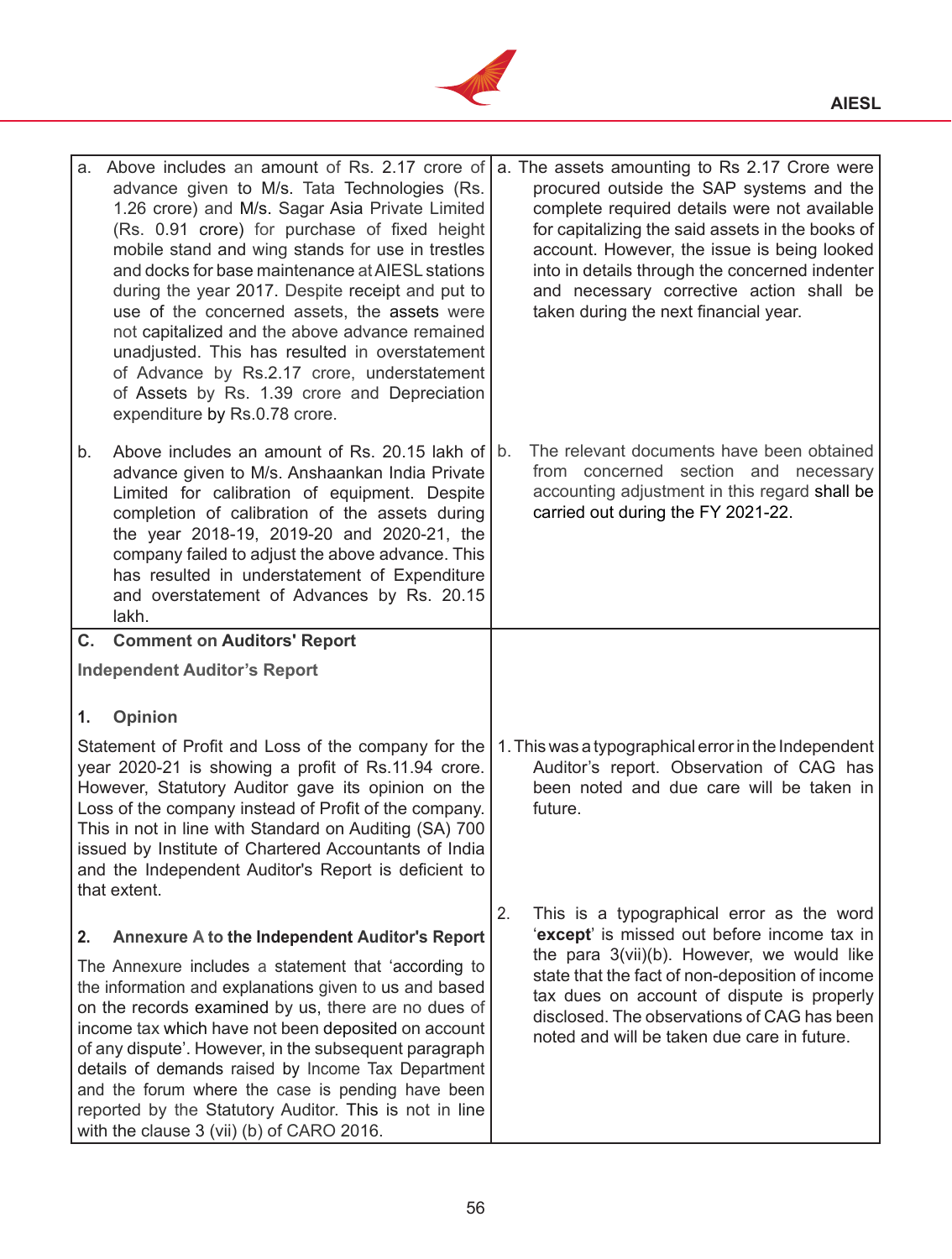| | |
|---|---|
| a. Above includes an amount of Rs. 2.17 crore of advance given to M/s. Tata Technologies (Rs. 1.26 crore) and M/s. Sagar Asia Private Limited (Rs. 0.91 crore) for purchase of fixed height mobile stand and wing stands for use in trestles and docks for base maintenance at AIESL stations during the year 2017. Despite receipt and put to use of the concerned assets, the assets were not capitalized and the above advance remained unadjusted. This has resulted in overstatement of Advance by Rs.2.17 crore, understatement of Assets by Rs. 1.39 crore and Depreciation expenditure by Rs.0.78 crore. | a. The assets amounting to Rs 2.17 Crore were procured outside the SAP systems and the complete required details were not available for capitalizing the said assets in the books of account. However, the issue is being looked into in details through the concerned indenter and necessary corrective action shall be taken during the next financial year. |
| b. Above includes an amount of Rs. 20.15 lakh of advance given to M/s. Anshaankan India Private Limited for calibration of equipment. Despite completion of calibration of the assets during the year 2018-19, 2019-20 and 2020-21, the company failed to adjust the above advance. This has resulted in understatement of Expenditure and overstatement of Advances by Rs. 20.15 lakh. | b. The relevant documents have been obtained from concerned section and necessary accounting adjustment in this regard shall be carried out during the FY 2021-22. |
| **C. Comment on Auditors' Report**<br><br>**Independent Auditor's Report**<br><br>**1. Opinion**<br><br>Statement of Profit and Loss of the company for the year 2020-21 is showing a profit of Rs.11.94 crore. However, Statutory Auditor gave its opinion on the Loss of the company instead of Profit of the company. This in not in line with Standard on Auditing (SA) 700 issued by Institute of Chartered Accountants of India and the Independent Auditor's Report is deficient to that extent.<br><br>**2. Annexure A to the Independent Auditor's Report**<br><br>The Annexure includes a statement that 'according to the information and explanations given to us and based on the records examined by us, there are no dues of income tax which have not been deposited on account of any dispute'. However, in the subsequent paragraph details of demands raised by Income Tax Department and the forum where the case is pending have been reported by the Statutory Auditor. This is not in line with the clause 3 (vii) (b) of CARO 2016. | 1. This was a typographical error in the Independent Auditor's report. Observation of CAG has been noted and due care will be taken in future.<br><br>2. This is a typographical error as the word '**except**' is missed out before income tax in the para 3(vii)(b). However, we would like state that the fact of non-deposition of income tax dues on account of dispute is properly disclosed. The observations of CAG has been noted and will be taken due care in future. |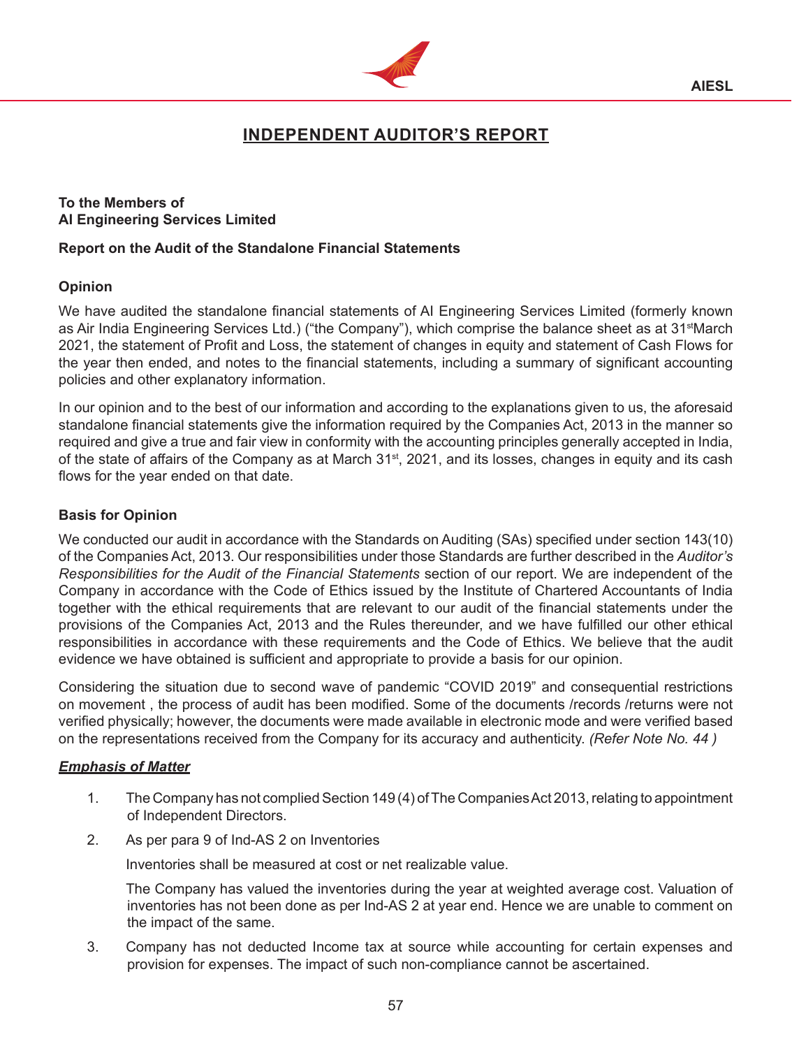# INDEPENDENT AUDITOR'S REPORT

**To the Members of**
**AI Engineering Services Limited**

**Report on the Audit of the Standalone Financial Statements**

## Opinion

We have audited the standalone financial statements of AI Engineering Services Limited (formerly known as Air India Engineering Services Ltd.) ("the Company"), which comprise the balance sheet as at 31st March 2021, the statement of Profit and Loss, the statement of changes in equity and statement of Cash Flows for the year then ended, and notes to the financial statements, including a summary of significant accounting policies and other explanatory information.

In our opinion and to the best of our information and according to the explanations given to us, the aforesaid standalone financial statements give the information required by the Companies Act, 2013 in the manner so required and give a true and fair view in conformity with the accounting principles generally accepted in India, of the state of affairs of the Company as at March 31st, 2021, and its losses, changes in equity and its cash flows for the year ended on that date.

## Basis for Opinion

We conducted our audit in accordance with the Standards on Auditing (SAs) specified under section 143(10) of the Companies Act, 2013. Our responsibilities under those Standards are further described in the *Auditor's Responsibilities for the Audit of the Financial Statements* section of our report. We are independent of the Company in accordance with the Code of Ethics issued by the Institute of Chartered Accountants of India together with the ethical requirements that are relevant to our audit of the financial statements under the provisions of the Companies Act, 2013 and the Rules thereunder, and we have fulfilled our other ethical responsibilities in accordance with these requirements and the Code of Ethics. We believe that the audit evidence we have obtained is sufficient and appropriate to provide a basis for our opinion.

Considering the situation due to second wave of pandemic "COVID 2019" and consequential restrictions on movement , the process of audit has been modified. Some of the documents /records /returns were not verified physically; however, the documents were made available in electronic mode and were verified based on the representations received from the Company for its accuracy and authenticity. *(Refer Note No. 44 )*

***Emphasis of Matter***

1. The Company has not complied Section 149 (4) of The Companies Act 2013, relating to appointment of Independent Directors.

2. As per para 9 of Ind-AS 2 on Inventories

   Inventories shall be measured at cost or net realizable value.

   The Company has valued the inventories during the year at weighted average cost. Valuation of inventories has not been done as per Ind-AS 2 at year end. Hence we are unable to comment on the impact of the same.

3. Company has not deducted Income tax at source while accounting for certain expenses and provision for expenses. The impact of such non-compliance cannot be ascertained.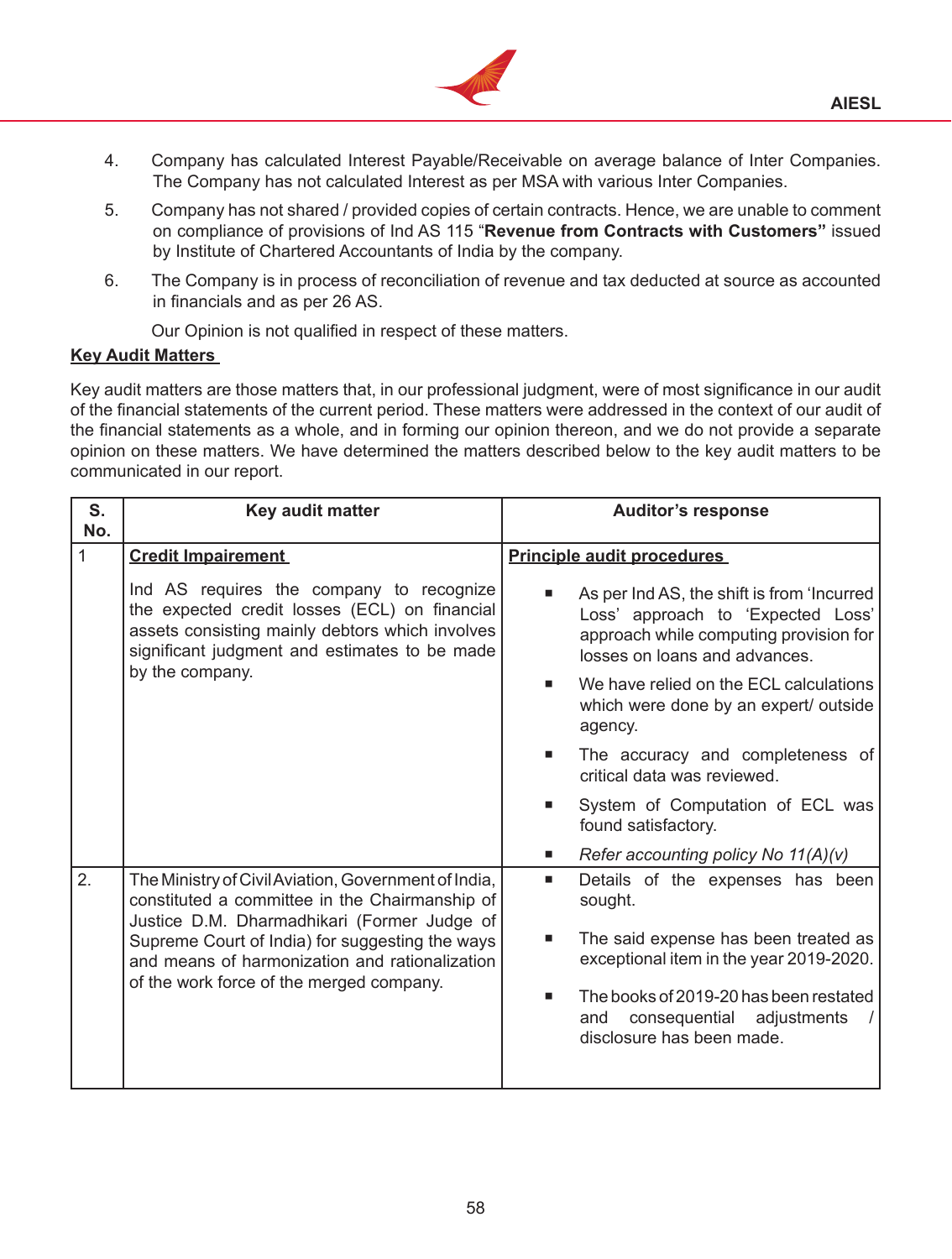4. Company has calculated Interest Payable/Receivable on average balance of Inter Companies. The Company has not calculated Interest as per MSA with various Inter Companies.

5. Company has not shared / provided copies of certain contracts. Hence, we are unable to comment on compliance of provisions of Ind AS 115 "**Revenue from Contracts with Customers"** issued by Institute of Chartered Accountants of India by the company.

6. The Company is in process of reconciliation of revenue and tax deducted at source as accounted in financials and as per 26 AS.

Our Opinion is not qualified in respect of these matters.

**Key Audit Matters**

Key audit matters are those matters that, in our professional judgment, were of most significance in our audit of the financial statements of the current period. These matters were addressed in the context of our audit of the financial statements as a whole, and in forming our opinion thereon, and we do not provide a separate opinion on these matters. We have determined the matters described below to the key audit matters to be communicated in our report.

| S. No. | Key audit matter | Auditor's response |
|---|---|---|
| 1 | **Credit Impairement**<br><br>Ind AS requires the company to recognize the expected credit losses (ECL) on financial assets consisting mainly debtors which involves significant judgment and estimates to be made by the company. | **Principle audit procedures**<br><br>■ As per Ind AS, the shift is from 'Incurred Loss' approach to 'Expected Loss' approach while computing provision for losses on loans and advances.<br>■ We have relied on the ECL calculations which were done by an expert/ outside agency.<br>■ The accuracy and completeness of critical data was reviewed.<br>■ System of Computation of ECL was found satisfactory.<br>■ *Refer accounting policy No 11(A)(v)* |
| 2. | The Ministry of Civil Aviation, Government of India, constituted a committee in the Chairmanship of Justice D.M. Dharmadhikari (Former Judge of Supreme Court of India) for suggesting the ways and means of harmonization and rationalization of the work force of the merged company. | ■ Details of the expenses has been sought.<br>■ The said expense has been treated as exceptional item in the year 2019-2020.<br>■ The books of 2019-20 has been restated and consequential adjustments / disclosure has been made. |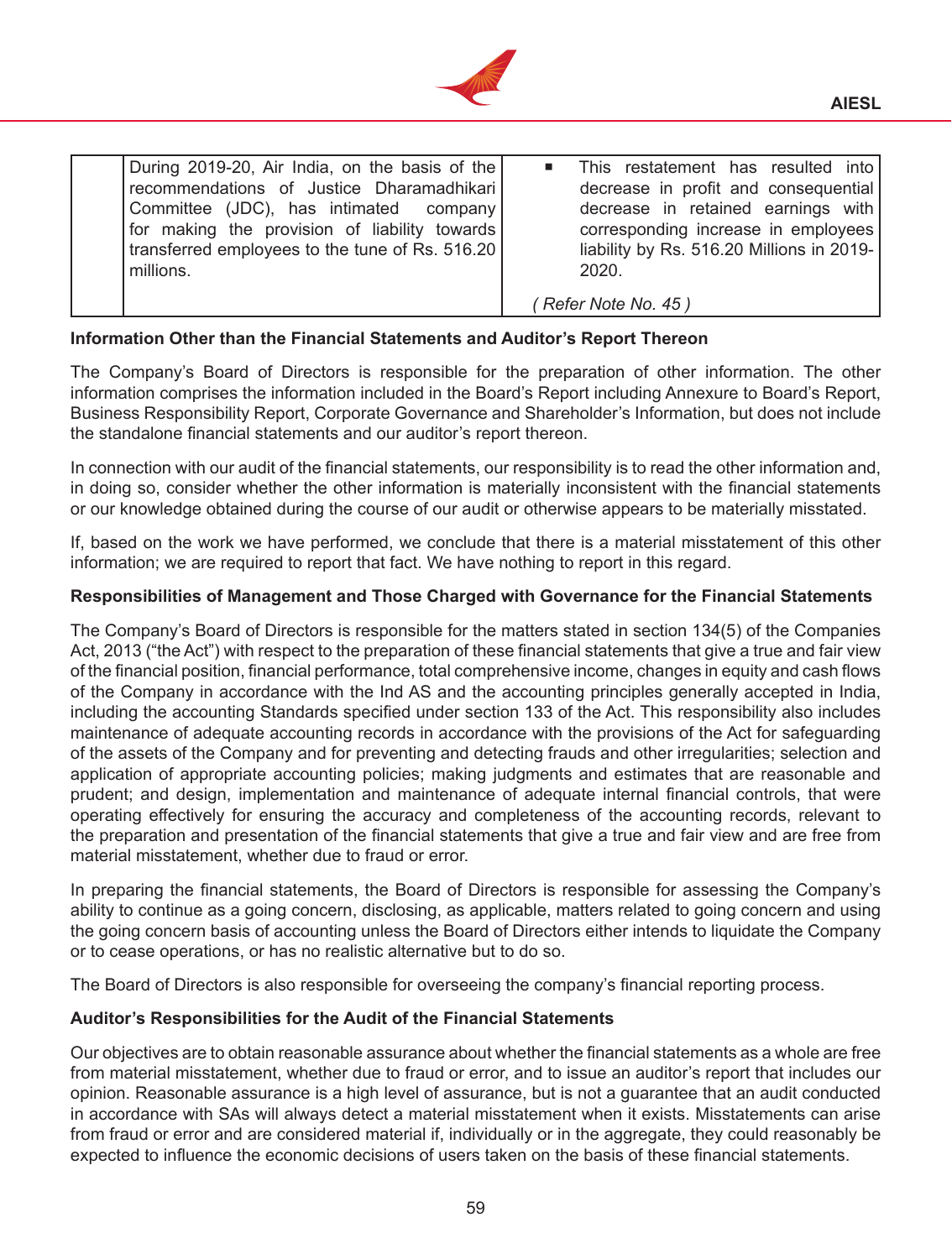| | | |
|---|---|---|
| | During 2019-20, Air India, on the basis of the recommendations of Justice Dharamadhikari Committee (JDC), has intimated company for making the provision of liability towards transferred employees to the tune of Rs. 516.20 millions. | ▪ This restatement has resulted into decrease in profit and consequential decrease in retained earnings with corresponding increase in employees liability by Rs. 516.20 Millions in 2019-2020.<br><br>*( Refer Note No. 45 )* |

**Information Other than the Financial Statements and Auditor's Report Thereon**

The Company's Board of Directors is responsible for the preparation of other information. The other information comprises the information included in the Board's Report including Annexure to Board's Report, Business Responsibility Report, Corporate Governance and Shareholder's Information, but does not include the standalone financial statements and our auditor's report thereon.

In connection with our audit of the financial statements, our responsibility is to read the other information and, in doing so, consider whether the other information is materially inconsistent with the financial statements or our knowledge obtained during the course of our audit or otherwise appears to be materially misstated.

If, based on the work we have performed, we conclude that there is a material misstatement of this other information; we are required to report that fact. We have nothing to report in this regard.

**Responsibilities of Management and Those Charged with Governance for the Financial Statements**

The Company's Board of Directors is responsible for the matters stated in section 134(5) of the Companies Act, 2013 ("the Act") with respect to the preparation of these financial statements that give a true and fair view of the financial position, financial performance, total comprehensive income, changes in equity and cash flows of the Company in accordance with the Ind AS and the accounting principles generally accepted in India, including the accounting Standards specified under section 133 of the Act. This responsibility also includes maintenance of adequate accounting records in accordance with the provisions of the Act for safeguarding of the assets of the Company and for preventing and detecting frauds and other irregularities; selection and application of appropriate accounting policies; making judgments and estimates that are reasonable and prudent; and design, implementation and maintenance of adequate internal financial controls, that were operating effectively for ensuring the accuracy and completeness of the accounting records, relevant to the preparation and presentation of the financial statements that give a true and fair view and are free from material misstatement, whether due to fraud or error.

In preparing the financial statements, the Board of Directors is responsible for assessing the Company's ability to continue as a going concern, disclosing, as applicable, matters related to going concern and using the going concern basis of accounting unless the Board of Directors either intends to liquidate the Company or to cease operations, or has no realistic alternative but to do so.

The Board of Directors is also responsible for overseeing the company's financial reporting process.

**Auditor's Responsibilities for the Audit of the Financial Statements**

Our objectives are to obtain reasonable assurance about whether the financial statements as a whole are free from material misstatement, whether due to fraud or error, and to issue an auditor's report that includes our opinion. Reasonable assurance is a high level of assurance, but is not a guarantee that an audit conducted in accordance with SAs will always detect a material misstatement when it exists. Misstatements can arise from fraud or error and are considered material if, individually or in the aggregate, they could reasonably be expected to influence the economic decisions of users taken on the basis of these financial statements.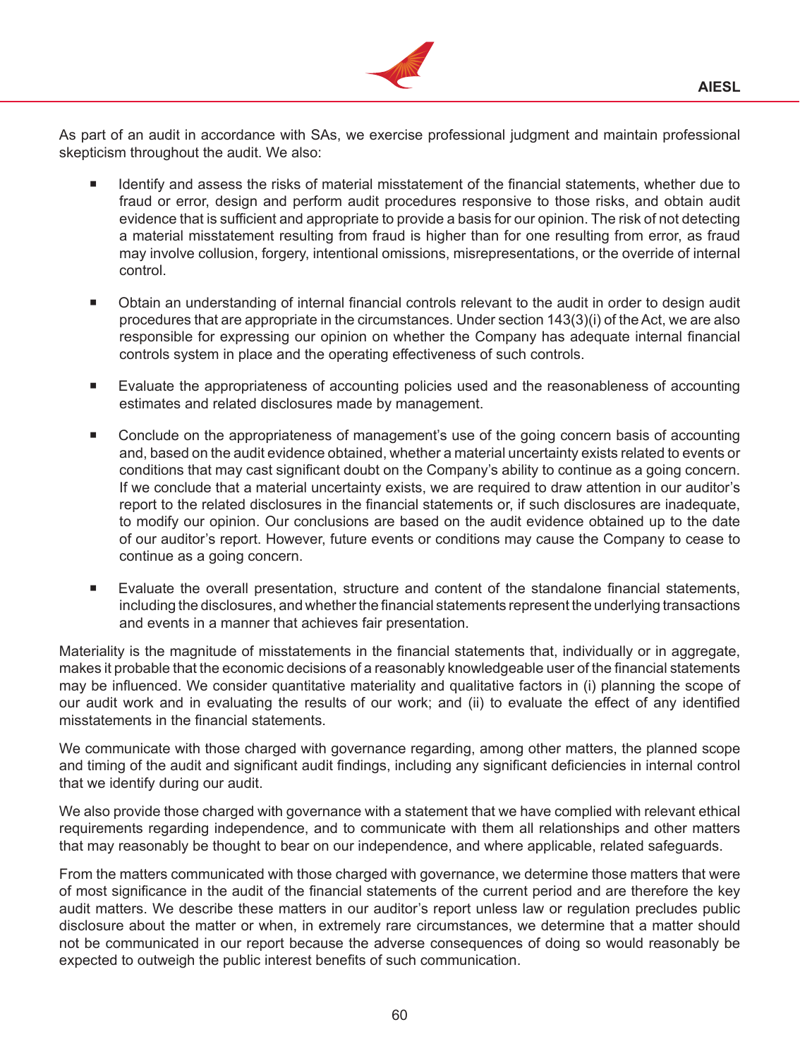As part of an audit in accordance with SAs, we exercise professional judgment and maintain professional skepticism throughout the audit. We also:

- Identify and assess the risks of material misstatement of the financial statements, whether due to fraud or error, design and perform audit procedures responsive to those risks, and obtain audit evidence that is sufficient and appropriate to provide a basis for our opinion. The risk of not detecting a material misstatement resulting from fraud is higher than for one resulting from error, as fraud may involve collusion, forgery, intentional omissions, misrepresentations, or the override of internal control.

- Obtain an understanding of internal financial controls relevant to the audit in order to design audit procedures that are appropriate in the circumstances. Under section 143(3)(i) of the Act, we are also responsible for expressing our opinion on whether the Company has adequate internal financial controls system in place and the operating effectiveness of such controls.

- Evaluate the appropriateness of accounting policies used and the reasonableness of accounting estimates and related disclosures made by management.

- Conclude on the appropriateness of management's use of the going concern basis of accounting and, based on the audit evidence obtained, whether a material uncertainty exists related to events or conditions that may cast significant doubt on the Company's ability to continue as a going concern. If we conclude that a material uncertainty exists, we are required to draw attention in our auditor's report to the related disclosures in the financial statements or, if such disclosures are inadequate, to modify our opinion. Our conclusions are based on the audit evidence obtained up to the date of our auditor's report. However, future events or conditions may cause the Company to cease to continue as a going concern.

- Evaluate the overall presentation, structure and content of the standalone financial statements, including the disclosures, and whether the financial statements represent the underlying transactions and events in a manner that achieves fair presentation.

Materiality is the magnitude of misstatements in the financial statements that, individually or in aggregate, makes it probable that the economic decisions of a reasonably knowledgeable user of the financial statements may be influenced. We consider quantitative materiality and qualitative factors in (i) planning the scope of our audit work and in evaluating the results of our work; and (ii) to evaluate the effect of any identified misstatements in the financial statements.

We communicate with those charged with governance regarding, among other matters, the planned scope and timing of the audit and significant audit findings, including any significant deficiencies in internal control that we identify during our audit.

We also provide those charged with governance with a statement that we have complied with relevant ethical requirements regarding independence, and to communicate with them all relationships and other matters that may reasonably be thought to bear on our independence, and where applicable, related safeguards.

From the matters communicated with those charged with governance, we determine those matters that were of most significance in the audit of the financial statements of the current period and are therefore the key audit matters. We describe these matters in our auditor's report unless law or regulation precludes public disclosure about the matter or when, in extremely rare circumstances, we determine that a matter should not be communicated in our report because the adverse consequences of doing so would reasonably be expected to outweigh the public interest benefits of such communication.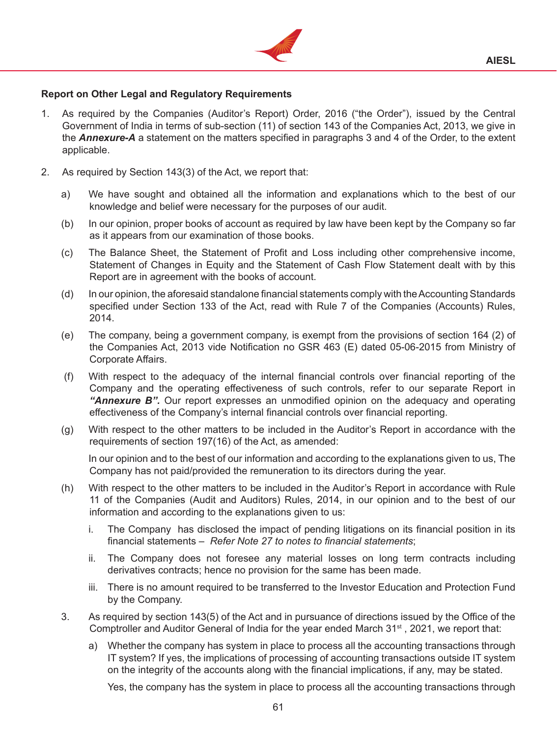**Report on Other Legal and Regulatory Requirements**

1. As required by the Companies (Auditor's Report) Order, 2016 ("the Order"), issued by the Central Government of India in terms of sub-section (11) of section 143 of the Companies Act, 2013, we give in the ***Annexure-A*** a statement on the matters specified in paragraphs 3 and 4 of the Order, to the extent applicable.

2. As required by Section 143(3) of the Act, we report that:

   a) We have sought and obtained all the information and explanations which to the best of our knowledge and belief were necessary for the purposes of our audit.

   (b) In our opinion, proper books of account as required by law have been kept by the Company so far as it appears from our examination of those books.

   (c) The Balance Sheet, the Statement of Profit and Loss including other comprehensive income, Statement of Changes in Equity and the Statement of Cash Flow Statement dealt with by this Report are in agreement with the books of account.

   (d) In our opinion, the aforesaid standalone financial statements comply with the Accounting Standards specified under Section 133 of the Act, read with Rule 7 of the Companies (Accounts) Rules, 2014.

   (e) The company, being a government company, is exempt from the provisions of section 164 (2) of the Companies Act, 2013 vide Notification no GSR 463 (E) dated 05-06-2015 from Ministry of Corporate Affairs.

   (f) With respect to the adequacy of the internal financial controls over financial reporting of the Company and the operating effectiveness of such controls, refer to our separate Report in ***"Annexure B".*** Our report expresses an unmodified opinion on the adequacy and operating effectiveness of the Company's internal financial controls over financial reporting.

   (g) With respect to the other matters to be included in the Auditor's Report in accordance with the requirements of section 197(16) of the Act, as amended:

   In our opinion and to the best of our information and according to the explanations given to us, The Company has not paid/provided the remuneration to its directors during the year.

   (h) With respect to the other matters to be included in the Auditor's Report in accordance with Rule 11 of the Companies (Audit and Auditors) Rules, 2014, in our opinion and to the best of our information and according to the explanations given to us:

      i. The Company has disclosed the impact of pending litigations on its financial position in its financial statements – *Refer Note 27 to notes to financial statements*;

      ii. The Company does not foresee any material losses on long term contracts including derivatives contracts; hence no provision for the same has been made.

      iii. There is no amount required to be transferred to the Investor Education and Protection Fund by the Company.

3. As required by section 143(5) of the Act and in pursuance of directions issued by the Office of the Comptroller and Auditor General of India for the year ended March 31st , 2021, we report that:

   a) Whether the company has system in place to process all the accounting transactions through IT system? If yes, the implications of processing of accounting transactions outside IT system on the integrity of the accounts along with the financial implications, if any, may be stated.

   Yes, the company has the system in place to process all the accounting transactions through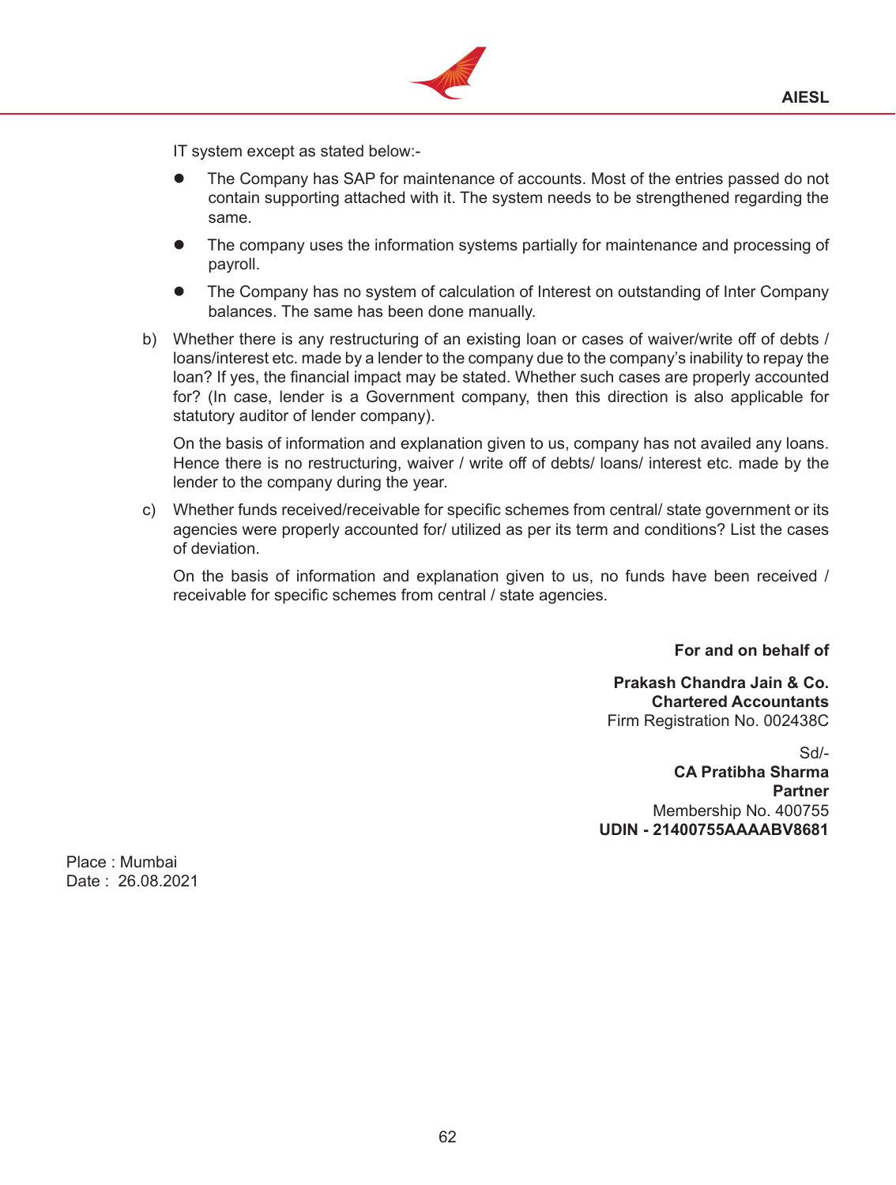IT system except as stated below:-

- The Company has SAP for maintenance of accounts. Most of the entries passed do not contain supporting attached with it. The system needs to be strengthened regarding the same.
- The company uses the information systems partially for maintenance and processing of payroll.
- The Company has no system of calculation of Interest on outstanding of Inter Company balances. The same has been done manually.

b) Whether there is any restructuring of an existing loan or cases of waiver/write off of debts / loans/interest etc. made by a lender to the company due to the company's inability to repay the loan? If yes, the financial impact may be stated. Whether such cases are properly accounted for? (In case, lender is a Government company, then this direction is also applicable for statutory auditor of lender company).

On the basis of information and explanation given to us, company has not availed any loans. Hence there is no restructuring, waiver / write off of debts/ loans/ interest etc. made by the lender to the company during the year.

c) Whether funds received/receivable for specific schemes from central/ state government or its agencies were properly accounted for/ utilized as per its term and conditions? List the cases of deviation.

On the basis of information and explanation given to us, no funds have been received / receivable for specific schemes from central / state agencies.

**For and on behalf of**

**Prakash Chandra Jain & Co.**
**Chartered Accountants**
Firm Registration No. 002438C

Sd/-
**CA Pratibha Sharma**
**Partner**
Membership No. 400755
**UDIN - 21400755AAAABV8681**

Place : Mumbai
Date : 26.08.2021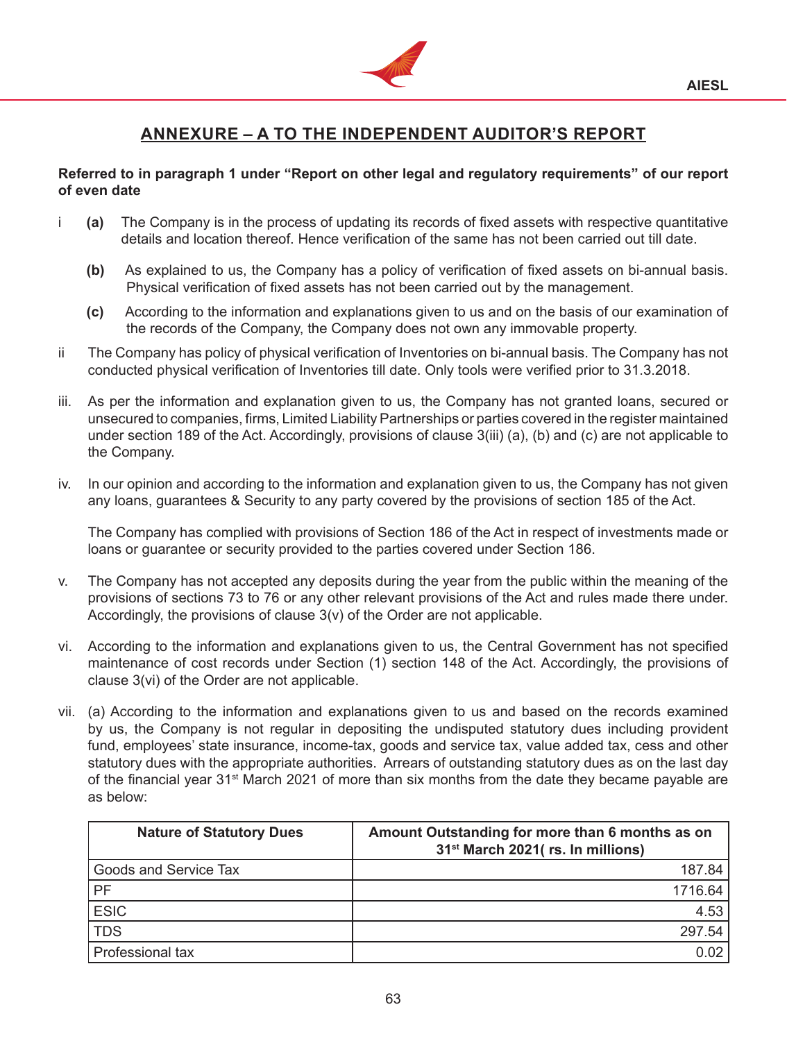## ANNEXURE – A TO THE INDEPENDENT AUDITOR'S REPORT

**Referred to in paragraph 1 under "Report on other legal and regulatory requirements" of our report of even date**

i **(a)** The Company is in the process of updating its records of fixed assets with respective quantitative details and location thereof. Hence verification of the same has not been carried out till date.

**(b)** As explained to us, the Company has a policy of verification of fixed assets on bi-annual basis. Physical verification of fixed assets has not been carried out by the management.

**(c)** According to the information and explanations given to us and on the basis of our examination of the records of the Company, the Company does not own any immovable property.

ii The Company has policy of physical verification of Inventories on bi-annual basis. The Company has not conducted physical verification of Inventories till date. Only tools were verified prior to 31.3.2018.

iii. As per the information and explanation given to us, the Company has not granted loans, secured or unsecured to companies, firms, Limited Liability Partnerships or parties covered in the register maintained under section 189 of the Act. Accordingly, provisions of clause 3(iii) (a), (b) and (c) are not applicable to the Company.

iv. In our opinion and according to the information and explanation given to us, the Company has not given any loans, guarantees & Security to any party covered by the provisions of section 185 of the Act.

The Company has complied with provisions of Section 186 of the Act in respect of investments made or loans or guarantee or security provided to the parties covered under Section 186.

v. The Company has not accepted any deposits during the year from the public within the meaning of the provisions of sections 73 to 76 or any other relevant provisions of the Act and rules made there under. Accordingly, the provisions of clause 3(v) of the Order are not applicable.

vi. According to the information and explanations given to us, the Central Government has not specified maintenance of cost records under Section (1) section 148 of the Act. Accordingly, the provisions of clause 3(vi) of the Order are not applicable.

vii. (a) According to the information and explanations given to us and based on the records examined by us, the Company is not regular in depositing the undisputed statutory dues including provident fund, employees' state insurance, income-tax, goods and service tax, value added tax, cess and other statutory dues with the appropriate authorities. Arrears of outstanding statutory dues as on the last day of the financial year 31st March 2021 of more than six months from the date they became payable are as below:

| Nature of Statutory Dues | Amount Outstanding for more than 6 months as on 31st March 2021( rs. In millions) |
|---|---|
| Goods and Service Tax | 187.84 |
| PF | 1716.64 |
| ESIC | 4.53 |
| TDS | 297.54 |
| Professional tax | 0.02 |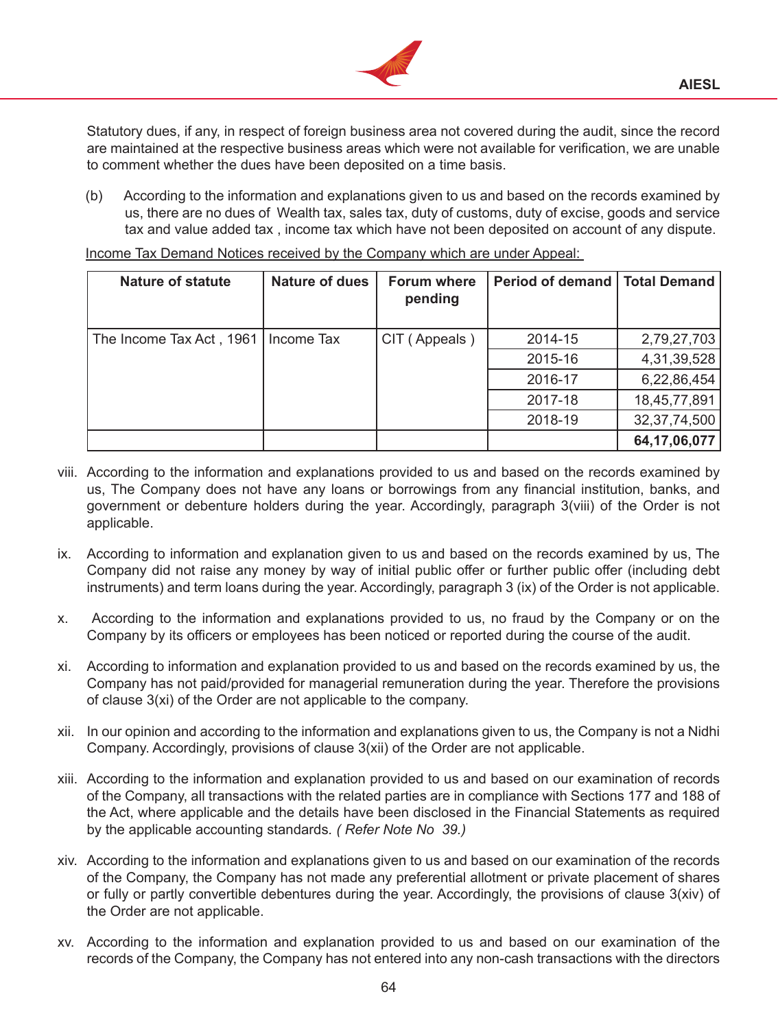Statutory dues, if any, in respect of foreign business area not covered during the audit, since the record are maintained at the respective business areas which were not available for verification, we are unable to comment whether the dues have been deposited on a time basis.

(b) According to the information and explanations given to us and based on the records examined by us, there are no dues of Wealth tax, sales tax, duty of customs, duty of excise, goods and service tax and value added tax , income tax which have not been deposited on account of any dispute.

Income Tax Demand Notices received by the Company which are under Appeal:

| Nature of statute | Nature of dues | Forum where pending | Period of demand | Total Demand |
|---|---|---|---|---|
| The Income Tax Act , 1961 | Income Tax | CIT ( Appeals ) | 2014-15 | 2,79,27,703 |
| | | | 2015-16 | 4,31,39,528 |
| | | | 2016-17 | 6,22,86,454 |
| | | | 2017-18 | 18,45,77,891 |
| | | | 2018-19 | 32,37,74,500 |
| | | | | **64,17,06,077** |

viii. According to the information and explanations provided to us and based on the records examined by us, The Company does not have any loans or borrowings from any financial institution, banks, and government or debenture holders during the year. Accordingly, paragraph 3(viii) of the Order is not applicable.

ix. According to information and explanation given to us and based on the records examined by us, The Company did not raise any money by way of initial public offer or further public offer (including debt instruments) and term loans during the year. Accordingly, paragraph 3 (ix) of the Order is not applicable.

x. According to the information and explanations provided to us, no fraud by the Company or on the Company by its officers or employees has been noticed or reported during the course of the audit.

xi. According to information and explanation provided to us and based on the records examined by us, the Company has not paid/provided for managerial remuneration during the year. Therefore the provisions of clause 3(xi) of the Order are not applicable to the company.

xii. In our opinion and according to the information and explanations given to us, the Company is not a Nidhi Company. Accordingly, provisions of clause 3(xii) of the Order are not applicable.

xiii. According to the information and explanation provided to us and based on our examination of records of the Company, all transactions with the related parties are in compliance with Sections 177 and 188 of the Act, where applicable and the details have been disclosed in the Financial Statements as required by the applicable accounting standards. *( Refer Note No 39.)*

xiv. According to the information and explanations given to us and based on our examination of the records of the Company, the Company has not made any preferential allotment or private placement of shares or fully or partly convertible debentures during the year. Accordingly, the provisions of clause 3(xiv) of the Order are not applicable.

xv. According to the information and explanation provided to us and based on our examination of the records of the Company, the Company has not entered into any non-cash transactions with the directors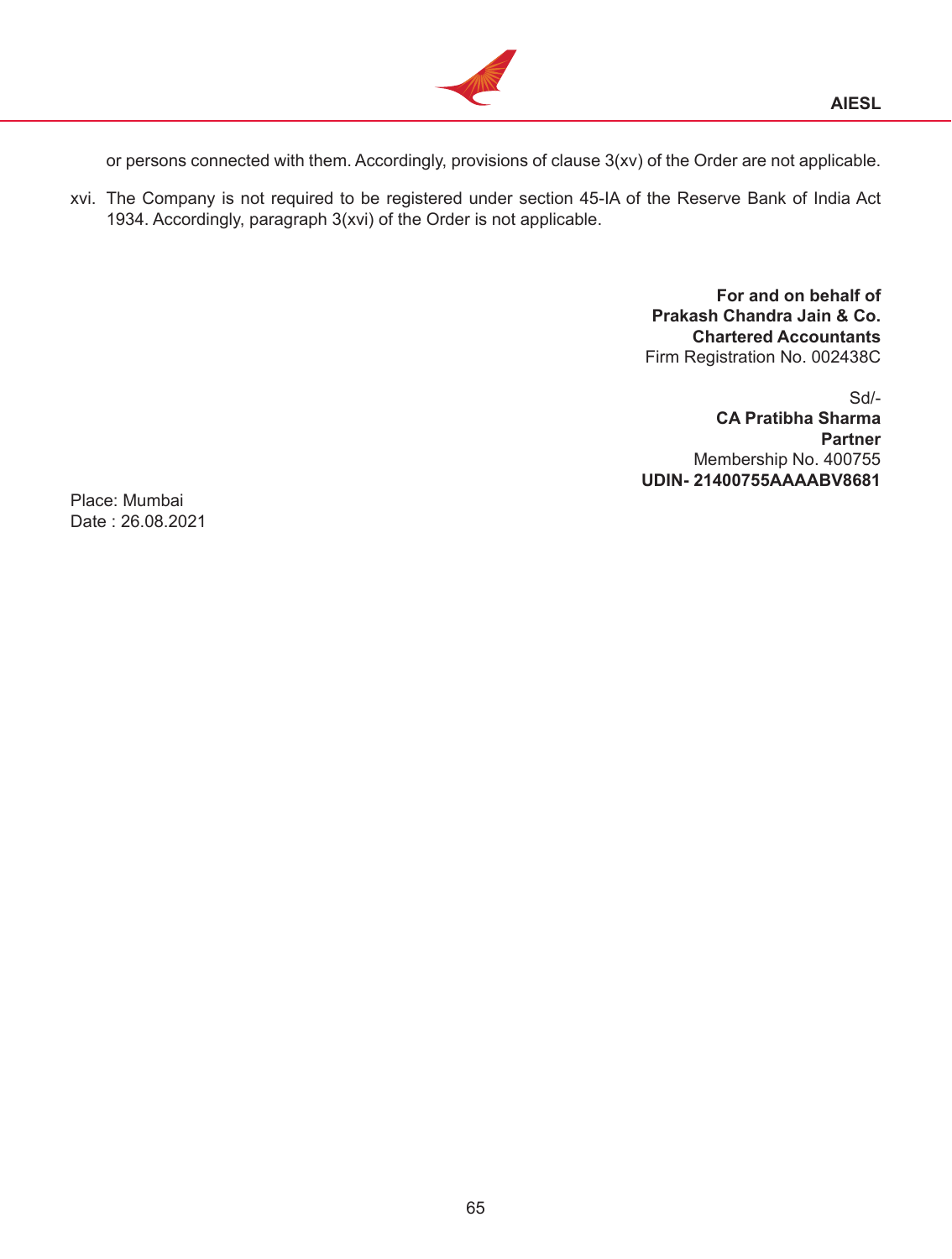or persons connected with them. Accordingly, provisions of clause 3(xv) of the Order are not applicable.

xvi. The Company is not required to be registered under section 45-IA of the Reserve Bank of India Act 1934. Accordingly, paragraph 3(xvi) of the Order is not applicable.

**For and on behalf of**
**Prakash Chandra Jain & Co.**
**Chartered Accountants**
Firm Registration No. 002438C

Sd/-
**CA Pratibha Sharma**
**Partner**
Membership No. 400755
**UDIN- 21400755AAAABV8681**

Place: Mumbai
Date : 26.08.2021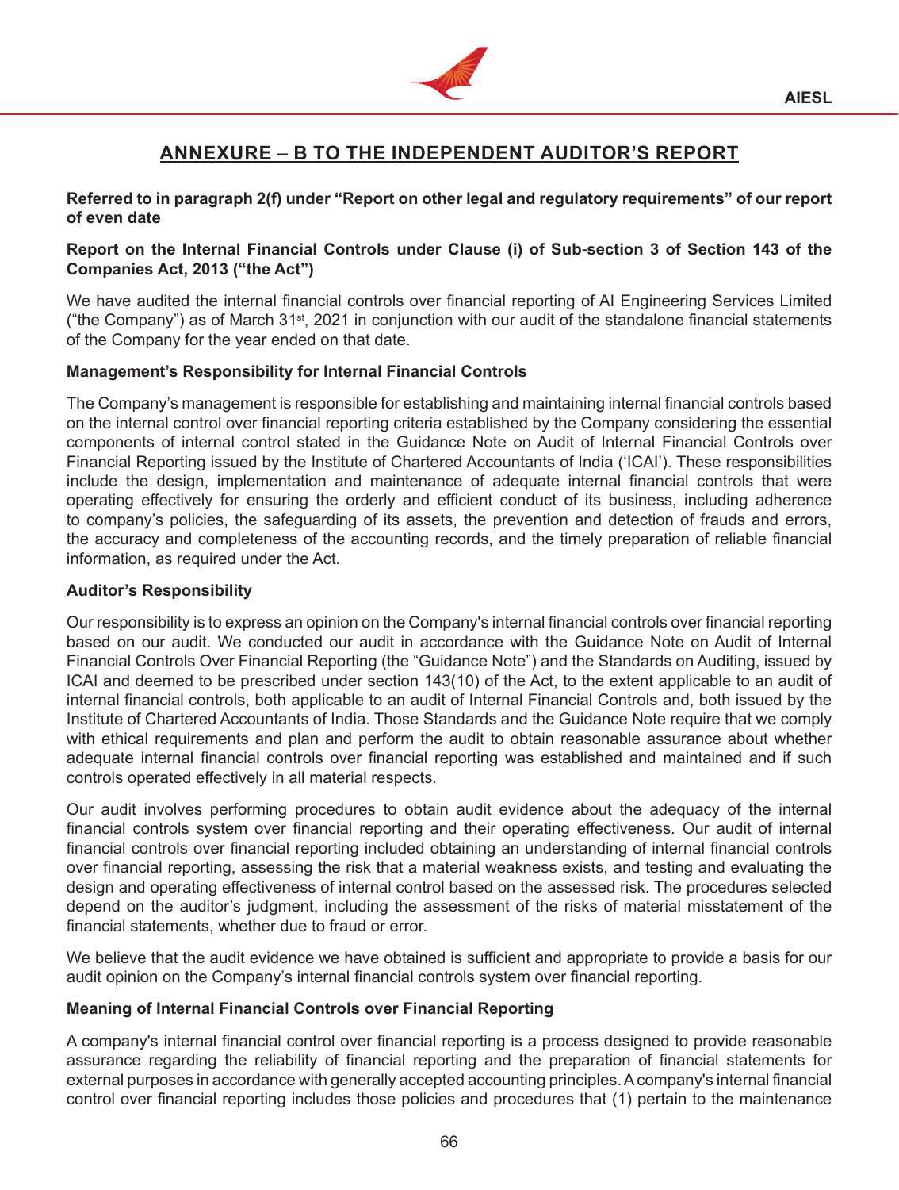## ANNEXURE – B TO THE INDEPENDENT AUDITOR'S REPORT

**Referred to in paragraph 2(f) under "Report on other legal and regulatory requirements" of our report of even date**

**Report on the Internal Financial Controls under Clause (i) of Sub-section 3 of Section 143 of the Companies Act, 2013 ("the Act")**

We have audited the internal financial controls over financial reporting of AI Engineering Services Limited ("the Company") as of March 31st, 2021 in conjunction with our audit of the standalone financial statements of the Company for the year ended on that date.

**Management's Responsibility for Internal Financial Controls**

The Company's management is responsible for establishing and maintaining internal financial controls based on the internal control over financial reporting criteria established by the Company considering the essential components of internal control stated in the Guidance Note on Audit of Internal Financial Controls over Financial Reporting issued by the Institute of Chartered Accountants of India ('ICAI'). These responsibilities include the design, implementation and maintenance of adequate internal financial controls that were operating effectively for ensuring the orderly and efficient conduct of its business, including adherence to company's policies, the safeguarding of its assets, the prevention and detection of frauds and errors, the accuracy and completeness of the accounting records, and the timely preparation of reliable financial information, as required under the Act.

**Auditor's Responsibility**

Our responsibility is to express an opinion on the Company's internal financial controls over financial reporting based on our audit. We conducted our audit in accordance with the Guidance Note on Audit of Internal Financial Controls Over Financial Reporting (the "Guidance Note") and the Standards on Auditing, issued by ICAI and deemed to be prescribed under section 143(10) of the Act, to the extent applicable to an audit of internal financial controls, both applicable to an audit of Internal Financial Controls and, both issued by the Institute of Chartered Accountants of India. Those Standards and the Guidance Note require that we comply with ethical requirements and plan and perform the audit to obtain reasonable assurance about whether adequate internal financial controls over financial reporting was established and maintained and if such controls operated effectively in all material respects.

Our audit involves performing procedures to obtain audit evidence about the adequacy of the internal financial controls system over financial reporting and their operating effectiveness. Our audit of internal financial controls over financial reporting included obtaining an understanding of internal financial controls over financial reporting, assessing the risk that a material weakness exists, and testing and evaluating the design and operating effectiveness of internal control based on the assessed risk. The procedures selected depend on the auditor's judgment, including the assessment of the risks of material misstatement of the financial statements, whether due to fraud or error.

We believe that the audit evidence we have obtained is sufficient and appropriate to provide a basis for our audit opinion on the Company's internal financial controls system over financial reporting.

**Meaning of Internal Financial Controls over Financial Reporting**

A company's internal financial control over financial reporting is a process designed to provide reasonable assurance regarding the reliability of financial reporting and the preparation of financial statements for external purposes in accordance with generally accepted accounting principles. A company's internal financial control over financial reporting includes those policies and procedures that (1) pertain to the maintenance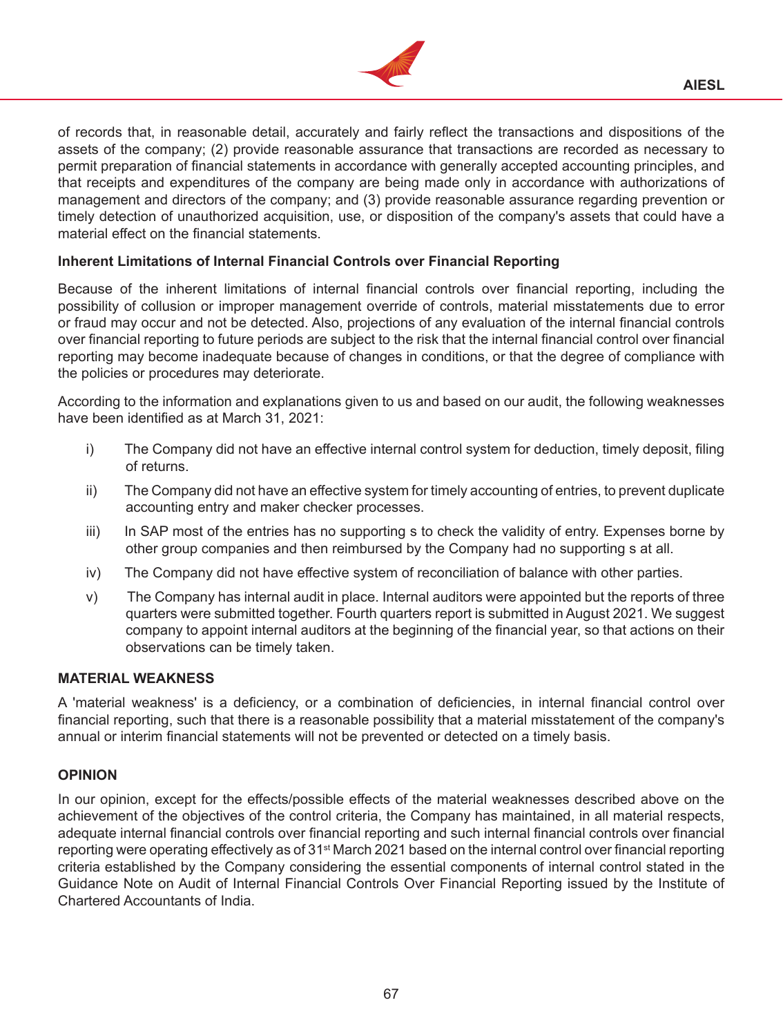of records that, in reasonable detail, accurately and fairly reflect the transactions and dispositions of the assets of the company; (2) provide reasonable assurance that transactions are recorded as necessary to permit preparation of financial statements in accordance with generally accepted accounting principles, and that receipts and expenditures of the company are being made only in accordance with authorizations of management and directors of the company; and (3) provide reasonable assurance regarding prevention or timely detection of unauthorized acquisition, use, or disposition of the company's assets that could have a material effect on the financial statements.

**Inherent Limitations of Internal Financial Controls over Financial Reporting**

Because of the inherent limitations of internal financial controls over financial reporting, including the possibility of collusion or improper management override of controls, material misstatements due to error or fraud may occur and not be detected. Also, projections of any evaluation of the internal financial controls over financial reporting to future periods are subject to the risk that the internal financial control over financial reporting may become inadequate because of changes in conditions, or that the degree of compliance with the policies or procedures may deteriorate.

According to the information and explanations given to us and based on our audit, the following weaknesses have been identified as at March 31, 2021:

i) The Company did not have an effective internal control system for deduction, timely deposit, filing of returns.

ii) The Company did not have an effective system for timely accounting of entries, to prevent duplicate accounting entry and maker checker processes.

iii) In SAP most of the entries has no supporting s to check the validity of entry. Expenses borne by other group companies and then reimbursed by the Company had no supporting s at all.

iv) The Company did not have effective system of reconciliation of balance with other parties.

v) The Company has internal audit in place. Internal auditors were appointed but the reports of three quarters were submitted together. Fourth quarters report is submitted in August 2021. We suggest company to appoint internal auditors at the beginning of the financial year, so that actions on their observations can be timely taken.

**MATERIAL WEAKNESS**

A 'material weakness' is a deficiency, or a combination of deficiencies, in internal financial control over financial reporting, such that there is a reasonable possibility that a material misstatement of the company's annual or interim financial statements will not be prevented or detected on a timely basis.

**OPINION**

In our opinion, except for the effects/possible effects of the material weaknesses described above on the achievement of the objectives of the control criteria, the Company has maintained, in all material respects, adequate internal financial controls over financial reporting and such internal financial controls over financial reporting were operating effectively as of 31st March 2021 based on the internal control over financial reporting criteria established by the Company considering the essential components of internal control stated in the Guidance Note on Audit of Internal Financial Controls Over Financial Reporting issued by the Institute of Chartered Accountants of India.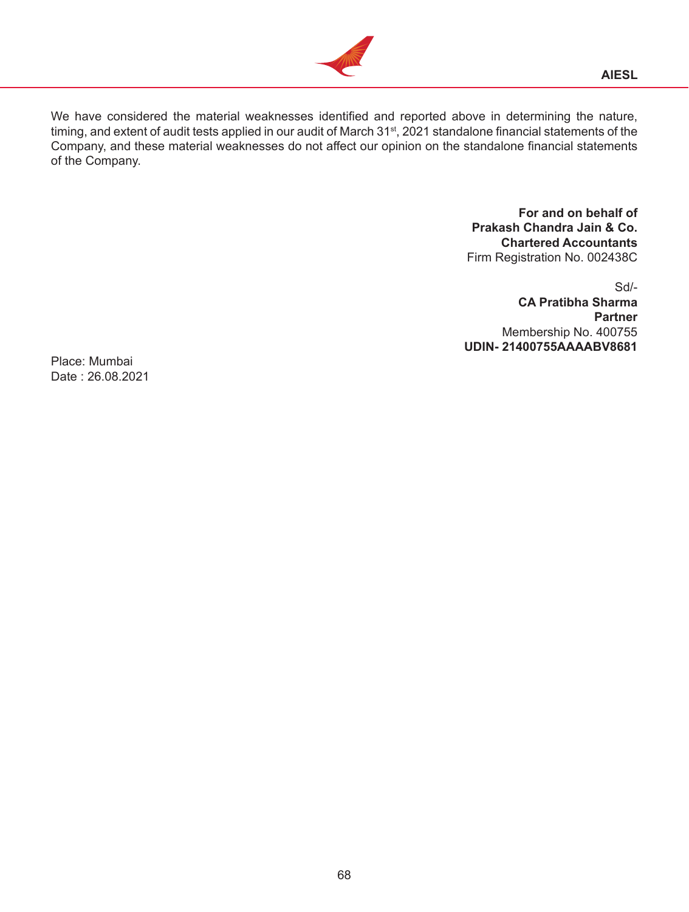We have considered the material weaknesses identified and reported above in determining the nature, timing, and extent of audit tests applied in our audit of March 31st, 2021 standalone financial statements of the Company, and these material weaknesses do not affect our opinion on the standalone financial statements of the Company.

**For and on behalf of**
**Prakash Chandra Jain & Co.**
**Chartered Accountants**
Firm Registration No. 002438C

Sd/-
**CA Pratibha Sharma**
**Partner**
Membership No. 400755
**UDIN- 21400755AAAABV8681**

Place: Mumbai
Date : 26.08.2021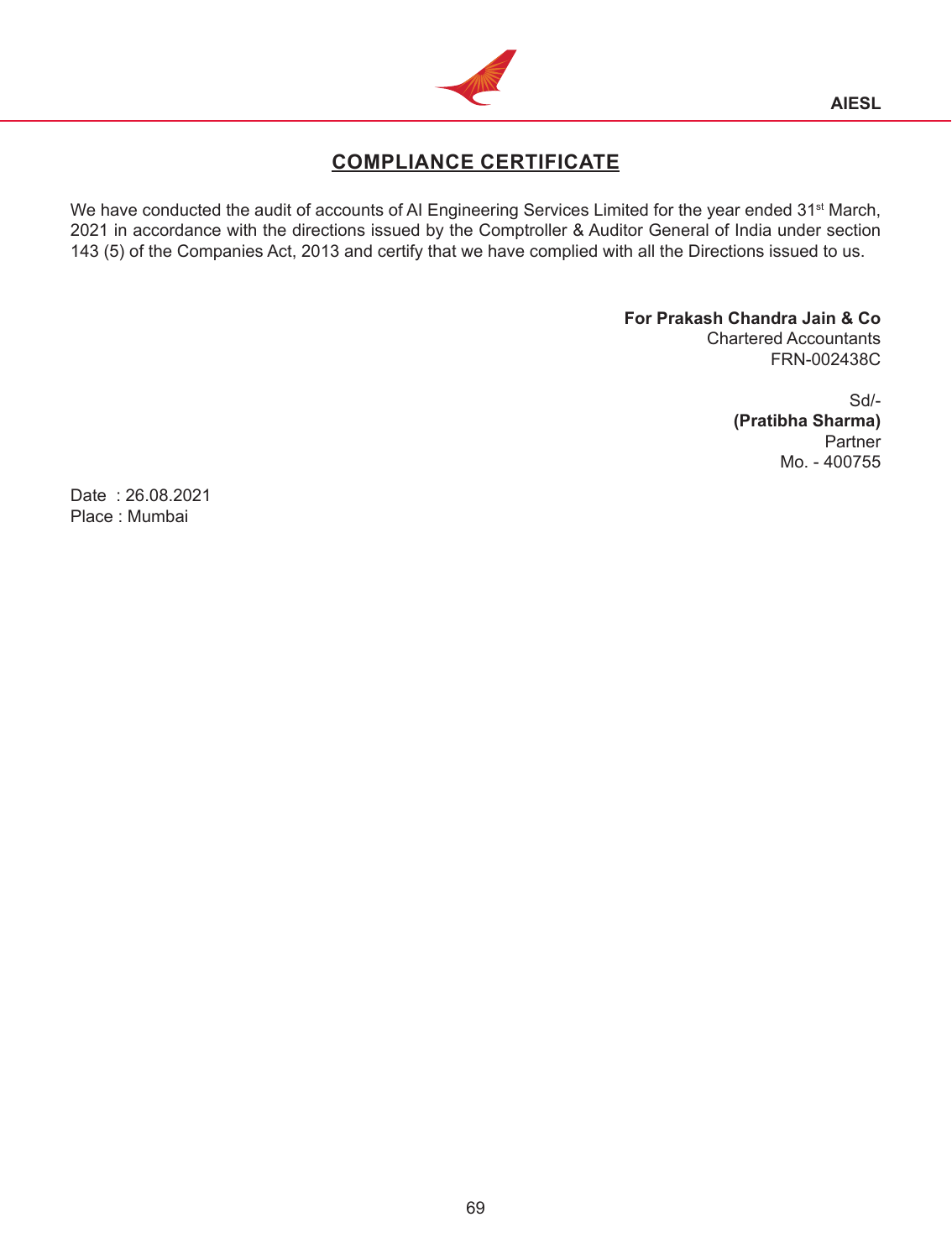# COMPLIANCE CERTIFICATE

We have conducted the audit of accounts of AI Engineering Services Limited for the year ended 31st March, 2021 in accordance with the directions issued by the Comptroller & Auditor General of India under section 143 (5) of the Companies Act, 2013 and certify that we have complied with all the Directions issued to us.

**For Prakash Chandra Jain & Co**
Chartered Accountants
FRN-002438C

Sd/-
**(Pratibha Sharma)**
Partner
Mo. - 400755

Date : 26.08.2021
Place : Mumbai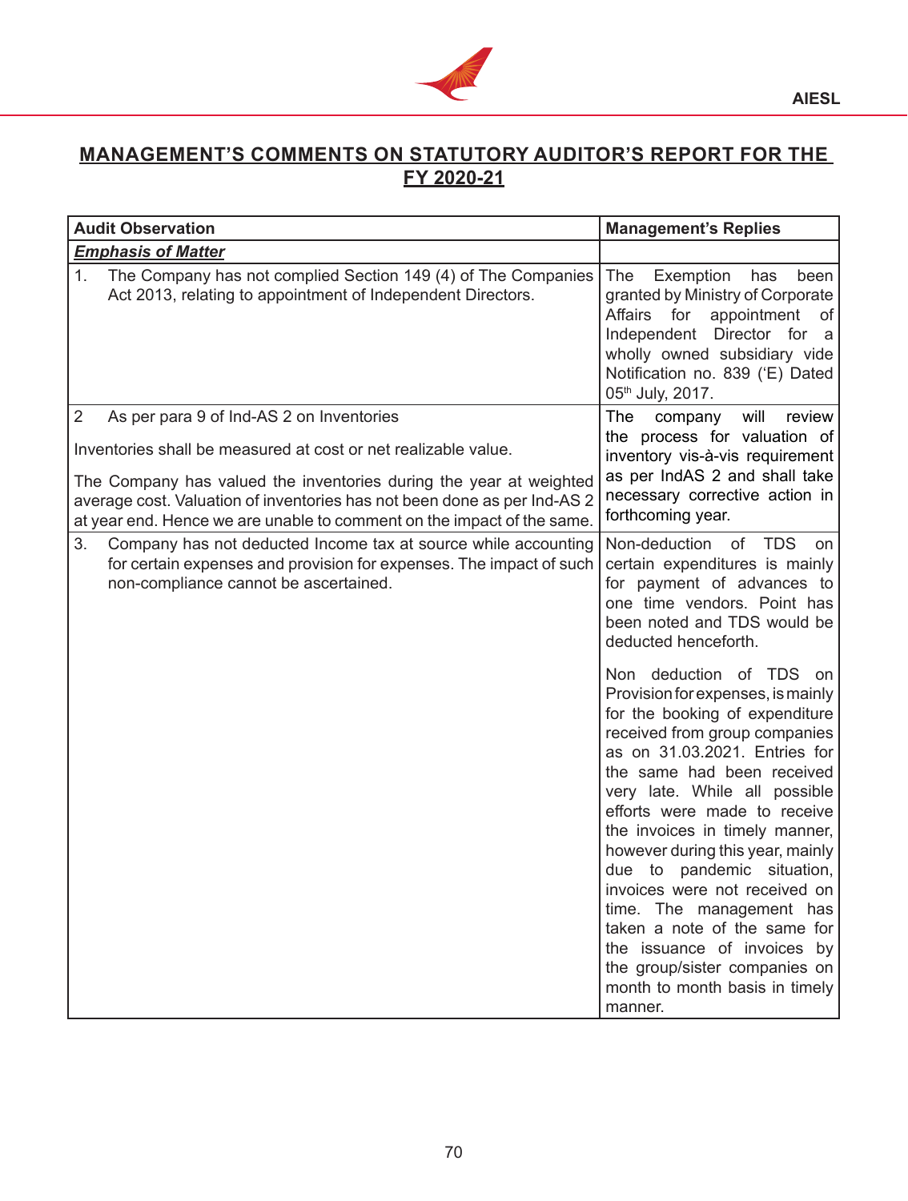## MANAGEMENT'S COMMENTS ON STATUTORY AUDITOR'S REPORT FOR THE FY 2020-21

| Audit Observation | Management's Replies |
|---|---|
| ***Emphasis of Matter*** | |
| 1. The Company has not complied Section 149 (4) of The Companies Act 2013, relating to appointment of Independent Directors. | The Exemption has been granted by Ministry of Corporate Affairs for appointment of Independent Director for a wholly owned subsidiary vide Notification no. 839 ('E) Dated 05th July, 2017. |
| 2 As per para 9 of Ind-AS 2 on Inventories<br><br>Inventories shall be measured at cost or net realizable value.<br><br>The Company has valued the inventories during the year at weighted average cost. Valuation of inventories has not been done as per Ind-AS 2 at year end. Hence we are unable to comment on the impact of the same. | The company will review the process for valuation of inventory vis-à-vis requirement as per IndAS 2 and shall take necessary corrective action in forthcoming year. |
| 3. Company has not deducted Income tax at source while accounting for certain expenses and provision for expenses. The impact of such non-compliance cannot be ascertained. | Non-deduction of TDS on certain expenditures is mainly for payment of advances to one time vendors. Point has been noted and TDS would be deducted henceforth.<br><br>Non deduction of TDS on Provision for expenses, is mainly for the booking of expenditure received from group companies as on 31.03.2021. Entries for the same had been received very late. While all possible efforts were made to receive the invoices in timely manner, however during this year, mainly due to pandemic situation, invoices were not received on time. The management has taken a note of the same for the issuance of invoices by the group/sister companies on month to month basis in timely manner. |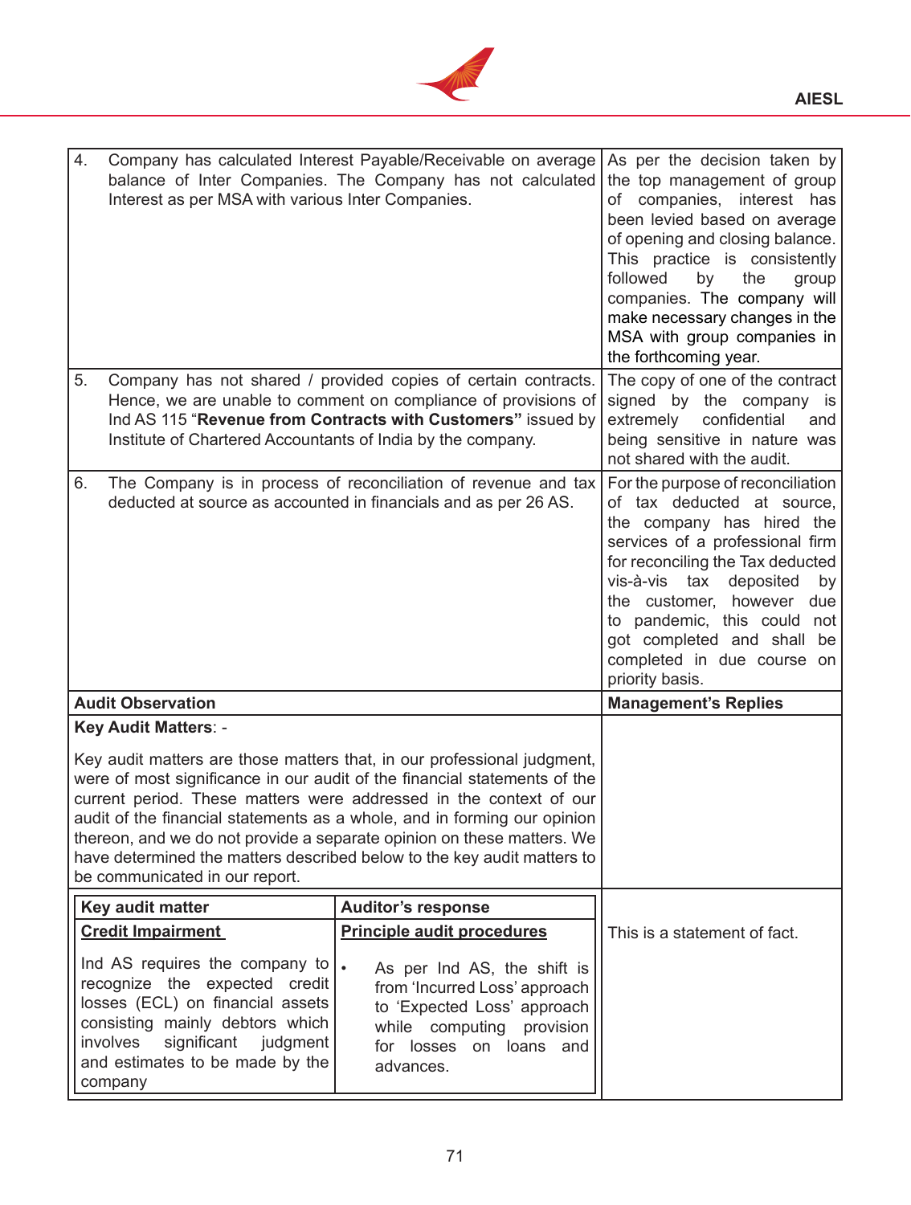| | Audit Observation | Management's Replies |
|---|---|---|
| 4. | Company has calculated Interest Payable/Receivable on average balance of Inter Companies. The Company has not calculated Interest as per MSA with various Inter Companies. | As per the decision taken by the top management of group of companies, interest has been levied based on average of opening and closing balance. This practice is consistently followed by the group companies. The company will make necessary changes in the MSA with group companies in the forthcoming year. |
| 5. | Company has not shared / provided copies of certain contracts. Hence, we are unable to comment on compliance of provisions of Ind AS 115 "**Revenue from Contracts with Customers"** issued by Institute of Chartered Accountants of India by the company. | The copy of one of the contract signed by the company is extremely confidential and being sensitive in nature was not shared with the audit. |
| 6. | The Company is in process of reconciliation of revenue and tax deducted at source as accounted in financials and as per 26 AS. | For the purpose of reconciliation of tax deducted at source, the company has hired the services of a professional firm for reconciling the Tax deducted vis-à-vis tax deposited by the customer, however due to pandemic, this could not got completed and shall be completed in due course on priority basis. |

| Audit Observation | Management's Replies |
|---|---|
| **Key Audit Matters**: -<br><br>Key audit matters are those matters that, in our professional judgment, were of most significance in our audit of the financial statements of the current period. These matters were addressed in the context of our audit of the financial statements as a whole, and in forming our opinion thereon, and we do not provide a separate opinion on these matters. We have determined the matters described below to the key audit matters to be communicated in our report. | |
| **Key audit matter**: **Credit Impairment**<br><br>Ind AS requires the company to recognize the expected credit losses (ECL) on financial assets consisting mainly debtors which involves significant judgment and estimates to be made by the company<br><br>**Auditor's response**: **Principle audit procedures**<br><br>• As per Ind AS, the shift is from 'Incurred Loss' approach to 'Expected Loss' approach while computing provision for losses on loans and advances. | This is a statement of fact. |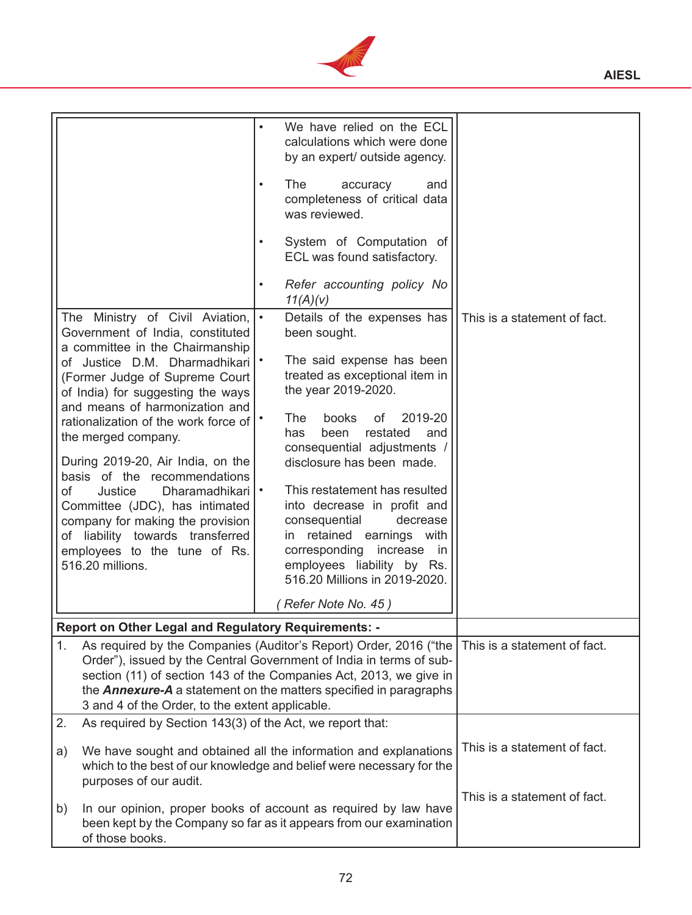| | | |
|---|---|---|
| | • We have relied on the ECL calculations which were done by an expert/ outside agency.<br><br>• The accuracy and completeness of critical data was reviewed.<br><br>• System of Computation of ECL was found satisfactory.<br><br>• *Refer accounting policy No 11(A)(v)* | |
| The Ministry of Civil Aviation, Government of India, constituted a committee in the Chairmanship of Justice D.M. Dharmadhikari (Former Judge of Supreme Court of India) for suggesting the ways and means of harmonization and rationalization of the work force of the merged company.<br><br>During 2019-20, Air India, on the basis of the recommendations of Justice Dharamadhikari Committee (JDC), has intimated company for making the provision of liability towards transferred employees to the tune of Rs. 516.20 millions. | • Details of the expenses has been sought.<br><br>• The said expense has been treated as exceptional item in the year 2019-2020.<br><br>• The books of 2019-20 has been restated and consequential adjustments / disclosure has been made.<br><br>• This restatement has resulted into decrease in profit and consequential decrease in retained earnings with corresponding increase in employees liability by Rs. 516.20 Millions in 2019-2020.<br><br>*( Refer Note No. 45 )* | This is a statement of fact. |
| **Report on Other Legal and Regulatory Requirements: -** | | |
| 1. As required by the Companies (Auditor's Report) Order, 2016 ("the Order"), issued by the Central Government of India in terms of sub-section (11) of section 143 of the Companies Act, 2013, we give in the ***Annexure-A*** a statement on the matters specified in paragraphs 3 and 4 of the Order, to the extent applicable. | | This is a statement of fact. |
| 2. As required by Section 143(3) of the Act, we report that:<br><br>a) We have sought and obtained all the information and explanations which to the best of our knowledge and belief were necessary for the purposes of our audit.<br><br>b) In our opinion, proper books of account as required by law have been kept by the Company so far as it appears from our examination of those books. | | This is a statement of fact.<br><br>This is a statement of fact. |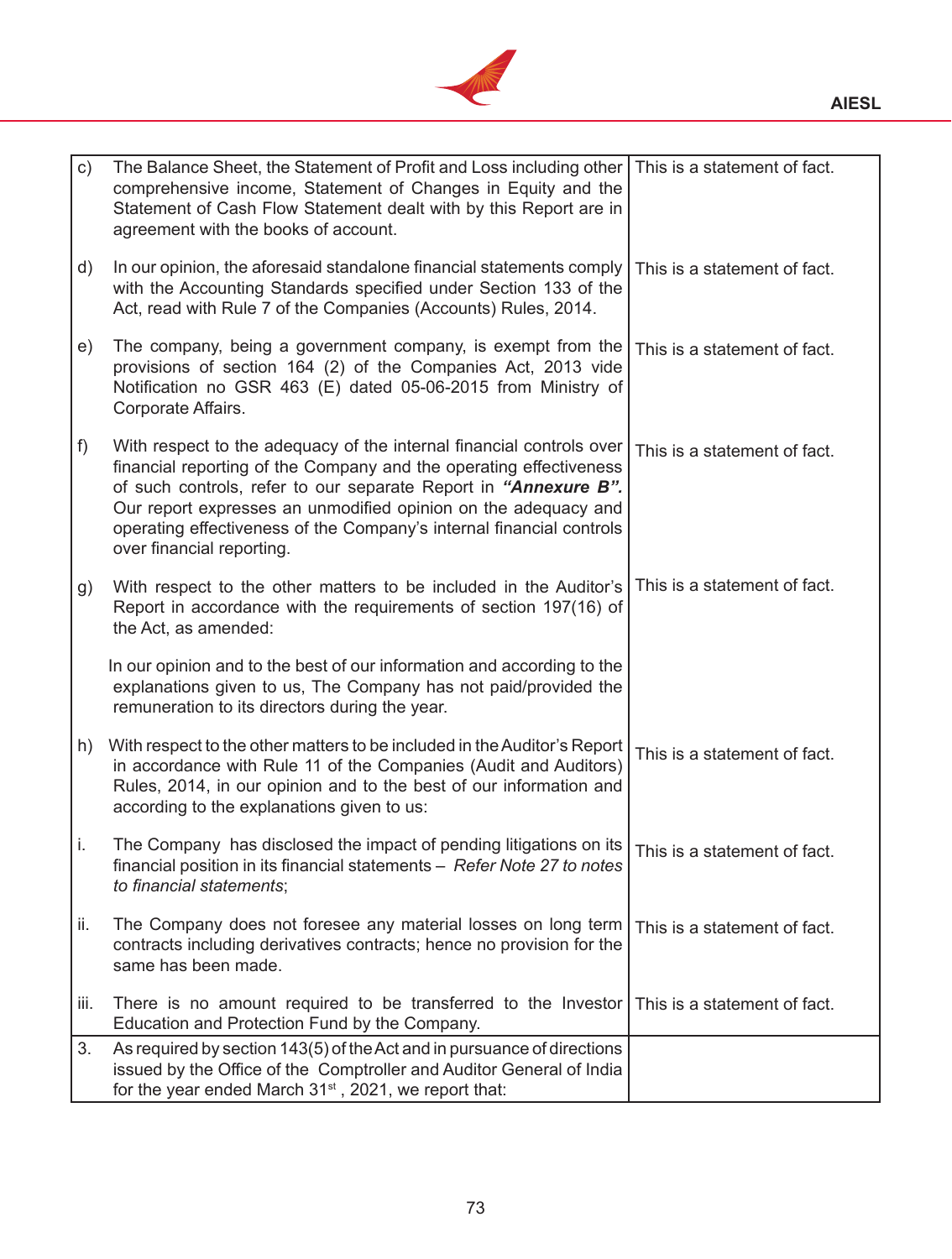| | | |
|---|---|---|
| c) | The Balance Sheet, the Statement of Profit and Loss including other comprehensive income, Statement of Changes in Equity and the Statement of Cash Flow Statement dealt with by this Report are in agreement with the books of account. | This is a statement of fact. |
| d) | In our opinion, the aforesaid standalone financial statements comply with the Accounting Standards specified under Section 133 of the Act, read with Rule 7 of the Companies (Accounts) Rules, 2014. | This is a statement of fact. |
| e) | The company, being a government company, is exempt from the provisions of section 164 (2) of the Companies Act, 2013 vide Notification no GSR 463 (E) dated 05-06-2015 from Ministry of Corporate Affairs. | This is a statement of fact. |
| f) | With respect to the adequacy of the internal financial controls over financial reporting of the Company and the operating effectiveness of such controls, refer to our separate Report in ***"Annexure B".*** Our report expresses an unmodified opinion on the adequacy and operating effectiveness of the Company's internal financial controls over financial reporting. | This is a statement of fact. |
| g) | With respect to the other matters to be included in the Auditor's Report in accordance with the requirements of section 197(16) of the Act, as amended:<br><br>In our opinion and to the best of our information and according to the explanations given to us, The Company has not paid/provided the remuneration to its directors during the year. | This is a statement of fact. |
| h) | With respect to the other matters to be included in the Auditor's Report in accordance with Rule 11 of the Companies (Audit and Auditors) Rules, 2014, in our opinion and to the best of our information and according to the explanations given to us: | This is a statement of fact. |
| i. | The Company has disclosed the impact of pending litigations on its financial position in its financial statements – *Refer Note 27 to notes to financial statements*; | This is a statement of fact. |
| ii. | The Company does not foresee any material losses on long term contracts including derivatives contracts; hence no provision for the same has been made. | This is a statement of fact. |
| iii. | There is no amount required to be transferred to the Investor Education and Protection Fund by the Company. | This is a statement of fact. |
| 3. | As required by section 143(5) of the Act and in pursuance of directions issued by the Office of the Comptroller and Auditor General of India for the year ended March 31st , 2021, we report that: | |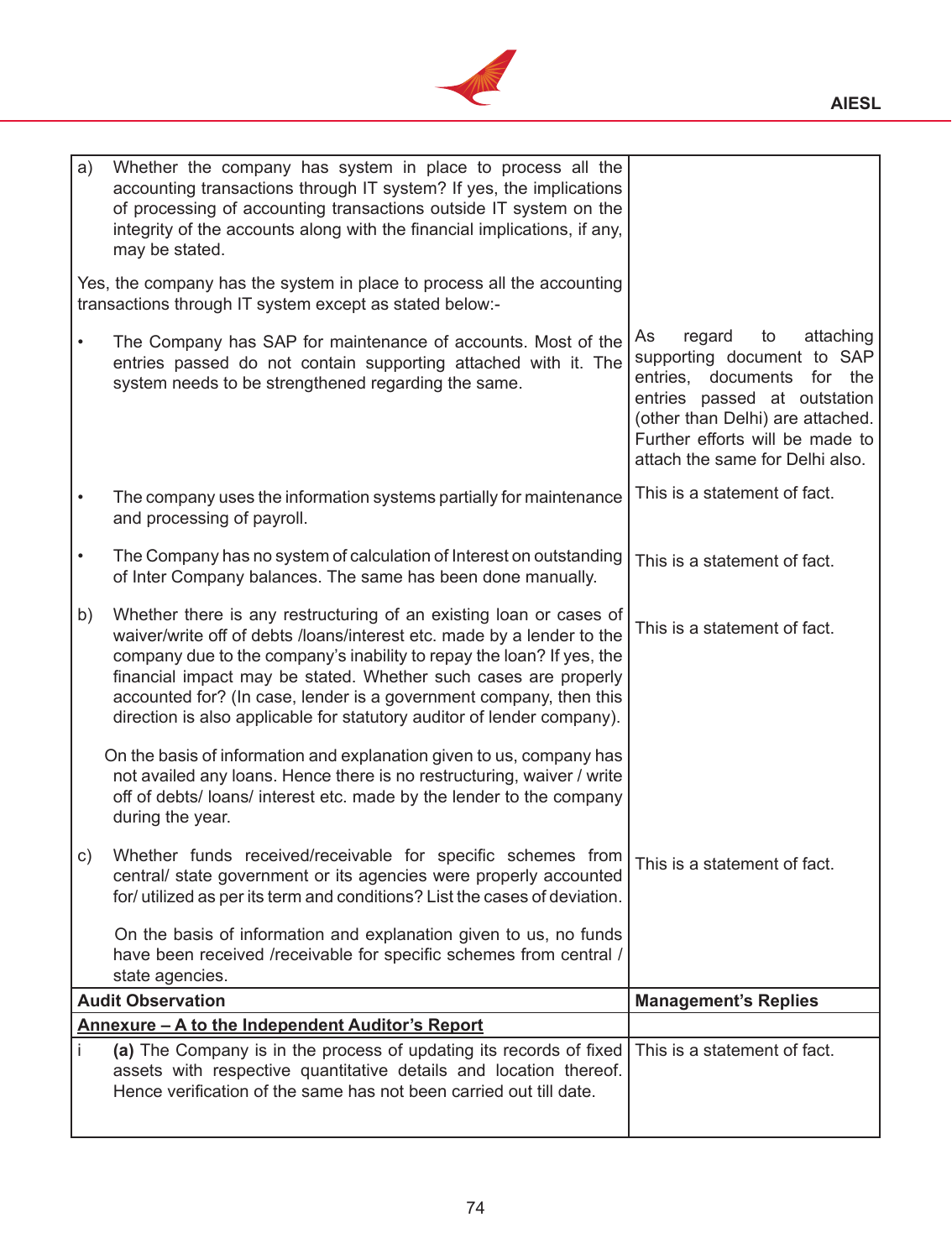| | |
|---|---|
| a) Whether the company has system in place to process all the accounting transactions through IT system? If yes, the implications of processing of accounting transactions outside IT system on the integrity of the accounts along with the financial implications, if any, may be stated. | |
| Yes, the company has the system in place to process all the accounting transactions through IT system except as stated below:- | |
| • The Company has SAP for maintenance of accounts. Most of the entries passed do not contain supporting attached with it. The system needs to be strengthened regarding the same. | As regard to attaching supporting document to SAP entries, documents for the entries passed at outstation (other than Delhi) are attached. Further efforts will be made to attach the same for Delhi also. |
| • The company uses the information systems partially for maintenance and processing of payroll. | This is a statement of fact. |
| • The Company has no system of calculation of Interest on outstanding of Inter Company balances. The same has been done manually. | This is a statement of fact. |
| b) Whether there is any restructuring of an existing loan or cases of waiver/write off of debts /loans/interest etc. made by a lender to the company due to the company's inability to repay the loan? If yes, the financial impact may be stated. Whether such cases are properly accounted for? (In case, lender is a government company, then this direction is also applicable for statutory auditor of lender company). | This is a statement of fact. |
| On the basis of information and explanation given to us, company has not availed any loans. Hence there is no restructuring, waiver / write off of debts/ loans/ interest etc. made by the lender to the company during the year. | |
| c) Whether funds received/receivable for specific schemes from central/ state government or its agencies were properly accounted for/ utilized as per its term and conditions? List the cases of deviation. | This is a statement of fact. |
| On the basis of information and explanation given to us, no funds have been received /receivable for specific schemes from central / state agencies. | |
| **Audit Observation** | **Management's Replies** |
| **Annexure – A to the Independent Auditor's Report** | |
| i **(a)** The Company is in the process of updating its records of fixed assets with respective quantitative details and location thereof. Hence verification of the same has not been carried out till date. | This is a statement of fact. |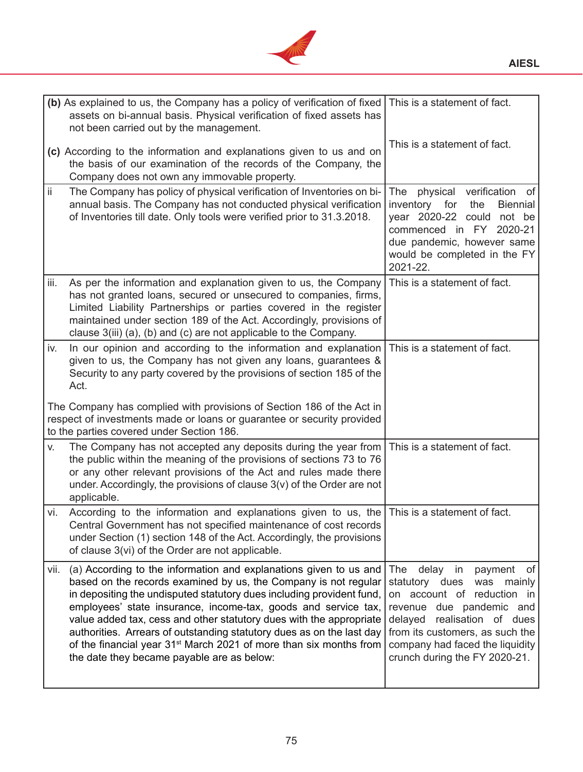| | |
|---|---|
| **(b)** As explained to us, the Company has a policy of verification of fixed assets on bi-annual basis. Physical verification of fixed assets has not been carried out by the management.<br><br>**(c)** According to the information and explanations given to us and on the basis of our examination of the records of the Company, the Company does not own any immovable property. | This is a statement of fact.<br><br>This is a statement of fact. |
| ii The Company has policy of physical verification of Inventories on bi-annual basis. The Company has not conducted physical verification of Inventories till date. Only tools were verified prior to 31.3.2018. | The physical verification of inventory for the Biennial year 2020-22 could not be commenced in FY 2020-21 due pandemic, however same would be completed in the FY 2021-22. |
| iii. As per the information and explanation given to us, the Company has not granted loans, secured or unsecured to companies, firms, Limited Liability Partnerships or parties covered in the register maintained under section 189 of the Act. Accordingly, provisions of clause 3(iii) (a), (b) and (c) are not applicable to the Company. | This is a statement of fact. |
| iv. In our opinion and according to the information and explanation given to us, the Company has not given any loans, guarantees & Security to any party covered by the provisions of section 185 of the Act.<br><br>The Company has complied with provisions of Section 186 of the Act in respect of investments made or loans or guarantee or security provided to the parties covered under Section 186. | This is a statement of fact. |
| v. The Company has not accepted any deposits during the year from the public within the meaning of the provisions of sections 73 to 76 or any other relevant provisions of the Act and rules made there under. Accordingly, the provisions of clause 3(v) of the Order are not applicable. | This is a statement of fact. |
| vi. According to the information and explanations given to us, the Central Government has not specified maintenance of cost records under Section (1) section 148 of the Act. Accordingly, the provisions of clause 3(vi) of the Order are not applicable. | This is a statement of fact. |
| vii. (a) According to the information and explanations given to us and based on the records examined by us, the Company is not regular in depositing the undisputed statutory dues including provident fund, employees' state insurance, income-tax, goods and service tax, value added tax, cess and other statutory dues with the appropriate authorities. Arrears of outstanding statutory dues as on the last day of the financial year 31st March 2021 of more than six months from the date they became payable are as below: | The delay in payment of statutory dues was mainly on account of reduction in revenue due pandemic and delayed realisation of dues from its customers, as such the company had faced the liquidity crunch during the FY 2020-21. |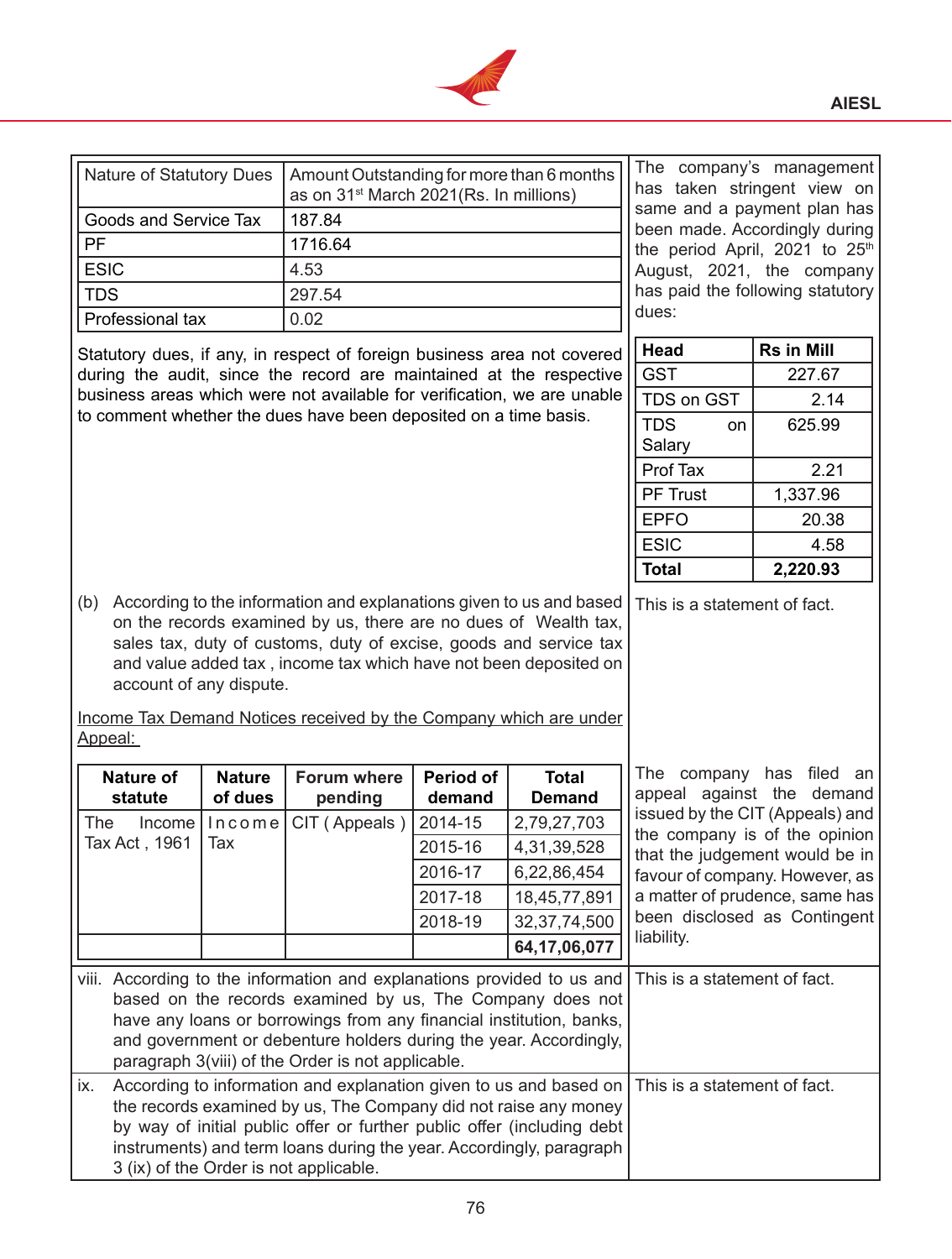| Nature of Statutory Dues | Amount Outstanding for more than 6 months as on 31st March 2021(Rs. In millions) |
|---|---|
| Goods and Service Tax | 187.84 |
| PF | 1716.64 |
| ESIC | 4.53 |
| TDS | 297.54 |
| Professional tax | 0.02 |

Statutory dues, if any, in respect of foreign business area not covered during the audit, since the record are maintained at the respective business areas which were not available for verification, we are unable to comment whether the dues have been deposited on a time basis.

The company's management has taken stringent view on same and a payment plan has been made. Accordingly during the period April, 2021 to 25th August, 2021, the company has paid the following statutory dues:

| Head | Rs in Mill |
|---|---|
| GST | 227.67 |
| TDS on GST | 2.14 |
| TDS on Salary | 625.99 |
| Prof Tax | 2.21 |
| PF Trust | 1,337.96 |
| EPFO | 20.38 |
| ESIC | 4.58 |
| **Total** | **2,220.93** |

(b) According to the information and explanations given to us and based on the records examined by us, there are no dues of Wealth tax, sales tax, duty of customs, duty of excise, goods and service tax and value added tax , income tax which have not been deposited on account of any dispute.

This is a statement of fact.

Income Tax Demand Notices received by the Company which are under Appeal:

| Nature of statute | Nature of dues | Forum where pending | Period of demand | Total Demand |
|---|---|---|---|---|
| The Income Tax Act , 1961 | Income Tax | CIT ( Appeals ) | 2014-15 | 2,79,27,703 |
| | | | 2015-16 | 4,31,39,528 |
| | | | 2016-17 | 6,22,86,454 |
| | | | 2017-18 | 18,45,77,891 |
| | | | 2018-19 | 32,37,74,500 |
| | | | | **64,17,06,077** |

The company has filed an appeal against the demand issued by the CIT (Appeals) and the company is of the opinion that the judgement would be in favour of company. However, as a matter of prudence, same has been disclosed as Contingent liability.

viii. According to the information and explanations provided to us and based on the records examined by us, The Company does not have any loans or borrowings from any financial institution, banks, and government or debenture holders during the year. Accordingly, paragraph 3(viii) of the Order is not applicable.

This is a statement of fact.

ix. According to information and explanation given to us and based on the records examined by us, The Company did not raise any money by way of initial public offer or further public offer (including debt instruments) and term loans during the year. Accordingly, paragraph 3 (ix) of the Order is not applicable.

This is a statement of fact.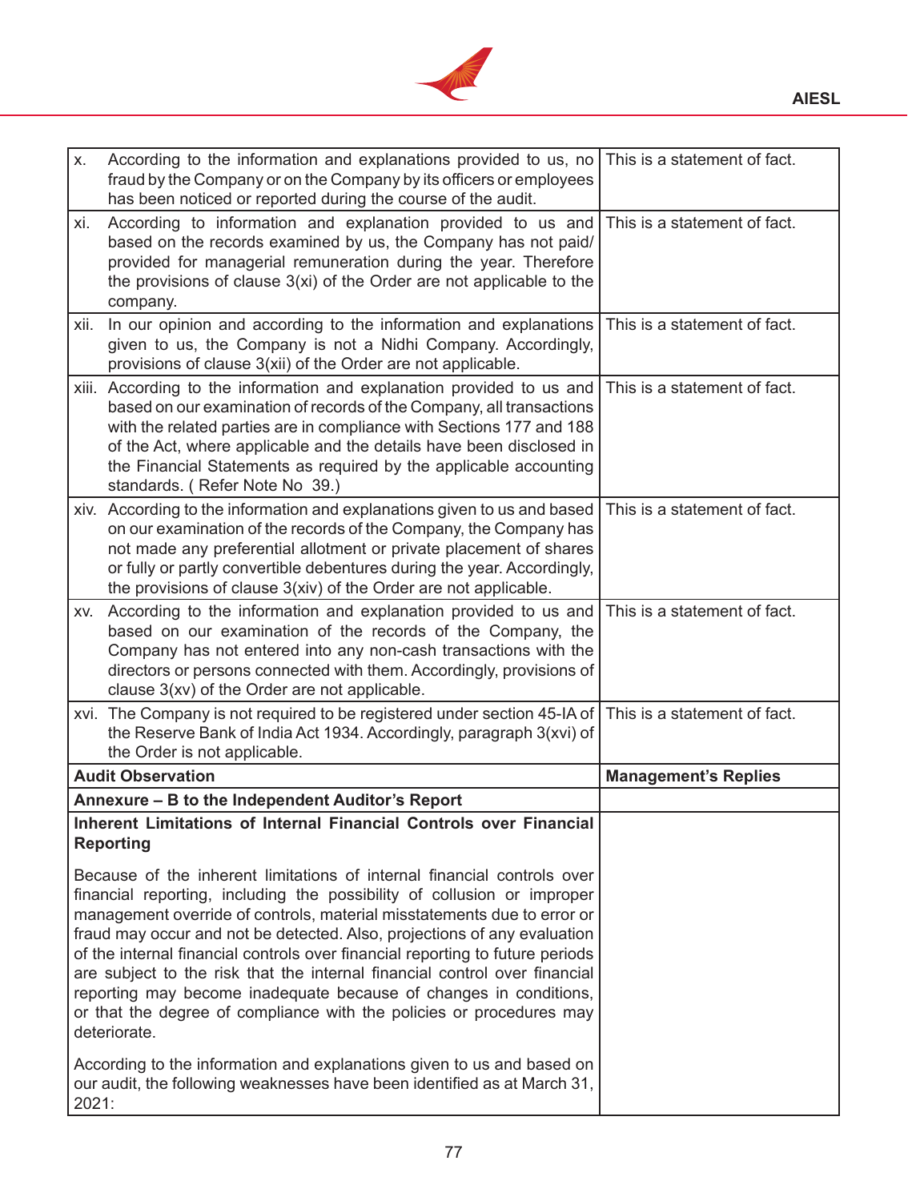| | |
|---|---|
| x. According to the information and explanations provided to us, no fraud by the Company or on the Company by its officers or employees has been noticed or reported during the course of the audit. | This is a statement of fact. |
| xi. According to information and explanation provided to us and based on the records examined by us, the Company has not paid/ provided for managerial remuneration during the year. Therefore the provisions of clause 3(xi) of the Order are not applicable to the company. | This is a statement of fact. |
| xii. In our opinion and according to the information and explanations given to us, the Company is not a Nidhi Company. Accordingly, provisions of clause 3(xii) of the Order are not applicable. | This is a statement of fact. |
| xiii. According to the information and explanation provided to us and based on our examination of records of the Company, all transactions with the related parties are in compliance with Sections 177 and 188 of the Act, where applicable and the details have been disclosed in the Financial Statements as required by the applicable accounting standards. ( Refer Note No 39.) | This is a statement of fact. |
| xiv. According to the information and explanations given to us and based on our examination of the records of the Company, the Company has not made any preferential allotment or private placement of shares or fully or partly convertible debentures during the year. Accordingly, the provisions of clause 3(xiv) of the Order are not applicable. | This is a statement of fact. |
| xv. According to the information and explanation provided to us and based on our examination of the records of the Company, the Company has not entered into any non-cash transactions with the directors or persons connected with them. Accordingly, provisions of clause 3(xv) of the Order are not applicable. | This is a statement of fact. |
| xvi. The Company is not required to be registered under section 45-IA of the Reserve Bank of India Act 1934. Accordingly, paragraph 3(xvi) of the Order is not applicable. | This is a statement of fact. |
| **Audit Observation** | **Management's Replies** |
| **Annexure – B to the Independent Auditor's Report** | |
| **Inherent Limitations of Internal Financial Controls over Financial Reporting**<br><br>Because of the inherent limitations of internal financial controls over financial reporting, including the possibility of collusion or improper management override of controls, material misstatements due to error or fraud may occur and not be detected. Also, projections of any evaluation of the internal financial controls over financial reporting to future periods are subject to the risk that the internal financial control over financial reporting may become inadequate because of changes in conditions, or that the degree of compliance with the policies or procedures may deteriorate.<br><br>According to the information and explanations given to us and based on our audit, the following weaknesses have been identified as at March 31, 2021: | |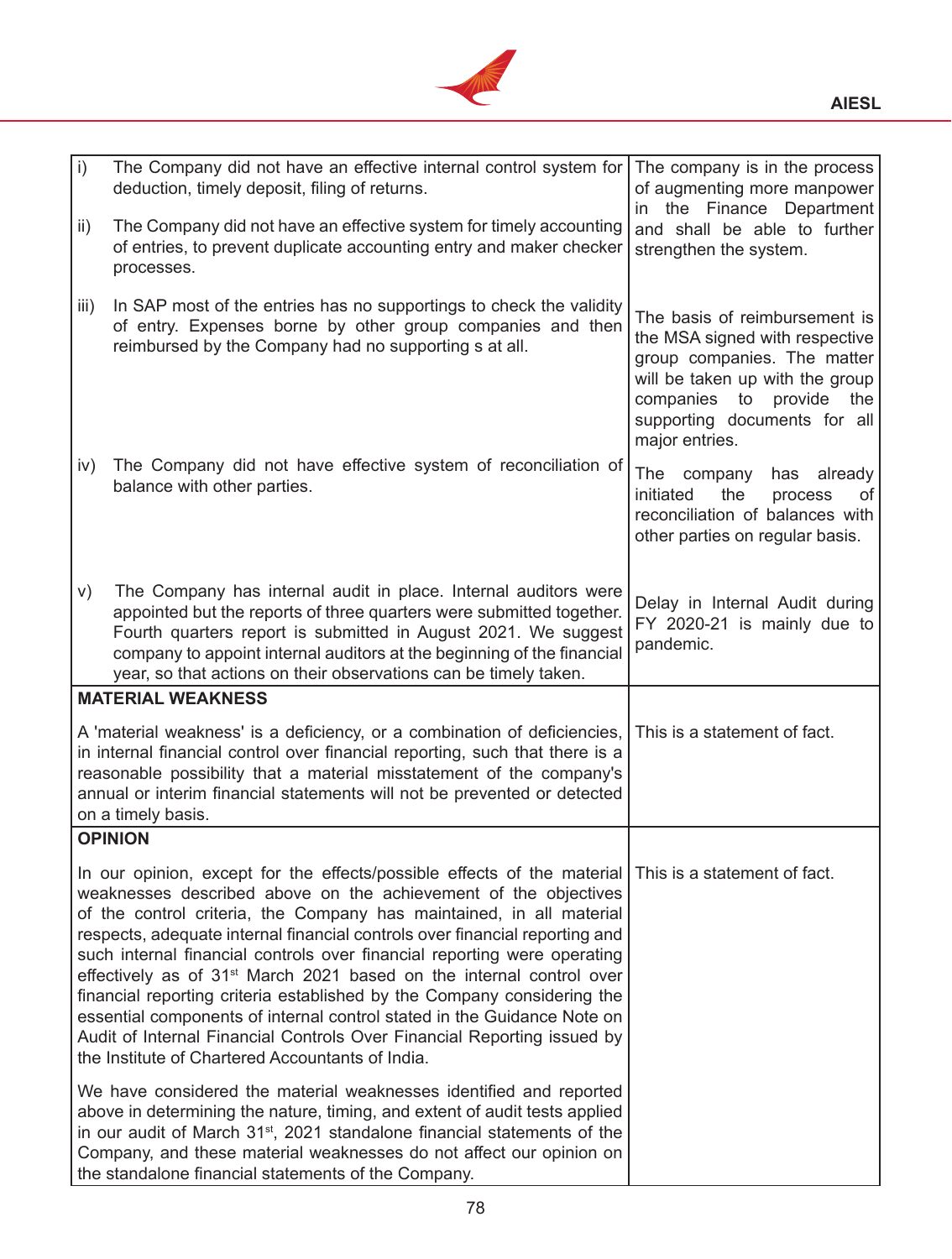| | |
|---|---|
| i) The Company did not have an effective internal control system for deduction, timely deposit, filing of returns.<br><br>ii) The Company did not have an effective system for timely accounting of entries, to prevent duplicate accounting entry and maker checker processes. | The company is in the process of augmenting more manpower in the Finance Department and shall be able to further strengthen the system. |
| iii) In SAP most of the entries has no supportings to check the validity of entry. Expenses borne by other group companies and then reimbursed by the Company had no supporting s at all. | The basis of reimbursement is the MSA signed with respective group companies. The matter will be taken up with the group companies to provide the supporting documents for all major entries. |
| iv) The Company did not have effective system of reconciliation of balance with other parties. | The company has already initiated the process of reconciliation of balances with other parties on regular basis. |
| v) The Company has internal audit in place. Internal auditors were appointed but the reports of three quarters were submitted together. Fourth quarters report is submitted in August 2021. We suggest company to appoint internal auditors at the beginning of the financial year, so that actions on their observations can be timely taken. | Delay in Internal Audit during FY 2020-21 is mainly due to pandemic. |
| **MATERIAL WEAKNESS**<br><br>A 'material weakness' is a deficiency, or a combination of deficiencies, in internal financial control over financial reporting, such that there is a reasonable possibility that a material misstatement of the company's annual or interim financial statements will not be prevented or detected on a timely basis. | This is a statement of fact. |
| **OPINION**<br><br>In our opinion, except for the effects/possible effects of the material weaknesses described above on the achievement of the objectives of the control criteria, the Company has maintained, in all material respects, adequate internal financial controls over financial reporting and such internal financial controls over financial reporting were operating effectively as of 31st March 2021 based on the internal control over financial reporting criteria established by the Company considering the essential components of internal control stated in the Guidance Note on Audit of Internal Financial Controls Over Financial Reporting issued by the Institute of Chartered Accountants of India.<br><br>We have considered the material weaknesses identified and reported above in determining the nature, timing, and extent of audit tests applied in our audit of March 31st, 2021 standalone financial statements of the Company, and these material weaknesses do not affect our opinion on the standalone financial statements of the Company. | This is a statement of fact. |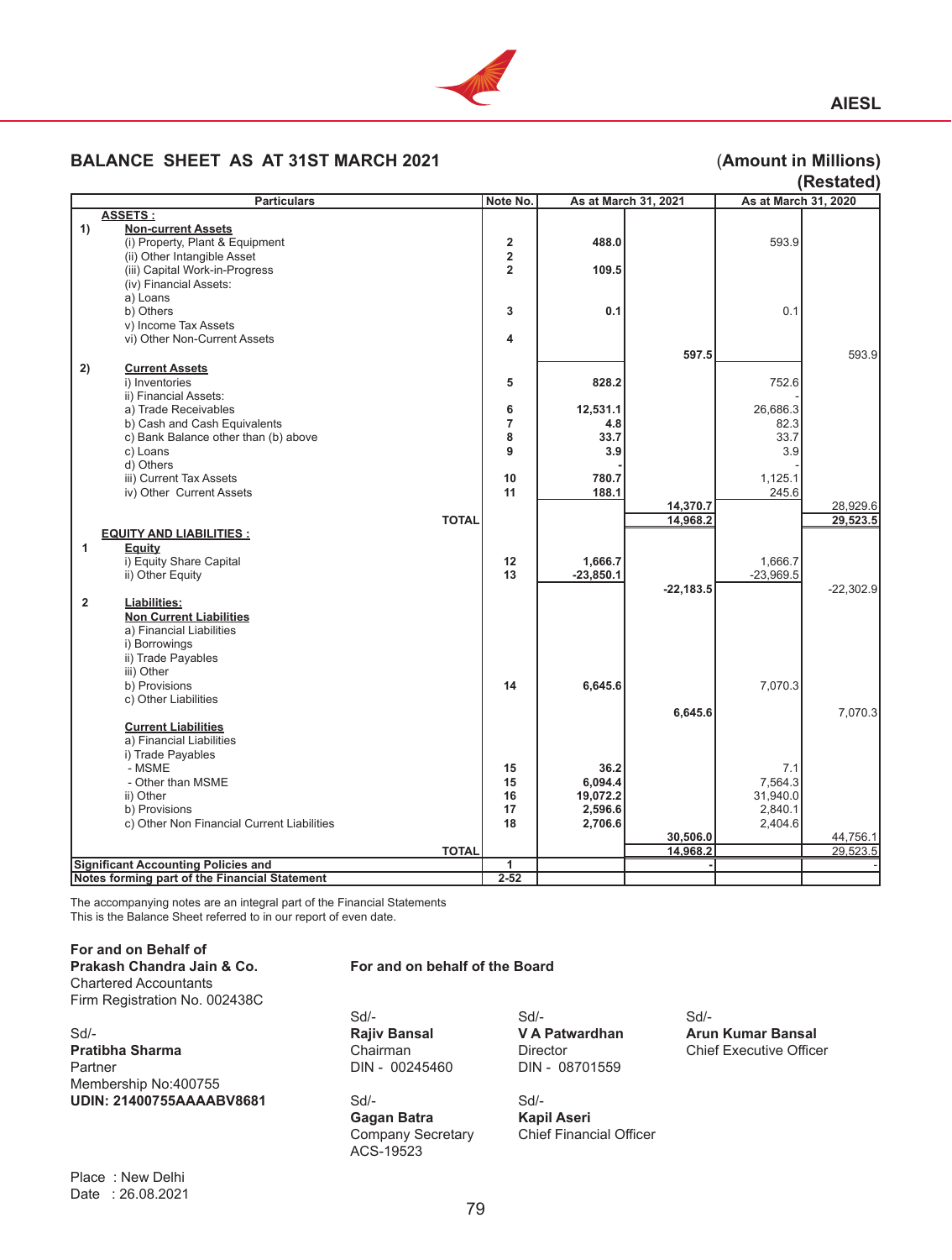## BALANCE SHEET AS AT 31ST MARCH 2021

**(Amount in Millions)**
**(Restated)**

| | Particulars | Note No. | As at March 31, 2021 | | As at March 31, 2020 | |
|---|---|---|---|---|---|---|
| | **ASSETS :** | | | | | |
| 1) | **Non-current Assets** | | | | | |
| | (i) Property, Plant & Equipment | 2 | 488.0 | | 593.9 | |
| | (ii) Other Intangible Asset | 2 | | | | |
| | (iii) Capital Work-in-Progress | 2 | 109.5 | | | |
| | (iv) Financial Assets: | | | | | |
| | a) Loans | | | | | |
| | b) Others | 3 | 0.1 | | 0.1 | |
| | v) Income Tax Assets | | | | | |
| | vi) Other Non-Current Assets | 4 | | | | |
| | | | | 597.5 | | 593.9 |
| 2) | **Current Assets** | | | | | |
| | i) Inventories | 5 | 828.2 | | 752.6 | |
| | ii) Financial Assets: | | | | - | |
| | a) Trade Receivables | 6 | 12,531.1 | | 26,686.3 | |
| | b) Cash and Cash Equivalents | 7 | 4.8 | | 82.3 | |
| | c) Bank Balance other than (b) above | 8 | 33.7 | | 33.7 | |
| | c) Loans | 9 | 3.9 | | 3.9 | |
| | d) Others | | - | | - | |
| | iii) Current Tax Assets | 10 | 780.7 | | 1,125.1 | |
| | iv) Other Current Assets | 11 | 188.1 | | 245.6 | |
| | | | | 14,370.7 | | 28,929.6 |
| | **TOTAL** | | | 14,968.2 | | 29,523.5 |
| | **EQUITY AND LIABILITIES :** | | | | | |
| 1 | **Equity** | | | | | |
| | i) Equity Share Capital | 12 | 1,666.7 | | 1,666.7 | |
| | ii) Other Equity | 13 | -23,850.1 | | -23,969.5 | |
| | | | | -22,183.5 | | -22,302.9 |
| 2 | **Liabilities:** | | | | | |
| | **Non Current Liabilities** | | | | | |
| | a) Financial Liabilities | | | | | |
| | i) Borrowings | | | | | |
| | ii) Trade Payables | | | | | |
| | iii) Other | | | | | |
| | b) Provisions | 14 | 6,645.6 | | 7,070.3 | |
| | c) Other Liabilities | | | | | |
| | | | | 6,645.6 | | 7,070.3 |
| | **Current Liabilities** | | | | | |
| | a) Financial Liabilities | | | | | |
| | i) Trade Payables | | | | | |
| | - MSME | 15 | 36.2 | | 7.1 | |
| | - Other than MSME | 15 | 6,094.4 | | 7,564.3 | |
| | ii) Other | 16 | 19,072.2 | | 31,940.0 | |
| | b) Provisions | 17 | 2,596.6 | | 2,840.1 | |
| | c) Other Non Financial Current Liabilities | 18 | 2,706.6 | | 2,404.6 | |
| | | | | 30,506.0 | | 44,756.1 |
| | **TOTAL** | | | 14,968.2 | | 29,523.5 |
| | **Significant Accounting Policies and** | 1 | | - | | - |
| | **Notes forming part of the Financial Statement** | 2-52 | | | | |

The accompanying notes are an integral part of the Financial Statements
This is the Balance Sheet referred to in our report of even date.

**For and on Behalf of**
**Prakash Chandra Jain & Co.**
Chartered Accountants
Firm Registration No. 002438C

Sd/-
**Pratibha Sharma**
Partner
Membership No:400755
**UDIN: 21400755AAAABV8681**

**For and on behalf of the Board**

Sd/-
**Rajiv Bansal**
Chairman
DIN - 00245460

Sd/-
**V A Patwardhan**
Director
DIN - 08701559

Sd/-
**Arun Kumar Bansal**
Chief Executive Officer

Sd/-
**Gagan Batra**
Company Secretary
ACS-19523

Sd/-
**Kapil Aseri**
Chief Financial Officer

Place : New Delhi
Date : 26.08.2021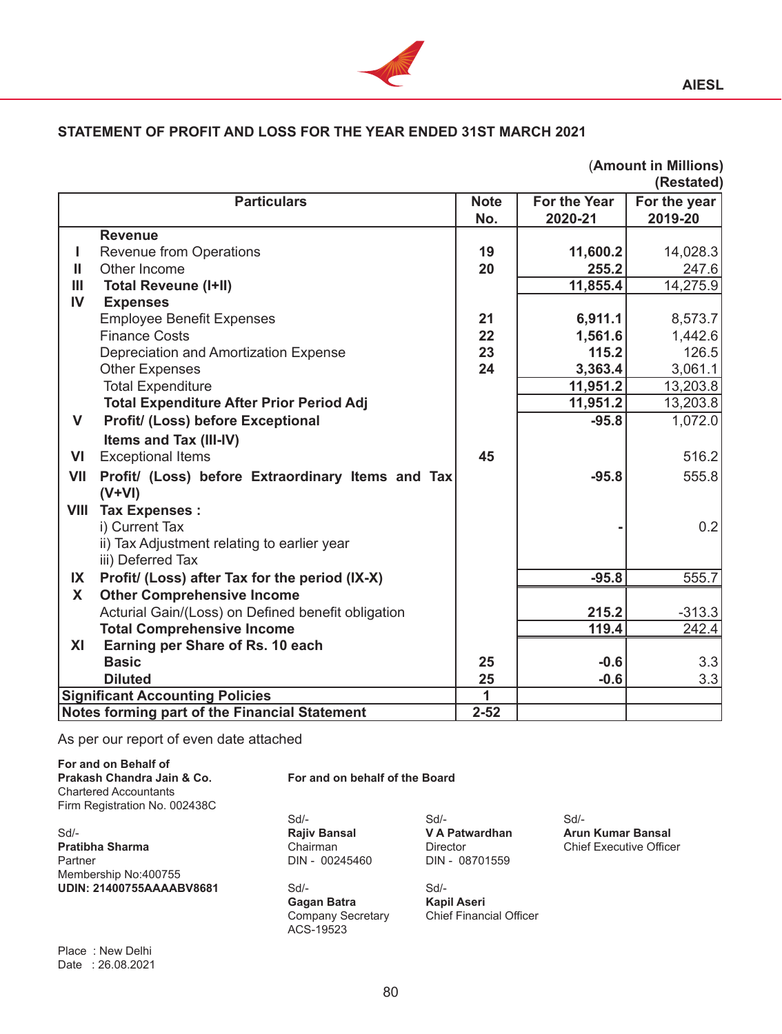AIESL

## STATEMENT OF PROFIT AND LOSS FOR THE YEAR ENDED 31ST MARCH 2021

**(Amount in Millions)**
**(Restated)**

| | Particulars | Note No. | For the Year 2020-21 | For the year 2019-20 |
|---|---|---|---|---|
| | **Revenue** | | | |
| I | Revenue from Operations | **19** | **11,600.2** | 14,028.3 |
| II | Other Income | **20** | **255.2** | 247.6 |
| III | **Total Reveune (I+II)** | | **11,855.4** | 14,275.9 |
| IV | **Expenses** | | | |
| | Employee Benefit Expenses | **21** | **6,911.1** | 8,573.7 |
| | Finance Costs | **22** | **1,561.6** | 1,442.6 |
| | Depreciation and Amortization Expense | **23** | **115.2** | 126.5 |
| | Other Expenses | **24** | **3,363.4** | 3,061.1 |
| | Total Expenditure | | **11,951.2** | 13,203.8 |
| | **Total Expenditure After Prior Period Adj** | | **11,951.2** | 13,203.8 |
| V | **Profit/ (Loss) before Exceptional Items and Tax (III-IV)** | | **-95.8** | 1,072.0 |
| VI | Exceptional Items | **45** | | 516.2 |
| VII | **Profit/ (Loss) before Extraordinary Items and Tax (V+VI)** | | **-95.8** | 555.8 |
| VIII | **Tax Expenses :** | | | |
| | i) Current Tax | | **-** | 0.2 |
| | ii) Tax Adjustment relating to earlier year | | | |
| | iii) Deferred Tax | | | |
| IX | **Profit/ (Loss) after Tax for the period (IX-X)** | | **-95.8** | 555.7 |
| X | **Other Comprehensive Income** | | | |
| | Acturial Gain/(Loss) on Defined benefit obligation | | **215.2** | -313.3 |
| | **Total Comprehensive Income** | | **119.4** | 242.4 |
| XI | **Earning per Share of Rs. 10 each** | | | |
| | **Basic** | **25** | **-0.6** | 3.3 |
| | **Diluted** | **25** | **-0.6** | 3.3 |
| | **Significant Accounting Policies** | **1** | | |
| | **Notes forming part of the Financial Statement** | **2-52** | | |

As per our report of even date attached

**For and on Behalf of**
**Prakash Chandra Jain & Co.**
Chartered Accountants
Firm Registration No. 002438C

Sd/-
**Pratibha Sharma**
Partner
Membership No:400755
**UDIN: 21400755AAAABV8681**

**For and on behalf of the Board**

Sd/-
**Rajiv Bansal**
Chairman
DIN - 00245460

Sd/-
**V A Patwardhan**
Director
DIN - 08701559

Sd/-
**Arun Kumar Bansal**
Chief Executive Officer

Sd/-
**Gagan Batra**
Company Secretary
ACS-19523

Sd/-
**Kapil Aseri**
Chief Financial Officer

Place : New Delhi
Date : 26.08.2021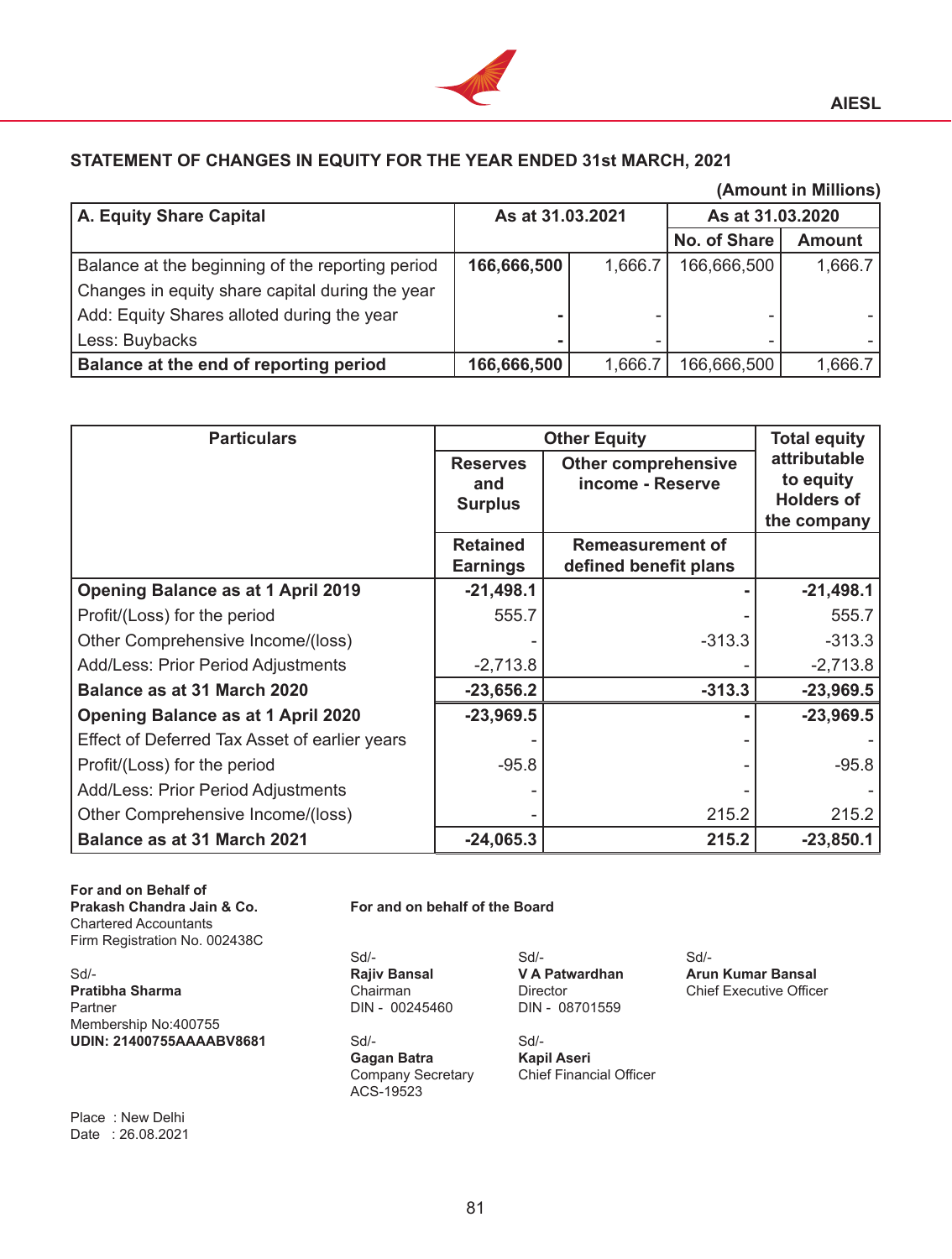## STATEMENT OF CHANGES IN EQUITY FOR THE YEAR ENDED 31st MARCH, 2021

**(Amount in Millions)**

| A. Equity Share Capital | As at 31.03.2021 | | As at 31.03.2020 | |
|---|---|---|---|---|
| | | | No. of Share | Amount |
| Balance at the beginning of the reporting period | **166,666,500** | 1,666.7 | 166,666,500 | 1,666.7 |
| Changes in equity share capital during the year | | | | |
| Add: Equity Shares alloted during the year | **-** | - | - | - |
| Less: Buybacks | **-** | - | - | - |
| **Balance at the end of reporting period** | **166,666,500** | 1,666.7 | 166,666,500 | 1,666.7 |

| Particulars | Other Equity | | Total equity attributable to equity Holders of the company |
|---|---|---|---|
| | Reserves and Surplus | Other comprehensive income - Reserve | |
| | Retained Earnings | Remeasurement of defined benefit plans | |
| **Opening Balance as at 1 April 2019** | **-21,498.1** | **-** | **-21,498.1** |
| Profit/(Loss) for the period | 555.7 | - | 555.7 |
| Other Comprehensive Income/(loss) | - | -313.3 | -313.3 |
| Add/Less: Prior Period Adjustments | -2,713.8 | - | -2,713.8 |
| **Balance as at 31 March 2020** | **-23,656.2** | **-313.3** | **-23,969.5** |
| **Opening Balance as at 1 April 2020** | **-23,969.5** | **-** | **-23,969.5** |
| Effect of Deferred Tax Asset of earlier years | - | - | - |
| Profit/(Loss) for the period | -95.8 | - | -95.8 |
| Add/Less: Prior Period Adjustments | - | - | - |
| Other Comprehensive Income/(loss) | - | 215.2 | 215.2 |
| **Balance as at 31 March 2021** | **-24,065.3** | **215.2** | **-23,850.1** |

**For and on Behalf of**
**Prakash Chandra Jain & Co.**
Chartered Accountants
Firm Registration No. 002438C

Sd/-
**Pratibha Sharma**
Partner
Membership No:400755
**UDIN: 21400755AAAABV8681**

**For and on behalf of the Board**

Sd/-
**Rajiv Bansal**
Chairman
DIN - 00245460

Sd/-
**V A Patwardhan**
Director
DIN - 08701559

Sd/-
**Arun Kumar Bansal**
Chief Executive Officer

Sd/-
**Gagan Batra**
Company Secretary
ACS-19523

Sd/-
**Kapil Aseri**
Chief Financial Officer

Place : New Delhi
Date : 26.08.2021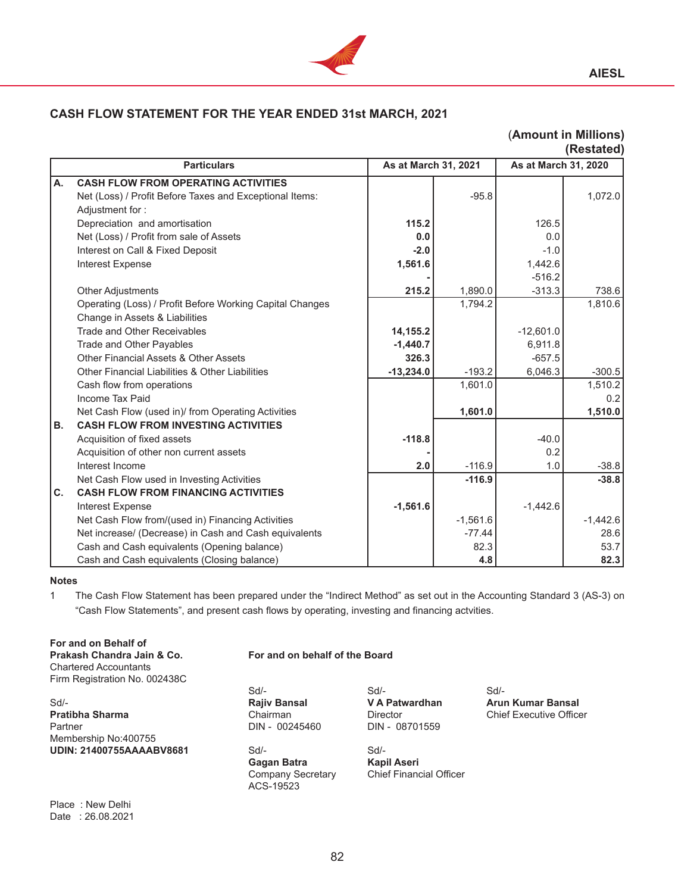## CASH FLOW STATEMENT FOR THE YEAR ENDED 31st MARCH, 2021

**(Amount in Millions)**
**(Restated)**

| | Particulars | As at March 31, 2021 | | As at March 31, 2020 | |
|---|---|---|---|---|---|
| **A.** | **CASH FLOW FROM OPERATING ACTIVITIES** | | | | |
| | Net (Loss) / Profit Before Taxes and Exceptional Items: | | -95.8 | | 1,072.0 |
| | Adjustment for : | | | | |
| | Depreciation and amortisation | **115.2** | | 126.5 | |
| | Net (Loss) / Profit from sale of Assets | **0.0** | | 0.0 | |
| | Interest on Call & Fixed Deposit | **-2.0** | | -1.0 | |
| | Interest Expense | **1,561.6** | | 1,442.6 | |
| | | **-** | | -516.2 | |
| | Other Adjustments | **215.2** | 1,890.0 | -313.3 | 738.6 |
| | Operating (Loss) / Profit Before Working Capital Changes | | 1,794.2 | | 1,810.6 |
| | Change in Assets & Liabilities | | | | |
| | Trade and Other Receivables | **14,155.2** | | -12,601.0 | |
| | Trade and Other Payables | **-1,440.7** | | 6,911.8 | |
| | Other Financial Assets & Other Assets | **326.3** | | -657.5 | |
| | Other Financial Liabilities & Other Liabilities | **-13,234.0** | -193.2 | 6,046.3 | -300.5 |
| | Cash flow from operations | | 1,601.0 | | 1,510.2 |
| | Income Tax Paid | | | | 0.2 |
| | Net Cash Flow (used in)/ from Operating Activities | | **1,601.0** | | **1,510.0** |
| **B.** | **CASH FLOW FROM INVESTING ACTIVITIES** | | | | |
| | Acquisition of fixed assets | **-118.8** | | -40.0 | |
| | Acquisition of other non current assets | **-** | | 0.2 | |
| | Interest Income | **2.0** | -116.9 | 1.0 | -38.8 |
| | Net Cash Flow used in Investing Activities | | **-116.9** | | **-38.8** |
| **C.** | **CASH FLOW FROM FINANCING ACTIVITIES** | | | | |
| | Interest Expense | **-1,561.6** | | -1,442.6 | |
| | Net Cash Flow from/(used in) Financing Activities | | -1,561.6 | | -1,442.6 |
| | Net increase/ (Decrease) in Cash and Cash equivalents | | -77.44 | | 28.6 |
| | Cash and Cash equivalents (Opening balance) | | 82.3 | | 53.7 |
| | Cash and Cash equivalents (Closing balance) | | **4.8** | | **82.3** |

**Notes**

1. The Cash Flow Statement has been prepared under the "Indirect Method" as set out in the Accounting Standard 3 (AS-3) on "Cash Flow Statements", and present cash flows by operating, investing and financing actvities.

**For and on Behalf of**
**Prakash Chandra Jain & Co.**
Chartered Accountants
Firm Registration No. 002438C

Sd/-
**Pratibha Sharma**
Partner
Membership No:400755
**UDIN: 21400755AAAABV8681**

**For and on behalf of the Board**

Sd/-
**Rajiv Bansal**
Chairman
DIN - 00245460

Sd/-
**V A Patwardhan**
Director
DIN - 08701559

Sd/-
**Arun Kumar Bansal**
Chief Executive Officer

Sd/-
**Gagan Batra**
Company Secretary
ACS-19523

Sd/-
**Kapil Aseri**
Chief Financial Officer

Place : New Delhi
Date : 26.08.2021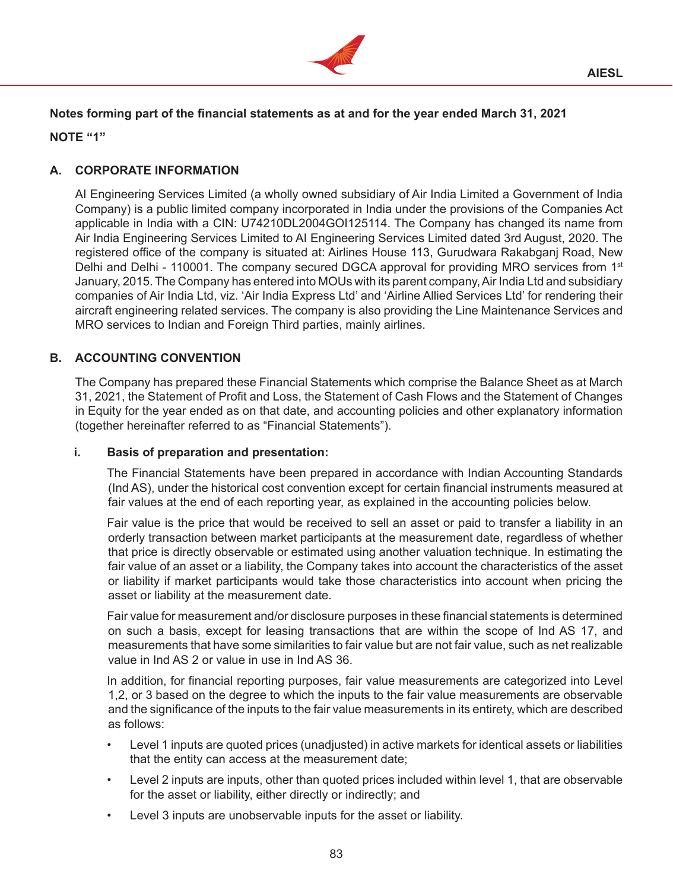**Notes forming part of the financial statements as at and for the year ended March 31, 2021**

**NOTE "1"**

## A. CORPORATE INFORMATION

AI Engineering Services Limited (a wholly owned subsidiary of Air India Limited a Government of India Company) is a public limited company incorporated in India under the provisions of the Companies Act applicable in India with a CIN: U74210DL2004GOI125114. The Company has changed its name from Air India Engineering Services Limited to AI Engineering Services Limited dated 3rd August, 2020. The registered office of the company is situated at: Airlines House 113, Gurudwara Rakabganj Road, New Delhi and Delhi - 110001. The company secured DGCA approval for providing MRO services from 1st January, 2015. The Company has entered into MOUs with its parent company, Air India Ltd and subsidiary companies of Air India Ltd, viz. 'Air India Express Ltd' and 'Airline Allied Services Ltd' for rendering their aircraft engineering related services. The company is also providing the Line Maintenance Services and MRO services to Indian and Foreign Third parties, mainly airlines.

## B. ACCOUNTING CONVENTION

The Company has prepared these Financial Statements which comprise the Balance Sheet as at March 31, 2021, the Statement of Profit and Loss, the Statement of Cash Flows and the Statement of Changes in Equity for the year ended as on that date, and accounting policies and other explanatory information (together hereinafter referred to as "Financial Statements").

### i. Basis of preparation and presentation:

The Financial Statements have been prepared in accordance with Indian Accounting Standards (Ind AS), under the historical cost convention except for certain financial instruments measured at fair values at the end of each reporting year, as explained in the accounting policies below.

Fair value is the price that would be received to sell an asset or paid to transfer a liability in an orderly transaction between market participants at the measurement date, regardless of whether that price is directly observable or estimated using another valuation technique. In estimating the fair value of an asset or a liability, the Company takes into account the characteristics of the asset or liability if market participants would take those characteristics into account when pricing the asset or liability at the measurement date.

Fair value for measurement and/or disclosure purposes in these financial statements is determined on such a basis, except for leasing transactions that are within the scope of Ind AS 17, and measurements that have some similarities to fair value but are not fair value, such as net realizable value in Ind AS 2 or value in use in Ind AS 36.

In addition, for financial reporting purposes, fair value measurements are categorized into Level 1,2, or 3 based on the degree to which the inputs to the fair value measurements are observable and the significance of the inputs to the fair value measurements in its entirety, which are described as follows:

- Level 1 inputs are quoted prices (unadjusted) in active markets for identical assets or liabilities that the entity can access at the measurement date;
- Level 2 inputs are inputs, other than quoted prices included within level 1, that are observable for the asset or liability, either directly or indirectly; and
- Level 3 inputs are unobservable inputs for the asset or liability.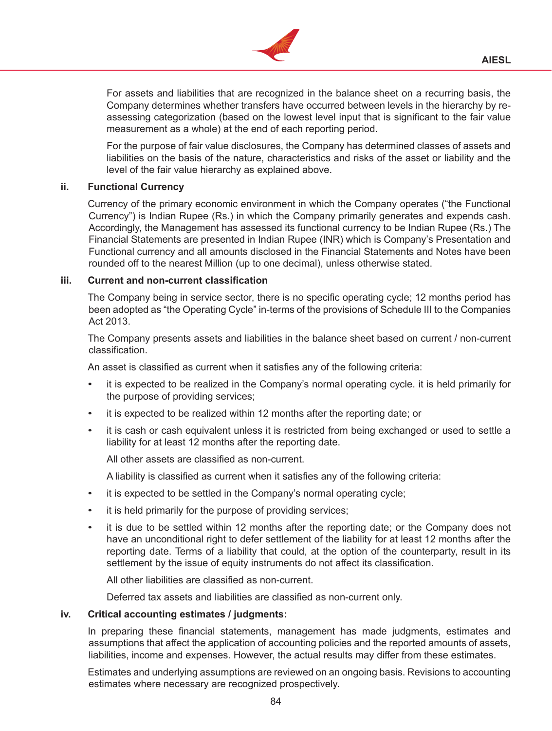For assets and liabilities that are recognized in the balance sheet on a recurring basis, the Company determines whether transfers have occurred between levels in the hierarchy by re-assessing categorization (based on the lowest level input that is significant to the fair value measurement as a whole) at the end of each reporting period.

For the purpose of fair value disclosures, the Company has determined classes of assets and liabilities on the basis of the nature, characteristics and risks of the asset or liability and the level of the fair value hierarchy as explained above.

**ii. Functional Currency**

Currency of the primary economic environment in which the Company operates ("the Functional Currency") is Indian Rupee (Rs.) in which the Company primarily generates and expends cash. Accordingly, the Management has assessed its functional currency to be Indian Rupee (Rs.) The Financial Statements are presented in Indian Rupee (INR) which is Company's Presentation and Functional currency and all amounts disclosed in the Financial Statements and Notes have been rounded off to the nearest Million (up to one decimal), unless otherwise stated.

**iii. Current and non-current classification**

The Company being in service sector, there is no specific operating cycle; 12 months period has been adopted as "the Operating Cycle" in-terms of the provisions of Schedule III to the Companies Act 2013.

The Company presents assets and liabilities in the balance sheet based on current / non-current classification.

An asset is classified as current when it satisfies any of the following criteria:

- it is expected to be realized in the Company's normal operating cycle. it is held primarily for the purpose of providing services;
- it is expected to be realized within 12 months after the reporting date; or
- it is cash or cash equivalent unless it is restricted from being exchanged or used to settle a liability for at least 12 months after the reporting date.

All other assets are classified as non-current.

A liability is classified as current when it satisfies any of the following criteria:

- it is expected to be settled in the Company's normal operating cycle;
- it is held primarily for the purpose of providing services;
- it is due to be settled within 12 months after the reporting date; or the Company does not have an unconditional right to defer settlement of the liability for at least 12 months after the reporting date. Terms of a liability that could, at the option of the counterparty, result in its settlement by the issue of equity instruments do not affect its classification.

All other liabilities are classified as non-current.

Deferred tax assets and liabilities are classified as non-current only.

**iv. Critical accounting estimates / judgments:**

In preparing these financial statements, management has made judgments, estimates and assumptions that affect the application of accounting policies and the reported amounts of assets, liabilities, income and expenses. However, the actual results may differ from these estimates.

Estimates and underlying assumptions are reviewed on an ongoing basis. Revisions to accounting estimates where necessary are recognized prospectively.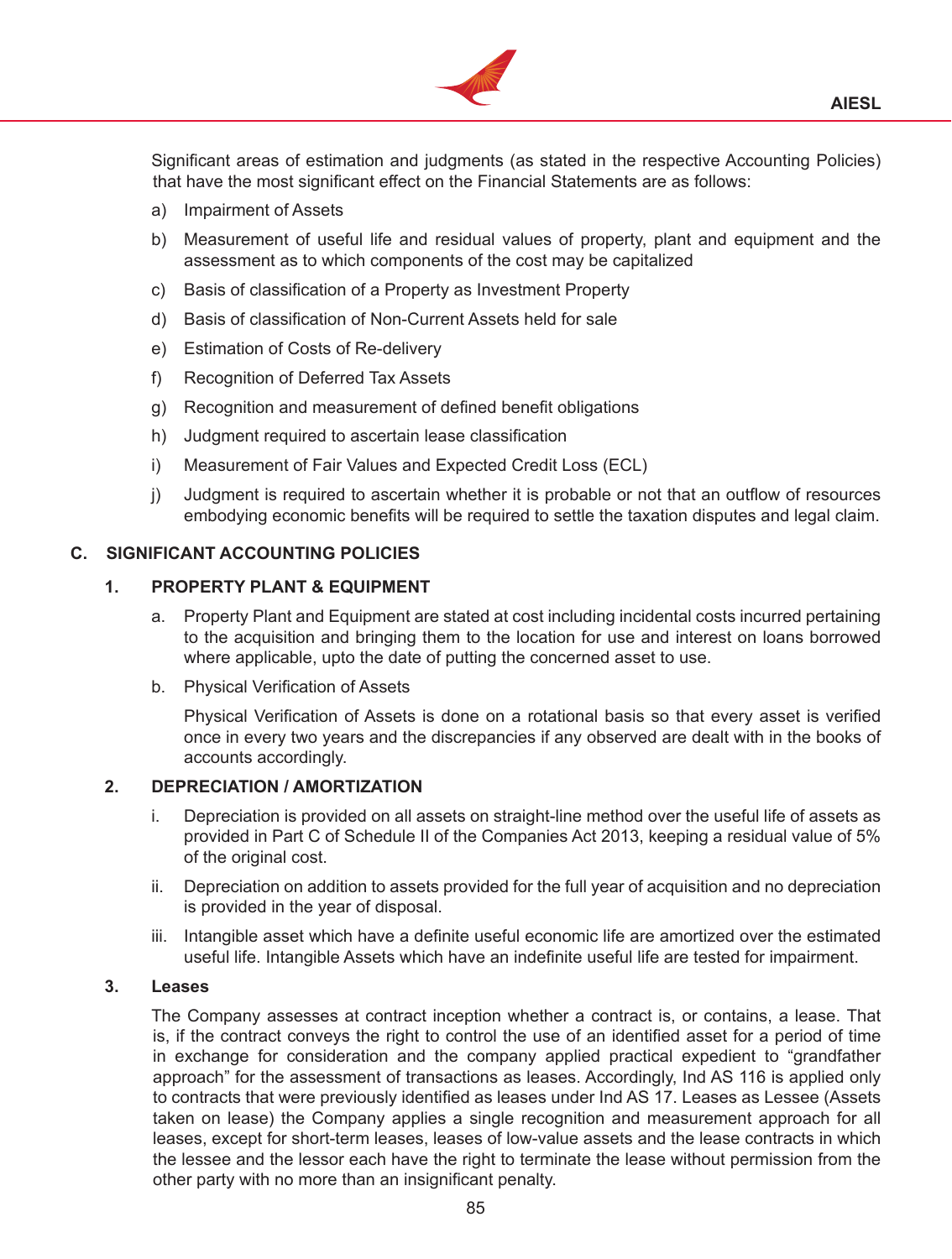Significant areas of estimation and judgments (as stated in the respective Accounting Policies) that have the most significant effect on the Financial Statements are as follows:

a) Impairment of Assets

b) Measurement of useful life and residual values of property, plant and equipment and the assessment as to which components of the cost may be capitalized

c) Basis of classification of a Property as Investment Property

d) Basis of classification of Non-Current Assets held for sale

e) Estimation of Costs of Re-delivery

f) Recognition of Deferred Tax Assets

g) Recognition and measurement of defined benefit obligations

h) Judgment required to ascertain lease classification

i) Measurement of Fair Values and Expected Credit Loss (ECL)

j) Judgment is required to ascertain whether it is probable or not that an outflow of resources embodying economic benefits will be required to settle the taxation disputes and legal claim.

## C. SIGNIFICANT ACCOUNTING POLICIES

### 1. PROPERTY PLANT & EQUIPMENT

a. Property Plant and Equipment are stated at cost including incidental costs incurred pertaining to the acquisition and bringing them to the location for use and interest on loans borrowed where applicable, upto the date of putting the concerned asset to use.

b. Physical Verification of Assets

Physical Verification of Assets is done on a rotational basis so that every asset is verified once in every two years and the discrepancies if any observed are dealt with in the books of accounts accordingly.

### 2. DEPRECIATION / AMORTIZATION

i. Depreciation is provided on all assets on straight-line method over the useful life of assets as provided in Part C of Schedule II of the Companies Act 2013, keeping a residual value of 5% of the original cost.

ii. Depreciation on addition to assets provided for the full year of acquisition and no depreciation is provided in the year of disposal.

iii. Intangible asset which have a definite useful economic life are amortized over the estimated useful life. Intangible Assets which have an indefinite useful life are tested for impairment.

### 3. Leases

The Company assesses at contract inception whether a contract is, or contains, a lease. That is, if the contract conveys the right to control the use of an identified asset for a period of time in exchange for consideration and the company applied practical expedient to "grandfather approach" for the assessment of transactions as leases. Accordingly, Ind AS 116 is applied only to contracts that were previously identified as leases under Ind AS 17. Leases as Lessee (Assets taken on lease) the Company applies a single recognition and measurement approach for all leases, except for short-term leases, leases of low-value assets and the lease contracts in which the lessee and the lessor each have the right to terminate the lease without permission from the other party with no more than an insignificant penalty.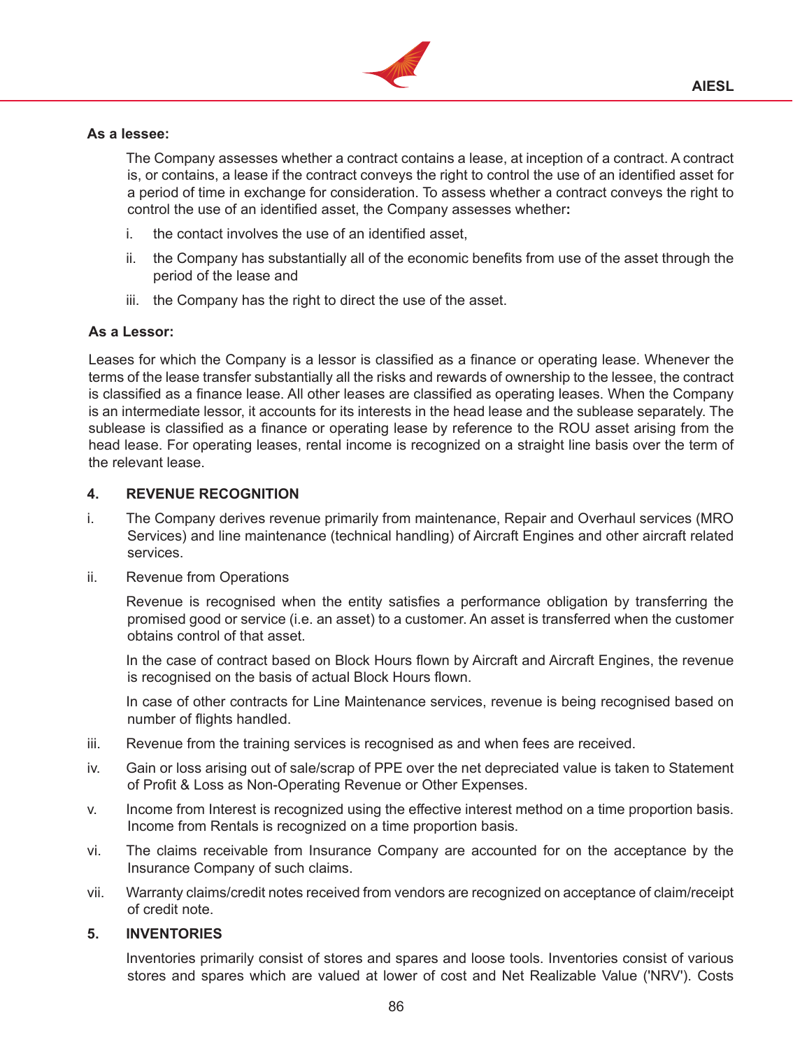**As a lessee:**

The Company assesses whether a contract contains a lease, at inception of a contract. A contract is, or contains, a lease if the contract conveys the right to control the use of an identified asset for a period of time in exchange for consideration. To assess whether a contract conveys the right to control the use of an identified asset, the Company assesses whether**:**

i. the contact involves the use of an identified asset,

ii. the Company has substantially all of the economic benefits from use of the asset through the period of the lease and

iii. the Company has the right to direct the use of the asset.

**As a Lessor:**

Leases for which the Company is a lessor is classified as a finance or operating lease. Whenever the terms of the lease transfer substantially all the risks and rewards of ownership to the lessee, the contract is classified as a finance lease. All other leases are classified as operating leases. When the Company is an intermediate lessor, it accounts for its interests in the head lease and the sublease separately. The sublease is classified as a finance or operating lease by reference to the ROU asset arising from the head lease. For operating leases, rental income is recognized on a straight line basis over the term of the relevant lease.

## 4. REVENUE RECOGNITION

i. The Company derives revenue primarily from maintenance, Repair and Overhaul services (MRO Services) and line maintenance (technical handling) of Aircraft Engines and other aircraft related services.

ii. Revenue from Operations

Revenue is recognised when the entity satisfies a performance obligation by transferring the promised good or service (i.e. an asset) to a customer. An asset is transferred when the customer obtains control of that asset.

In the case of contract based on Block Hours flown by Aircraft and Aircraft Engines, the revenue is recognised on the basis of actual Block Hours flown.

In case of other contracts for Line Maintenance services, revenue is being recognised based on number of flights handled.

iii. Revenue from the training services is recognised as and when fees are received.

iv. Gain or loss arising out of sale/scrap of PPE over the net depreciated value is taken to Statement of Profit & Loss as Non-Operating Revenue or Other Expenses.

v. Income from Interest is recognized using the effective interest method on a time proportion basis. Income from Rentals is recognized on a time proportion basis.

vi. The claims receivable from Insurance Company are accounted for on the acceptance by the Insurance Company of such claims.

vii. Warranty claims/credit notes received from vendors are recognized on acceptance of claim/receipt of credit note.

## 5. INVENTORIES

Inventories primarily consist of stores and spares and loose tools. Inventories consist of various stores and spares which are valued at lower of cost and Net Realizable Value ('NRV'). Costs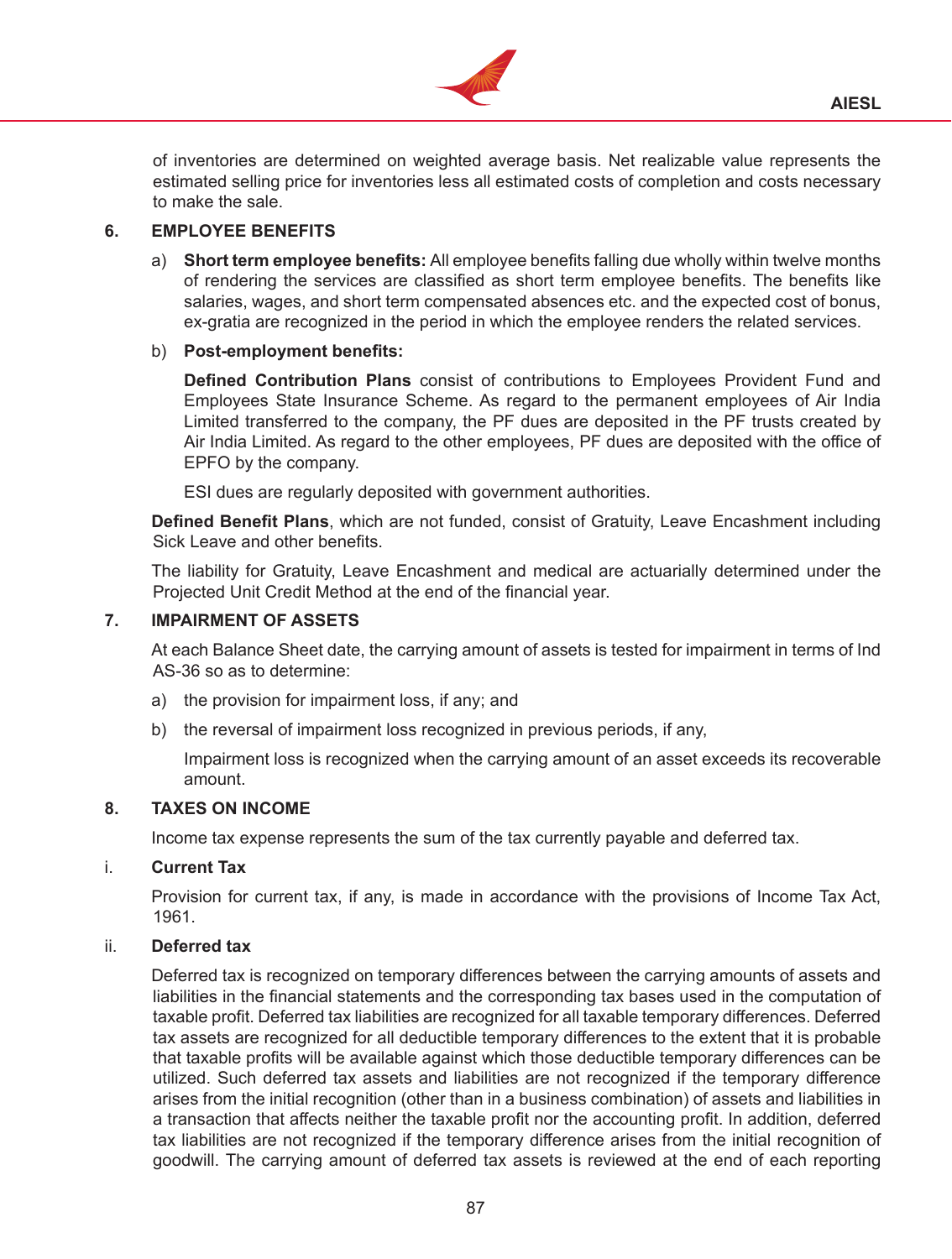of inventories are determined on weighted average basis. Net realizable value represents the estimated selling price for inventories less all estimated costs of completion and costs necessary to make the sale.

## 6. EMPLOYEE BENEFITS

a) **Short term employee benefits:** All employee benefits falling due wholly within twelve months of rendering the services are classified as short term employee benefits. The benefits like salaries, wages, and short term compensated absences etc. and the expected cost of bonus, ex-gratia are recognized in the period in which the employee renders the related services.

b) **Post-employment benefits:**

**Defined Contribution Plans** consist of contributions to Employees Provident Fund and Employees State Insurance Scheme. As regard to the permanent employees of Air India Limited transferred to the company, the PF dues are deposited in the PF trusts created by Air India Limited. As regard to the other employees, PF dues are deposited with the office of EPFO by the company.

ESI dues are regularly deposited with government authorities.

**Defined Benefit Plans**, which are not funded, consist of Gratuity, Leave Encashment including Sick Leave and other benefits.

The liability for Gratuity, Leave Encashment and medical are actuarially determined under the Projected Unit Credit Method at the end of the financial year.

## 7. IMPAIRMENT OF ASSETS

At each Balance Sheet date, the carrying amount of assets is tested for impairment in terms of Ind AS-36 so as to determine:

a) the provision for impairment loss, if any; and

b) the reversal of impairment loss recognized in previous periods, if any,

Impairment loss is recognized when the carrying amount of an asset exceeds its recoverable amount.

## 8. TAXES ON INCOME

Income tax expense represents the sum of the tax currently payable and deferred tax.

### i. Current Tax

Provision for current tax, if any, is made in accordance with the provisions of Income Tax Act, 1961.

### ii. Deferred tax

Deferred tax is recognized on temporary differences between the carrying amounts of assets and liabilities in the financial statements and the corresponding tax bases used in the computation of taxable profit. Deferred tax liabilities are recognized for all taxable temporary differences. Deferred tax assets are recognized for all deductible temporary differences to the extent that it is probable that taxable profits will be available against which those deductible temporary differences can be utilized. Such deferred tax assets and liabilities are not recognized if the temporary difference arises from the initial recognition (other than in a business combination) of assets and liabilities in a transaction that affects neither the taxable profit nor the accounting profit. In addition, deferred tax liabilities are not recognized if the temporary difference arises from the initial recognition of goodwill. The carrying amount of deferred tax assets is reviewed at the end of each reporting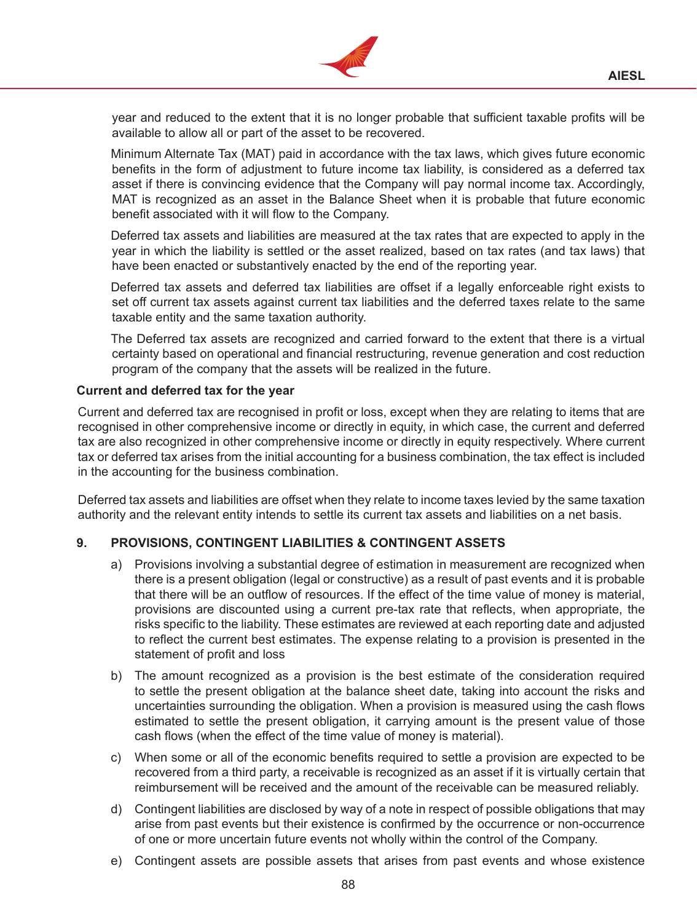year and reduced to the extent that it is no longer probable that sufficient taxable profits will be available to allow all or part of the asset to be recovered.

Minimum Alternate Tax (MAT) paid in accordance with the tax laws, which gives future economic benefits in the form of adjustment to future income tax liability, is considered as a deferred tax asset if there is convincing evidence that the Company will pay normal income tax. Accordingly, MAT is recognized as an asset in the Balance Sheet when it is probable that future economic benefit associated with it will flow to the Company.

Deferred tax assets and liabilities are measured at the tax rates that are expected to apply in the year in which the liability is settled or the asset realized, based on tax rates (and tax laws) that have been enacted or substantively enacted by the end of the reporting year.

Deferred tax assets and deferred tax liabilities are offset if a legally enforceable right exists to set off current tax assets against current tax liabilities and the deferred taxes relate to the same taxable entity and the same taxation authority.

The Deferred tax assets are recognized and carried forward to the extent that there is a virtual certainty based on operational and financial restructuring, revenue generation and cost reduction program of the company that the assets will be realized in the future.

**Current and deferred tax for the year**

Current and deferred tax are recognised in profit or loss, except when they are relating to items that are recognised in other comprehensive income or directly in equity, in which case, the current and deferred tax are also recognized in other comprehensive income or directly in equity respectively. Where current tax or deferred tax arises from the initial accounting for a business combination, the tax effect is included in the accounting for the business combination.

Deferred tax assets and liabilities are offset when they relate to income taxes levied by the same taxation authority and the relevant entity intends to settle its current tax assets and liabilities on a net basis.

## 9. PROVISIONS, CONTINGENT LIABILITIES & CONTINGENT ASSETS

a) Provisions involving a substantial degree of estimation in measurement are recognized when there is a present obligation (legal or constructive) as a result of past events and it is probable that there will be an outflow of resources. If the effect of the time value of money is material, provisions are discounted using a current pre-tax rate that reflects, when appropriate, the risks specific to the liability. These estimates are reviewed at each reporting date and adjusted to reflect the current best estimates. The expense relating to a provision is presented in the statement of profit and loss

b) The amount recognized as a provision is the best estimate of the consideration required to settle the present obligation at the balance sheet date, taking into account the risks and uncertainties surrounding the obligation. When a provision is measured using the cash flows estimated to settle the present obligation, it carrying amount is the present value of those cash flows (when the effect of the time value of money is material).

c) When some or all of the economic benefits required to settle a provision are expected to be recovered from a third party, a receivable is recognized as an asset if it is virtually certain that reimbursement will be received and the amount of the receivable can be measured reliably.

d) Contingent liabilities are disclosed by way of a note in respect of possible obligations that may arise from past events but their existence is confirmed by the occurrence or non-occurrence of one or more uncertain future events not wholly within the control of the Company.

e) Contingent assets are possible assets that arises from past events and whose existence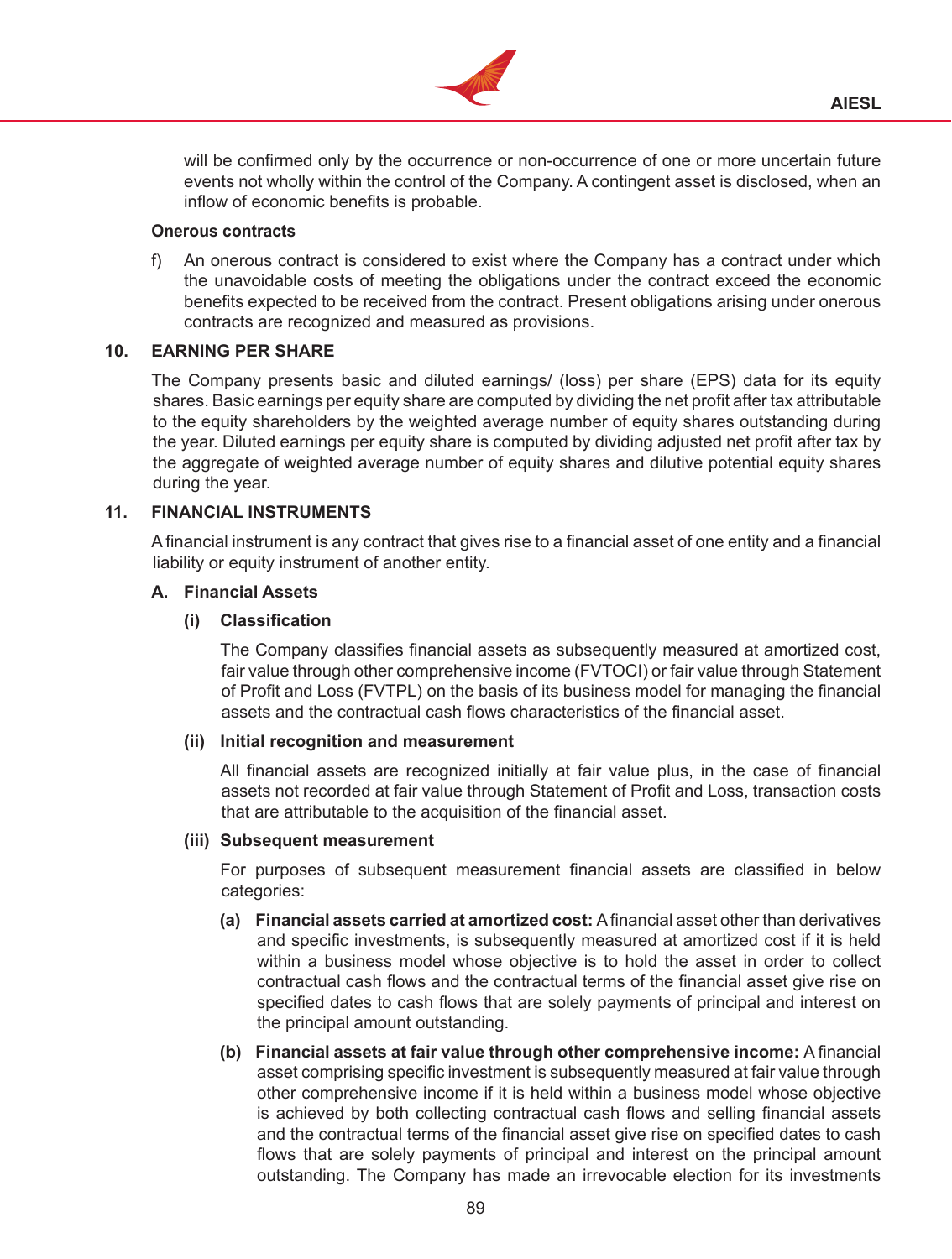will be confirmed only by the occurrence or non-occurrence of one or more uncertain future events not wholly within the control of the Company. A contingent asset is disclosed, when an inflow of economic benefits is probable.

**Onerous contracts**

f) An onerous contract is considered to exist where the Company has a contract under which the unavoidable costs of meeting the obligations under the contract exceed the economic benefits expected to be received from the contract. Present obligations arising under onerous contracts are recognized and measured as provisions.

## 10. EARNING PER SHARE

The Company presents basic and diluted earnings/ (loss) per share (EPS) data for its equity shares. Basic earnings per equity share are computed by dividing the net profit after tax attributable to the equity shareholders by the weighted average number of equity shares outstanding during the year. Diluted earnings per equity share is computed by dividing adjusted net profit after tax by the aggregate of weighted average number of equity shares and dilutive potential equity shares during the year.

## 11. FINANCIAL INSTRUMENTS

A financial instrument is any contract that gives rise to a financial asset of one entity and a financial liability or equity instrument of another entity.

### A. Financial Assets

**(i) Classification**

The Company classifies financial assets as subsequently measured at amortized cost, fair value through other comprehensive income (FVTOCI) or fair value through Statement of Profit and Loss (FVTPL) on the basis of its business model for managing the financial assets and the contractual cash flows characteristics of the financial asset.

**(ii) Initial recognition and measurement**

All financial assets are recognized initially at fair value plus, in the case of financial assets not recorded at fair value through Statement of Profit and Loss, transaction costs that are attributable to the acquisition of the financial asset.

**(iii) Subsequent measurement**

For purposes of subsequent measurement financial assets are classified in below categories:

**(a) Financial assets carried at amortized cost:** A financial asset other than derivatives and specific investments, is subsequently measured at amortized cost if it is held within a business model whose objective is to hold the asset in order to collect contractual cash flows and the contractual terms of the financial asset give rise on specified dates to cash flows that are solely payments of principal and interest on the principal amount outstanding.

**(b) Financial assets at fair value through other comprehensive income:** A financial asset comprising specific investment is subsequently measured at fair value through other comprehensive income if it is held within a business model whose objective is achieved by both collecting contractual cash flows and selling financial assets and the contractual terms of the financial asset give rise on specified dates to cash flows that are solely payments of principal and interest on the principal amount outstanding. The Company has made an irrevocable election for its investments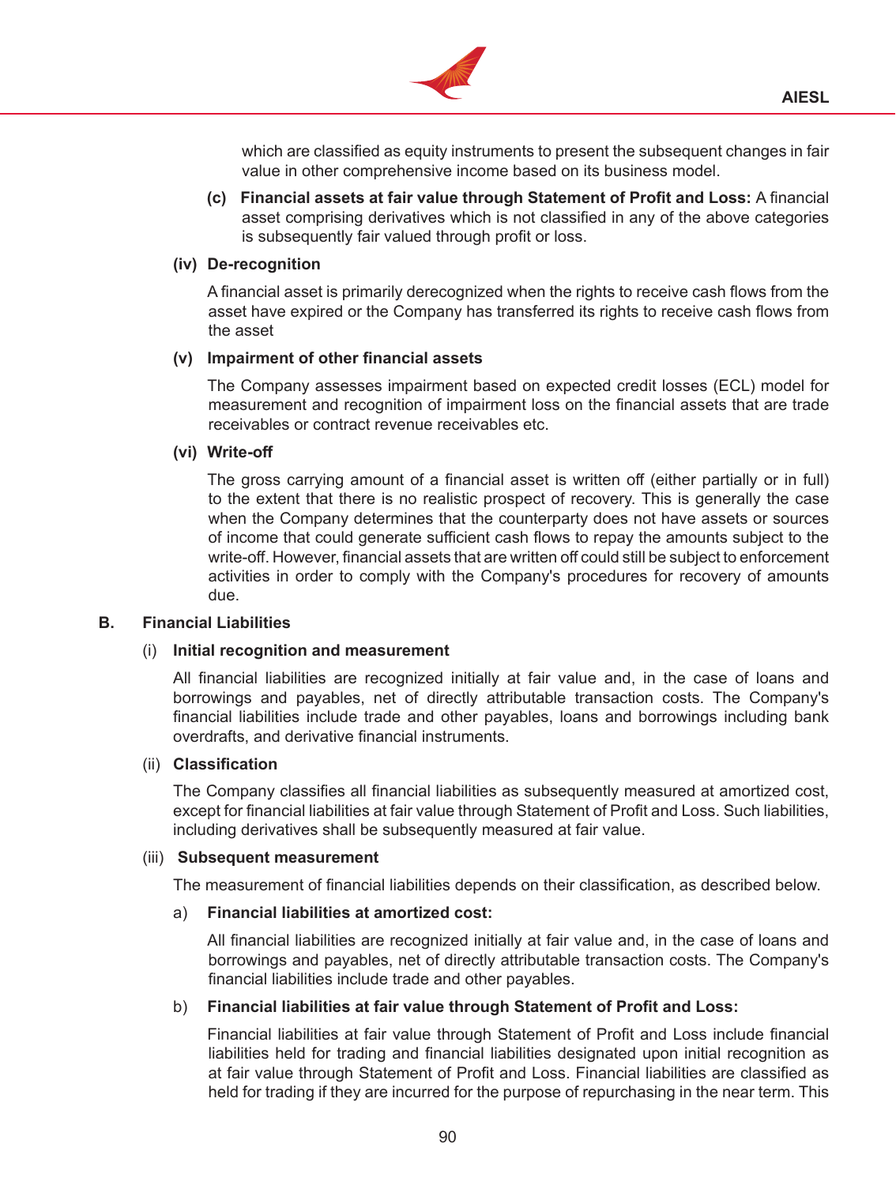which are classified as equity instruments to present the subsequent changes in fair value in other comprehensive income based on its business model.

**(c) Financial assets at fair value through Statement of Profit and Loss:** A financial asset comprising derivatives which is not classified in any of the above categories is subsequently fair valued through profit or loss.

**(iv) De-recognition**

A financial asset is primarily derecognized when the rights to receive cash flows from the asset have expired or the Company has transferred its rights to receive cash flows from the asset

**(v) Impairment of other financial assets**

The Company assesses impairment based on expected credit losses (ECL) model for measurement and recognition of impairment loss on the financial assets that are trade receivables or contract revenue receivables etc.

**(vi) Write-off**

The gross carrying amount of a financial asset is written off (either partially or in full) to the extent that there is no realistic prospect of recovery. This is generally the case when the Company determines that the counterparty does not have assets or sources of income that could generate sufficient cash flows to repay the amounts subject to the write-off. However, financial assets that are written off could still be subject to enforcement activities in order to comply with the Company's procedures for recovery of amounts due.

**B. Financial Liabilities**

(i) **Initial recognition and measurement**

All financial liabilities are recognized initially at fair value and, in the case of loans and borrowings and payables, net of directly attributable transaction costs. The Company's financial liabilities include trade and other payables, loans and borrowings including bank overdrafts, and derivative financial instruments.

(ii) **Classification**

The Company classifies all financial liabilities as subsequently measured at amortized cost, except for financial liabilities at fair value through Statement of Profit and Loss. Such liabilities, including derivatives shall be subsequently measured at fair value.

(iii) **Subsequent measurement**

The measurement of financial liabilities depends on their classification, as described below.

a) **Financial liabilities at amortized cost:**

All financial liabilities are recognized initially at fair value and, in the case of loans and borrowings and payables, net of directly attributable transaction costs. The Company's financial liabilities include trade and other payables.

b) **Financial liabilities at fair value through Statement of Profit and Loss:**

Financial liabilities at fair value through Statement of Profit and Loss include financial liabilities held for trading and financial liabilities designated upon initial recognition as at fair value through Statement of Profit and Loss. Financial liabilities are classified as held for trading if they are incurred for the purpose of repurchasing in the near term. This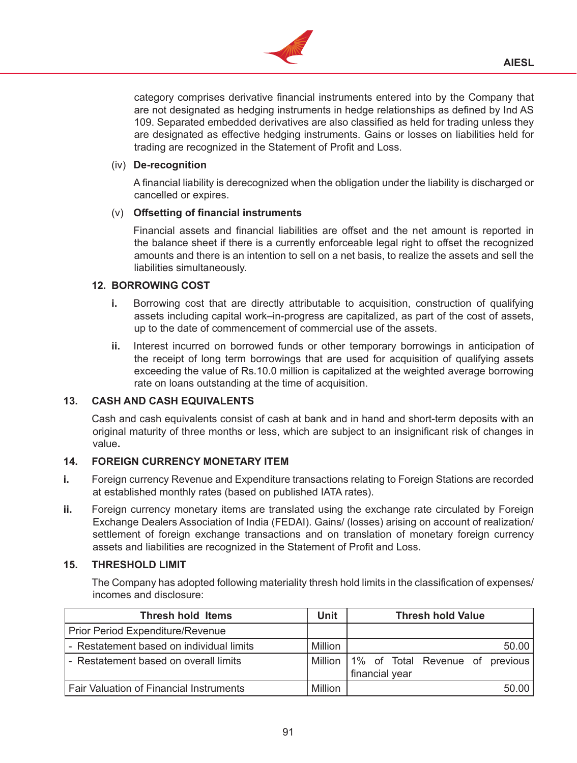category comprises derivative financial instruments entered into by the Company that are not designated as hedging instruments in hedge relationships as defined by Ind AS 109. Separated embedded derivatives are also classified as held for trading unless they are designated as effective hedging instruments. Gains or losses on liabilities held for trading are recognized in the Statement of Profit and Loss.

(iv) **De-recognition**

A financial liability is derecognized when the obligation under the liability is discharged or cancelled or expires.

(v) **Offsetting of financial instruments**

Financial assets and financial liabilities are offset and the net amount is reported in the balance sheet if there is a currently enforceable legal right to offset the recognized amounts and there is an intention to sell on a net basis, to realize the assets and sell the liabilities simultaneously.

### 12. BORROWING COST

**i.** Borrowing cost that are directly attributable to acquisition, construction of qualifying assets including capital work–in-progress are capitalized, as part of the cost of assets, up to the date of commencement of commercial use of the assets.

**ii.** Interest incurred on borrowed funds or other temporary borrowings in anticipation of the receipt of long term borrowings that are used for acquisition of qualifying assets exceeding the value of Rs.10.0 million is capitalized at the weighted average borrowing rate on loans outstanding at the time of acquisition.

### 13. CASH AND CASH EQUIVALENTS

Cash and cash equivalents consist of cash at bank and in hand and short-term deposits with an original maturity of three months or less, which are subject to an insignificant risk of changes in value**.**

### 14. FOREIGN CURRENCY MONETARY ITEM

**i.** Foreign currency Revenue and Expenditure transactions relating to Foreign Stations are recorded at established monthly rates (based on published IATA rates).

**ii.** Foreign currency monetary items are translated using the exchange rate circulated by Foreign Exchange Dealers Association of India (FEDAI). Gains/ (losses) arising on account of realization/ settlement of foreign exchange transactions and on translation of monetary foreign currency assets and liabilities are recognized in the Statement of Profit and Loss.

### 15. THRESHOLD LIMIT

The Company has adopted following materiality thresh hold limits in the classification of expenses/ incomes and disclosure:

| Thresh hold Items | Unit | Thresh hold Value |
|---|---|---|
| Prior Period Expenditure/Revenue | | |
| - Restatement based on individual limits | Million | 50.00 |
| - Restatement based on overall limits | Million | 1% of Total Revenue of previous financial year |
| Fair Valuation of Financial Instruments | Million | 50.00 |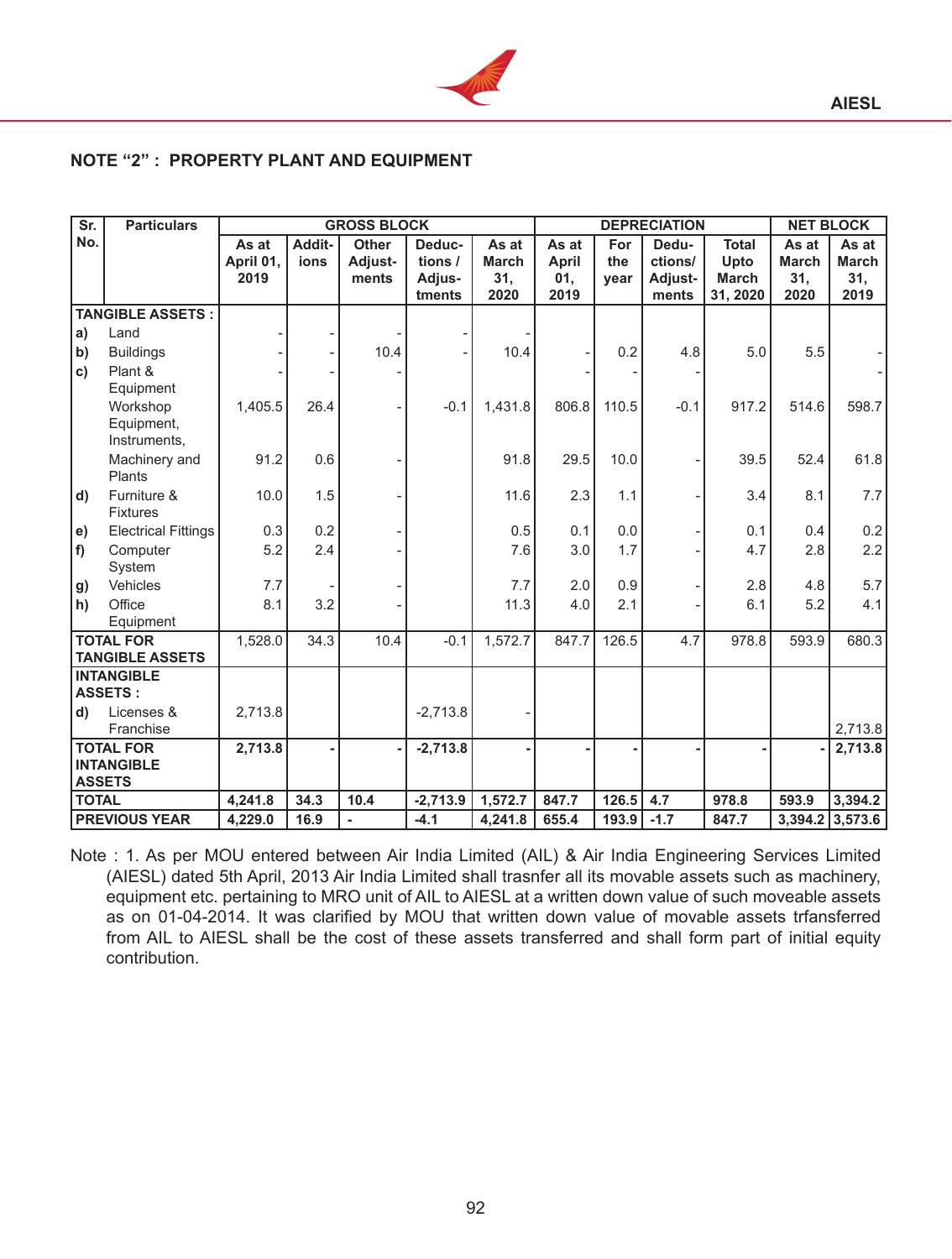## NOTE "2" : PROPERTY PLANT AND EQUIPMENT

| Sr. No. | Particulars | GROSS BLOCK | | | | | DEPRECIATION | | | | NET BLOCK | |
|---|---|---|---|---|---|---|---|---|---|---|---|---|
| | | As at April 01, 2019 | Additions | Other Adjustments | Deductions / Adjustments | As at March 31, 2020 | As at April 01, 2019 | For the year | Deductions/ Adjustments | Total Upto March 31, 2020 | As at March 31, 2020 | As at March 31, 2019 |
| **TANGIBLE ASSETS :** | | | | | | | | | | | | |
| a) | Land | - | - | - | - | - | | | | | | |
| b) | Buildings | - | - | 10.4 | - | 10.4 | - | 0.2 | 4.8 | 5.0 | 5.5 | - |
| c) | Plant & Equipment | - | - | - | | | - | - | - | | | - |
| | Workshop Equipment, Instruments, | 1,405.5 | 26.4 | - | -0.1 | 1,431.8 | 806.8 | 110.5 | -0.1 | 917.2 | 514.6 | 598.7 |
| | Machinery and Plants | 91.2 | 0.6 | - | | 91.8 | 29.5 | 10.0 | - | 39.5 | 52.4 | 61.8 |
| d) | Furniture & Fixtures | 10.0 | 1.5 | - | | 11.6 | 2.3 | 1.1 | - | 3.4 | 8.1 | 7.7 |
| e) | Electrical Fittings | 0.3 | 0.2 | - | | 0.5 | 0.1 | 0.0 | - | 0.1 | 0.4 | 0.2 |
| f) | Computer System | 5.2 | 2.4 | - | | 7.6 | 3.0 | 1.7 | - | 4.7 | 2.8 | 2.2 |
| g) | Vehicles | 7.7 | - | - | | 7.7 | 2.0 | 0.9 | - | 2.8 | 4.8 | 5.7 |
| h) | Office Equipment | 8.1 | 3.2 | - | | 11.3 | 4.0 | 2.1 | - | 6.1 | 5.2 | 4.1 |
| **TOTAL FOR TANGIBLE ASSETS** | | 1,528.0 | 34.3 | 10.4 | -0.1 | 1,572.7 | 847.7 | 126.5 | 4.7 | 978.8 | 593.9 | 680.3 |
| **INTANGIBLE ASSETS :** | | | | | | | | | | | | |
| d) | Licenses & Franchise | 2,713.8 | | | -2,713.8 | - | | | | | | 2,713.8 |
| **TOTAL FOR INTANGIBLE ASSETS** | | **2,713.8** | **-** | **-** | **-2,713.8** | **-** | **-** | **-** | **-** | **-** | **-** | **2,713.8** |
| **TOTAL** | | **4,241.8** | **34.3** | **10.4** | **-2,713.9** | **1,572.7** | **847.7** | **126.5** | **4.7** | **978.8** | **593.9** | **3,394.2** |
| **PREVIOUS YEAR** | | **4,229.0** | **16.9** | **-** | **-4.1** | **4,241.8** | **655.4** | **193.9** | **-1.7** | **847.7** | **3,394.2** | **3,573.6** |

Note : 1. As per MOU entered between Air India Limited (AIL) & Air India Engineering Services Limited (AIESL) dated 5th April, 2013 Air India Limited shall trasnfer all its movable assets such as machinery, equipment etc. pertaining to MRO unit of AIL to AIESL at a written down value of such moveable assets as on 01-04-2014. It was clarified by MOU that written down value of movable assets trfansferred from AIL to AIESL shall be the cost of these assets transferred and shall form part of initial equity contribution.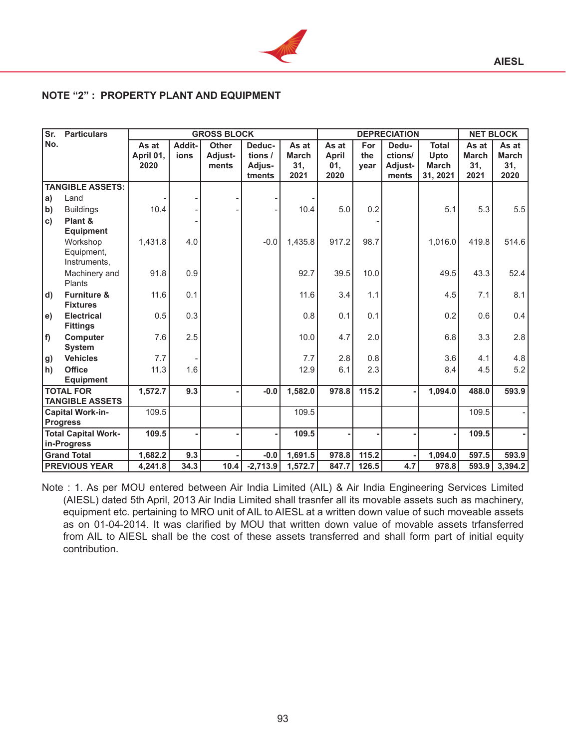## NOTE "2" : PROPERTY PLANT AND EQUIPMENT

| Sr. No. | Particulars | GROSS BLOCK | | | | | DEPRECIATION | | | | NET BLOCK | |
|---|---|---|---|---|---|---|---|---|---|---|---|---|
| | | As at April 01, 2020 | Additions | Other Adjustments | Deductions / Adjustments | As at March 31, 2021 | As at April 01, 2020 | For the year | Deductions/ Adjustments | Total Upto March 31, 2021 | As at March 31, 2021 | As at March 31, 2020 |
| | **TANGIBLE ASSETS:** | | | | | | | | | | | |
| a) | Land | - | - | - | - | - | | | | | | |
| b) | Buildings | 10.4 | - | - | - | 10.4 | 5.0 | 0.2 | | 5.1 | 5.3 | 5.5 |
| c) | **Plant & Equipment** | | - | | | | | - | | | | |
| | Workshop Equipment, Instruments, | 1,431.8 | 4.0 | | -0.0 | 1,435.8 | 917.2 | 98.7 | | 1,016.0 | 419.8 | 514.6 |
| | Machinery and Plants | 91.8 | 0.9 | | | 92.7 | 39.5 | 10.0 | | 49.5 | 43.3 | 52.4 |
| d) | **Furniture & Fixtures** | 11.6 | 0.1 | | | 11.6 | 3.4 | 1.1 | | 4.5 | 7.1 | 8.1 |
| e) | **Electrical Fittings** | 0.5 | 0.3 | | | 0.8 | 0.1 | 0.1 | | 0.2 | 0.6 | 0.4 |
| f) | **Computer System** | 7.6 | 2.5 | | | 10.0 | 4.7 | 2.0 | | 6.8 | 3.3 | 2.8 |
| g) | **Vehicles** | 7.7 | - | | | 7.7 | 2.8 | 0.8 | | 3.6 | 4.1 | 4.8 |
| h) | **Office Equipment** | 11.3 | 1.6 | | | 12.9 | 6.1 | 2.3 | | 8.4 | 4.5 | 5.2 |
| | **TOTAL FOR TANGIBLE ASSETS** | **1,572.7** | **9.3** | **-** | **-0.0** | **1,582.0** | **978.8** | **115.2** | **-** | **1,094.0** | **488.0** | **593.9** |
| | **Capital Work-in-Progress** | 109.5 | | | | 109.5 | | | | | 109.5 | - |
| | **Total Capital Work-in-Progress** | **109.5** | **-** | **-** | **-** | **109.5** | **-** | **-** | **-** | **-** | **109.5** | **-** |
| | **Grand Total** | **1,682.2** | **9.3** | **-** | **-0.0** | **1,691.5** | **978.8** | **115.2** | **-** | **1,094.0** | **597.5** | **593.9** |
| | **PREVIOUS YEAR** | **4,241.8** | **34.3** | **10.4** | **-2,713.9** | **1,572.7** | **847.7** | **126.5** | **4.7** | **978.8** | **593.9** | **3,394.2** |

Note : 1. As per MOU entered between Air India Limited (AIL) & Air India Engineering Services Limited (AIESL) dated 5th April, 2013 Air India Limited shall trasnfer all its movable assets such as machinery, equipment etc. pertaining to MRO unit of AIL to AIESL at a written down value of such moveable assets as on 01-04-2014. It was clarified by MOU that written down value of movable assets trfansferred from AIL to AIESL shall be the cost of these assets transferred and shall form part of initial equity contribution.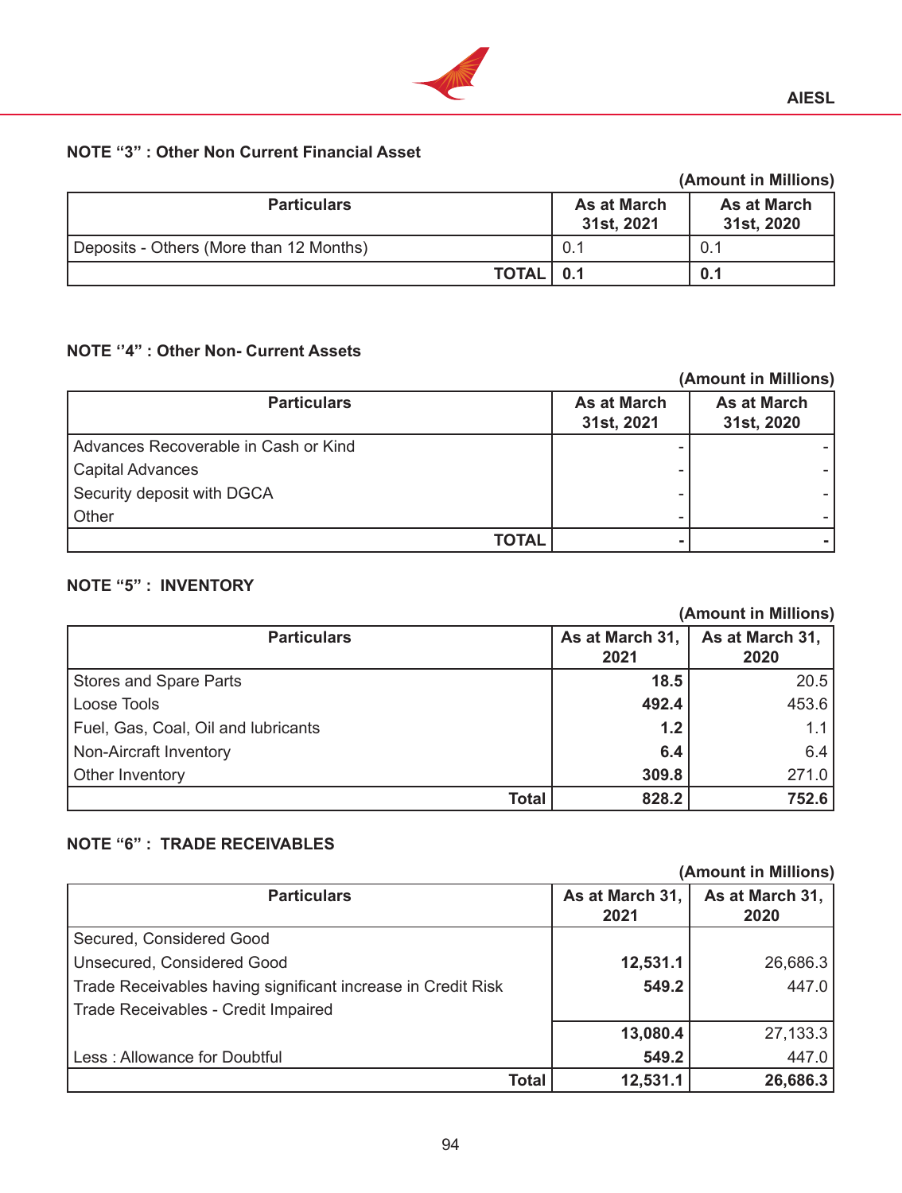### NOTE "3" : Other Non Current Financial Asset

(Amount in Millions)

| Particulars | As at March 31st, 2021 | As at March 31st, 2020 |
|---|---|---|
| Deposits - Others (More than 12 Months) | 0.1 | 0.1 |
| **TOTAL** | **0.1** | **0.1** |

### NOTE ''4" : Other Non- Current Assets

(Amount in Millions)

| Particulars | As at March 31st, 2021 | As at March 31st, 2020 |
|---|---|---|
| Advances Recoverable in Cash or Kind | - | - |
| Capital Advances | - | - |
| Security deposit with DGCA | - | - |
| Other | - | - |
| **TOTAL** | **-** | **-** |

### NOTE "5" : INVENTORY

(Amount in Millions)

| Particulars | As at March 31, 2021 | As at March 31, 2020 |
|---|---|---|
| Stores and Spare Parts | **18.5** | 20.5 |
| Loose Tools | **492.4** | 453.6 |
| Fuel, Gas, Coal, Oil and lubricants | **1.2** | 1.1 |
| Non-Aircraft Inventory | **6.4** | 6.4 |
| Other Inventory | **309.8** | 271.0 |
| **Total** | **828.2** | **752.6** |

### NOTE "6" : TRADE RECEIVABLES

(Amount in Millions)

| Particulars | As at March 31, 2021 | As at March 31, 2020 |
|---|---|---|
| Secured, Considered Good | | |
| Unsecured, Considered Good | **12,531.1** | 26,686.3 |
| Trade Receivables having significant increase in Credit Risk | **549.2** | 447.0 |
| Trade Receivables - Credit Impaired | | |
| | **13,080.4** | 27,133.3 |
| Less : Allowance for Doubtful | **549.2** | 447.0 |
| **Total** | **12,531.1** | **26,686.3** |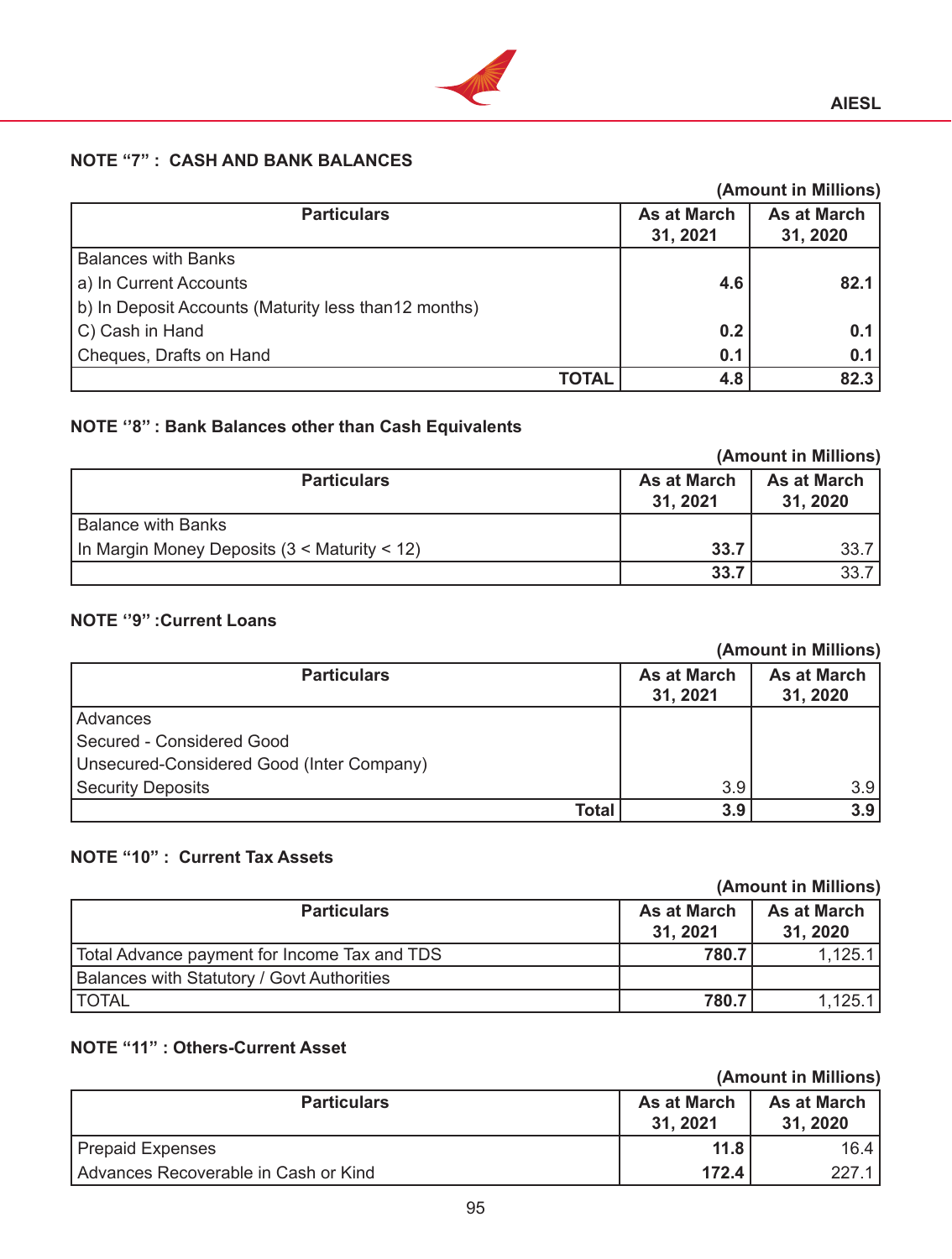### NOTE "7" : CASH AND BANK BALANCES

(Amount in Millions)

| Particulars | As at March 31, 2021 | As at March 31, 2020 |
|---|---|---|
| Balances with Banks | | |
| a) In Current Accounts | **4.6** | **82.1** |
| b) In Deposit Accounts (Maturity less than12 months) | | |
| C) Cash in Hand | **0.2** | **0.1** |
| Cheques, Drafts on Hand | **0.1** | **0.1** |
| **TOTAL** | **4.8** | **82.3** |

### NOTE "8" : Bank Balances other than Cash Equivalents

(Amount in Millions)

| Particulars | As at March 31, 2021 | As at March 31, 2020 |
|---|---|---|
| Balance with Banks | | |
| In Margin Money Deposits (3 < Maturity < 12) | **33.7** | 33.7 |
| | **33.7** | 33.7 |

### NOTE "9" :Current Loans

(Amount in Millions)

| Particulars | As at March 31, 2021 | As at March 31, 2020 |
|---|---|---|
| Advances | | |
| Secured - Considered Good | | |
| Unsecured-Considered Good (Inter Company) | | |
| Security Deposits | 3.9 | 3.9 |
| **Total** | **3.9** | **3.9** |

### NOTE "10" : Current Tax Assets

(Amount in Millions)

| Particulars | As at March 31, 2021 | As at March 31, 2020 |
|---|---|---|
| Total Advance payment for Income Tax and TDS | **780.7** | 1,125.1 |
| Balances with Statutory / Govt Authorities | | |
| TOTAL | **780.7** | 1,125.1 |

### NOTE "11" : Others-Current Asset

(Amount in Millions)

| Particulars | As at March 31, 2021 | As at March 31, 2020 |
|---|---|---|
| Prepaid Expenses | **11.8** | 16.4 |
| Advances Recoverable in Cash or Kind | **172.4** | 227.1 |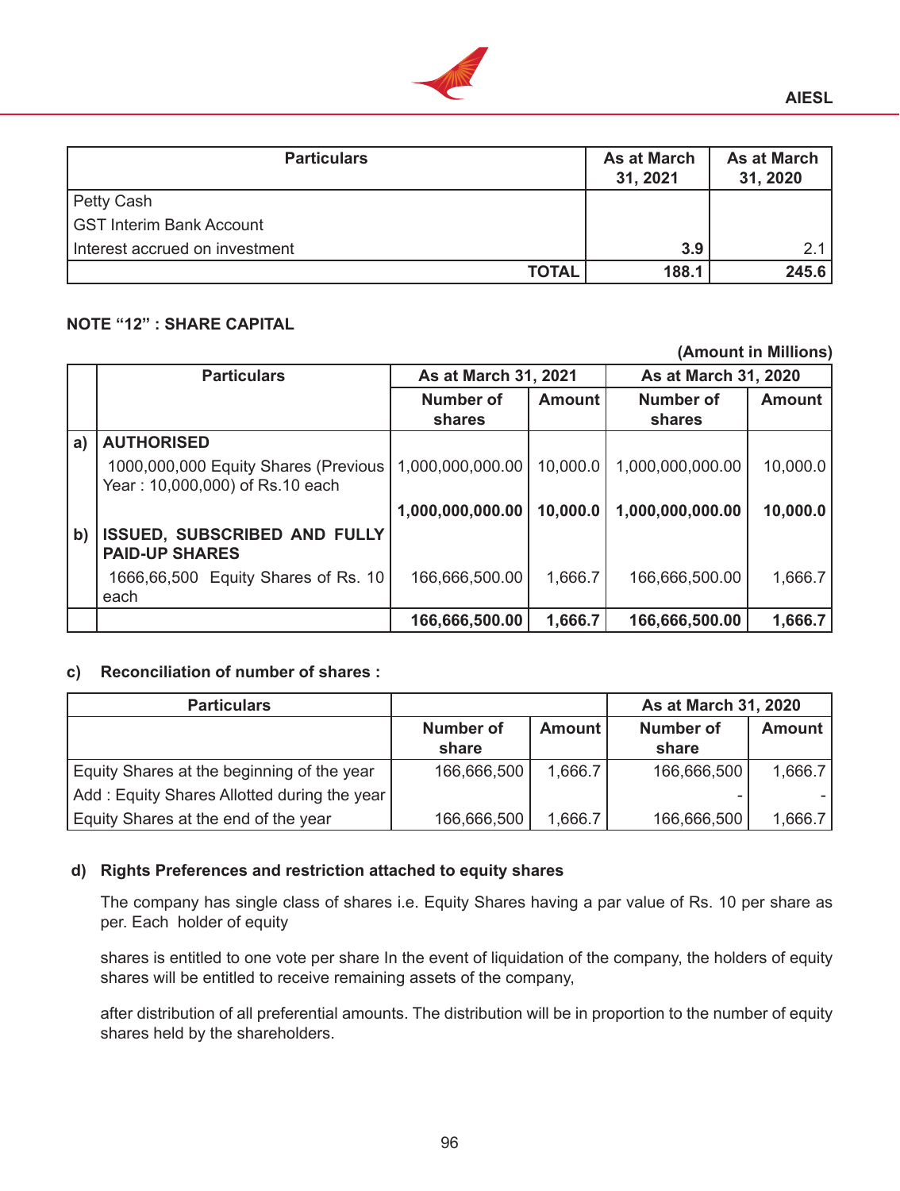| Particulars | As at March 31, 2021 | As at March 31, 2020 |
|---|---|---|
| Petty Cash | | |
| GST Interim Bank Account | | |
| Interest accrued on investment | **3.9** | 2.1 |
| **TOTAL** | **188.1** | **245.6** |

### NOTE "12" : SHARE CAPITAL

**(Amount in Millions)**

| | Particulars | As at March 31, 2021 | | As at March 31, 2020 | |
|---|---|---|---|---|---|
| | | Number of shares | Amount | Number of shares | Amount |
| a) | **AUTHORISED** | | | | |
| | 1000,000,000 Equity Shares (Previous Year : 10,000,000) of Rs.10 each | 1,000,000,000.00 | 10,000.0 | 1,000,000,000.00 | 10,000.0 |
| | | **1,000,000,000.00** | **10,000.0** | **1,000,000,000.00** | **10,000.0** |
| b) | **ISSUED, SUBSCRIBED AND FULLY PAID-UP SHARES** | | | | |
| | 1666,66,500 Equity Shares of Rs. 10 each | 166,666,500.00 | 1,666.7 | 166,666,500.00 | 1,666.7 |
| | | **166,666,500.00** | **1,666.7** | **166,666,500.00** | **1,666.7** |

**c) Reconciliation of number of shares :**

| Particulars | | | As at March 31, 2020 | |
|---|---|---|---|---|
| | Number of share | Amount | Number of share | Amount |
| Equity Shares at the beginning of the year | 166,666,500 | 1,666.7 | 166,666,500 | 1,666.7 |
| Add : Equity Shares Allotted during the year | | | - | - |
| Equity Shares at the end of the year | 166,666,500 | 1,666.7 | 166,666,500 | 1,666.7 |

**d) Rights Preferences and restriction attached to equity shares**

The company has single class of shares i.e. Equity Shares having a par value of Rs. 10 per share as per. Each holder of equity

shares is entitled to one vote per share In the event of liquidation of the company, the holders of equity shares will be entitled to receive remaining assets of the company,

after distribution of all preferential amounts. The distribution will be in proportion to the number of equity shares held by the shareholders.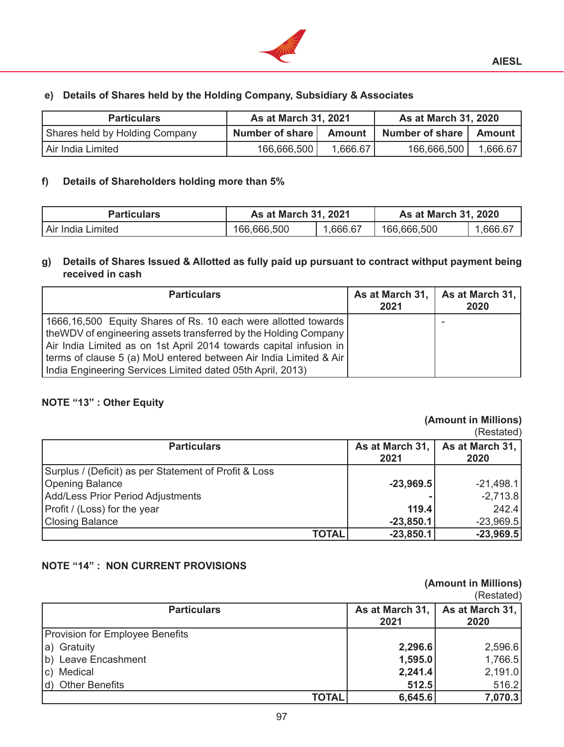### e) Details of Shares held by the Holding Company, Subsidiary & Associates

| Particulars | As at March 31, 2021 | | As at March 31, 2020 | |
|---|---|---|---|---|
| Shares held by Holding Company | Number of share | Amount | Number of share | Amount |
| Air India Limited | 166,666,500 | 1,666.67 | 166,666,500 | 1,666.67 |

### f) Details of Shareholders holding more than 5%

| Particulars | As at March 31, 2021 | | As at March 31, 2020 | |
|---|---|---|---|---|
| Air India Limited | 166,666,500 | 1,666.67 | 166,666,500 | 1,666.67 |

### g) Details of Shares Issued & Allotted as fully paid up pursuant to contract withput payment being received in cash

| Particulars | As at March 31, 2021 | As at March 31, 2020 |
|---|---|---|
| 1666,16,500 Equity Shares of Rs. 10 each were allotted towards theWDV of engineering assets transferred by the Holding Company Air India Limited as on 1st April 2014 towards capital infusion in terms of clause 5 (a) MoU entered between Air India Limited & Air India Engineering Services Limited dated 05th April, 2013) | | - |

## NOTE "13" : Other Equity

**(Amount in Millions)**
(Restated)

| Particulars | As at March 31, 2021 | As at March 31, 2020 |
|---|---|---|
| Surplus / (Deficit) as per Statement of Profit & Loss | | |
| Opening Balance | **-23,969.5** | -21,498.1 |
| Add/Less Prior Period Adjustments | **-** | -2,713.8 |
| Profit / (Loss) for the year | **119.4** | 242.4 |
| Closing Balance | **-23,850.1** | -23,969.5 |
| **TOTAL** | **-23,850.1** | **-23,969.5** |

## NOTE "14" : NON CURRENT PROVISIONS

**(Amount in Millions)**
(Restated)

| Particulars | As at March 31, 2021 | As at March 31, 2020 |
|---|---|---|
| Provision for Employee Benefits | | |
| a) Gratuity | **2,296.6** | 2,596.6 |
| b) Leave Encashment | **1,595.0** | 1,766.5 |
| c) Medical | **2,241.4** | 2,191.0 |
| d) Other Benefits | **512.5** | 516.2 |
| **TOTAL** | **6,645.6** | **7,070.3** |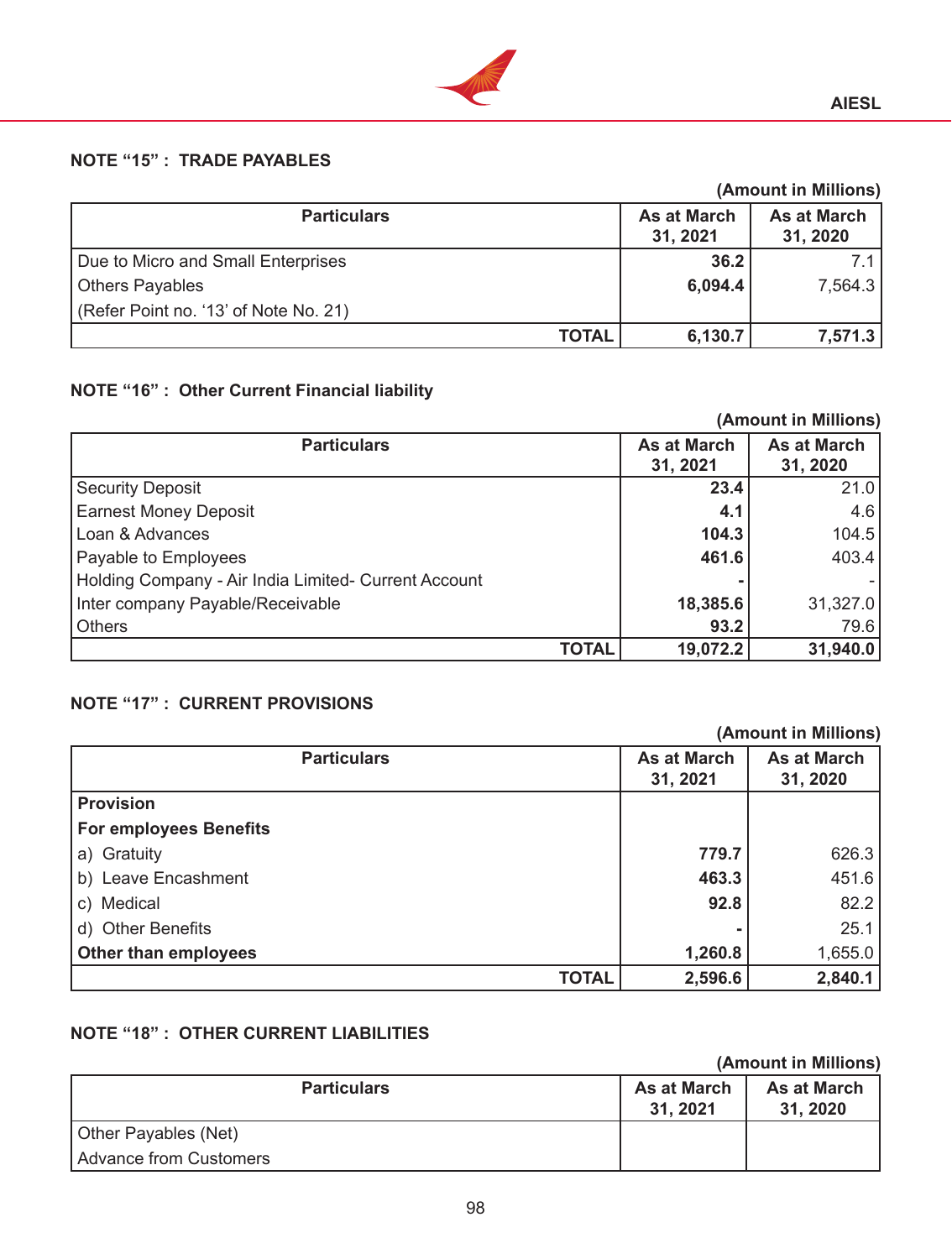## NOTE "15" : TRADE PAYABLES

(Amount in Millions)

| Particulars | As at March 31, 2021 | As at March 31, 2020 |
|---|---|---|
| Due to Micro and Small Enterprises | **36.2** | 7.1 |
| Others Payables | **6,094.4** | 7,564.3 |
| (Refer Point no. '13' of Note No. 21) | | |
| **TOTAL** | **6,130.7** | **7,571.3** |

## NOTE "16" : Other Current Financial liability

(Amount in Millions)

| Particulars | As at March 31, 2021 | As at March 31, 2020 |
|---|---|---|
| Security Deposit | **23.4** | 21.0 |
| Earnest Money Deposit | **4.1** | 4.6 |
| Loan & Advances | **104.3** | 104.5 |
| Payable to Employees | **461.6** | 403.4 |
| Holding Company - Air India Limited- Current Account | **-** | - |
| Inter company Payable/Receivable | **18,385.6** | 31,327.0 |
| Others | **93.2** | 79.6 |
| **TOTAL** | **19,072.2** | **31,940.0** |

## NOTE "17" : CURRENT PROVISIONS

(Amount in Millions)

| Particulars | As at March 31, 2021 | As at March 31, 2020 |
|---|---|---|
| **Provision** | | |
| **For employees Benefits** | | |
| a) Gratuity | **779.7** | 626.3 |
| b) Leave Encashment | **463.3** | 451.6 |
| c) Medical | **92.8** | 82.2 |
| d) Other Benefits | **-** | 25.1 |
| **Other than employees** | **1,260.8** | 1,655.0 |
| **TOTAL** | **2,596.6** | **2,840.1** |

## NOTE "18" : OTHER CURRENT LIABILITIES

(Amount in Millions)

| Particulars | As at March 31, 2021 | As at March 31, 2020 |
|---|---|---|
| Other Payables (Net) | | |
| Advance from Customers | | |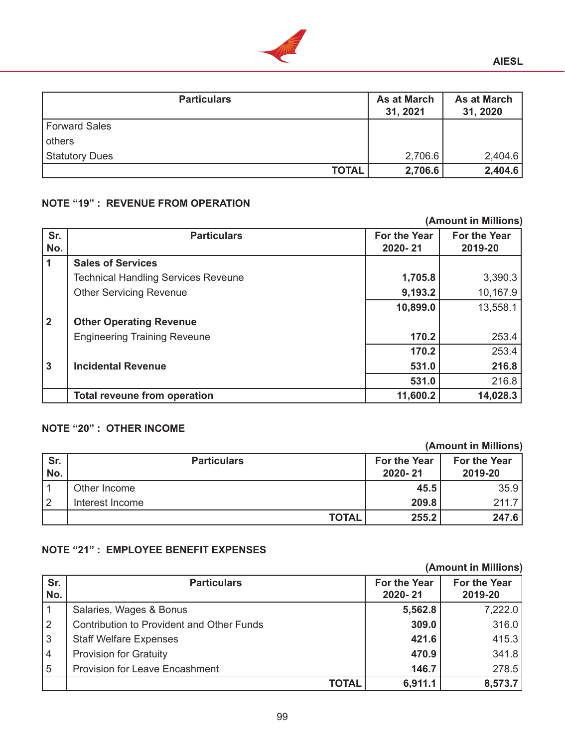| Particulars | As at March 31, 2021 | As at March 31, 2020 |
|---|---|---|
| Forward Sales | | |
| others | | |
| Statutory Dues | 2,706.6 | 2,404.6 |
| **TOTAL** | **2,706.6** | **2,404.6** |

**NOTE "19" : REVENUE FROM OPERATION**

(Amount in Millions)

| Sr. No. | Particulars | For the Year 2020- 21 | For the Year 2019-20 |
|---|---|---|---|
| 1 | **Sales of Services** | | |
| | Technical Handling Services Reveune | **1,705.8** | 3,390.3 |
| | Other Servicing Revenue | **9,193.2** | 10,167.9 |
| | | **10,899.0** | 13,558.1 |
| 2 | **Other Operating Revenue** | | |
| | Engineering Training Reveune | **170.2** | 253.4 |
| | | **170.2** | 253.4 |
| 3 | **Incidental Revenue** | **531.0** | **216.8** |
| | | **531.0** | 216.8 |
| | **Total reveune from operation** | **11,600.2** | **14,028.3** |

**NOTE "20" : OTHER INCOME**

(Amount in Millions)

| Sr. No. | Particulars | For the Year 2020- 21 | For the Year 2019-20 |
|---|---|---|---|
| 1 | Other Income | **45.5** | 35.9 |
| 2 | Interest Income | **209.8** | 211.7 |
| | **TOTAL** | **255.2** | **247.6** |

**NOTE "21" : EMPLOYEE BENEFIT EXPENSES**

(Amount in Millions)

| Sr. No. | Particulars | For the Year 2020- 21 | For the Year 2019-20 |
|---|---|---|---|
| 1 | Salaries, Wages & Bonus | **5,562.8** | 7,222.0 |
| 2 | Contribution to Provident and Other Funds | **309.0** | 316.0 |
| 3 | Staff Welfare Expenses | **421.6** | 415.3 |
| 4 | Provision for Gratuity | **470.9** | 341.8 |
| 5 | Provision for Leave Encashment | **146.7** | 278.5 |
| | **TOTAL** | **6,911.1** | **8,573.7** |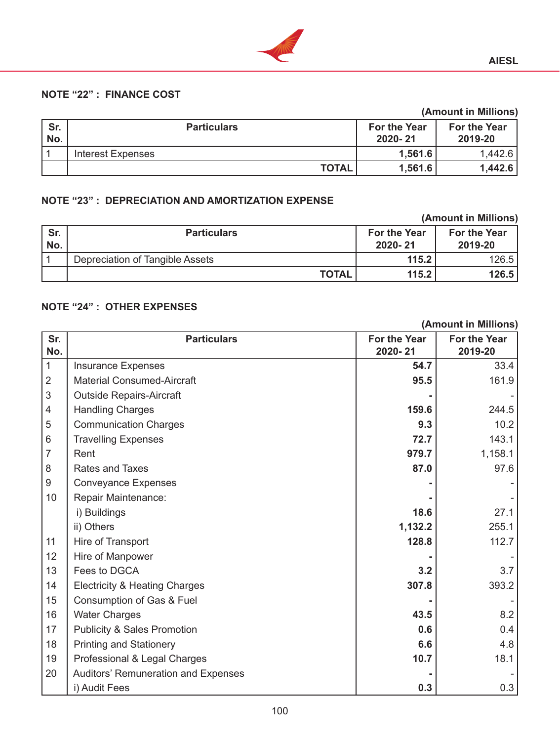### NOTE "22" : FINANCE COST

(Amount in Millions)

| Sr. No. | Particulars | For the Year 2020- 21 | For the Year 2019-20 |
|---|---|---|---|
| 1 | Interest Expenses | **1,561.6** | 1,442.6 |
| | **TOTAL** | **1,561.6** | **1,442.6** |

### NOTE "23" : DEPRECIATION AND AMORTIZATION EXPENSE

(Amount in Millions)

| Sr. No. | Particulars | For the Year 2020- 21 | For the Year 2019-20 |
|---|---|---|---|
| 1 | Depreciation of Tangible Assets | **115.2** | 126.5 |
| | **TOTAL** | **115.2** | **126.5** |

### NOTE "24" : OTHER EXPENSES

(Amount in Millions)

| Sr. No. | Particulars | For the Year 2020- 21 | For the Year 2019-20 |
|---|---|---|---|
| 1 | Insurance Expenses | **54.7** | 33.4 |
| 2 | Material Consumed-Aircraft | **95.5** | 161.9 |
| 3 | Outside Repairs-Aircraft | **-** | - |
| 4 | Handling Charges | **159.6** | 244.5 |
| 5 | Communication Charges | **9.3** | 10.2 |
| 6 | Travelling Expenses | **72.7** | 143.1 |
| 7 | Rent | **979.7** | 1,158.1 |
| 8 | Rates and Taxes | **87.0** | 97.6 |
| 9 | Conveyance Expenses | **-** | - |
| 10 | Repair Maintenance: | **-** | - |
| | i) Buildings | **18.6** | 27.1 |
| | ii) Others | **1,132.2** | 255.1 |
| 11 | Hire of Transport | **128.8** | 112.7 |
| 12 | Hire of Manpower | **-** | - |
| 13 | Fees to DGCA | **3.2** | 3.7 |
| 14 | Electricity & Heating Charges | **307.8** | 393.2 |
| 15 | Consumption of Gas & Fuel | **-** | - |
| 16 | Water Charges | **43.5** | 8.2 |
| 17 | Publicity & Sales Promotion | **0.6** | 0.4 |
| 18 | Printing and Stationery | **6.6** | 4.8 |
| 19 | Professional & Legal Charges | **10.7** | 18.1 |
| 20 | Auditors' Remuneration and Expenses | **-** | - |
| | i) Audit Fees | **0.3** | 0.3 |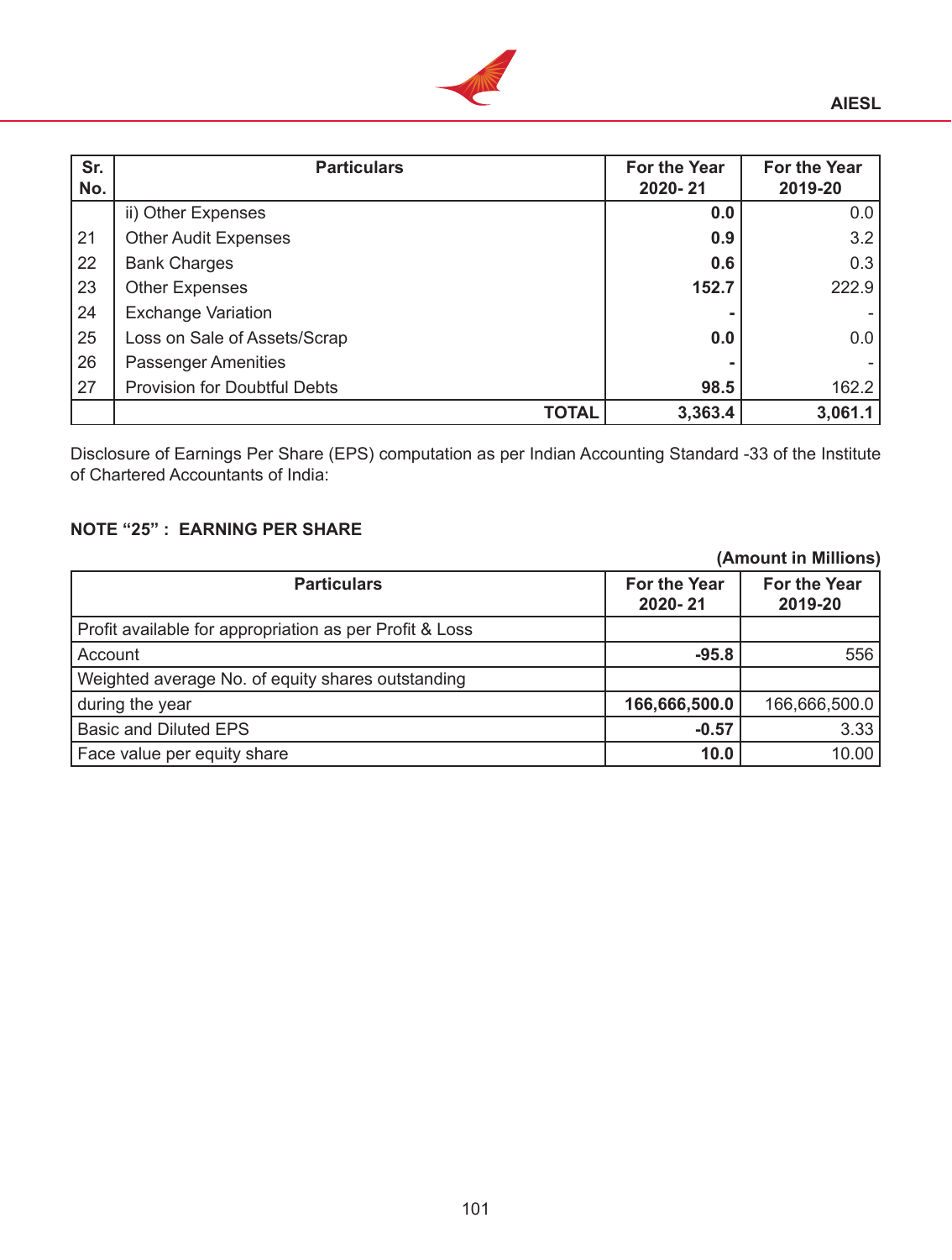| Sr. No. | Particulars | For the Year 2020- 21 | For the Year 2019-20 |
|---|---|---|---|
| | ii) Other Expenses | **0.0** | 0.0 |
| 21 | Other Audit Expenses | **0.9** | 3.2 |
| 22 | Bank Charges | **0.6** | 0.3 |
| 23 | Other Expenses | **152.7** | 222.9 |
| 24 | Exchange Variation | **-** | - |
| 25 | Loss on Sale of Assets/Scrap | **0.0** | 0.0 |
| 26 | Passenger Amenities | **-** | - |
| 27 | Provision for Doubtful Debts | **98.5** | 162.2 |
| | **TOTAL** | **3,363.4** | **3,061.1** |

Disclosure of Earnings Per Share (EPS) computation as per Indian Accounting Standard -33 of the Institute of Chartered Accountants of India:

**NOTE “25” : EARNING PER SHARE**

**(Amount in Millions)**

| Particulars | For the Year 2020- 21 | For the Year 2019-20 |
|---|---|---|
| Profit available for appropriation as per Profit & Loss Account | **-95.8** | 556 |
| Weighted average No. of equity shares outstanding during the year | **166,666,500.0** | 166,666,500.0 |
| Basic and Diluted EPS | **-0.57** | 3.33 |
| Face value per equity share | **10.0** | 10.00 |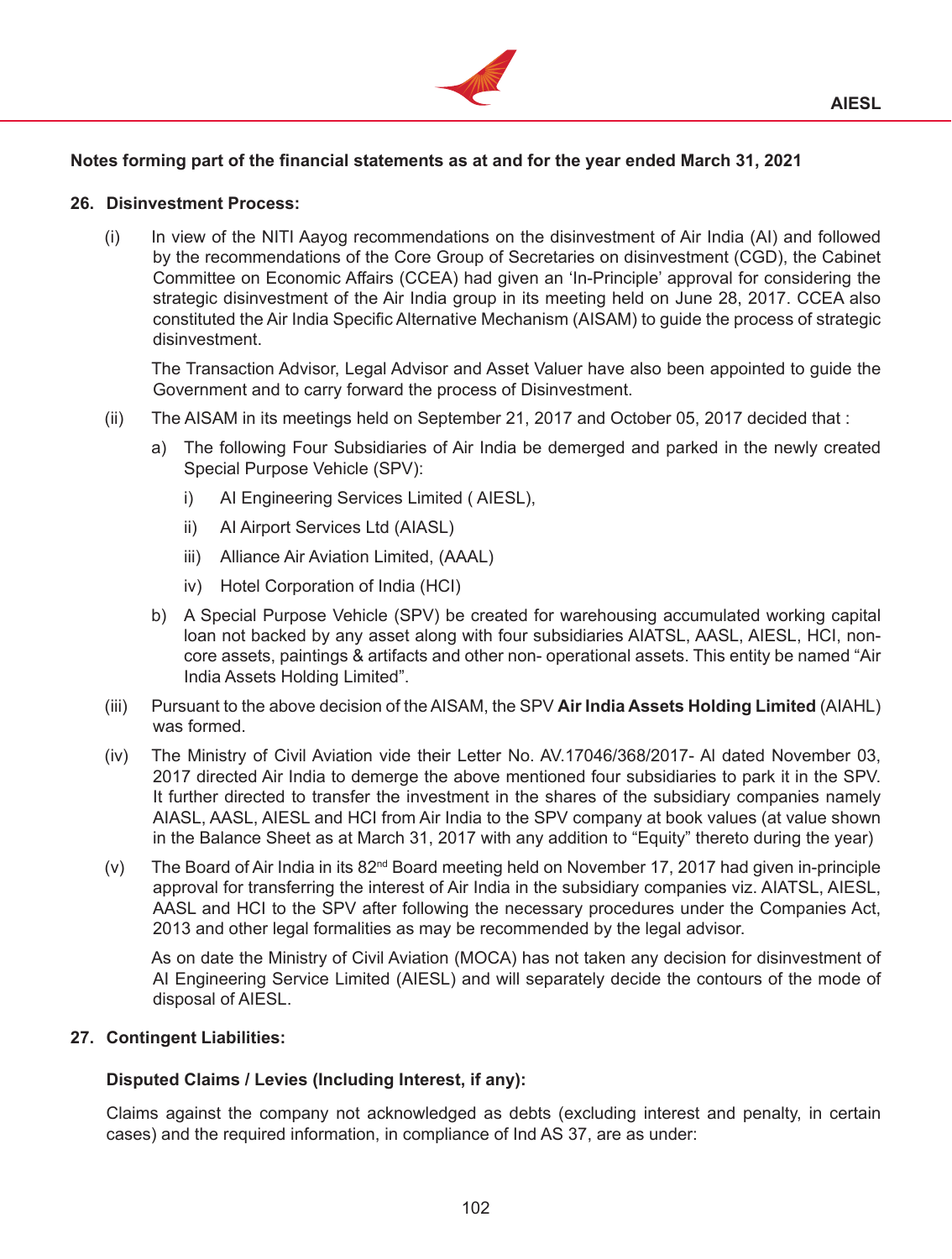**Notes forming part of the financial statements as at and for the year ended March 31, 2021**

## 26. Disinvestment Process:

(i) In view of the NITI Aayog recommendations on the disinvestment of Air India (AI) and followed by the recommendations of the Core Group of Secretaries on disinvestment (CGD), the Cabinet Committee on Economic Affairs (CCEA) had given an 'In-Principle' approval for considering the strategic disinvestment of the Air India group in its meeting held on June 28, 2017. CCEA also constituted the Air India Specific Alternative Mechanism (AISAM) to guide the process of strategic disinvestment.

The Transaction Advisor, Legal Advisor and Asset Valuer have also been appointed to guide the Government and to carry forward the process of Disinvestment.

(ii) The AISAM in its meetings held on September 21, 2017 and October 05, 2017 decided that :

a) The following Four Subsidiaries of Air India be demerged and parked in the newly created Special Purpose Vehicle (SPV):

i) AI Engineering Services Limited ( AIESL),

ii) AI Airport Services Ltd (AIASL)

iii) Alliance Air Aviation Limited, (AAAL)

iv) Hotel Corporation of India (HCI)

b) A Special Purpose Vehicle (SPV) be created for warehousing accumulated working capital loan not backed by any asset along with four subsidiaries AIATSL, AASL, AIESL, HCI, non-core assets, paintings & artifacts and other non- operational assets. This entity be named "Air India Assets Holding Limited".

(iii) Pursuant to the above decision of the AISAM, the SPV **Air India Assets Holding Limited** (AIAHL) was formed.

(iv) The Ministry of Civil Aviation vide their Letter No. AV.17046/368/2017- AI dated November 03, 2017 directed Air India to demerge the above mentioned four subsidiaries to park it in the SPV. It further directed to transfer the investment in the shares of the subsidiary companies namely AIASL, AASL, AIESL and HCI from Air India to the SPV company at book values (at value shown in the Balance Sheet as at March 31, 2017 with any addition to "Equity" thereto during the year)

(v) The Board of Air India in its 82nd Board meeting held on November 17, 2017 had given in-principle approval for transferring the interest of Air India in the subsidiary companies viz. AIATSL, AIESL, AASL and HCI to the SPV after following the necessary procedures under the Companies Act, 2013 and other legal formalities as may be recommended by the legal advisor.

As on date the Ministry of Civil Aviation (MOCA) has not taken any decision for disinvestment of AI Engineering Service Limited (AIESL) and will separately decide the contours of the mode of disposal of AIESL.

## 27. Contingent Liabilities:

### Disputed Claims / Levies (Including Interest, if any):

Claims against the company not acknowledged as debts (excluding interest and penalty, in certain cases) and the required information, in compliance of Ind AS 37, are as under: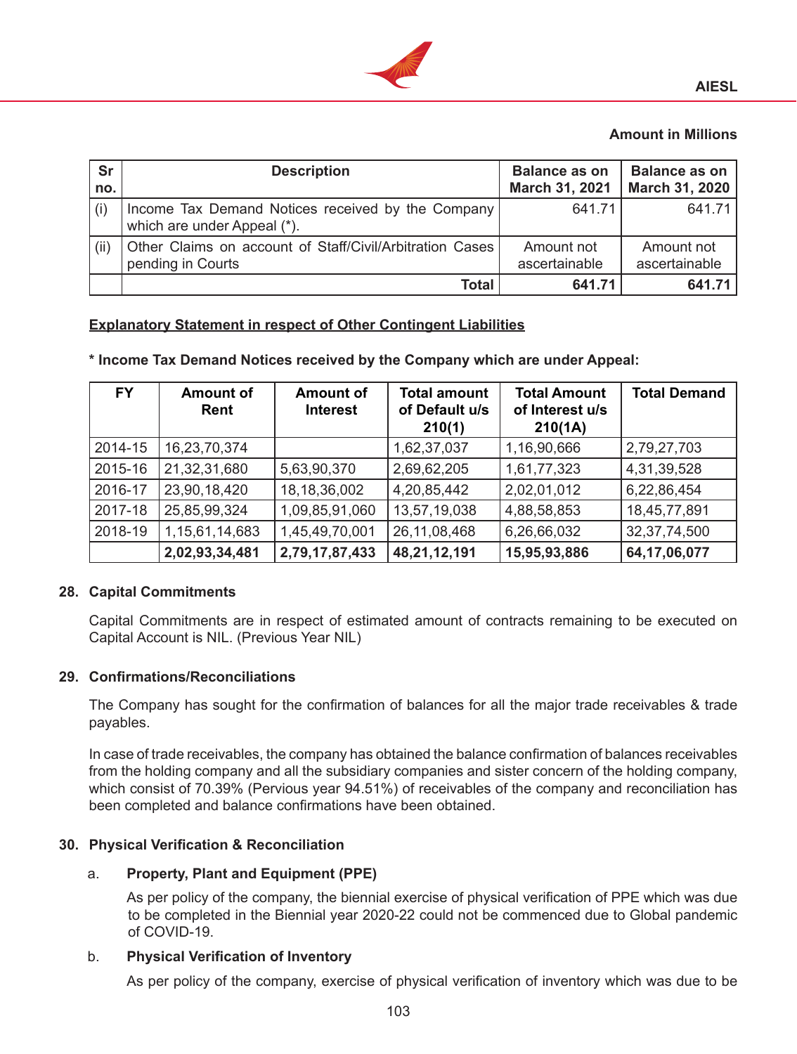**Amount in Millions**

| Sr no. | Description | Balance as on March 31, 2021 | Balance as on March 31, 2020 |
|---|---|---|---|
| (i) | Income Tax Demand Notices received by the Company which are under Appeal (*). | 641.71 | 641.71 |
| (ii) | Other Claims on account of Staff/Civil/Arbitration Cases pending in Courts | Amount not ascertainable | Amount not ascertainable |
| | **Total** | **641.71** | **641.71** |

**Explanatory Statement in respect of Other Contingent Liabilities**

**\* Income Tax Demand Notices received by the Company which are under Appeal:**

| FY | Amount of Rent | Amount of Interest | Total amount of Default u/s 210(1) | Total Amount of Interest u/s 210(1A) | Total Demand |
|---|---|---|---|---|---|
| 2014-15 | 16,23,70,374 | | 1,62,37,037 | 1,16,90,666 | 2,79,27,703 |
| 2015-16 | 21,32,31,680 | 5,63,90,370 | 2,69,62,205 | 1,61,77,323 | 4,31,39,528 |
| 2016-17 | 23,90,18,420 | 18,18,36,002 | 4,20,85,442 | 2,02,01,012 | 6,22,86,454 |
| 2017-18 | 25,85,99,324 | 1,09,85,91,060 | 13,57,19,038 | 4,88,58,853 | 18,45,77,891 |
| 2018-19 | 1,15,61,14,683 | 1,45,49,70,001 | 26,11,08,468 | 6,26,66,032 | 32,37,74,500 |
| | **2,02,93,34,481** | **2,79,17,87,433** | **48,21,12,191** | **15,95,93,886** | **64,17,06,077** |

## 28. Capital Commitments

Capital Commitments are in respect of estimated amount of contracts remaining to be executed on Capital Account is NIL. (Previous Year NIL)

## 29. Confirmations/Reconciliations

The Company has sought for the confirmation of balances for all the major trade receivables & trade payables.

In case of trade receivables, the company has obtained the balance confirmation of balances receivables from the holding company and all the subsidiary companies and sister concern of the holding company, which consist of 70.39% (Pervious year 94.51%) of receivables of the company and reconciliation has been completed and balance confirmations have been obtained.

## 30. Physical Verification & Reconciliation

a. **Property, Plant and Equipment (PPE)**

As per policy of the company, the biennial exercise of physical verification of PPE which was due to be completed in the Biennial year 2020-22 could not be commenced due to Global pandemic of COVID-19.

b. **Physical Verification of Inventory**

As per policy of the company, exercise of physical verification of inventory which was due to be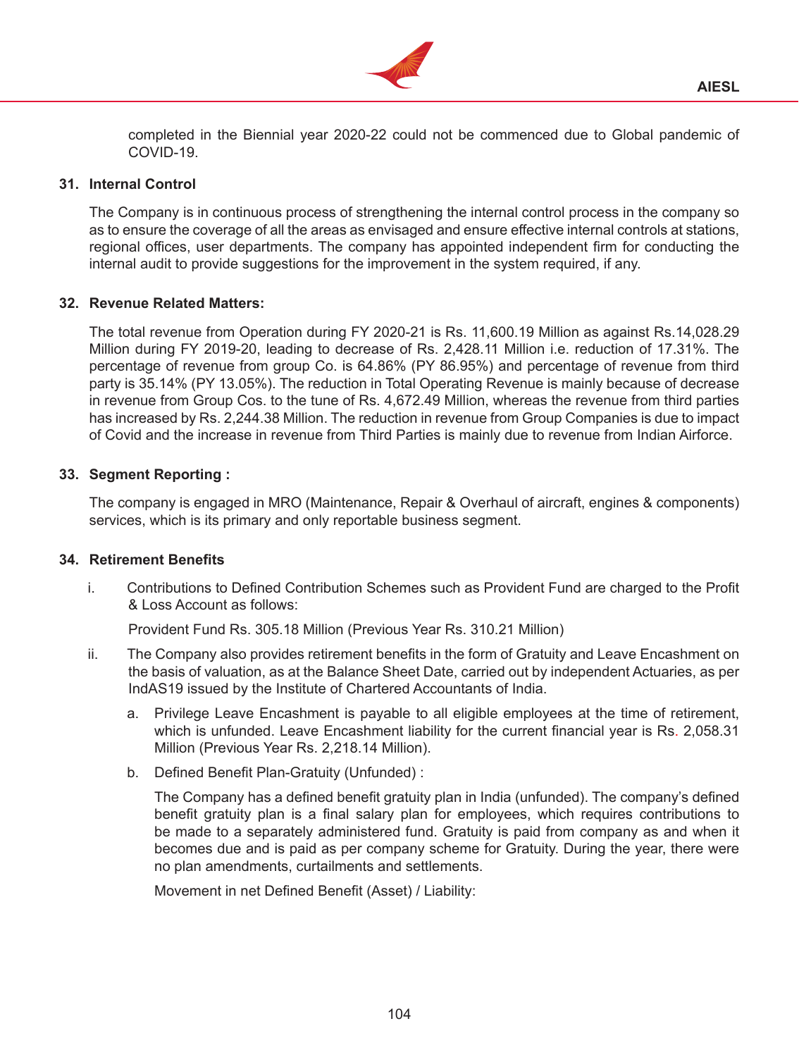completed in the Biennial year 2020-22 could not be commenced due to Global pandemic of COVID-19.

## 31. Internal Control

The Company is in continuous process of strengthening the internal control process in the company so as to ensure the coverage of all the areas as envisaged and ensure effective internal controls at stations, regional offices, user departments. The company has appointed independent firm for conducting the internal audit to provide suggestions for the improvement in the system required, if any.

## 32. Revenue Related Matters:

The total revenue from Operation during FY 2020-21 is Rs. 11,600.19 Million as against Rs.14,028.29 Million during FY 2019-20, leading to decrease of Rs. 2,428.11 Million i.e. reduction of 17.31%. The percentage of revenue from group Co. is 64.86% (PY 86.95%) and percentage of revenue from third party is 35.14% (PY 13.05%). The reduction in Total Operating Revenue is mainly because of decrease in revenue from Group Cos. to the tune of Rs. 4,672.49 Million, whereas the revenue from third parties has increased by Rs. 2,244.38 Million. The reduction in revenue from Group Companies is due to impact of Covid and the increase in revenue from Third Parties is mainly due to revenue from Indian Airforce.

## 33. Segment Reporting :

The company is engaged in MRO (Maintenance, Repair & Overhaul of aircraft, engines & components) services, which is its primary and only reportable business segment.

## 34. Retirement Benefits

i. Contributions to Defined Contribution Schemes such as Provident Fund are charged to the Profit & Loss Account as follows:

   Provident Fund Rs. 305.18 Million (Previous Year Rs. 310.21 Million)

ii. The Company also provides retirement benefits in the form of Gratuity and Leave Encashment on the basis of valuation, as at the Balance Sheet Date, carried out by independent Actuaries, as per IndAS19 issued by the Institute of Chartered Accountants of India.

   a. Privilege Leave Encashment is payable to all eligible employees at the time of retirement, which is unfunded. Leave Encashment liability for the current financial year is Rs. 2,058.31 Million (Previous Year Rs. 2,218.14 Million).

   b. Defined Benefit Plan-Gratuity (Unfunded) :

      The Company has a defined benefit gratuity plan in India (unfunded). The company's defined benefit gratuity plan is a final salary plan for employees, which requires contributions to be made to a separately administered fund. Gratuity is paid from company as and when it becomes due and is paid as per company scheme for Gratuity. During the year, there were no plan amendments, curtailments and settlements.

      Movement in net Defined Benefit (Asset) / Liability: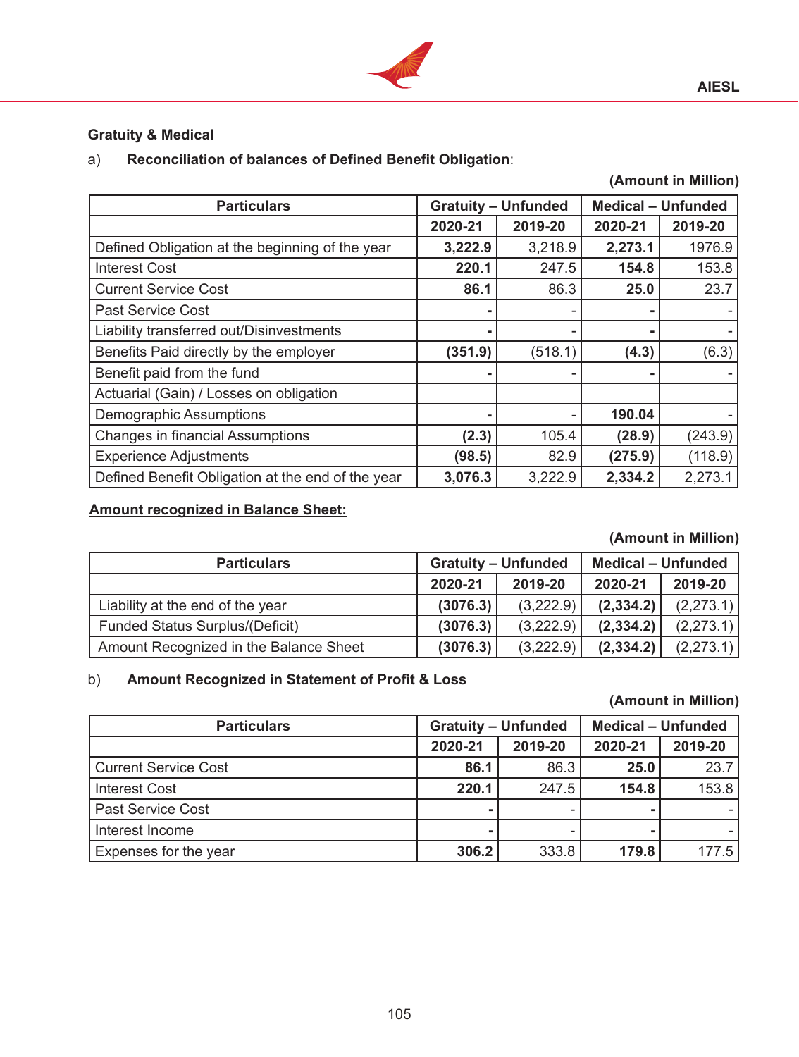**Gratuity & Medical**

a) **Reconciliation of balances of Defined Benefit Obligation**:

**(Amount in Million)**

| Particulars | Gratuity – Unfunded | | Medical – Unfunded | |
|---|---|---|---|---|
| | 2020-21 | 2019-20 | 2020-21 | 2019-20 |
| Defined Obligation at the beginning of the year | **3,222.9** | 3,218.9 | **2,273.1** | 1976.9 |
| Interest Cost | **220.1** | 247.5 | **154.8** | 153.8 |
| Current Service Cost | **86.1** | 86.3 | **25.0** | 23.7 |
| Past Service Cost | **-** | - | **-** | - |
| Liability transferred out/Disinvestments | **-** | - | **-** | - |
| Benefits Paid directly by the employer | **(351.9)** | (518.1) | **(4.3)** | (6.3) |
| Benefit paid from the fund | **-** | - | **-** | - |
| Actuarial (Gain) / Losses on obligation | | | | |
| Demographic Assumptions | **-** | - | **190.04** | - |
| Changes in financial Assumptions | **(2.3)** | 105.4 | **(28.9)** | (243.9) |
| Experience Adjustments | **(98.5)** | 82.9 | **(275.9)** | (118.9) |
| Defined Benefit Obligation at the end of the year | **3,076.3** | 3,222.9 | **2,334.2** | 2,273.1 |

**Amount recognized in Balance Sheet:**

**(Amount in Million)**

| Particulars | Gratuity – Unfunded | | Medical – Unfunded | |
|---|---|---|---|---|
| | 2020-21 | 2019-20 | 2020-21 | 2019-20 |
| Liability at the end of the year | **(3076.3)** | (3,222.9) | **(2,334.2)** | (2,273.1) |
| Funded Status Surplus/(Deficit) | **(3076.3)** | (3,222.9) | **(2,334.2)** | (2,273.1) |
| Amount Recognized in the Balance Sheet | **(3076.3)** | (3,222.9) | **(2,334.2)** | (2,273.1) |

b) **Amount Recognized in Statement of Profit & Loss**

**(Amount in Million)**

| Particulars | Gratuity – Unfunded | | Medical – Unfunded | |
|---|---|---|---|---|
| | 2020-21 | 2019-20 | 2020-21 | 2019-20 |
| Current Service Cost | **86.1** | 86.3 | **25.0** | 23.7 |
| Interest Cost | **220.1** | 247.5 | **154.8** | 153.8 |
| Past Service Cost | **-** | - | **-** | - |
| Interest Income | **-** | - | **-** | - |
| Expenses for the year | **306.2** | 333.8 | **179.8** | 177.5 |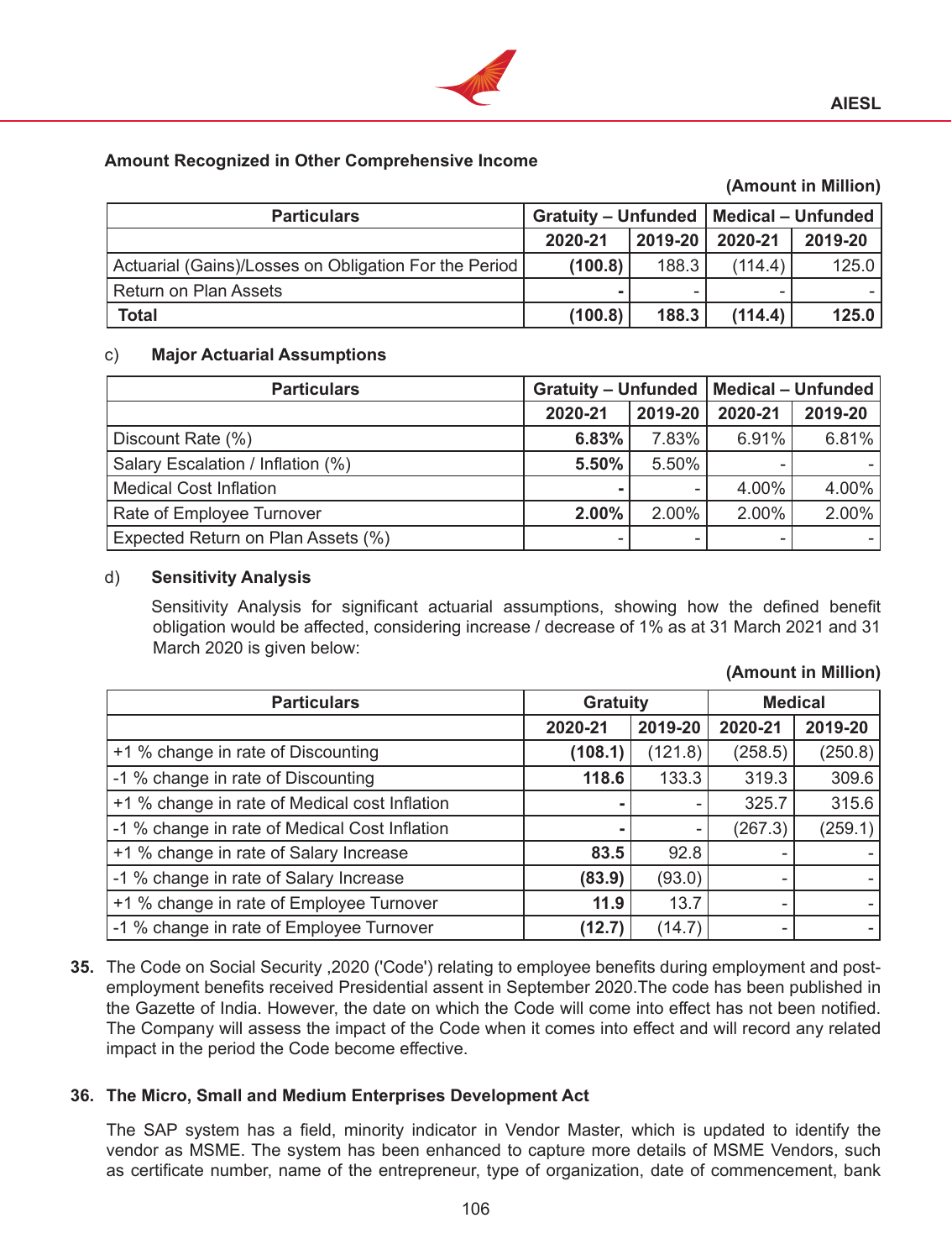**Amount Recognized in Other Comprehensive Income**

**(Amount in Million)**

| Particulars | Gratuity – Unfunded | | Medical – Unfunded | |
|---|---|---|---|---|
| | 2020-21 | 2019-20 | 2020-21 | 2019-20 |
| Actuarial (Gains)/Losses on Obligation For the Period | **(100.8)** | 188.3 | (114.4) | 125.0 |
| Return on Plan Assets | **-** | - | - | - |
| **Total** | **(100.8)** | **188.3** | **(114.4)** | **125.0** |

c) **Major Actuarial Assumptions**

| Particulars | Gratuity – Unfunded | | Medical – Unfunded | |
|---|---|---|---|---|
| | 2020-21 | 2019-20 | 2020-21 | 2019-20 |
| Discount Rate (%) | **6.83%** | 7.83% | 6.91% | 6.81% |
| Salary Escalation / Inflation (%) | **5.50%** | 5.50% | - | - |
| Medical Cost Inflation | **-** | - | 4.00% | 4.00% |
| Rate of Employee Turnover | **2.00%** | 2.00% | 2.00% | 2.00% |
| Expected Return on Plan Assets (%) | - | - | - | - |

d) **Sensitivity Analysis**

Sensitivity Analysis for significant actuarial assumptions, showing how the defined benefit obligation would be affected, considering increase / decrease of 1% as at 31 March 2021 and 31 March 2020 is given below:

**(Amount in Million)**

| Particulars | Gratuity | | Medical | |
|---|---|---|---|---|
| | 2020-21 | 2019-20 | 2020-21 | 2019-20 |
| +1 % change in rate of Discounting | **(108.1)** | (121.8) | (258.5) | (250.8) |
| -1 % change in rate of Discounting | **118.6** | 133.3 | 319.3 | 309.6 |
| +1 % change in rate of Medical cost Inflation | **-** | - | 325.7 | 315.6 |
| -1 % change in rate of Medical Cost Inflation | **-** | - | (267.3) | (259.1) |
| +1 % change in rate of Salary Increase | **83.5** | 92.8 | - | - |
| -1 % change in rate of Salary Increase | **(83.9)** | (93.0) | - | - |
| +1 % change in rate of Employee Turnover | **11.9** | 13.7 | - | - |
| -1 % change in rate of Employee Turnover | **(12.7)** | (14.7) | - | - |

**35.** The Code on Social Security ,2020 ('Code') relating to employee benefits during employment and post-employment benefits received Presidential assent in September 2020.The code has been published in the Gazette of India. However, the date on which the Code will come into effect has not been notified. The Company will assess the impact of the Code when it comes into effect and will record any related impact in the period the Code become effective.

**36. The Micro, Small and Medium Enterprises Development Act**

The SAP system has a field, minority indicator in Vendor Master, which is updated to identify the vendor as MSME. The system has been enhanced to capture more details of MSME Vendors, such as certificate number, name of the entrepreneur, type of organization, date of commencement, bank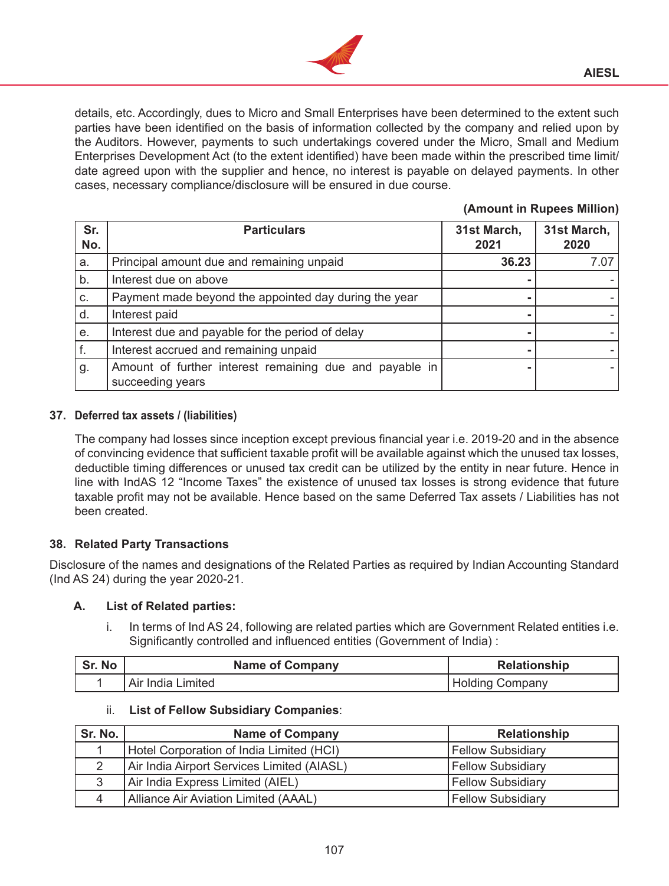details, etc. Accordingly, dues to Micro and Small Enterprises have been determined to the extent such parties have been identified on the basis of information collected by the company and relied upon by the Auditors. However, payments to such undertakings covered under the Micro, Small and Medium Enterprises Development Act (to the extent identified) have been made within the prescribed time limit/ date agreed upon with the supplier and hence, no interest is payable on delayed payments. In other cases, necessary compliance/disclosure will be ensured in due course.

**(Amount in Rupees Million)**

| Sr. No. | Particulars | 31st March, 2021 | 31st March, 2020 |
|---|---|---|---|
| a. | Principal amount due and remaining unpaid | **36.23** | 7.07 |
| b. | Interest due on above | **-** | - |
| c. | Payment made beyond the appointed day during the year | **-** | - |
| d. | Interest paid | **-** | - |
| e. | Interest due and payable for the period of delay | **-** | - |
| f. | Interest accrued and remaining unpaid | **-** | - |
| g. | Amount of further interest remaining due and payable in succeeding years | **-** | - |

## 37. Deferred tax assets / (liabilities)

The company had losses since inception except previous financial year i.e. 2019-20 and in the absence of convincing evidence that sufficient taxable profit will be available against which the unused tax losses, deductible timing differences or unused tax credit can be utilized by the entity in near future. Hence in line with IndAS 12 "Income Taxes" the existence of unused tax losses is strong evidence that future taxable profit may not be available. Hence based on the same Deferred Tax assets / Liabilities has not been created.

## 38. Related Party Transactions

Disclosure of the names and designations of the Related Parties as required by Indian Accounting Standard (Ind AS 24) during the year 2020-21.

### A. List of Related parties:

i. In terms of Ind AS 24, following are related parties which are Government Related entities i.e. Significantly controlled and influenced entities (Government of India) :

| Sr. No | Name of Company | Relationship |
|---|---|---|
| 1 | Air India Limited | Holding Company |

ii. **List of Fellow Subsidiary Companies**:

| Sr. No. | Name of Company | Relationship |
|---|---|---|
| 1 | Hotel Corporation of India Limited (HCI) | Fellow Subsidiary |
| 2 | Air India Airport Services Limited (AIASL) | Fellow Subsidiary |
| 3 | Air India Express Limited (AIEL) | Fellow Subsidiary |
| 4 | Alliance Air Aviation Limited (AAAL) | Fellow Subsidiary |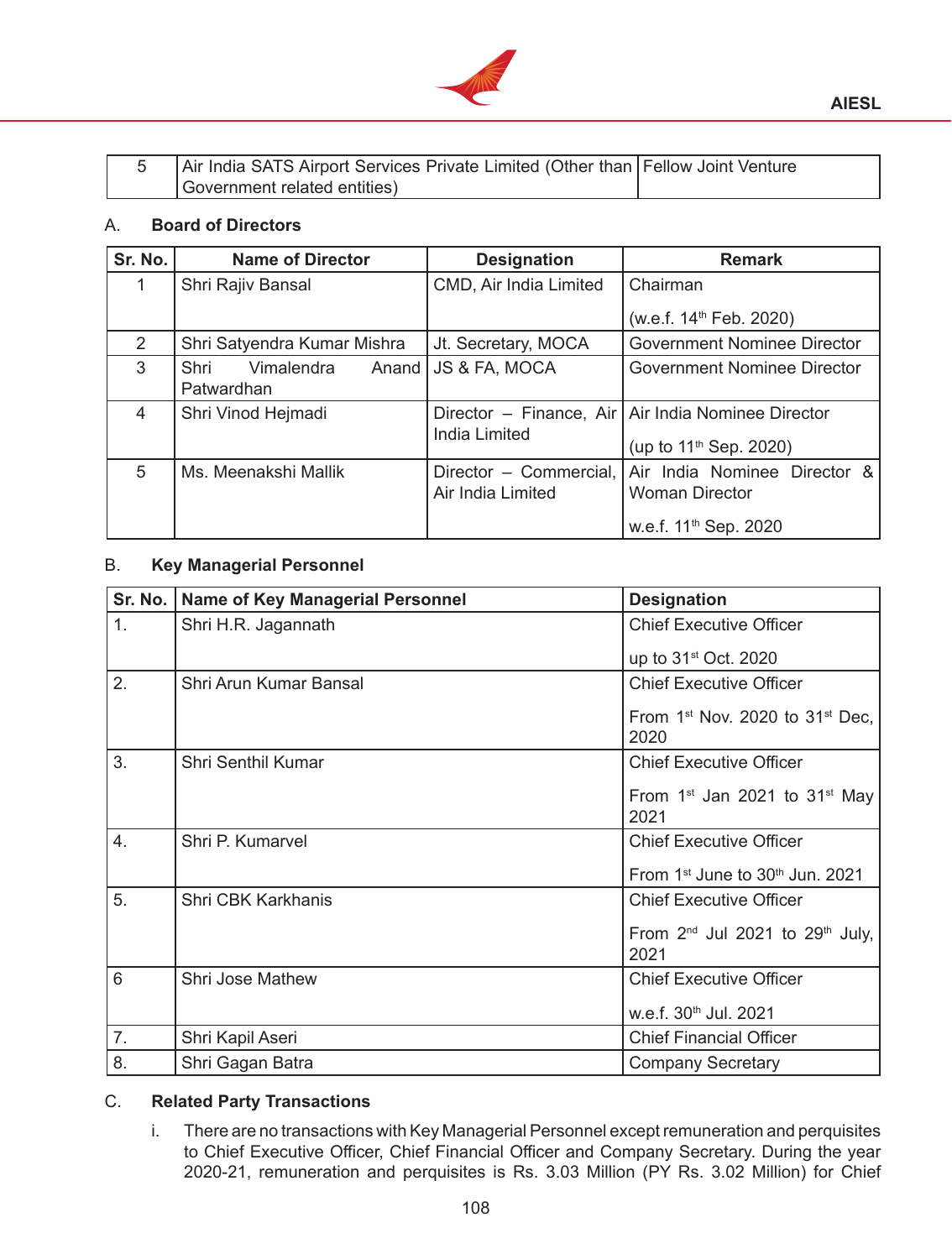| 5 | Air India SATS Airport Services Private Limited (Other than Government related entities) | Fellow Joint Venture |
|---|---|---|

A. **Board of Directors**

| Sr. No. | Name of Director | Designation | Remark |
|---|---|---|---|
| 1 | Shri Rajiv Bansal | CMD, Air India Limited | Chairman<br>(w.e.f. 14th Feb. 2020) |
| 2 | Shri Satyendra Kumar Mishra | Jt. Secretary, MOCA | Government Nominee Director |
| 3 | Shri Vimalendra Anand Patwardhan | JS & FA, MOCA | Government Nominee Director |
| 4 | Shri Vinod Hejmadi | Director – Finance, Air India Limited | Air India Nominee Director<br>(up to 11th Sep. 2020) |
| 5 | Ms. Meenakshi Mallik | Director – Commercial, Air India Limited | Air India Nominee Director & Woman Director<br>w.e.f. 11th Sep. 2020 |

B. **Key Managerial Personnel**

| Sr. No. | Name of Key Managerial Personnel | Designation |
|---|---|---|
| 1. | Shri H.R. Jagannath | Chief Executive Officer<br>up to 31st Oct. 2020 |
| 2. | Shri Arun Kumar Bansal | Chief Executive Officer<br>From 1st Nov. 2020 to 31st Dec, 2020 |
| 3. | Shri Senthil Kumar | Chief Executive Officer<br>From 1st Jan 2021 to 31st May 2021 |
| 4. | Shri P. Kumarvel | Chief Executive Officer<br>From 1st June to 30th Jun. 2021 |
| 5. | Shri CBK Karkhanis | Chief Executive Officer<br>From 2nd Jul 2021 to 29th July, 2021 |
| 6 | Shri Jose Mathew | Chief Executive Officer<br>w.e.f. 30th Jul. 2021 |
| 7. | Shri Kapil Aseri | Chief Financial Officer |
| 8. | Shri Gagan Batra | Company Secretary |

C. **Related Party Transactions**

i. There are no transactions with Key Managerial Personnel except remuneration and perquisites to Chief Executive Officer, Chief Financial Officer and Company Secretary. During the year 2020-21, remuneration and perquisites is Rs. 3.03 Million (PY Rs. 3.02 Million) for Chief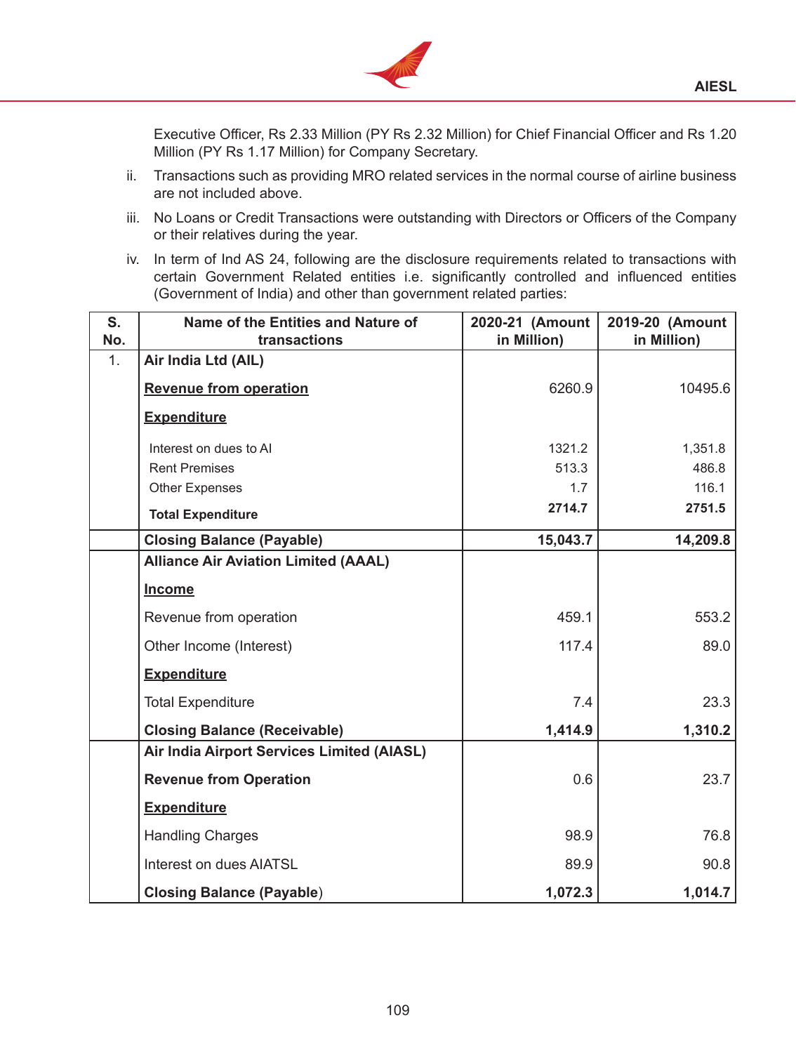Executive Officer, Rs 2.33 Million (PY Rs 2.32 Million) for Chief Financial Officer and Rs 1.20 Million (PY Rs 1.17 Million) for Company Secretary.

ii. Transactions such as providing MRO related services in the normal course of airline business are not included above.

iii. No Loans or Credit Transactions were outstanding with Directors or Officers of the Company or their relatives during the year.

iv. In term of Ind AS 24, following are the disclosure requirements related to transactions with certain Government Related entities i.e. significantly controlled and influenced entities (Government of India) and other than government related parties:

| S. No. | Name of the Entities and Nature of transactions | 2020-21 (Amount in Million) | 2019-20 (Amount in Million) |
|---|---|---|---|
| 1. | **Air India Ltd (AIL)** | | |
| | **Revenue from operation** | 6260.9 | 10495.6 |
| | **Expenditure** | | |
| | Interest on dues to AI | 1321.2 | 1,351.8 |
| | Rent Premises | 513.3 | 486.8 |
| | Other Expenses | 1.7 | 116.1 |
| | **Total Expenditure** | **2714.7** | **2751.5** |
| | **Closing Balance (Payable)** | **15,043.7** | **14,209.8** |
| | **Alliance Air Aviation Limited (AAAL)** | | |
| | **Income** | | |
| | Revenue from operation | 459.1 | 553.2 |
| | Other Income (Interest) | 117.4 | 89.0 |
| | **Expenditure** | | |
| | Total Expenditure | 7.4 | 23.3 |
| | **Closing Balance (Receivable)** | **1,414.9** | **1,310.2** |
| | **Air India Airport Services Limited (AIASL)** | | |
| | **Revenue from Operation** | 0.6 | 23.7 |
| | **Expenditure** | | |
| | Handling Charges | 98.9 | 76.8 |
| | Interest on dues AIATSL | 89.9 | 90.8 |
| | **Closing Balance (Payable)** | **1,072.3** | **1,014.7** |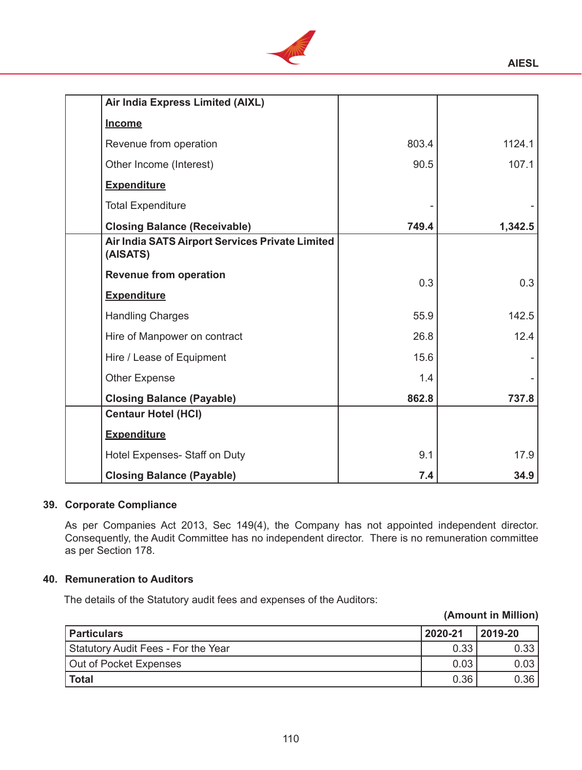| | | | |
|---|---|---|---|
| | **Air India Express Limited (AIXL)** | | |
| | **Income** | | |
| | Revenue from operation | 803.4 | 1124.1 |
| | Other Income (Interest) | 90.5 | 107.1 |
| | **Expenditure** | | |
| | Total Expenditure | - | - |
| | **Closing Balance (Receivable)** | **749.4** | **1,342.5** |
| | **Air India SATS Airport Services Private Limited (AISATS)** | | |
| | **Revenue from operation** | 0.3 | 0.3 |
| | **Expenditure** | | |
| | Handling Charges | 55.9 | 142.5 |
| | Hire of Manpower on contract | 26.8 | 12.4 |
| | Hire / Lease of Equipment | 15.6 | - |
| | Other Expense | 1.4 | - |
| | **Closing Balance (Payable)** | **862.8** | **737.8** |
| | **Centaur Hotel (HCI)** | | |
| | **Expenditure** | | |
| | Hotel Expenses- Staff on Duty | 9.1 | 17.9 |
| | **Closing Balance (Payable)** | **7.4** | **34.9** |

## 39. Corporate Compliance

As per Companies Act 2013, Sec 149(4), the Company has not appointed independent director. Consequently, the Audit Committee has no independent director. There is no remuneration committee as per Section 178.

## 40. Remuneration to Auditors

The details of the Statutory audit fees and expenses of the Auditors:

**(Amount in Million)**

| Particulars | 2020-21 | 2019-20 |
|---|---|---|
| Statutory Audit Fees - For the Year | 0.33 | 0.33 |
| Out of Pocket Expenses | 0.03 | 0.03 |
| **Total** | 0.36 | 0.36 |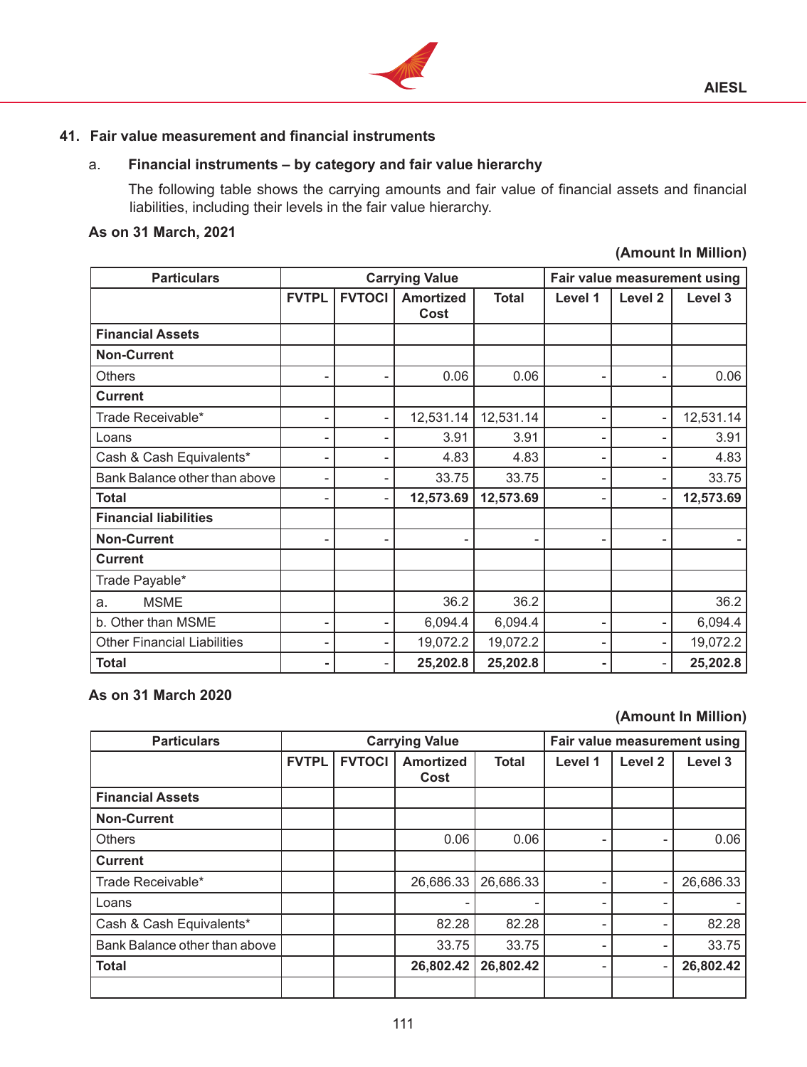## 41. Fair value measurement and financial instruments

### a. Financial instruments – by category and fair value hierarchy

The following table shows the carrying amounts and fair value of financial assets and financial liabilities, including their levels in the fair value hierarchy.

**As on 31 March, 2021**

**(Amount In Million)**

| Particulars | Carrying Value | | | | Fair value measurement using | | |
|---|---|---|---|---|---|---|---|
| | FVTPL | FVTOCI | Amortized Cost | Total | Level 1 | Level 2 | Level 3 |
| **Financial Assets** | | | | | | | |
| **Non-Current** | | | | | | | |
| Others | - | - | 0.06 | 0.06 | - | - | 0.06 |
| **Current** | | | | | | | |
| Trade Receivable* | - | - | 12,531.14 | 12,531.14 | - | - | 12,531.14 |
| Loans | - | - | 3.91 | 3.91 | - | - | 3.91 |
| Cash & Cash Equivalents* | - | - | 4.83 | 4.83 | - | - | 4.83 |
| Bank Balance other than above | - | - | 33.75 | 33.75 | - | - | 33.75 |
| **Total** | - | - | **12,573.69** | **12,573.69** | - | - | **12,573.69** |
| **Financial liabilities** | | | | | | | |
| **Non-Current** | - | - | - | - | - | - | - |
| **Current** | | | | | | | |
| Trade Payable* | | | | | | | |
| a. MSME | | | 36.2 | 36.2 | | | 36.2 |
| b. Other than MSME | - | - | 6,094.4 | 6,094.4 | - | - | 6,094.4 |
| Other Financial Liabilities | - | - | 19,072.2 | 19,072.2 | - | - | 19,072.2 |
| **Total** | - | - | **25,202.8** | **25,202.8** | - | - | **25,202.8** |

**As on 31 March 2020**

**(Amount In Million)**

| Particulars | Carrying Value | | | | Fair value measurement using | | |
|---|---|---|---|---|---|---|---|
| | FVTPL | FVTOCI | Amortized Cost | Total | Level 1 | Level 2 | Level 3 |
| **Financial Assets** | | | | | | | |
| **Non-Current** | | | | | | | |
| Others | | | 0.06 | 0.06 | - | - | 0.06 |
| **Current** | | | | | | | |
| Trade Receivable* | | | 26,686.33 | 26,686.33 | - | - | 26,686.33 |
| Loans | | | - | - | - | - | - |
| Cash & Cash Equivalents* | | | 82.28 | 82.28 | - | - | 82.28 |
| Bank Balance other than above | | | 33.75 | 33.75 | - | - | 33.75 |
| **Total** | | | **26,802.42** | **26,802.42** | - | - | **26,802.42** |
| | | | | | | | |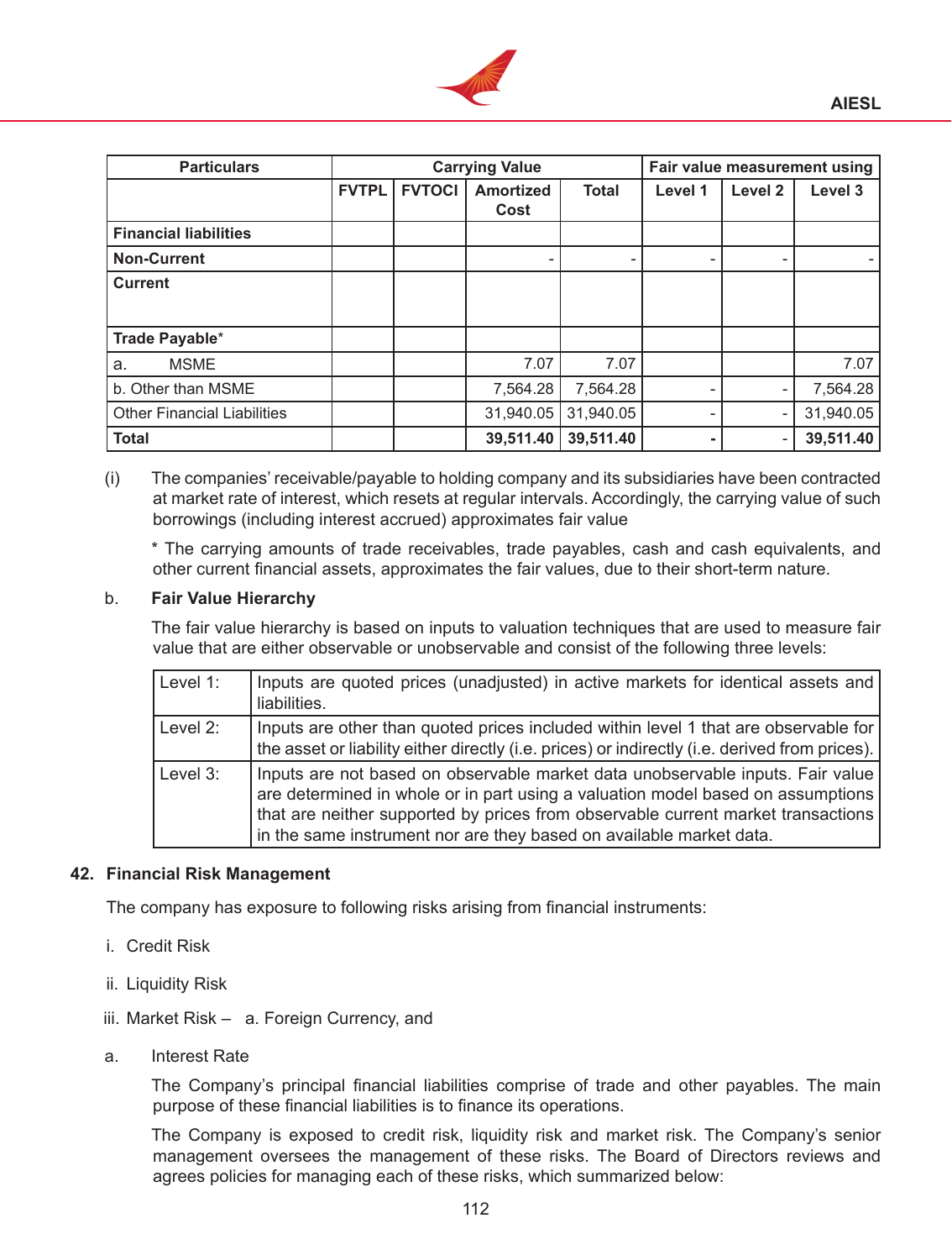| Particulars | Carrying Value | | | | Fair value measurement using | | |
|---|---|---|---|---|---|---|---|
| | FVTPL | FVTOCI | Amortized Cost | Total | Level 1 | Level 2 | Level 3 |
| **Financial liabilities** | | | | | | | |
| **Non-Current** | | | - | - | - | - | - |
| **Current** | | | | | | | |
| **Trade Payable*** | | | | | | | |
| a. MSME | | | 7.07 | 7.07 | | | 7.07 |
| b. Other than MSME | | | 7,564.28 | 7,564.28 | - | - | 7,564.28 |
| Other Financial Liabilities | | | 31,940.05 | 31,940.05 | - | - | 31,940.05 |
| **Total** | | | **39,511.40** | **39,511.40** | **-** | - | **39,511.40** |

(i) The companies' receivable/payable to holding company and its subsidiaries have been contracted at market rate of interest, which resets at regular intervals. Accordingly, the carrying value of such borrowings (including interest accrued) approximates fair value

\* The carrying amounts of trade receivables, trade payables, cash and cash equivalents, and other current financial assets, approximates the fair values, due to their short-term nature.

b. **Fair Value Hierarchy**

The fair value hierarchy is based on inputs to valuation techniques that are used to measure fair value that are either observable or unobservable and consist of the following three levels:

| | |
|---|---|
| Level 1: | Inputs are quoted prices (unadjusted) in active markets for identical assets and liabilities. |
| Level 2: | Inputs are other than quoted prices included within level 1 that are observable for the asset or liability either directly (i.e. prices) or indirectly (i.e. derived from prices). |
| Level 3: | Inputs are not based on observable market data unobservable inputs. Fair value are determined in whole or in part using a valuation model based on assumptions that are neither supported by prices from observable current market transactions in the same instrument nor are they based on available market data. |

## 42. Financial Risk Management

The company has exposure to following risks arising from financial instruments:

i. Credit Risk

ii. Liquidity Risk

iii. Market Risk – a. Foreign Currency, and

a. Interest Rate

The Company's principal financial liabilities comprise of trade and other payables. The main purpose of these financial liabilities is to finance its operations.

The Company is exposed to credit risk, liquidity risk and market risk. The Company's senior management oversees the management of these risks. The Board of Directors reviews and agrees policies for managing each of these risks, which summarized below: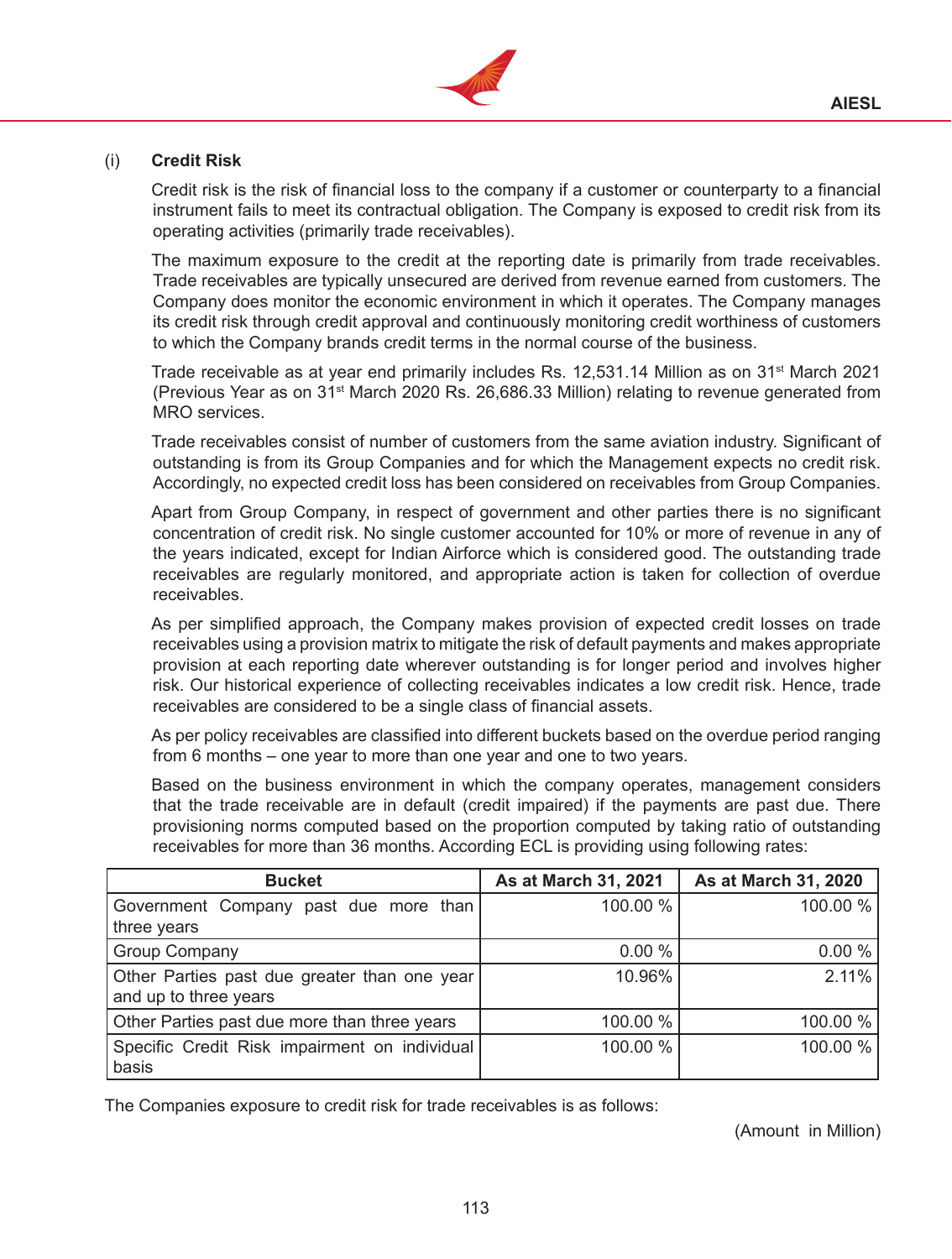### (i) Credit Risk

Credit risk is the risk of financial loss to the company if a customer or counterparty to a financial instrument fails to meet its contractual obligation. The Company is exposed to credit risk from its operating activities (primarily trade receivables).

The maximum exposure to the credit at the reporting date is primarily from trade receivables. Trade receivables are typically unsecured are derived from revenue earned from customers. The Company does monitor the economic environment in which it operates. The Company manages its credit risk through credit approval and continuously monitoring credit worthiness of customers to which the Company brands credit terms in the normal course of the business.

Trade receivable as at year end primarily includes Rs. 12,531.14 Million as on 31st March 2021 (Previous Year as on 31st March 2020 Rs. 26,686.33 Million) relating to revenue generated from MRO services.

Trade receivables consist of number of customers from the same aviation industry. Significant of outstanding is from its Group Companies and for which the Management expects no credit risk. Accordingly, no expected credit loss has been considered on receivables from Group Companies.

Apart from Group Company, in respect of government and other parties there is no significant concentration of credit risk. No single customer accounted for 10% or more of revenue in any of the years indicated, except for Indian Airforce which is considered good. The outstanding trade receivables are regularly monitored, and appropriate action is taken for collection of overdue receivables.

As per simplified approach, the Company makes provision of expected credit losses on trade receivables using a provision matrix to mitigate the risk of default payments and makes appropriate provision at each reporting date wherever outstanding is for longer period and involves higher risk. Our historical experience of collecting receivables indicates a low credit risk. Hence, trade receivables are considered to be a single class of financial assets.

As per policy receivables are classified into different buckets based on the overdue period ranging from 6 months – one year to more than one year and one to two years.

Based on the business environment in which the company operates, management considers that the trade receivable are in default (credit impaired) if the payments are past due. There provisioning norms computed based on the proportion computed by taking ratio of outstanding receivables for more than 36 months. According ECL is providing using following rates:

| Bucket | As at March 31, 2021 | As at March 31, 2020 |
|---|---|---|
| Government Company past due more than three years | 100.00 % | 100.00 % |
| Group Company | 0.00 % | 0.00 % |
| Other Parties past due greater than one year and up to three years | 10.96% | 2.11% |
| Other Parties past due more than three years | 100.00 % | 100.00 % |
| Specific Credit Risk impairment on individual basis | 100.00 % | 100.00 % |

The Companies exposure to credit risk for trade receivables is as follows:

(Amount in Million)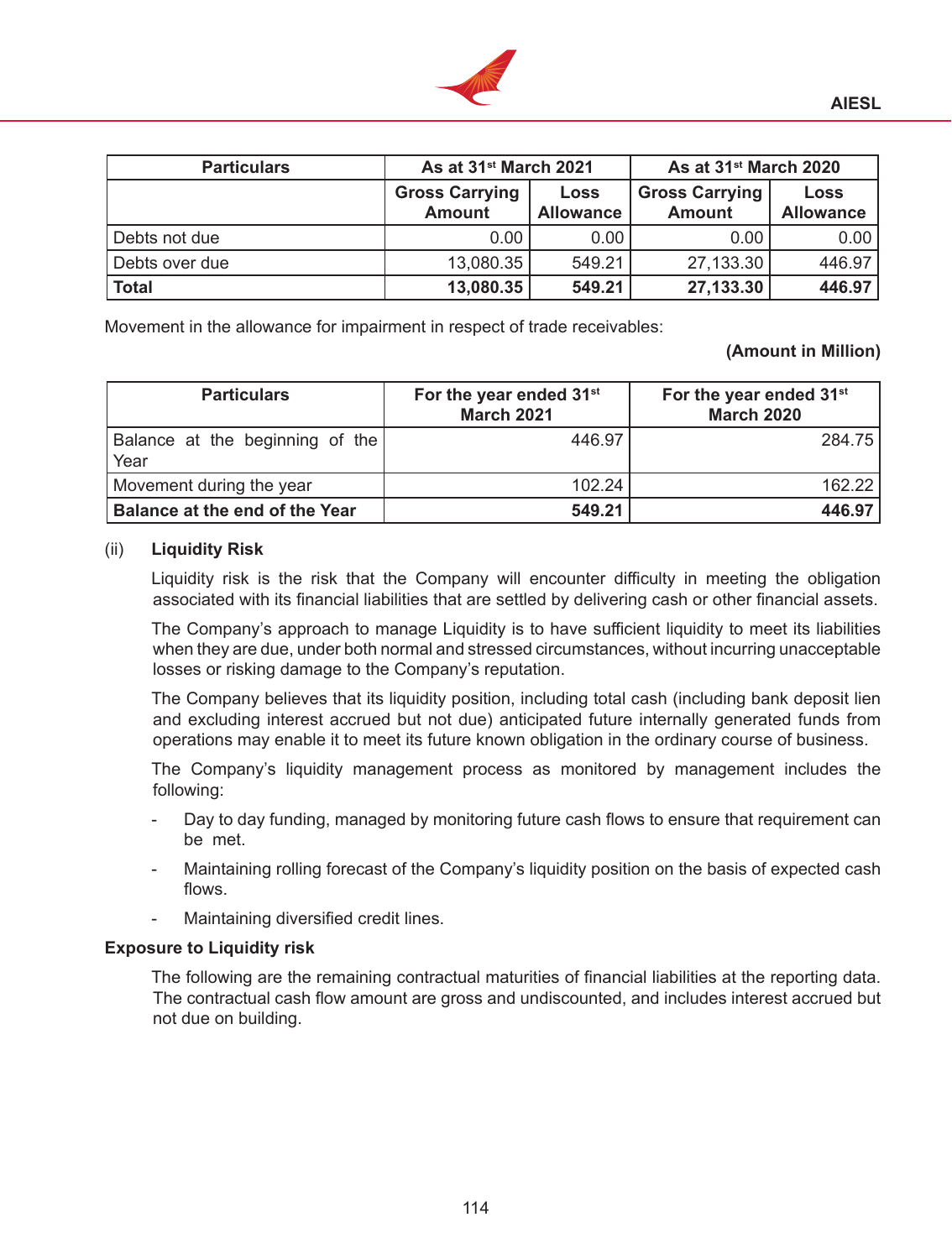| Particulars | As at 31st March 2021 | | As at 31st March 2020 | |
|---|---|---|---|---|
| | Gross Carrying Amount | Loss Allowance | Gross Carrying Amount | Loss Allowance |
| Debts not due | 0.00 | 0.00 | 0.00 | 0.00 |
| Debts over due | 13,080.35 | 549.21 | 27,133.30 | 446.97 |
| **Total** | **13,080.35** | **549.21** | **27,133.30** | **446.97** |

Movement in the allowance for impairment in respect of trade receivables:

**(Amount in Million)**

| Particulars | For the year ended 31st March 2021 | For the year ended 31st March 2020 |
|---|---|---|
| Balance at the beginning of the Year | 446.97 | 284.75 |
| Movement during the year | 102.24 | 162.22 |
| **Balance at the end of the Year** | **549.21** | **446.97** |

(ii) **Liquidity Risk**

Liquidity risk is the risk that the Company will encounter difficulty in meeting the obligation associated with its financial liabilities that are settled by delivering cash or other financial assets.

The Company's approach to manage Liquidity is to have sufficient liquidity to meet its liabilities when they are due, under both normal and stressed circumstances, without incurring unacceptable losses or risking damage to the Company's reputation.

The Company believes that its liquidity position, including total cash (including bank deposit lien and excluding interest accrued but not due) anticipated future internally generated funds from operations may enable it to meet its future known obligation in the ordinary course of business.

The Company's liquidity management process as monitored by management includes the following:

- Day to day funding, managed by monitoring future cash flows to ensure that requirement can be met.
- Maintaining rolling forecast of the Company's liquidity position on the basis of expected cash flows.
- Maintaining diversified credit lines.

**Exposure to Liquidity risk**

The following are the remaining contractual maturities of financial liabilities at the reporting data. The contractual cash flow amount are gross and undiscounted, and includes interest accrued but not due on building.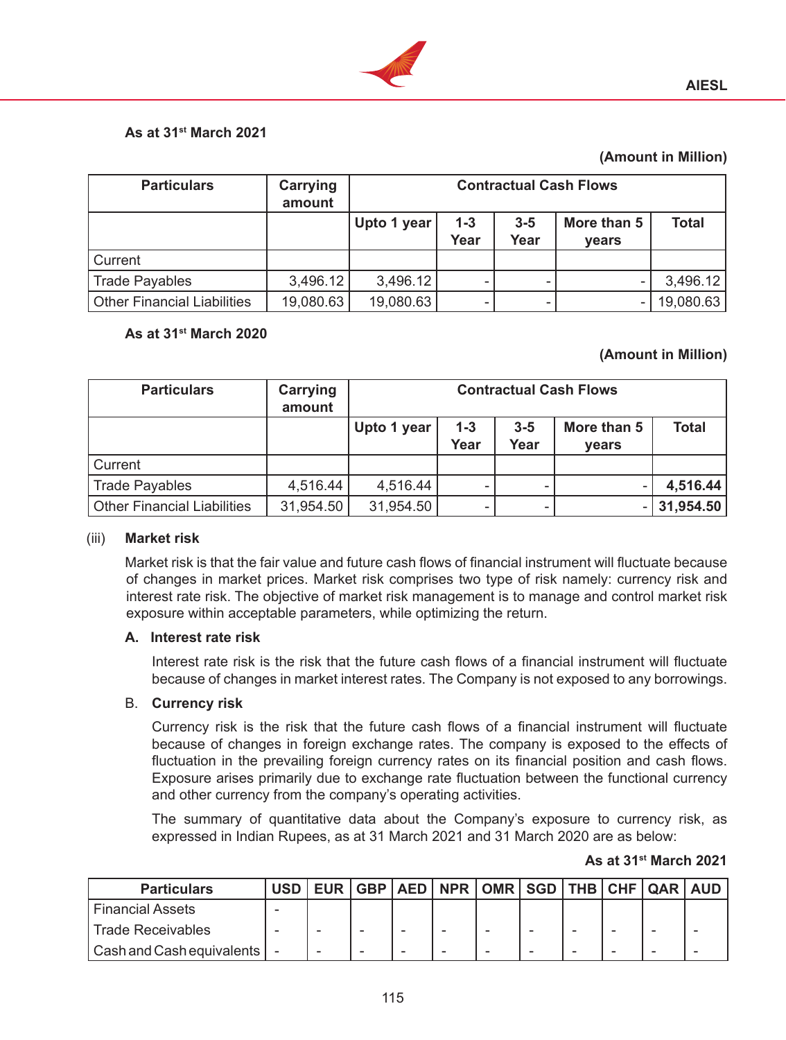**As at 31st March 2021**

**(Amount in Million)**

| Particulars | Carrying amount | Contractual Cash Flows | | | | |
|---|---|---|---|---|---|---|
| | | Upto 1 year | 1-3 Year | 3-5 Year | More than 5 years | Total |
| Current | | | | | | |
| Trade Payables | 3,496.12 | 3,496.12 | - | - | - | 3,496.12 |
| Other Financial Liabilities | 19,080.63 | 19,080.63 | - | - | - | 19,080.63 |

**As at 31st March 2020**

**(Amount in Million)**

| Particulars | Carrying amount | Contractual Cash Flows | | | | |
|---|---|---|---|---|---|---|
| | | Upto 1 year | 1-3 Year | 3-5 Year | More than 5 years | Total |
| Current | | | | | | |
| Trade Payables | 4,516.44 | 4,516.44 | - | - | - | **4,516.44** |
| Other Financial Liabilities | 31,954.50 | 31,954.50 | - | - | - | **31,954.50** |

(iii) **Market risk**

Market risk is that the fair value and future cash flows of financial instrument will fluctuate because of changes in market prices. Market risk comprises two type of risk namely: currency risk and interest rate risk. The objective of market risk management is to manage and control market risk exposure within acceptable parameters, while optimizing the return.

**A. Interest rate risk**

Interest rate risk is the risk that the future cash flows of a financial instrument will fluctuate because of changes in market interest rates. The Company is not exposed to any borrowings.

B. **Currency risk**

Currency risk is the risk that the future cash flows of a financial instrument will fluctuate because of changes in foreign exchange rates. The company is exposed to the effects of fluctuation in the prevailing foreign currency rates on its financial position and cash flows. Exposure arises primarily due to exchange rate fluctuation between the functional currency and other currency from the company's operating activities.

The summary of quantitative data about the Company's exposure to currency risk, as expressed in Indian Rupees, as at 31 March 2021 and 31 March 2020 are as below:

**As at 31st March 2021**

| Particulars | USD | EUR | GBP | AED | NPR | OMR | SGD | THB | CHF | QAR | AUD |
|---|---|---|---|---|---|---|---|---|---|---|---|
| Financial Assets | - | | | | | | | | | | |
| Trade Receivables | - | - | - | - | - | - | - | - | - | - | - |
| Cash and Cash equivalents | - | - | - | - | - | - | - | - | - | - | - |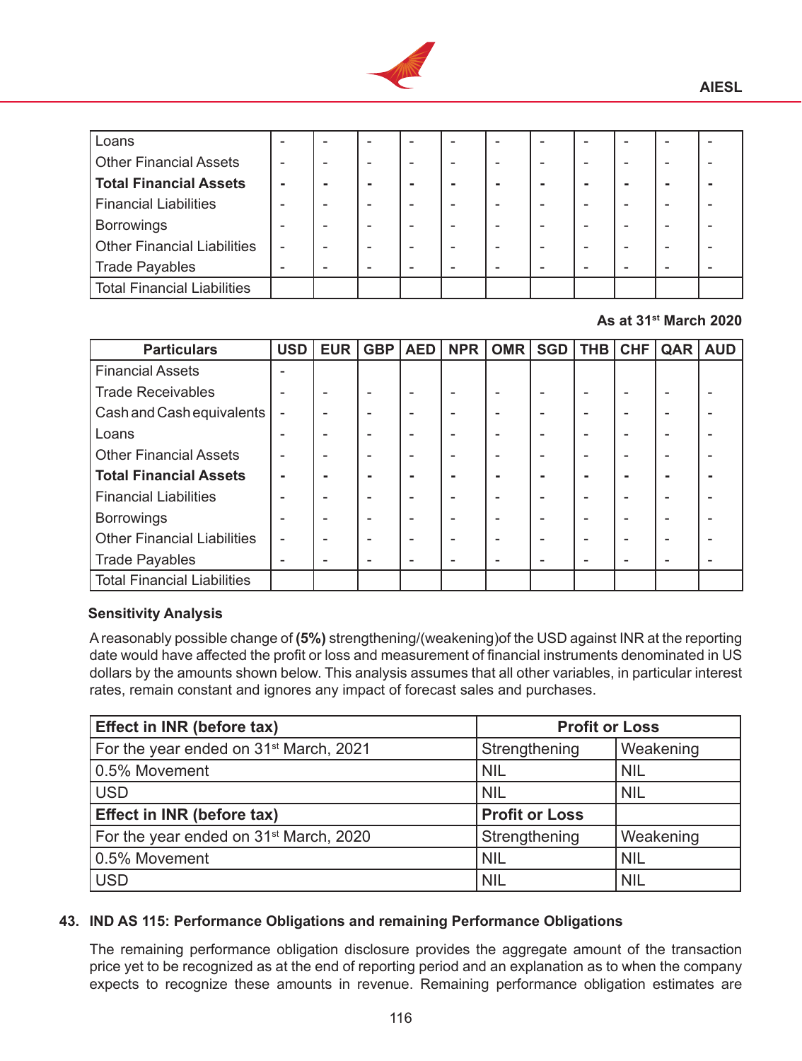| Loans | - | - | - | - | - | - | - | - | - | - | - |
|---|---|---|---|---|---|---|---|---|---|---|---|
| Other Financial Assets | - | - | - | - | - | - | - | - | - | - | - |
| **Total Financial Assets** | **-** | **-** | **-** | **-** | **-** | **-** | **-** | **-** | **-** | **-** | **-** |
| Financial Liabilities | - | - | - | - | - | - | - | - | - | - | - |
| Borrowings | - | - | - | - | - | - | - | - | - | - | - |
| Other Financial Liabilities | - | - | - | - | - | - | - | - | - | - | - |
| Trade Payables | - | - | - | - | - | - | - | - | - | - | - |
| Total Financial Liabilities | | | | | | | | | | | |

**As at 31st March 2020**

| Particulars | USD | EUR | GBP | AED | NPR | OMR | SGD | THB | CHF | QAR | AUD |
|---|---|---|---|---|---|---|---|---|---|---|---|
| Financial Assets | - | | | | | | | | | | |
| Trade Receivables | - | - | - | - | - | - | - | - | - | - | - |
| Cash and Cash equivalents | - | - | - | - | - | - | - | - | - | - | - |
| Loans | - | - | - | - | - | - | - | - | - | - | - |
| Other Financial Assets | - | - | - | - | - | - | - | - | - | - | - |
| **Total Financial Assets** | **-** | **-** | **-** | **-** | **-** | **-** | **-** | **-** | **-** | **-** | **-** |
| Financial Liabilities | - | - | - | - | - | - | - | - | - | - | - |
| Borrowings | - | - | - | - | - | - | - | - | - | - | - |
| Other Financial Liabilities | - | - | - | - | - | - | - | - | - | - | - |
| Trade Payables | - | - | - | - | - | - | - | - | - | - | - |
| Total Financial Liabilities | | | | | | | | | | | |

**Sensitivity Analysis**

A reasonably possible change of **(5%)** strengthening/(weakening)of the USD against INR at the reporting date would have affected the profit or loss and measurement of financial instruments denominated in US dollars by the amounts shown below. This analysis assumes that all other variables, in particular interest rates, remain constant and ignores any impact of forecast sales and purchases.

| **Effect in INR (before tax)** | **Profit or Loss** | |
|---|---|---|
| For the year ended on 31st March, 2021 | Strengthening | Weakening |
| 0.5% Movement | NIL | NIL |
| USD | NIL | NIL |
| **Effect in INR (before tax)** | **Profit or Loss** | |
| For the year ended on 31st March, 2020 | Strengthening | Weakening |
| 0.5% Movement | NIL | NIL |
| USD | NIL | NIL |

**43. IND AS 115: Performance Obligations and remaining Performance Obligations**

The remaining performance obligation disclosure provides the aggregate amount of the transaction price yet to be recognized as at the end of reporting period and an explanation as to when the company expects to recognize these amounts in revenue. Remaining performance obligation estimates are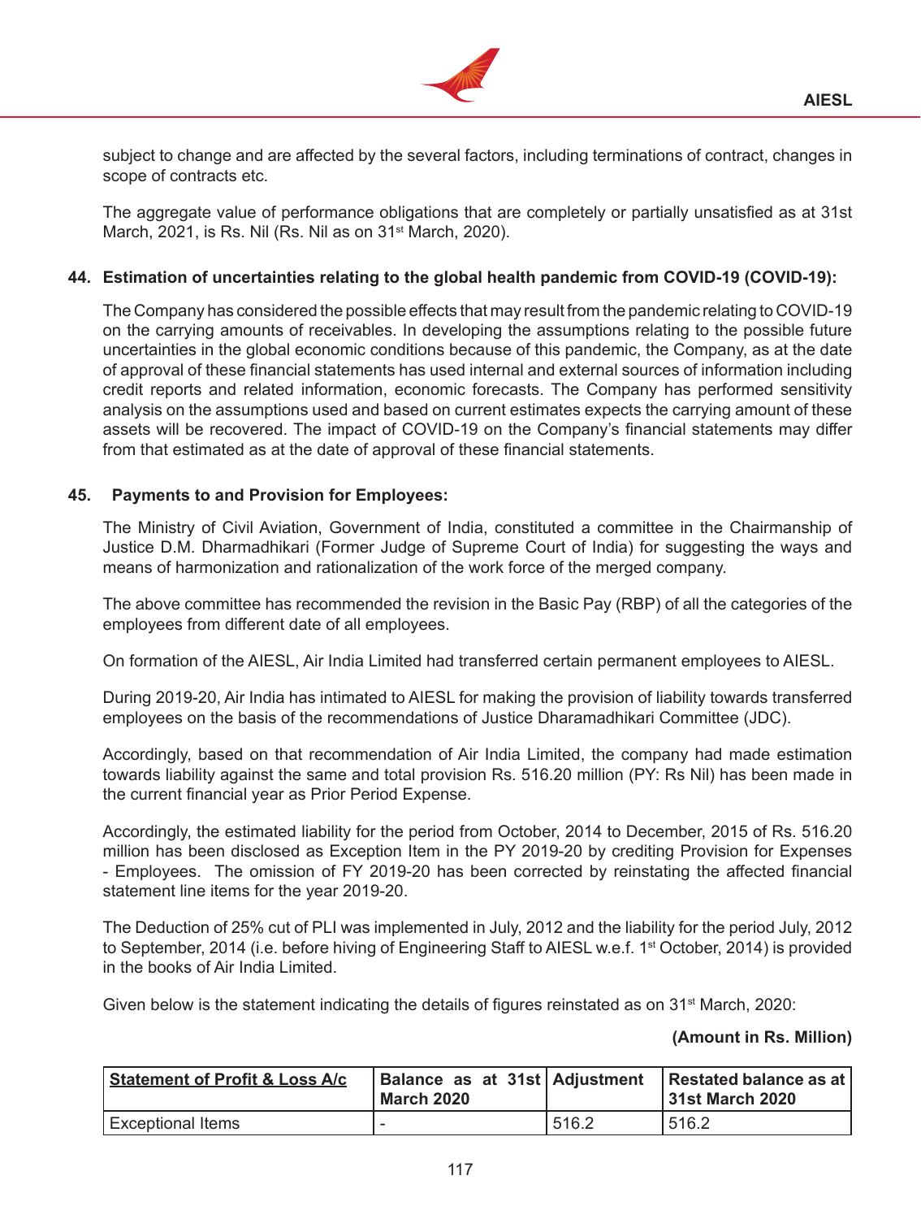subject to change and are affected by the several factors, including terminations of contract, changes in scope of contracts etc.

The aggregate value of performance obligations that are completely or partially unsatisfied as at 31st March, 2021, is Rs. Nil (Rs. Nil as on 31st March, 2020).

**44. Estimation of uncertainties relating to the global health pandemic from COVID-19 (COVID-19):**

The Company has considered the possible effects that may result from the pandemic relating to COVID-19 on the carrying amounts of receivables. In developing the assumptions relating to the possible future uncertainties in the global economic conditions because of this pandemic, the Company, as at the date of approval of these financial statements has used internal and external sources of information including credit reports and related information, economic forecasts. The Company has performed sensitivity analysis on the assumptions used and based on current estimates expects the carrying amount of these assets will be recovered. The impact of COVID-19 on the Company's financial statements may differ from that estimated as at the date of approval of these financial statements.

**45. Payments to and Provision for Employees:**

The Ministry of Civil Aviation, Government of India, constituted a committee in the Chairmanship of Justice D.M. Dharmadhikari (Former Judge of Supreme Court of India) for suggesting the ways and means of harmonization and rationalization of the work force of the merged company.

The above committee has recommended the revision in the Basic Pay (RBP) of all the categories of the employees from different date of all employees.

On formation of the AIESL, Air India Limited had transferred certain permanent employees to AIESL.

During 2019-20, Air India has intimated to AIESL for making the provision of liability towards transferred employees on the basis of the recommendations of Justice Dharamadhikari Committee (JDC).

Accordingly, based on that recommendation of Air India Limited, the company had made estimation towards liability against the same and total provision Rs. 516.20 million (PY: Rs Nil) has been made in the current financial year as Prior Period Expense.

Accordingly, the estimated liability for the period from October, 2014 to December, 2015 of Rs. 516.20 million has been disclosed as Exception Item in the PY 2019-20 by crediting Provision for Expenses - Employees. The omission of FY 2019-20 has been corrected by reinstating the affected financial statement line items for the year 2019-20.

The Deduction of 25% cut of PLI was implemented in July, 2012 and the liability for the period July, 2012 to September, 2014 (i.e. before hiving of Engineering Staff to AIESL w.e.f. 1st October, 2014) is provided in the books of Air India Limited.

Given below is the statement indicating the details of figures reinstated as on 31st March, 2020:

**(Amount in Rs. Million)**

| Statement of Profit & Loss A/c | Balance as at 31st March 2020 | Adjustment | Restated balance as at 31st March 2020 |
|---|---|---|---|
| Exceptional Items | - | 516.2 | 516.2 |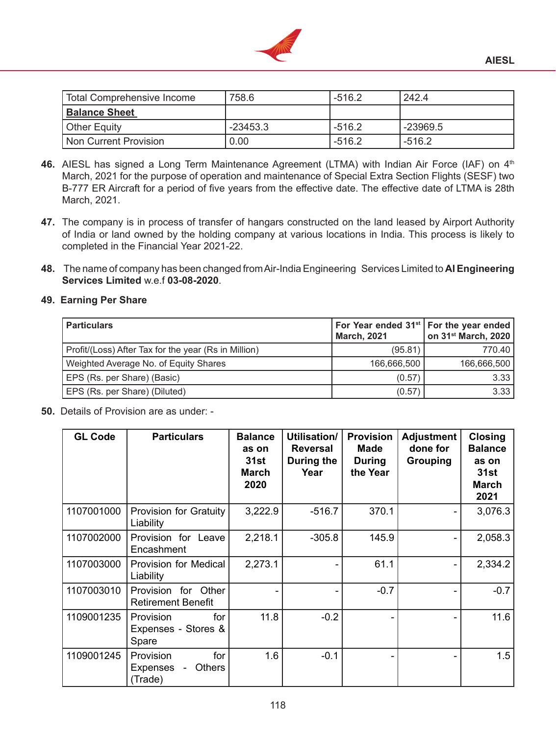| Total Comprehensive Income | 758.6 | -516.2 | 242.4 |
|---|---|---|---|
| **Balance Sheet** | | | |
| Other Equity | -23453.3 | -516.2 | -23969.5 |
| Non Current Provision | 0.00 | -516.2 | -516.2 |

**46.** AIESL has signed a Long Term Maintenance Agreement (LTMA) with Indian Air Force (IAF) on 4th March, 2021 for the purpose of operation and maintenance of Special Extra Section Flights (SESF) two B-777 ER Aircraft for a period of five years from the effective date. The effective date of LTMA is 28th March, 2021.

**47.** The company is in process of transfer of hangars constructed on the land leased by Airport Authority of India or land owned by the holding company at various locations in India. This process is likely to completed in the Financial Year 2021-22.

**48.** The name of company has been changed from Air-India Engineering Services Limited to **AI Engineering Services Limited** w.e.f **03-08-2020**.

**49. Earning Per Share**

| Particulars | For Year ended 31st March, 2021 | For the year ended on 31st March, 2020 |
|---|---|---|
| Profit/(Loss) After Tax for the year (Rs in Million) | (95.81) | 770.40 |
| Weighted Average No. of Equity Shares | 166,666,500 | 166,666,500 |
| EPS (Rs. per Share) (Basic) | (0.57) | 3.33 |
| EPS (Rs. per Share) (Diluted) | (0.57) | 3.33 |

**50.** Details of Provision are as under: -

| GL Code | Particulars | Balance as on 31st March 2020 | Utilisation/ Reversal During the Year | Provision Made During the Year | Adjustment done for Grouping | Closing Balance as on 31st March 2021 |
|---|---|---|---|---|---|---|
| 1107001000 | Provision for Gratuity Liability | 3,222.9 | -516.7 | 370.1 | - | 3,076.3 |
| 1107002000 | Provision for Leave Encashment | 2,218.1 | -305.8 | 145.9 | - | 2,058.3 |
| 1107003000 | Provision for Medical Liability | 2,273.1 | - | 61.1 | - | 2,334.2 |
| 1107003010 | Provision for Other Retirement Benefit | - | - | -0.7 | - | -0.7 |
| 1109001235 | Provision for Expenses - Stores & Spare | 11.8 | -0.2 | - | - | 11.6 |
| 1109001245 | Provision for Expenses - Others (Trade) | 1.6 | -0.1 | - | - | 1.5 |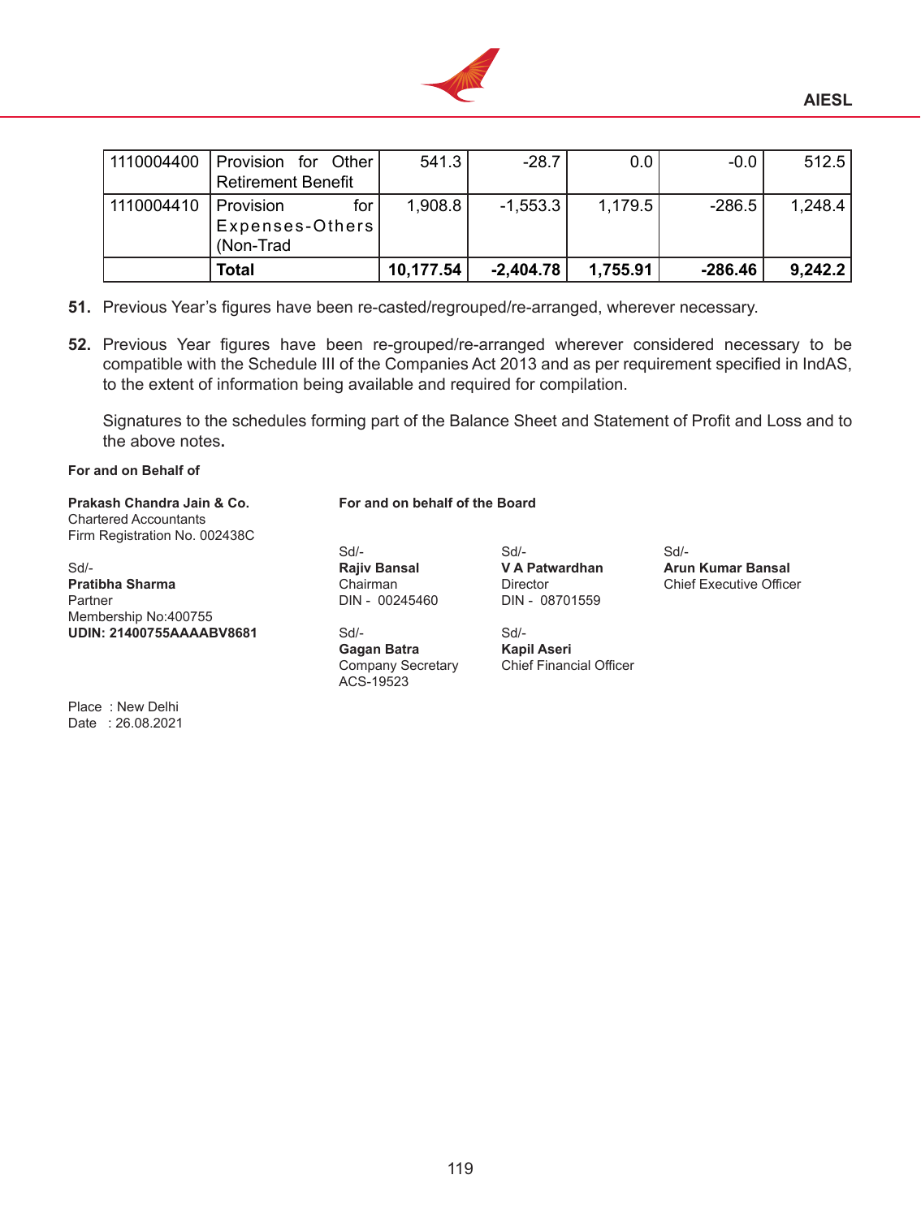| | | | | | | |
|---|---|---|---|---|---|---|
| 1110004400 | Provision for Other Retirement Benefit | 541.3 | -28.7 | 0.0 | -0.0 | 512.5 |
| 1110004410 | Provision for Expenses-Others (Non-Trad | 1,908.8 | -1,553.3 | 1,179.5 | -286.5 | 1,248.4 |
| | **Total** | **10,177.54** | **-2,404.78** | **1,755.91** | **-286.46** | **9,242.2** |

**51.** Previous Year's figures have been re-casted/regrouped/re-arranged, wherever necessary.

**52.** Previous Year figures have been re-grouped/re-arranged wherever considered necessary to be compatible with the Schedule III of the Companies Act 2013 and as per requirement specified in IndAS, to the extent of information being available and required for compilation.

Signatures to the schedules forming part of the Balance Sheet and Statement of Profit and Loss and to the above notes**.**

**For and on Behalf of**

**Prakash Chandra Jain & Co.**
Chartered Accountants
Firm Registration No. 002438C

Sd/-
**Pratibha Sharma**
Partner
Membership No:400755
**UDIN: 21400755AAAABV8681**

**For and on behalf of the Board**

Sd/-
**Rajiv Bansal**
Chairman
DIN - 00245460

Sd/-
**V A Patwardhan**
Director
DIN - 08701559

Sd/-
**Arun Kumar Bansal**
Chief Executive Officer

Sd/-
**Gagan Batra**
Company Secretary
ACS-19523

Sd/-
**Kapil Aseri**
Chief Financial Officer

Place : New Delhi
Date : 26.08.2021